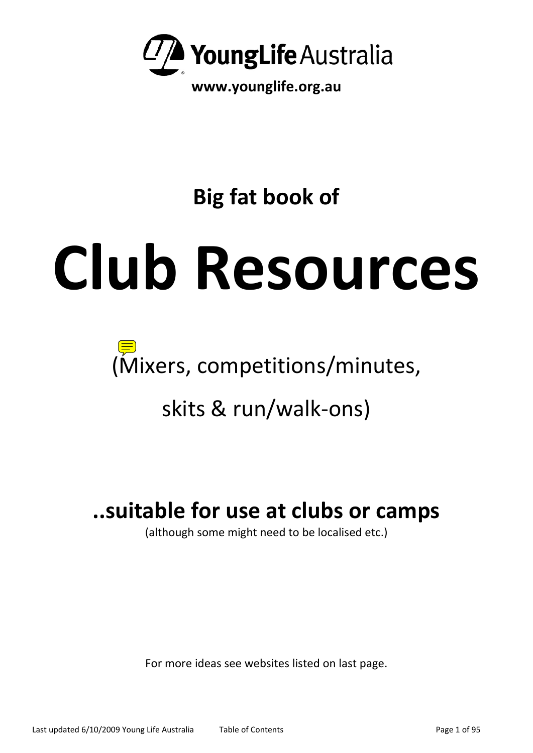YoungLife Australia

**www.younglife.org.au**

## Big fat book of

# Club Resources

(Mixers, competitions/minutes,

skits & run/walk-ons)

## ..suitable for use at clubs or camps

(although some might need to be localised etc.)

For more ideas see websites listed on last page.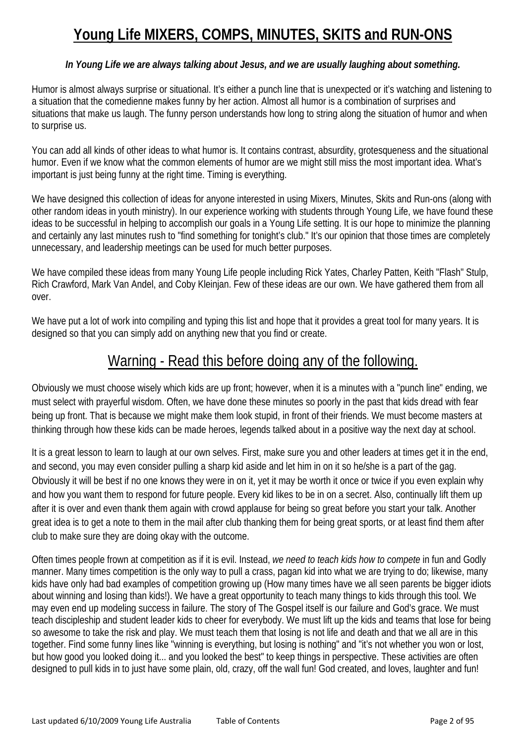# Young Life MIXERS, COMPS, MINUTES, SKITS and RUN-ONS

***In Young Life we are always talking about Jesus, and we are usually laughing about something.***

Humor is almost always surprise or situational. It's either a punch line that is unexpected or it's watching and listening to a situation that the comedienne makes funny by her action. Almost all humor is a combination of surprises and situations that make us laugh. The funny person understands how long to string along the situation of humor and when to surprise us.

You can add all kinds of other ideas to what humor is. It contains contrast, absurdity, grotesqueness and the situational humor. Even if we know what the common elements of humor are we might still miss the most important idea. What's important is just being funny at the right time. Timing is everything.

We have designed this collection of ideas for anyone interested in using Mixers, Minutes, Skits and Run-ons (along with other random ideas in youth ministry). In our experience working with students through Young Life, we have found these ideas to be successful in helping to accomplish our goals in a Young Life setting. It is our hope to minimize the planning and certainly any last minutes rush to "find something for tonight's club." It's our opinion that those times are completely unnecessary, and leadership meetings can be used for much better purposes.

We have compiled these ideas from many Young Life people including Rick Yates, Charley Patten, Keith "Flash" Stulp, Rich Crawford, Mark Van Andel, and Coby Kleinjan. Few of these ideas are our own. We have gathered them from all over.

We have put a lot of work into compiling and typing this list and hope that it provides a great tool for many years. It is designed so that you can simply add on anything new that you find or create.

## Warning - Read this before doing any of the following.

Obviously we must choose wisely which kids are up front; however, when it is a minutes with a "punch line" ending, we must select with prayerful wisdom. Often, we have done these minutes so poorly in the past that kids dread with fear being up front. That is because we might make them look stupid, in front of their friends. We must become masters at thinking through how these kids can be made heroes, legends talked about in a positive way the next day at school.

It is a great lesson to learn to laugh at our own selves. First, make sure you and other leaders at times get it in the end, and second, you may even consider pulling a sharp kid aside and let him in on it so he/she is a part of the gag. Obviously it will be best if no one knows they were in on it, yet it may be worth it once or twice if you even explain why and how you want them to respond for future people. Every kid likes to be in on a secret. Also, continually lift them up after it is over and even thank them again with crowd applause for being so great before you start your talk. Another great idea is to get a note to them in the mail after club thanking them for being great sports, or at least find them after club to make sure they are doing okay with the outcome.

Often times people frown at competition as if it is evil. Instead, *we need to teach kids how to compete* in fun and Godly manner. Many times competition is the only way to pull a crass, pagan kid into what we are trying to do; likewise, many kids have only had bad examples of competition growing up (How many times have we all seen parents be bigger idiots about winning and losing than kids!). We have a great opportunity to teach many things to kids through this tool. We may even end up modeling success in failure. The story of The Gospel itself is our failure and God's grace. We must teach discipleship and student leader kids to cheer for everybody. We must lift up the kids and teams that lose for being so awesome to take the risk and play. We must teach them that losing is not life and death and that we all are in this together. Find some funny lines like "winning is everything, but losing is nothing" and "it's not whether you won or lost, but how good you looked doing it... and you looked the best" to keep things in perspective. These activities are often designed to pull kids in to just have some plain, old, crazy, off the wall fun! God created, and loves, laughter and fun!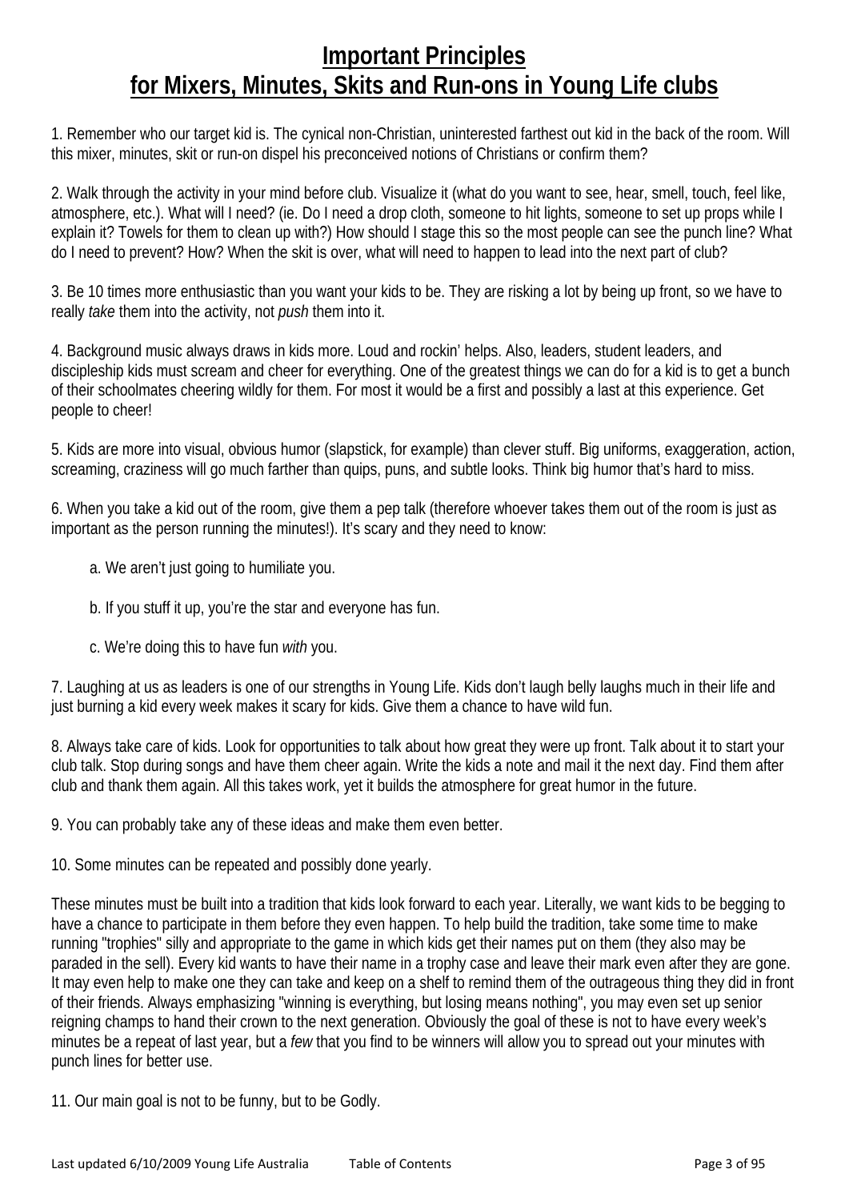# Important Principles for Mixers, Minutes, Skits and Run-ons in Young Life clubs

1. Remember who our target kid is. The cynical non-Christian, uninterested farthest out kid in the back of the room. Will this mixer, minutes, skit or run-on dispel his preconceived notions of Christians or confirm them?

2. Walk through the activity in your mind before club. Visualize it (what do you want to see, hear, smell, touch, feel like, atmosphere, etc.). What will I need? (ie. Do I need a drop cloth, someone to hit lights, someone to set up props while I explain it? Towels for them to clean up with?) How should I stage this so the most people can see the punch line? What do I need to prevent? How? When the skit is over, what will need to happen to lead into the next part of club?

3. Be 10 times more enthusiastic than you want your kids to be. They are risking a lot by being up front, so we have to really *take* them into the activity, not *push* them into it.

4. Background music always draws in kids more. Loud and rockin' helps. Also, leaders, student leaders, and discipleship kids must scream and cheer for everything. One of the greatest things we can do for a kid is to get a bunch of their schoolmates cheering wildly for them. For most it would be a first and possibly a last at this experience. Get people to cheer!

5. Kids are more into visual, obvious humor (slapstick, for example) than clever stuff. Big uniforms, exaggeration, action, screaming, craziness will go much farther than quips, puns, and subtle looks. Think big humor that's hard to miss.

6. When you take a kid out of the room, give them a pep talk (therefore whoever takes them out of the room is just as important as the person running the minutes!). It's scary and they need to know:

   a. We aren't just going to humiliate you.

   b. If you stuff it up, you're the star and everyone has fun.

   c. We're doing this to have fun *with* you.

7. Laughing at us as leaders is one of our strengths in Young Life. Kids don't laugh belly laughs much in their life and just burning a kid every week makes it scary for kids. Give them a chance to have wild fun.

8. Always take care of kids. Look for opportunities to talk about how great they were up front. Talk about it to start your club talk. Stop during songs and have them cheer again. Write the kids a note and mail it the next day. Find them after club and thank them again. All this takes work, yet it builds the atmosphere for great humor in the future.

9. You can probably take any of these ideas and make them even better.

10. Some minutes can be repeated and possibly done yearly.

These minutes must be built into a tradition that kids look forward to each year. Literally, we want kids to be begging to have a chance to participate in them before they even happen. To help build the tradition, take some time to make running "trophies" silly and appropriate to the game in which kids get their names put on them (they also may be paraded in the sell). Every kid wants to have their name in a trophy case and leave their mark even after they are gone. It may even help to make one they can take and keep on a shelf to remind them of the outrageous thing they did in front of their friends. Always emphasizing "winning is everything, but losing means nothing", you may even set up senior reigning champs to hand their crown to the next generation. Obviously the goal of these is not to have every week's minutes be a repeat of last year, but a *few* that you find to be winners will allow you to spread out your minutes with punch lines for better use.

11. Our main goal is not to be funny, but to be Godly.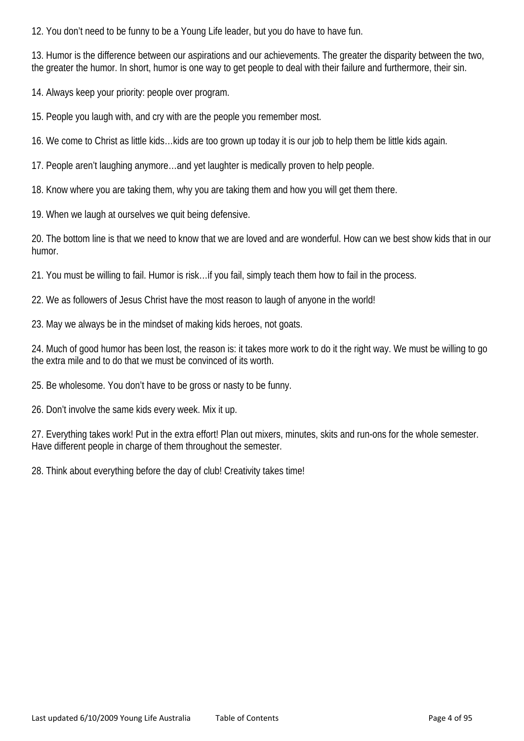12. You don't need to be funny to be a Young Life leader, but you do have to have fun.

13. Humor is the difference between our aspirations and our achievements. The greater the disparity between the two, the greater the humor. In short, humor is one way to get people to deal with their failure and furthermore, their sin.

14. Always keep your priority: people over program.

15. People you laugh with, and cry with are the people you remember most.

16. We come to Christ as little kids…kids are too grown up today it is our job to help them be little kids again.

17. People aren't laughing anymore…and yet laughter is medically proven to help people.

18. Know where you are taking them, why you are taking them and how you will get them there.

19. When we laugh at ourselves we quit being defensive.

20. The bottom line is that we need to know that we are loved and are wonderful. How can we best show kids that in our humor.

21. You must be willing to fail. Humor is risk…if you fail, simply teach them how to fail in the process.

22. We as followers of Jesus Christ have the most reason to laugh of anyone in the world!

23. May we always be in the mindset of making kids heroes, not goats.

24. Much of good humor has been lost, the reason is: it takes more work to do it the right way. We must be willing to go the extra mile and to do that we must be convinced of its worth.

25. Be wholesome. You don't have to be gross or nasty to be funny.

26. Don't involve the same kids every week. Mix it up.

27. Everything takes work! Put in the extra effort! Plan out mixers, minutes, skits and run-ons for the whole semester. Have different people in charge of them throughout the semester.

28. Think about everything before the day of club! Creativity takes time!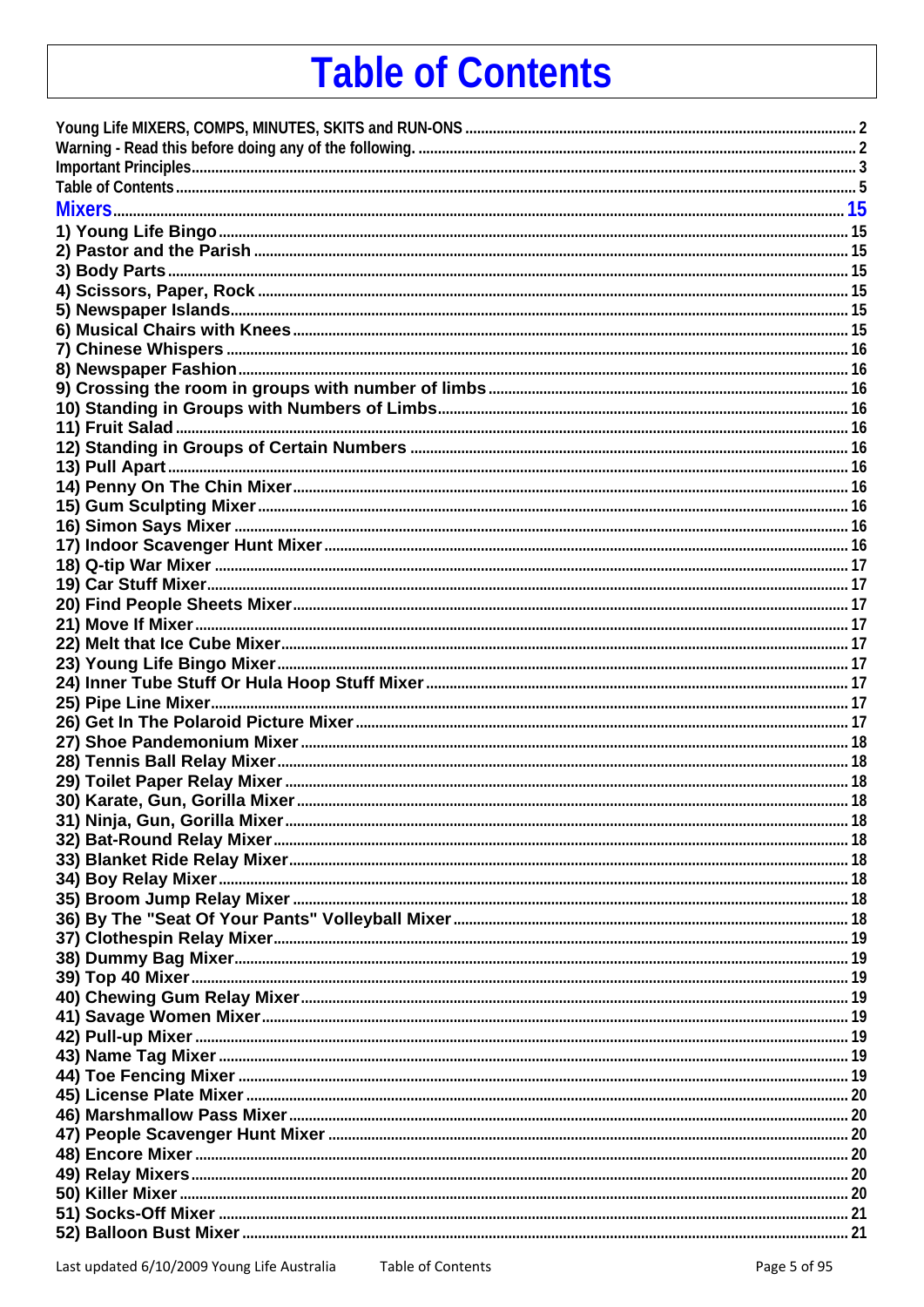# Table of Contents

Young Life MIXERS, COMPS, MINUTES, SKITS and RUN-ONS ..... 2
Warning - Read this before doing any of the following. ..... 2
Important Principles..... 3
Table of Contents..... 5
**Mixers**..... 15
**1) Young Life Bingo**..... 15
**2) Pastor and the Parish**..... 15
**3) Body Parts**..... 15
**4) Scissors, Paper, Rock**..... 15
**5) Newspaper Islands**..... 15
**6) Musical Chairs with Knees**..... 15
**7) Chinese Whispers**..... 16
**8) Newspaper Fashion**..... 16
**9) Crossing the room in groups with number of limbs**..... 16
**10) Standing in Groups with Numbers of Limbs**..... 16
**11) Fruit Salad**..... 16
**12) Standing in Groups of Certain Numbers**..... 16
**13) Pull Apart**..... 16
**14) Penny On The Chin Mixer**..... 16
**15) Gum Sculpting Mixer**..... 16
**16) Simon Says Mixer**..... 16
**17) Indoor Scavenger Hunt Mixer**..... 16
**18) Q-tip War Mixer**..... 17
**19) Car Stuff Mixer**..... 17
**20) Find People Sheets Mixer**..... 17
**21) Move If Mixer**..... 17
**22) Melt that Ice Cube Mixer**..... 17
**23) Young Life Bingo Mixer**..... 17
**24) Inner Tube Stuff Or Hula Hoop Stuff Mixer**..... 17
**25) Pipe Line Mixer**..... 17
**26) Get In The Polaroid Picture Mixer**..... 17
**27) Shoe Pandemonium Mixer**..... 18
**28) Tennis Ball Relay Mixer**..... 18
**29) Toilet Paper Relay Mixer**..... 18
**30) Karate, Gun, Gorilla Mixer**..... 18
**31) Ninja, Gun, Gorilla Mixer**..... 18
**32) Bat-Round Relay Mixer**..... 18
**33) Blanket Ride Relay Mixer**..... 18
**34) Boy Relay Mixer**..... 18
**35) Broom Jump Relay Mixer**..... 18
**36) By The "Seat Of Your Pants" Volleyball Mixer**..... 18
**37) Clothespin Relay Mixer**..... 19
**38) Dummy Bag Mixer**..... 19
**39) Top 40 Mixer**..... 19
**40) Chewing Gum Relay Mixer**..... 19
**41) Savage Women Mixer**..... 19
**42) Pull-up Mixer**..... 19
**43) Name Tag Mixer**..... 19
**44) Toe Fencing Mixer**..... 19
**45) License Plate Mixer**..... 20
**46) Marshmallow Pass Mixer**..... 20
**47) People Scavenger Hunt Mixer**..... 20
**48) Encore Mixer**..... 20
**49) Relay Mixers**..... 20
**50) Killer Mixer**..... 20
**51) Socks-Off Mixer**..... 21
**52) Balloon Bust Mixer**..... 21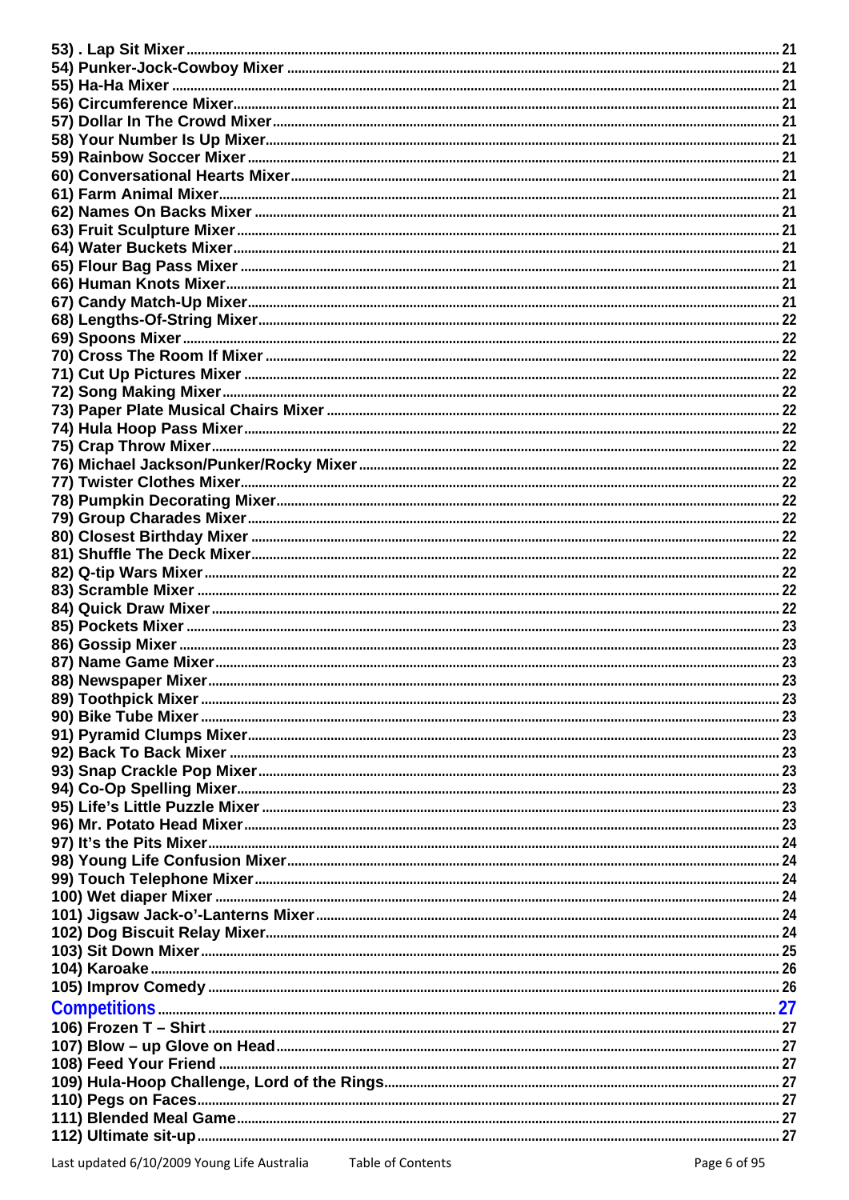53) . Lap Sit Mixer ........ 21
54) Punker-Jock-Cowboy Mixer ........ 21
55) Ha-Ha Mixer ........ 21
56) Circumference Mixer ........ 21
57) Dollar In The Crowd Mixer ........ 21
58) Your Number Is Up Mixer ........ 21
59) Rainbow Soccer Mixer ........ 21
60) Conversational Hearts Mixer ........ 21
61) Farm Animal Mixer ........ 21
62) Names On Backs Mixer ........ 21
63) Fruit Sculpture Mixer ........ 21
64) Water Buckets Mixer ........ 21
65) Flour Bag Pass Mixer ........ 21
66) Human Knots Mixer ........ 21
67) Candy Match-Up Mixer ........ 21
68) Lengths-Of-String Mixer ........ 22
69) Spoons Mixer ........ 22
70) Cross The Room If Mixer ........ 22
71) Cut Up Pictures Mixer ........ 22
72) Song Making Mixer ........ 22
73) Paper Plate Musical Chairs Mixer ........ 22
74) Hula Hoop Pass Mixer ........ 22
75) Crap Throw Mixer ........ 22
76) Michael Jackson/Punker/Rocky Mixer ........ 22
77) Twister Clothes Mixer ........ 22
78) Pumpkin Decorating Mixer ........ 22
79) Group Charades Mixer ........ 22
80) Closest Birthday Mixer ........ 22
81) Shuffle The Deck Mixer ........ 22
82) Q-tip Wars Mixer ........ 22
83) Scramble Mixer ........ 22
84) Quick Draw Mixer ........ 22
85) Pockets Mixer ........ 23
86) Gossip Mixer ........ 23
87) Name Game Mixer ........ 23
88) Newspaper Mixer ........ 23
89) Toothpick Mixer ........ 23
90) Bike Tube Mixer ........ 23
91) Pyramid Clumps Mixer ........ 23
92) Back To Back Mixer ........ 23
93) Snap Crackle Pop Mixer ........ 23
94) Co-Op Spelling Mixer ........ 23
95) Life's Little Puzzle Mixer ........ 23
96) Mr. Potato Head Mixer ........ 23
97) It's the Pits Mixer ........ 24
98) Young Life Confusion Mixer ........ 24
99) Touch Telephone Mixer ........ 24
100) Wet diaper Mixer ........ 24
101) Jigsaw Jack-o'-Lanterns Mixer ........ 24
102) Dog Biscuit Relay Mixer ........ 24
103) Sit Down Mixer ........ 25
104) Karoake ........ 26
105) Improv Comedy ........ 26

**Competitions ........ 27**

106) Frozen T – Shirt ........ 27
107) Blow – up Glove on Head ........ 27
108) Feed Your Friend ........ 27
109) Hula-Hoop Challenge, Lord of the Rings ........ 27
110) Pegs on Faces ........ 27
111) Blended Meal Game ........ 27
112) Ultimate sit-up ........ 27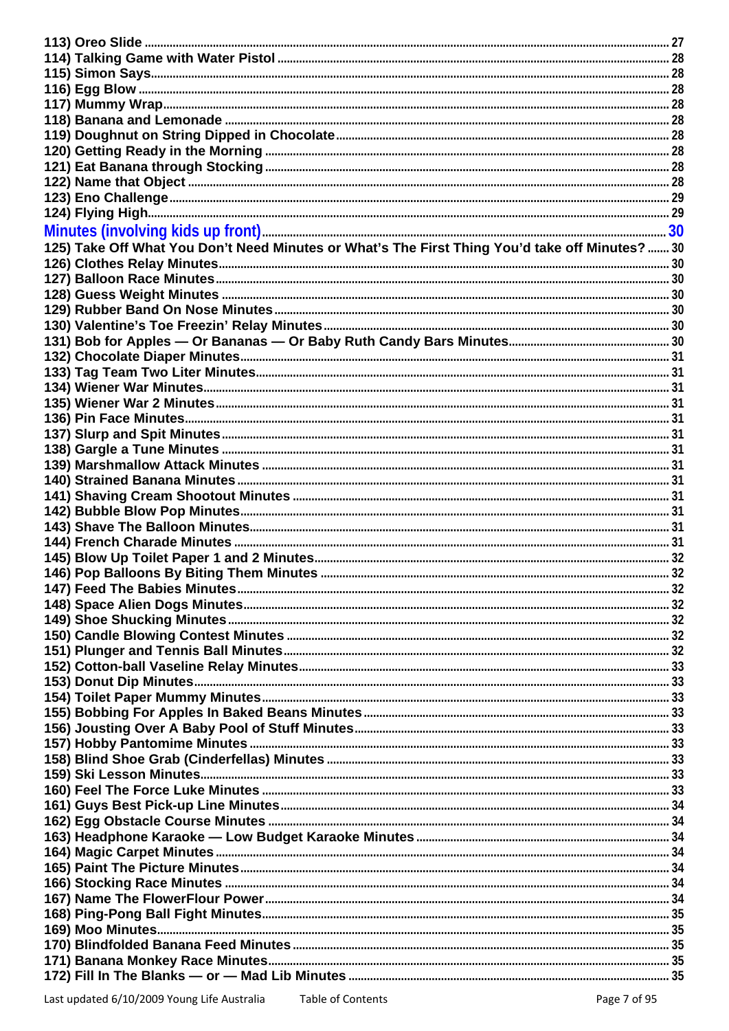**113) Oreo Slide** ..... 27
**114) Talking Game with Water Pistol** ..... 28
**115) Simon Says** ..... 28
**116) Egg Blow** ..... 28
**117) Mummy Wrap** ..... 28
**118) Banana and Lemonade** ..... 28
**119) Doughnut on String Dipped in Chocolate** ..... 28
**120) Getting Ready in the Morning** ..... 28
**121) Eat Banana through Stocking** ..... 28
**122) Name that Object** ..... 28
**123) Eno Challenge** ..... 29
**124) Flying High** ..... 29

**Minutes (involving kids up front)** ..... 30

**125) Take Off What You Don't Need Minutes or What's The First Thing You'd take off Minutes?** ..... 30
**126) Clothes Relay Minutes** ..... 30
**127) Balloon Race Minutes** ..... 30
**128) Guess Weight Minutes** ..... 30
**129) Rubber Band On Nose Minutes** ..... 30
**130) Valentine's Toe Freezin' Relay Minutes** ..... 30
**131) Bob for Apples — Or Bananas — Or Baby Ruth Candy Bars Minutes** ..... 30
**132) Chocolate Diaper Minutes** ..... 31
**133) Tag Team Two Liter Minutes** ..... 31
**134) Wiener War Minutes** ..... 31
**135) Wiener War 2 Minutes** ..... 31
**136) Pin Face Minutes** ..... 31
**137) Slurp and Spit Minutes** ..... 31
**138) Gargle a Tune Minutes** ..... 31
**139) Marshmallow Attack Minutes** ..... 31
**140) Strained Banana Minutes** ..... 31
**141) Shaving Cream Shootout Minutes** ..... 31
**142) Bubble Blow Pop Minutes** ..... 31
**143) Shave The Balloon Minutes** ..... 31
**144) French Charade Minutes** ..... 31
**145) Blow Up Toilet Paper 1 and 2 Minutes** ..... 32
**146) Pop Balloons By Biting Them Minutes** ..... 32
**147) Feed The Babies Minutes** ..... 32
**148) Space Alien Dogs Minutes** ..... 32
**149) Shoe Shucking Minutes** ..... 32
**150) Candle Blowing Contest Minutes** ..... 32
**151) Plunger and Tennis Ball Minutes** ..... 32
**152) Cotton-ball Vaseline Relay Minutes** ..... 33
**153) Donut Dip Minutes** ..... 33
**154) Toilet Paper Mummy Minutes** ..... 33
**155) Bobbing For Apples In Baked Beans Minutes** ..... 33
**156) Jousting Over A Baby Pool of Stuff Minutes** ..... 33
**157) Hobby Pantomime Minutes** ..... 33
**158) Blind Shoe Grab (Cinderfellas) Minutes** ..... 33
**159) Ski Lesson Minutes** ..... 33
**160) Feel The Force Luke Minutes** ..... 33
**161) Guys Best Pick-up Line Minutes** ..... 34
**162) Egg Obstacle Course Minutes** ..... 34
**163) Headphone Karaoke — Low Budget Karaoke Minutes** ..... 34
**164) Magic Carpet Minutes** ..... 34
**165) Paint The Picture Minutes** ..... 34
**166) Stocking Race Minutes** ..... 34
**167) Name The FlowerFlour Power** ..... 34
**168) Ping-Pong Ball Fight Minutes** ..... 35
**169) Moo Minutes** ..... 35
**170) Blindfolded Banana Feed Minutes** ..... 35
**171) Banana Monkey Race Minutes** ..... 35
**172) Fill In The Blanks — or — Mad Lib Minutes** ..... 35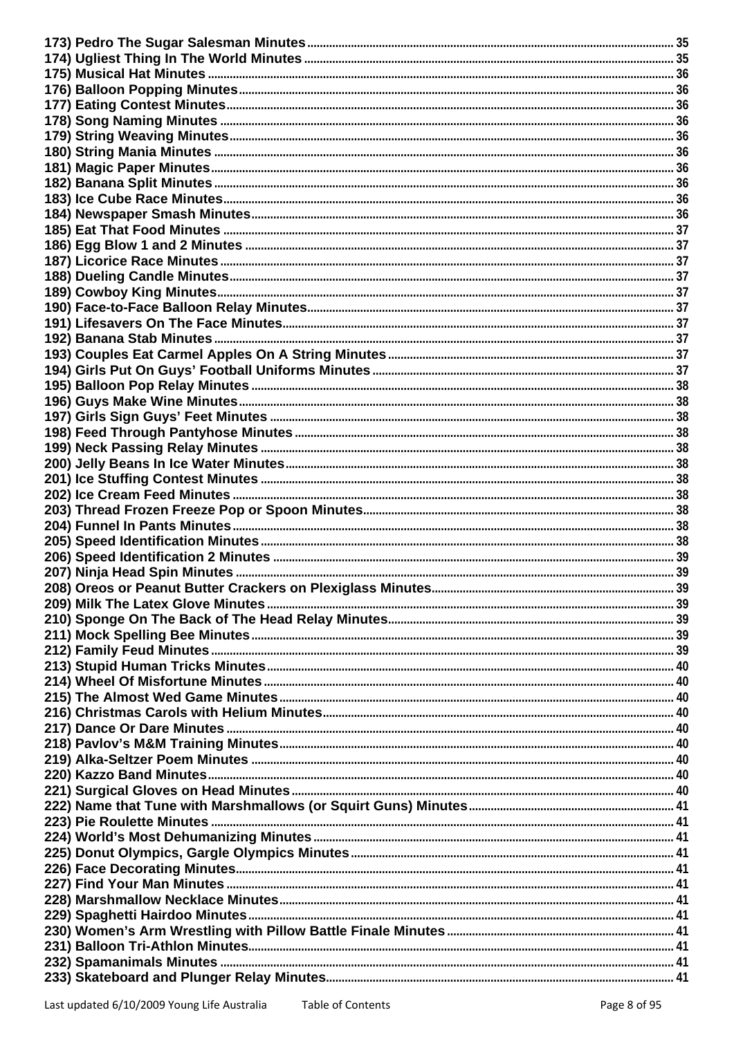173) Pedro The Sugar Salesman Minutes ........ 35
174) Ugliest Thing In The World Minutes ........ 35
175) Musical Hat Minutes ........ 36
176) Balloon Popping Minutes ........ 36
177) Eating Contest Minutes ........ 36
178) Song Naming Minutes ........ 36
179) String Weaving Minutes ........ 36
180) String Mania Minutes ........ 36
181) Magic Paper Minutes ........ 36
182) Banana Split Minutes ........ 36
183) Ice Cube Race Minutes ........ 36
184) Newspaper Smash Minutes ........ 36
185) Eat That Food Minutes ........ 37
186) Egg Blow 1 and 2 Minutes ........ 37
187) Licorice Race Minutes ........ 37
188) Dueling Candle Minutes ........ 37
189) Cowboy King Minutes ........ 37
190) Face-to-Face Balloon Relay Minutes ........ 37
191) Lifesavers On The Face Minutes ........ 37
192) Banana Stab Minutes ........ 37
193) Couples Eat Carmel Apples On A String Minutes ........ 37
194) Girls Put On Guys' Football Uniforms Minutes ........ 37
195) Balloon Pop Relay Minutes ........ 38
196) Guys Make Wine Minutes ........ 38
197) Girls Sign Guys' Feet Minutes ........ 38
198) Feed Through Pantyhose Minutes ........ 38
199) Neck Passing Relay Minutes ........ 38
200) Jelly Beans In Ice Water Minutes ........ 38
201) Ice Stuffing Contest Minutes ........ 38
202) Ice Cream Feed Minutes ........ 38
203) Thread Frozen Freeze Pop or Spoon Minutes ........ 38
204) Funnel In Pants Minutes ........ 38
205) Speed Identification Minutes ........ 38
206) Speed Identification 2 Minutes ........ 39
207) Ninja Head Spin Minutes ........ 39
208) Oreos or Peanut Butter Crackers on Plexiglass Minutes ........ 39
209) Milk The Latex Glove Minutes ........ 39
210) Sponge On The Back of The Head Relay Minutes ........ 39
211) Mock Spelling Bee Minutes ........ 39
212) Family Feud Minutes ........ 39
213) Stupid Human Tricks Minutes ........ 40
214) Wheel Of Misfortune Minutes ........ 40
215) The Almost Wed Game Minutes ........ 40
216) Christmas Carols with Helium Minutes ........ 40
217) Dance Or Dare Minutes ........ 40
218) Pavlov's M&M Training Minutes ........ 40
219) Alka-Seltzer Poem Minutes ........ 40
220) Kazzo Band Minutes ........ 40
221) Surgical Gloves on Head Minutes ........ 40
222) Name that Tune with Marshmallows (or Squirt Guns) Minutes ........ 41
223) Pie Roulette Minutes ........ 41
224) World's Most Dehumanizing Minutes ........ 41
225) Donut Olympics, Gargle Olympics Minutes ........ 41
226) Face Decorating Minutes ........ 41
227) Find Your Man Minutes ........ 41
228) Marshmallow Necklace Minutes ........ 41
229) Spaghetti Hairdoo Minutes ........ 41
230) Women's Arm Wrestling with Pillow Battle Finale Minutes ........ 41
231) Balloon Tri-Athlon Minutes ........ 41
232) Spamanimals Minutes ........ 41
233) Skateboard and Plunger Relay Minutes ........ 41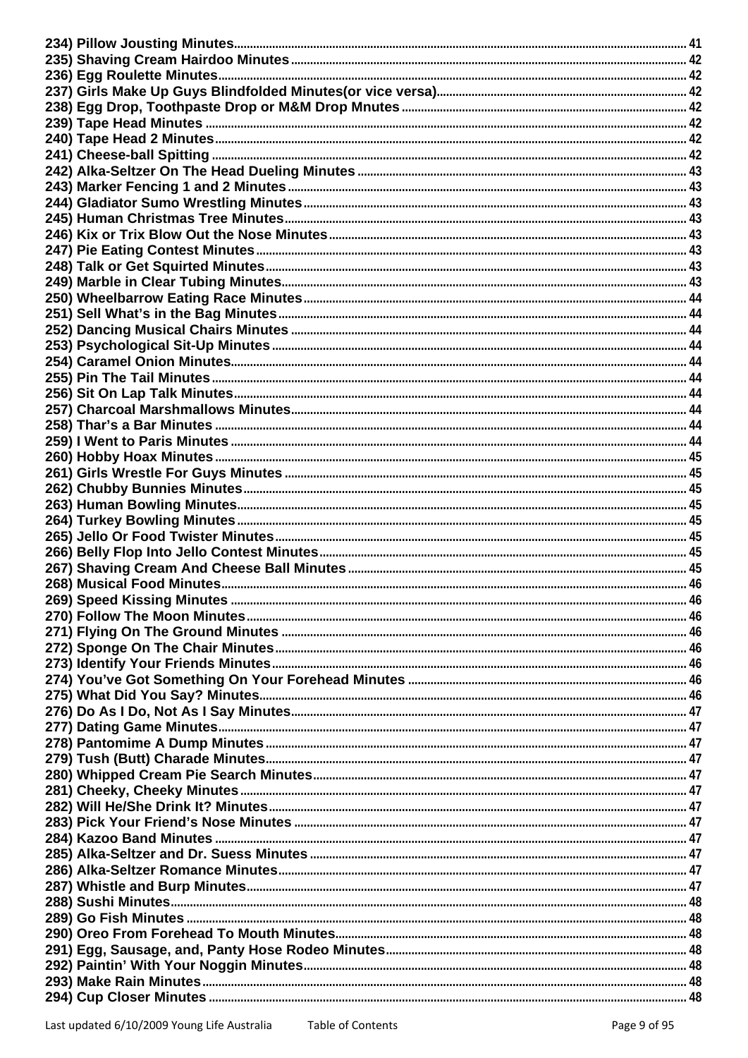234) Pillow Jousting Minutes........................................................................................................................... 41
235) Shaving Cream Hairdoo Minutes ............................................................................................................. 42
236) Egg Roulette Minutes................................................................................................................................ 42
237) Girls Make Up Guys Blindfolded Minutes(or vice versa)........................................................................ 42
238) Egg Drop, Toothpaste Drop or M&M Drop Mnutes ................................................................................ 42
239) Tape Head Minutes .................................................................................................................................. 42
240) Tape Head 2 Minutes................................................................................................................................ 42
241) Cheese-ball Spitting ................................................................................................................................. 42
242) Alka-Seltzer On The Head Dueling Minutes ............................................................................................ 43
243) Marker Fencing 1 and 2 Minutes.............................................................................................................. 43
244) Gladiator Sumo Wrestling Minutes.......................................................................................................... 43
245) Human Christmas Tree Minutes............................................................................................................... 43
246) Kix or Trix Blow Out the Nose Minutes .................................................................................................. 43
247) Pie Eating Contest Minutes...................................................................................................................... 43
248) Talk or Get Squirted Minutes................................................................................................................... 43
249) Marble in Clear Tubing Minutes.............................................................................................................. 43
250) Wheelbarrow Eating Race Minutes.......................................................................................................... 44
251) Sell What's in the Bag Minutes ................................................................................................................ 44
252) Dancing Musical Chairs Minutes ............................................................................................................. 44
253) Psychological Sit-Up Minutes ................................................................................................................. 44
254) Caramel Onion Minutes............................................................................................................................ 44
255) Pin The Tail Minutes................................................................................................................................. 44
256) Sit On Lap Talk Minutes............................................................................................................................ 44
257) Charcoal Marshmallows Minutes............................................................................................................. 44
258) Thar's a Bar Minutes ................................................................................................................................ 44
259) I Went to Paris Minutes ............................................................................................................................ 44
260) Hobby Hoax Minutes ................................................................................................................................ 45
261) Girls Wrestle For Guys Minutes .............................................................................................................. 45
262) Chubby Bunnies Minutes.......................................................................................................................... 45
263) Human Bowling Minutes........................................................................................................................... 45
264) Turkey Bowling Minutes ........................................................................................................................... 45
265) Jello Or Food Twister Minutes.................................................................................................................. 45
266) Belly Flop Into Jello Contest Minutes....................................................................................................... 45
267) Shaving Cream And Cheese Ball Minutes .............................................................................................. 45
268) Musical Food Minutes............................................................................................................................... 46
269) Speed Kissing Minutes ............................................................................................................................. 46
270) Follow The Moon Minutes......................................................................................................................... 46
271) Flying On The Ground Minutes ................................................................................................................ 46
272) Sponge On The Chair Minutes.................................................................................................................. 46
273) Identify Your Friends Minutes................................................................................................................... 46
274) You've Got Something On Your Forehead Minutes ................................................................................ 46
275) What Did You Say? Minutes...................................................................................................................... 46
276) Do As I Do, Not As I Say Minutes............................................................................................................. 47
277) Dating Game Minutes................................................................................................................................ 47
278) Pantomime A Dump Minutes .................................................................................................................... 47
279) Tush (Butt) Charade Minutes.................................................................................................................... 47
280) Whipped Cream Pie Search Minutes....................................................................................................... 47
281) Cheeky, Cheeky Minutes .......................................................................................................................... 47
282) Will He/She Drink It? Minutes................................................................................................................... 47
283) Pick Your Friend's Nose Minutes ............................................................................................................. 47
284) Kazoo Band Minutes ................................................................................................................................. 47
285) Alka-Seltzer and Dr. Suess Minutes ........................................................................................................ 47
286) Alka-Seltzer Romance Minutes................................................................................................................. 47
287) Whistle and Burp Minutes......................................................................................................................... 47
288) Sushi Minutes............................................................................................................................................ 48
289) Go Fish Minutes ........................................................................................................................................ 48
290) Oreo From Forehead To Mouth Minutes.................................................................................................. 48
291) Egg, Sausage, and, Panty Hose Rodeo Minutes..................................................................................... 48
292) Paintin' With Your Noggin Minutes........................................................................................................... 48
293) Make Rain Minutes.................................................................................................................................... 48
294) Cup Closer Minutes .................................................................................................................................. 48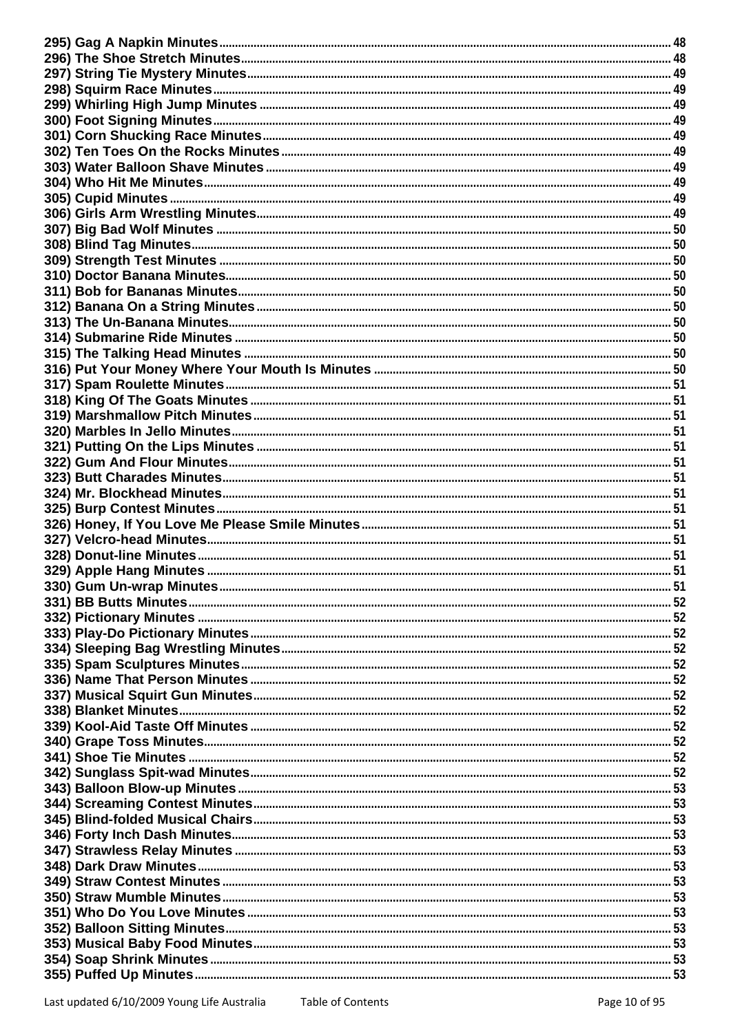295) Gag A Napkin Minutes ........................................................ 48
296) The Shoe Stretch Minutes ........................................................ 48
297) String Tie Mystery Minutes ........................................................ 49
298) Squirm Race Minutes ........................................................ 49
299) Whirling High Jump Minutes ........................................................ 49
300) Foot Signing Minutes ........................................................ 49
301) Corn Shucking Race Minutes ........................................................ 49
302) Ten Toes On the Rocks Minutes ........................................................ 49
303) Water Balloon Shave Minutes ........................................................ 49
304) Who Hit Me Minutes ........................................................ 49
305) Cupid Minutes ........................................................ 49
306) Girls Arm Wrestling Minutes ........................................................ 49
307) Big Bad Wolf Minutes ........................................................ 50
308) Blind Tag Minutes ........................................................ 50
309) Strength Test Minutes ........................................................ 50
310) Doctor Banana Minutes ........................................................ 50
311) Bob for Bananas Minutes ........................................................ 50
312) Banana On a String Minutes ........................................................ 50
313) The Un-Banana Minutes ........................................................ 50
314) Submarine Ride Minutes ........................................................ 50
315) The Talking Head Minutes ........................................................ 50
316) Put Your Money Where Your Mouth Is Minutes ........................................................ 50
317) Spam Roulette Minutes ........................................................ 51
318) King Of The Goats Minutes ........................................................ 51
319) Marshmallow Pitch Minutes ........................................................ 51
320) Marbles In Jello Minutes ........................................................ 51
321) Putting On the Lips Minutes ........................................................ 51
322) Gum And Flour Minutes ........................................................ 51
323) Butt Charades Minutes ........................................................ 51
324) Mr. Blockhead Minutes ........................................................ 51
325) Burp Contest Minutes ........................................................ 51
326) Honey, If You Love Me Please Smile Minutes ........................................................ 51
327) Velcro-head Minutes ........................................................ 51
328) Donut-line Minutes ........................................................ 51
329) Apple Hang Minutes ........................................................ 51
330) Gum Un-wrap Minutes ........................................................ 51
331) BB Butts Minutes ........................................................ 52
332) Pictionary Minutes ........................................................ 52
333) Play-Do Pictionary Minutes ........................................................ 52
334) Sleeping Bag Wrestling Minutes ........................................................ 52
335) Spam Sculptures Minutes ........................................................ 52
336) Name That Person Minutes ........................................................ 52
337) Musical Squirt Gun Minutes ........................................................ 52
338) Blanket Minutes ........................................................ 52
339) Kool-Aid Taste Off Minutes ........................................................ 52
340) Grape Toss Minutes ........................................................ 52
341) Shoe Tie Minutes ........................................................ 52
342) Sunglass Spit-wad Minutes ........................................................ 52
343) Balloon Blow-up Minutes ........................................................ 53
344) Screaming Contest Minutes ........................................................ 53
345) Blind-folded Musical Chairs ........................................................ 53
346) Forty Inch Dash Minutes ........................................................ 53
347) Strawless Relay Minutes ........................................................ 53
348) Dark Draw Minutes ........................................................ 53
349) Straw Contest Minutes ........................................................ 53
350) Straw Mumble Minutes ........................................................ 53
351) Who Do You Love Minutes ........................................................ 53
352) Balloon Sitting Minutes ........................................................ 53
353) Musical Baby Food Minutes ........................................................ 53
354) Soap Shrink Minutes ........................................................ 53
355) Puffed Up Minutes ........................................................ 53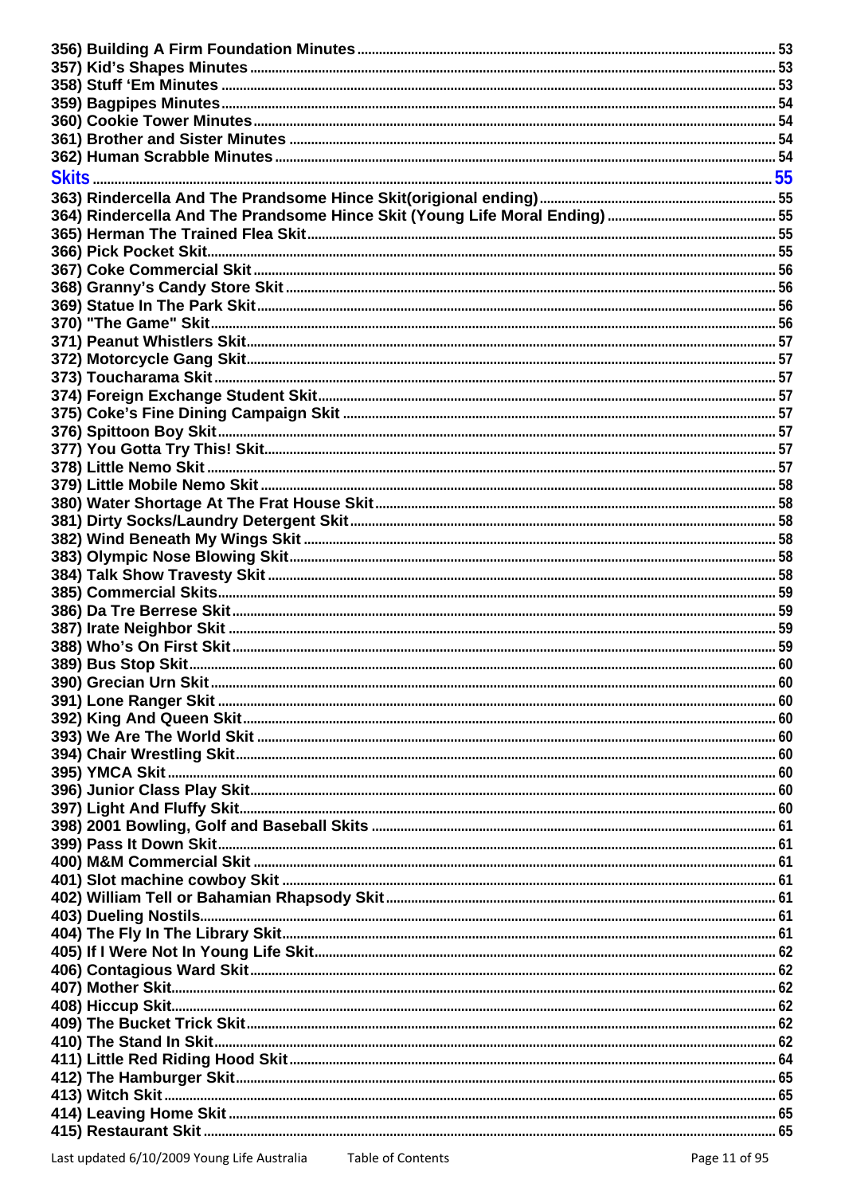356) Building A Firm Foundation Minutes ........ 53
357) Kid's Shapes Minutes ........ 53
358) Stuff 'Em Minutes ........ 53
359) Bagpipes Minutes ........ 54
360) Cookie Tower Minutes ........ 54
361) Brother and Sister Minutes ........ 54
362) Human Scrabble Minutes ........ 54

**Skits** ........ 55

363) Rindercella And The Prandsome Hince Skit(origional ending) ........ 55
364) Rindercella And The Prandsome Hince Skit (Young Life Moral Ending) ........ 55
365) Herman The Trained Flea Skit ........ 55
366) Pick Pocket Skit ........ 55
367) Coke Commercial Skit ........ 56
368) Granny's Candy Store Skit ........ 56
369) Statue In The Park Skit ........ 56
370) "The Game" Skit ........ 56
371) Peanut Whistlers Skit ........ 57
372) Motorcycle Gang Skit ........ 57
373) Toucharama Skit ........ 57
374) Foreign Exchange Student Skit ........ 57
375) Coke's Fine Dining Campaign Skit ........ 57
376) Spittoon Boy Skit ........ 57
377) You Gotta Try This! Skit ........ 57
378) Little Nemo Skit ........ 57
379) Little Mobile Nemo Skit ........ 58
380) Water Shortage At The Frat House Skit ........ 58
381) Dirty Socks/Laundry Detergent Skit ........ 58
382) Wind Beneath My Wings Skit ........ 58
383) Olympic Nose Blowing Skit ........ 58
384) Talk Show Travesty Skit ........ 58
385) Commercial Skits ........ 59
386) Da Tre Berrese Skit ........ 59
387) Irate Neighbor Skit ........ 59
388) Who's On First Skit ........ 59
389) Bus Stop Skit ........ 60
390) Grecian Urn Skit ........ 60
391) Lone Ranger Skit ........ 60
392) King And Queen Skit ........ 60
393) We Are The World Skit ........ 60
394) Chair Wrestling Skit ........ 60
395) YMCA Skit ........ 60
396) Junior Class Play Skit ........ 60
397) Light And Fluffy Skit ........ 60
398) 2001 Bowling, Golf and Baseball Skits ........ 61
399) Pass It Down Skit ........ 61
400) M&M Commercial Skit ........ 61
401) Slot machine cowboy Skit ........ 61
402) William Tell or Bahamian Rhapsody Skit ........ 61
403) Dueling Nostils ........ 61
404) The Fly In The Library Skit ........ 61
405) If I Were Not In Young Life Skit ........ 62
406) Contagious Ward Skit ........ 62
407) Mother Skit ........ 62
408) Hiccup Skit ........ 62
409) The Bucket Trick Skit ........ 62
410) The Stand In Skit ........ 62
411) Little Red Riding Hood Skit ........ 64
412) The Hamburger Skit ........ 65
413) Witch Skit ........ 65
414) Leaving Home Skit ........ 65
415) Restaurant Skit ........ 65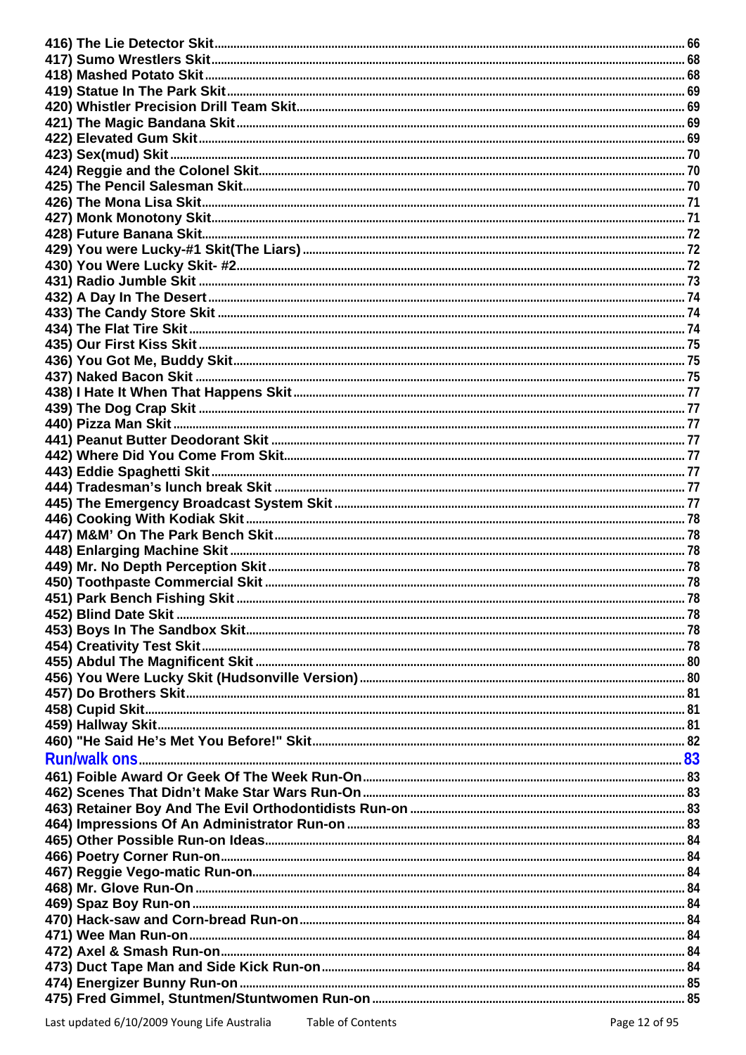416) The Lie Detector Skit ........ 66
417) Sumo Wrestlers Skit ........ 68
418) Mashed Potato Skit ........ 68
419) Statue In The Park Skit ........ 69
420) Whistler Precision Drill Team Skit ........ 69
421) The Magic Bandana Skit ........ 69
422) Elevated Gum Skit ........ 69
423) Sex(mud) Skit ........ 70
424) Reggie and the Colonel Skit ........ 70
425) The Pencil Salesman Skit ........ 70
426) The Mona Lisa Skit ........ 71
427) Monk Monotony Skit ........ 71
428) Future Banana Skit ........ 72
429) You were Lucky-#1 Skit(The Liars) ........ 72
430) You Were Lucky Skit- #2 ........ 72
431) Radio Jumble Skit ........ 73
432) A Day In The Desert ........ 74
433) The Candy Store Skit ........ 74
434) The Flat Tire Skit ........ 74
435) Our First Kiss Skit ........ 75
436) You Got Me, Buddy Skit ........ 75
437) Naked Bacon Skit ........ 75
438) I Hate It When That Happens Skit ........ 77
439) The Dog Crap Skit ........ 77
440) Pizza Man Skit ........ 77
441) Peanut Butter Deodorant Skit ........ 77
442) Where Did You Come From Skit ........ 77
443) Eddie Spaghetti Skit ........ 77
444) Tradesman's lunch break Skit ........ 77
445) The Emergency Broadcast System Skit ........ 77
446) Cooking With Kodiak Skit ........ 78
447) M&M' On The Park Bench Skit ........ 78
448) Enlarging Machine Skit ........ 78
449) Mr. No Depth Perception Skit ........ 78
450) Toothpaste Commercial Skit ........ 78
451) Park Bench Fishing Skit ........ 78
452) Blind Date Skit ........ 78
453) Boys In The Sandbox Skit ........ 78
454) Creativity Test Skit ........ 78
455) Abdul The Magnificent Skit ........ 80
456) You Were Lucky Skit (Hudsonville Version) ........ 80
457) Do Brothers Skit ........ 81
458) Cupid Skit ........ 81
459) Hallway Skit ........ 81
460) "He Said He's Met You Before!" Skit ........ 82

**Run/walk ons ........ 83**

461) Foible Award Or Geek Of The Week Run-On ........ 83
462) Scenes That Didn't Make Star Wars Run-On ........ 83
463) Retainer Boy And The Evil Orthodontidists Run-on ........ 83
464) Impressions Of An Administrator Run-on ........ 83
465) Other Possible Run-on Ideas ........ 84
466) Poetry Corner Run-on ........ 84
467) Reggie Vego-matic Run-on ........ 84
468) Mr. Glove Run-On ........ 84
469) Spaz Boy Run-on ........ 84
470) Hack-saw and Corn-bread Run-on ........ 84
471) Wee Man Run-on ........ 84
472) Axel & Smash Run-on ........ 84
473) Duct Tape Man and Side Kick Run-on ........ 84
474) Energizer Bunny Run-on ........ 85
475) Fred Gimmel, Stuntmen/Stuntwomen Run-on ........ 85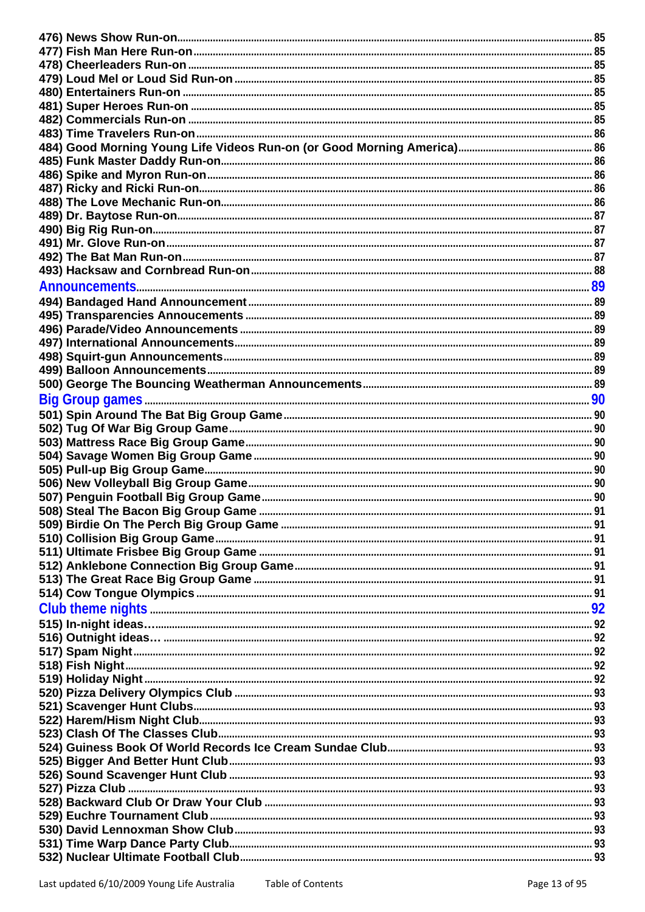476) News Show Run-on ........ 85
477) Fish Man Here Run-on ........ 85
478) Cheerleaders Run-on ........ 85
479) Loud Mel or Loud Sid Run-on ........ 85
480) Entertainers Run-on ........ 85
481) Super Heroes Run-on ........ 85
482) Commercials Run-on ........ 85
483) Time Travelers Run-on ........ 86
484) Good Morning Young Life Videos Run-on (or Good Morning America) ........ 86
485) Funk Master Daddy Run-on ........ 86
486) Spike and Myron Run-on ........ 86
487) Ricky and Ricki Run-on ........ 86
488) The Love Mechanic Run-on ........ 86
489) Dr. Baytose Run-on ........ 87
490) Big Rig Run-on ........ 87
491) Mr. Glove Run-on ........ 87
492) The Bat Man Run-on ........ 87
493) Hacksaw and Cornbread Run-on ........ 88

**Announcements ........ 89**

494) Bandaged Hand Announcement ........ 89
495) Transparencies Annoucements ........ 89
496) Parade/Video Announcements ........ 89
497) International Announcements ........ 89
498) Squirt-gun Announcements ........ 89
499) Balloon Announcements ........ 89
500) George The Bouncing Weatherman Announcements ........ 89

**Big Group games ........ 90**

501) Spin Around The Bat Big Group Game ........ 90
502) Tug Of War Big Group Game ........ 90
503) Mattress Race Big Group Game ........ 90
504) Savage Women Big Group Game ........ 90
505) Pull-up Big Group Game ........ 90
506) New Volleyball Big Group Game ........ 90
507) Penguin Football Big Group Game ........ 90
508) Steal The Bacon Big Group Game ........ 91
509) Birdie On The Perch Big Group Game ........ 91
510) Collision Big Group Game ........ 91
511) Ultimate Frisbee Big Group Game ........ 91
512) Anklebone Connection Big Group Game ........ 91
513) The Great Race Big Group Game ........ 91
514) Cow Tongue Olympics ........ 91

**Club theme nights ........ 92**

515) In-night ideas… ........ 92
516) Outnight ideas… ........ 92
517) Spam Night ........ 92
518) Fish Night ........ 92
519) Holiday Night ........ 92
520) Pizza Delivery Olympics Club ........ 93
521) Scavenger Hunt Clubs ........ 93
522) Harem/Hism Night Club ........ 93
523) Clash Of The Classes Club ........ 93
524) Guiness Book Of World Records Ice Cream Sundae Club ........ 93
525) Bigger And Better Hunt Club ........ 93
526) Sound Scavenger Hunt Club ........ 93
527) Pizza Club ........ 93
528) Backward Club Or Draw Your Club ........ 93
529) Euchre Tournament Club ........ 93
530) David Lennoxman Show Club ........ 93
531) Time Warp Dance Party Club ........ 93
532) Nuclear Ultimate Football Club ........ 93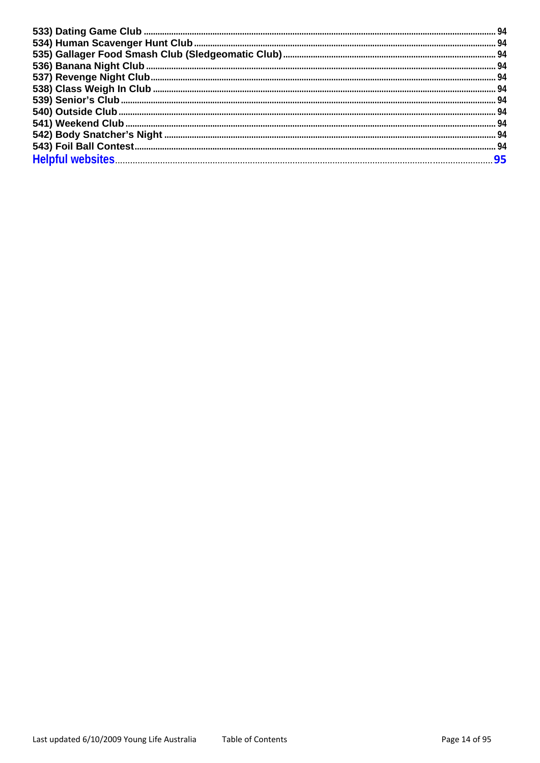533) Dating Game Club ........................................................................................................ 94
534) Human Scavenger Hunt Club ........................................................................................ 94
535) Gallager Food Smash Club (Sledgeomatic Club) ........................................................... 94
536) Banana Night Club ........................................................................................................ 94
537) Revenge Night Club ...................................................................................................... 94
538) Class Weigh In Club ...................................................................................................... 94
539) Senior's Club ................................................................................................................ 94
540) Outside Club ................................................................................................................. 94
541) Weekend Club ............................................................................................................... 94
542) Body Snatcher's Night .................................................................................................. 94
543) Foil Ball Contest ........................................................................................................... 94
Helpful websites .................................................................................................................... 95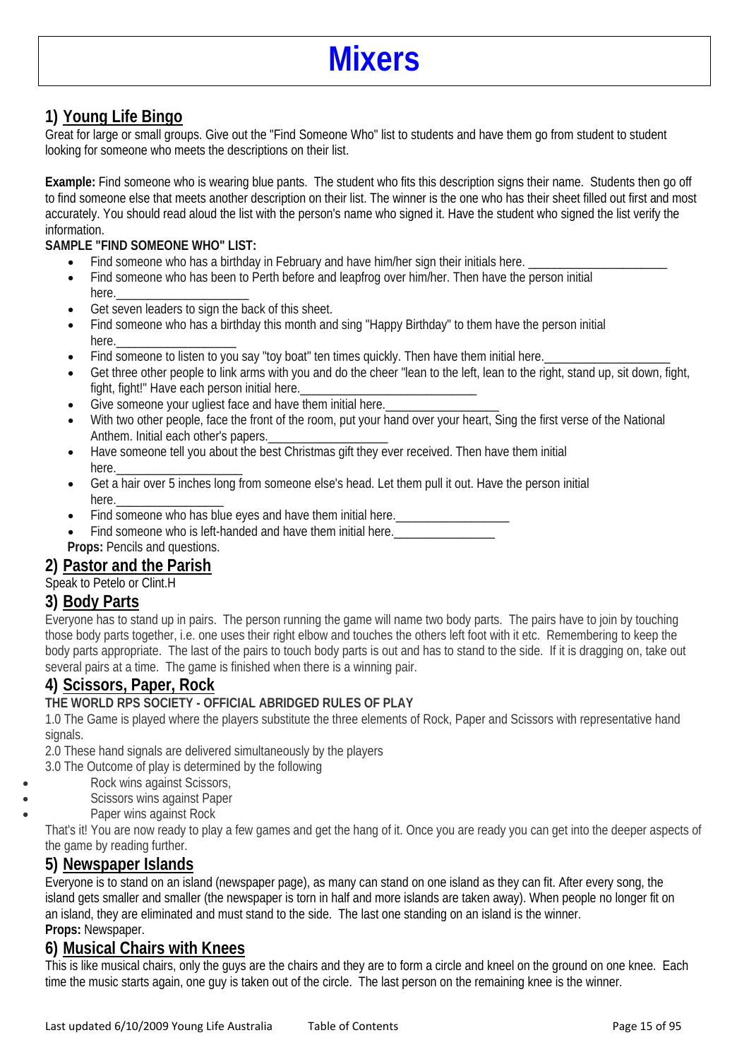# Mixers

## 1) Young Life Bingo

Great for large or small groups. Give out the "Find Someone Who" list to students and have them go from student to student looking for someone who meets the descriptions on their list.

**Example:** Find someone who is wearing blue pants. The student who fits this description signs their name. Students then go off to find someone else that meets another description on their list. The winner is the one who has their sheet filled out first and most accurately. You should read aloud the list with the person's name who signed it. Have the student who signed the list verify the information.

**SAMPLE "FIND SOMEONE WHO" LIST:**

- Find someone who has a birthday in February and have him/her sign their initials here. ______________________
- Find someone who has been to Perth before and leapfrog over him/her. Then have the person initial here.____________________
- Get seven leaders to sign the back of this sheet.
- Find someone who has a birthday this month and sing "Happy Birthday" to them have the person initial here.__________________
- Find someone to listen to you say "toy boat" ten times quickly. Then have them initial here.____________________
- Get three other people to link arms with you and do the cheer "lean to the left, lean to the right, stand up, sit down, fight, fight, fight!" Have each person initial here.____________________________
- Give someone your ugliest face and have them initial here.__________________
- With two other people, face the front of the room, put your hand over your heart, Sing the first verse of the National Anthem. Initial each other's papers.___________________
- Have someone tell you about the best Christmas gift they ever received. Then have them initial here.___________________
- Get a hair over 5 inches long from someone else's head. Let them pull it out. Have the person initial here.________________
- Find someone who has blue eyes and have them initial here.__________________
- Find someone who is left-handed and have them initial here.________________

**Props:** Pencils and questions.

## 2) Pastor and the Parish

Speak to Petelo or Clint.H

## 3) Body Parts

Everyone has to stand up in pairs. The person running the game will name two body parts. The pairs have to join by touching those body parts together, i.e. one uses their right elbow and touches the others left foot with it etc. Remembering to keep the body parts appropriate. The last of the pairs to touch body parts is out and has to stand to the side. If it is dragging on, take out several pairs at a time. The game is finished when there is a winning pair.

## 4) Scissors, Paper, Rock

**THE WORLD RPS SOCIETY - OFFICIAL ABRIDGED RULES OF PLAY**

1.0 The Game is played where the players substitute the three elements of Rock, Paper and Scissors with representative hand signals.

2.0 These hand signals are delivered simultaneously by the players

3.0 The Outcome of play is determined by the following

- Rock wins against Scissors,
- Scissors wins against Paper
- Paper wins against Rock

That's it! You are now ready to play a few games and get the hang of it. Once you are ready you can get into the deeper aspects of the game by reading further.

## 5) Newspaper Islands

Everyone is to stand on an island (newspaper page), as many can stand on one island as they can fit. After every song, the island gets smaller and smaller (the newspaper is torn in half and more islands are taken away). When people no longer fit on an island, they are eliminated and must stand to the side. The last one standing on an island is the winner.

**Props:** Newspaper.

## 6) Musical Chairs with Knees

This is like musical chairs, only the guys are the chairs and they are to form a circle and kneel on the ground on one knee. Each time the music starts again, one guy is taken out of the circle. The last person on the remaining knee is the winner.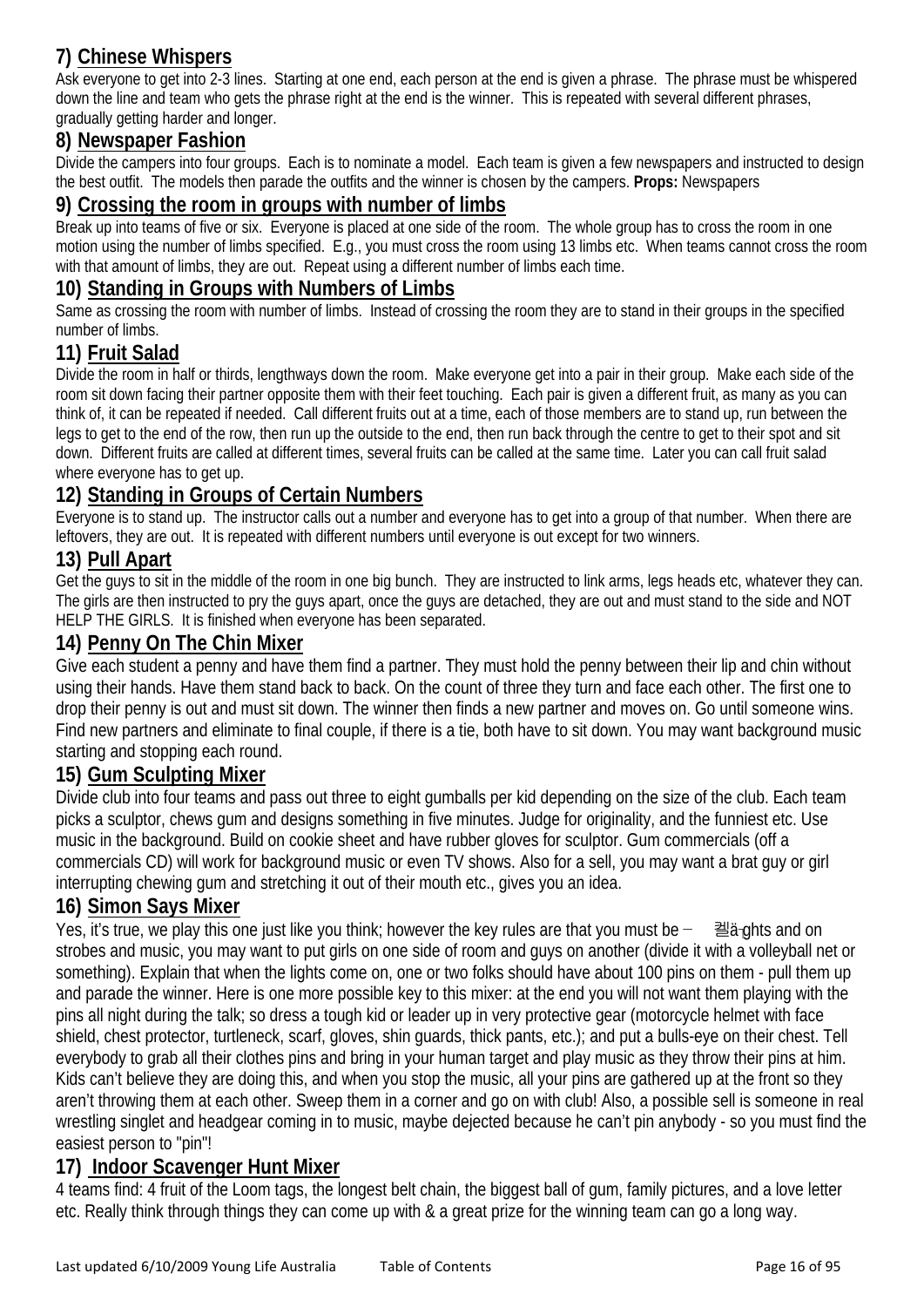## 7) Chinese Whispers

Ask everyone to get into 2-3 lines. Starting at one end, each person at the end is given a phrase. The phrase must be whispered down the line and team who gets the phrase right at the end is the winner. This is repeated with several different phrases, gradually getting harder and longer.

## 8) Newspaper Fashion

Divide the campers into four groups. Each is to nominate a model. Each team is given a few newspapers and instructed to design the best outfit. The models then parade the outfits and the winner is chosen by the campers. **Props:** Newspapers

## 9) Crossing the room in groups with number of limbs

Break up into teams of five or six. Everyone is placed at one side of the room. The whole group has to cross the room in one motion using the number of limbs specified. E.g., you must cross the room using 13 limbs etc. When teams cannot cross the room with that amount of limbs, they are out. Repeat using a different number of limbs each time.

## 10) Standing in Groups with Numbers of Limbs

Same as crossing the room with number of limbs. Instead of crossing the room they are to stand in their groups in the specified number of limbs.

## 11) Fruit Salad

Divide the room in half or thirds, lengthways down the room. Make everyone get into a pair in their group. Make each side of the room sit down facing their partner opposite them with their feet touching. Each pair is given a different fruit, as many as you can think of, it can be repeated if needed. Call different fruits out at a time, each of those members are to stand up, run between the legs to get to the end of the row, then run up the outside to the end, then run back through the centre to get to their spot and sit down. Different fruits are called at different times, several fruits can be called at the same time. Later you can call fruit salad where everyone has to get up.

## 12) Standing in Groups of Certain Numbers

Everyone is to stand up. The instructor calls out a number and everyone has to get into a group of that number. When there are leftovers, they are out. It is repeated with different numbers until everyone is out except for two winners.

## 13) Pull Apart

Get the guys to sit in the middle of the room in one big bunch. They are instructed to link arms, legs heads etc, whatever they can. The girls are then instructed to pry the guys apart, once the guys are detached, they are out and must stand to the side and NOT HELP THE GIRLS. It is finished when everyone has been separated.

## 14) Penny On The Chin Mixer

Give each student a penny and have them find a partner. They must hold the penny between their lip and chin without using their hands. Have them stand back to back. On the count of three they turn and face each other. The first one to drop their penny is out and must sit down. The winner then finds a new partner and moves on. Go until someone wins. Find new partners and eliminate to final couple, if there is a tie, both have to sit down. You may want background music starting and stopping each round.

## 15) Gum Sculpting Mixer

Divide club into four teams and pass out three to eight gumballs per kid depending on the size of the club. Each team picks a sculptor, chews gum and designs something in five minutes. Judge for originality, and the funniest etc. Use music in the background. Build on cookie sheet and have rubber gloves for sculptor. Gum commercials (off a commercials CD) will work for background music or even TV shows. Also for a sell, you may want a brat guy or girl interrupting chewing gum and stretching it out of their mouth etc., gives you an idea.

## 16) Simon Says Mixer

Yes, it's true, we play this one just like you think; however the key rules are that you must be – 췔ä ghts and on strobes and music, you may want to put girls on one side of room and guys on another (divide it with a volleyball net or something). Explain that when the lights come on, one or two folks should have about 100 pins on them - pull them up and parade the winner. Here is one more possible key to this mixer: at the end you will not want them playing with the pins all night during the talk; so dress a tough kid or leader up in very protective gear (motorcycle helmet with face shield, chest protector, turtleneck, scarf, gloves, shin guards, thick pants, etc.); and put a bulls-eye on their chest. Tell everybody to grab all their clothes pins and bring in your human target and play music as they throw their pins at him. Kids can't believe they are doing this, and when you stop the music, all your pins are gathered up at the front so they aren't throwing them at each other. Sweep them in a corner and go on with club! Also, a possible sell is someone in real wrestling singlet and headgear coming in to music, maybe dejected because he can't pin anybody - so you must find the easiest person to "pin"!

## 17) Indoor Scavenger Hunt Mixer

4 teams find: 4 fruit of the Loom tags, the longest belt chain, the biggest ball of gum, family pictures, and a love letter etc. Really think through things they can come up with & a great prize for the winning team can go a long way.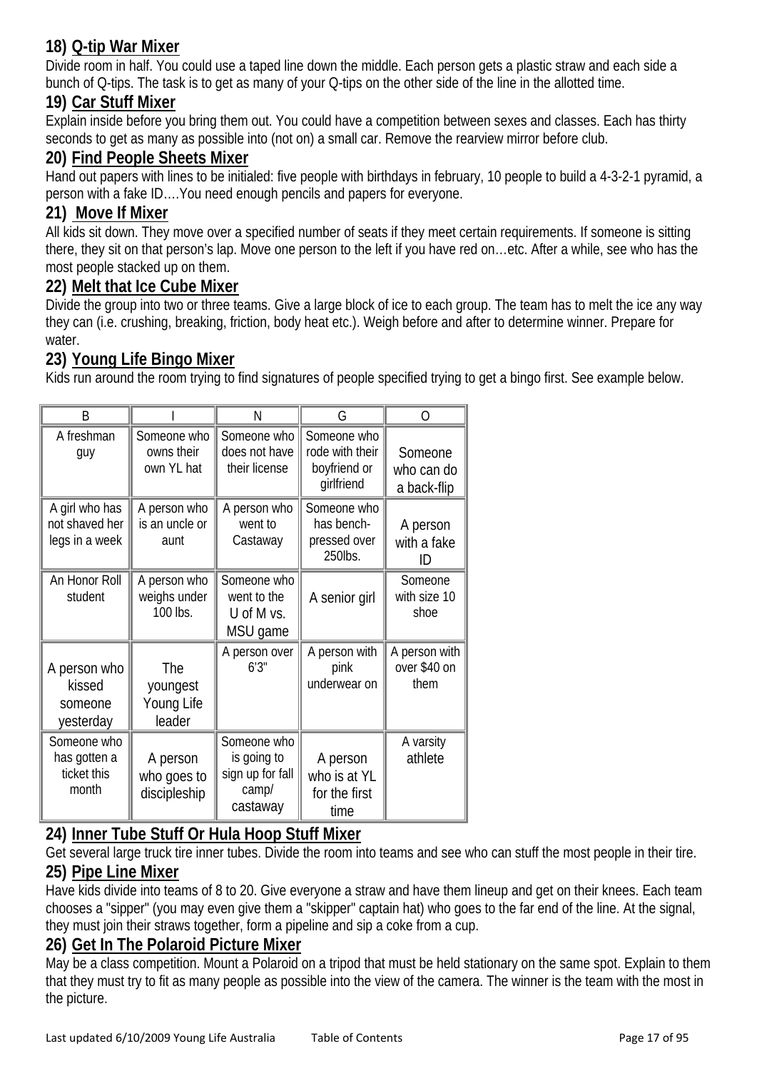### 18) Q-tip War Mixer

Divide room in half. You could use a taped line down the middle. Each person gets a plastic straw and each side a bunch of Q-tips. The task is to get as many of your Q-tips on the other side of the line in the allotted time.

### 19) Car Stuff Mixer

Explain inside before you bring them out. You could have a competition between sexes and classes. Each has thirty seconds to get as many as possible into (not on) a small car. Remove the rearview mirror before club.

### 20) Find People Sheets Mixer

Hand out papers with lines to be initialed: five people with birthdays in february, 10 people to build a 4-3-2-1 pyramid, a person with a fake ID….You need enough pencils and papers for everyone.

### 21) Move If Mixer

All kids sit down. They move over a specified number of seats if they meet certain requirements. If someone is sitting there, they sit on that person's lap. Move one person to the left if you have red on…etc. After a while, see who has the most people stacked up on them.

### 22) Melt that Ice Cube Mixer

Divide the group into two or three teams. Give a large block of ice to each group. The team has to melt the ice any way they can (i.e. crushing, breaking, friction, body heat etc.). Weigh before and after to determine winner. Prepare for water.

### 23) Young Life Bingo Mixer

Kids run around the room trying to find signatures of people specified trying to get a bingo first. See example below.

| B | I | N | G | O |
|---|---|---|---|---|
| A freshman guy | Someone who owns their own YL hat | Someone who does not have their license | Someone who rode with their boyfriend or girlfriend | Someone who can do a back-flip |
| A girl who has not shaved her legs in a week | A person who is an uncle or aunt | A person who went to Castaway | Someone who has bench-pressed over 250lbs. | A person with a fake ID |
| An Honor Roll student | A person who weighs under 100 lbs. | Someone who went to the U of M vs. MSU game | A senior girl | Someone with size 10 shoe |
| A person who kissed someone yesterday | The youngest Young Life leader | A person over 6'3" | A person with pink underwear on | A person with over $40 on them |
| Someone who has gotten a ticket this month | A person who goes to discipleship | Someone who is going to sign up for fall camp/ castaway | A person who is at YL for the first time | A varsity athlete |

### 24) Inner Tube Stuff Or Hula Hoop Stuff Mixer

Get several large truck tire inner tubes. Divide the room into teams and see who can stuff the most people in their tire.

### 25) Pipe Line Mixer

Have kids divide into teams of 8 to 20. Give everyone a straw and have them lineup and get on their knees. Each team chooses a "sipper" (you may even give them a "skipper" captain hat) who goes to the far end of the line. At the signal, they must join their straws together, form a pipeline and sip a coke from a cup.

### 26) Get In The Polaroid Picture Mixer

May be a class competition. Mount a Polaroid on a tripod that must be held stationary on the same spot. Explain to them that they must try to fit as many people as possible into the view of the camera. The winner is the team with the most in the picture.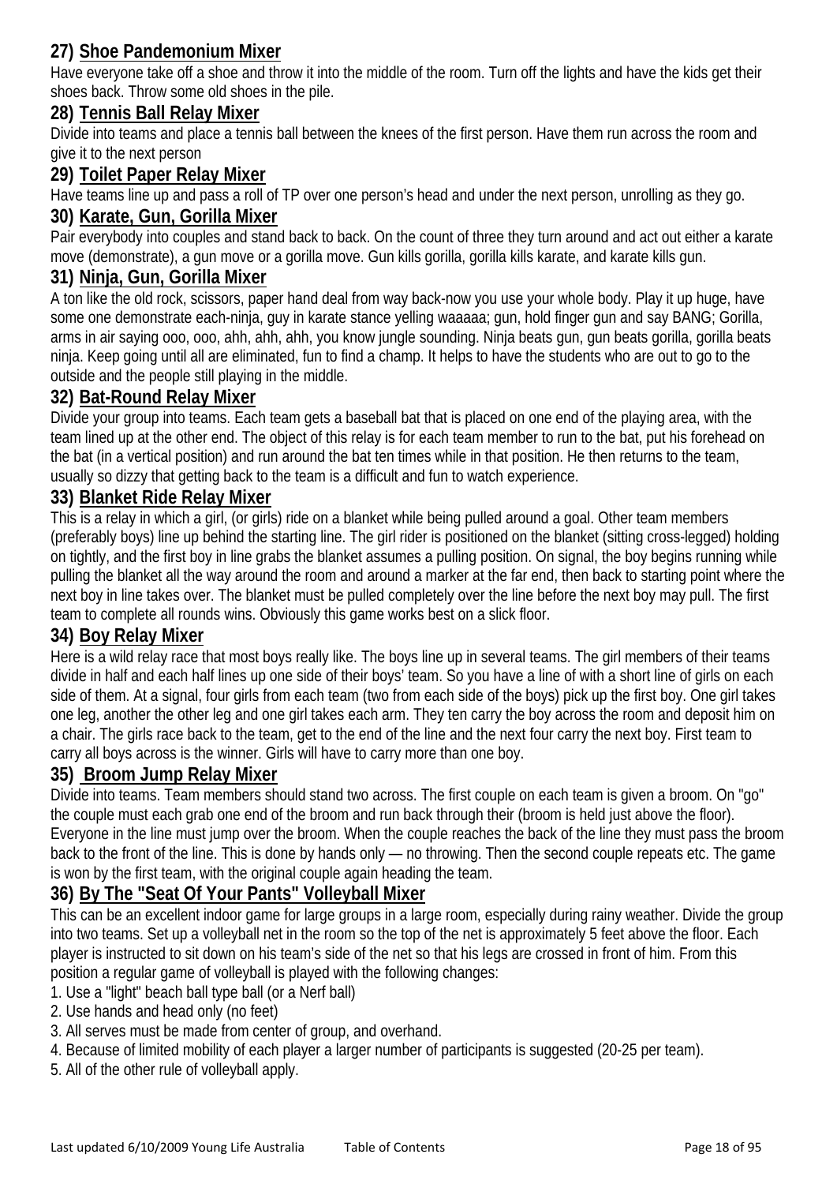### 27) Shoe Pandemonium Mixer

Have everyone take off a shoe and throw it into the middle of the room. Turn off the lights and have the kids get their shoes back. Throw some old shoes in the pile.

### 28) Tennis Ball Relay Mixer

Divide into teams and place a tennis ball between the knees of the first person. Have them run across the room and give it to the next person

### 29) Toilet Paper Relay Mixer

Have teams line up and pass a roll of TP over one person's head and under the next person, unrolling as they go.

### 30) Karate, Gun, Gorilla Mixer

Pair everybody into couples and stand back to back. On the count of three they turn around and act out either a karate move (demonstrate), a gun move or a gorilla move. Gun kills gorilla, gorilla kills karate, and karate kills gun.

### 31) Ninja, Gun, Gorilla Mixer

A ton like the old rock, scissors, paper hand deal from way back-now you use your whole body. Play it up huge, have some one demonstrate each-ninja, guy in karate stance yelling waaaaa; gun, hold finger gun and say BANG; Gorilla, arms in air saying ooo, ooo, ahh, ahh, ahh, you know jungle sounding. Ninja beats gun, gun beats gorilla, gorilla beats ninja. Keep going until all are eliminated, fun to find a champ. It helps to have the students who are out to go to the outside and the people still playing in the middle.

### 32) Bat-Round Relay Mixer

Divide your group into teams. Each team gets a baseball bat that is placed on one end of the playing area, with the team lined up at the other end. The object of this relay is for each team member to run to the bat, put his forehead on the bat (in a vertical position) and run around the bat ten times while in that position. He then returns to the team, usually so dizzy that getting back to the team is a difficult and fun to watch experience.

### 33) Blanket Ride Relay Mixer

This is a relay in which a girl, (or girls) ride on a blanket while being pulled around a goal. Other team members (preferably boys) line up behind the starting line. The girl rider is positioned on the blanket (sitting cross-legged) holding on tightly, and the first boy in line grabs the blanket assumes a pulling position. On signal, the boy begins running while pulling the blanket all the way around the room and around a marker at the far end, then back to starting point where the next boy in line takes over. The blanket must be pulled completely over the line before the next boy may pull. The first team to complete all rounds wins. Obviously this game works best on a slick floor.

### 34) Boy Relay Mixer

Here is a wild relay race that most boys really like. The boys line up in several teams. The girl members of their teams divide in half and each half lines up one side of their boys' team. So you have a line of with a short line of girls on each side of them. At a signal, four girls from each team (two from each side of the boys) pick up the first boy. One girl takes one leg, another the other leg and one girl takes each arm. They ten carry the boy across the room and deposit him on a chair. The girls race back to the team, get to the end of the line and the next four carry the next boy. First team to carry all boys across is the winner. Girls will have to carry more than one boy.

### 35) Broom Jump Relay Mixer

Divide into teams. Team members should stand two across. The first couple on each team is given a broom. On "go" the couple must each grab one end of the broom and run back through their (broom is held just above the floor). Everyone in the line must jump over the broom. When the couple reaches the back of the line they must pass the broom back to the front of the line. This is done by hands only — no throwing. Then the second couple repeats etc. The game is won by the first team, with the original couple again heading the team.

### 36) By The "Seat Of Your Pants" Volleyball Mixer

This can be an excellent indoor game for large groups in a large room, especially during rainy weather. Divide the group into two teams. Set up a volleyball net in the room so the top of the net is approximately 5 feet above the floor. Each player is instructed to sit down on his team's side of the net so that his legs are crossed in front of him. From this position a regular game of volleyball is played with the following changes:

1. Use a "light" beach ball type ball (or a Nerf ball)
2. Use hands and head only (no feet)
3. All serves must be made from center of group, and overhand.
4. Because of limited mobility of each player a larger number of participants is suggested (20-25 per team).
5. All of the other rule of volleyball apply.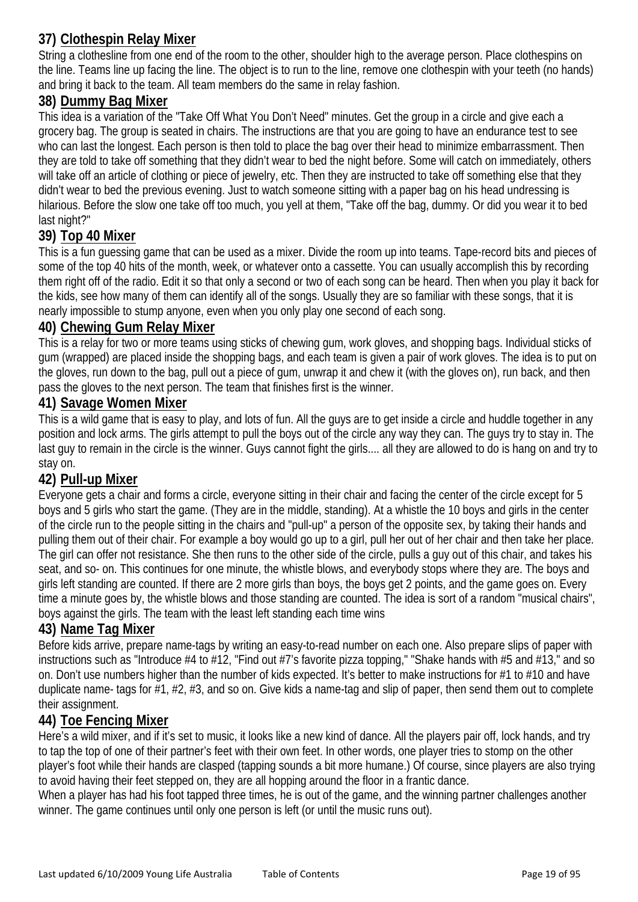### 37) Clothespin Relay Mixer

String a clothesline from one end of the room to the other, shoulder high to the average person. Place clothespins on the line. Teams line up facing the line. The object is to run to the line, remove one clothespin with your teeth (no hands) and bring it back to the team. All team members do the same in relay fashion.

### 38) Dummy Bag Mixer

This idea is a variation of the "Take Off What You Don't Need" minutes. Get the group in a circle and give each a grocery bag. The group is seated in chairs. The instructions are that you are going to have an endurance test to see who can last the longest. Each person is then told to place the bag over their head to minimize embarrassment. Then they are told to take off something that they didn't wear to bed the night before. Some will catch on immediately, others will take off an article of clothing or piece of jewelry, etc. Then they are instructed to take off something else that they didn't wear to bed the previous evening. Just to watch someone sitting with a paper bag on his head undressing is hilarious. Before the slow one take off too much, you yell at them, "Take off the bag, dummy. Or did you wear it to bed last night?"

### 39) Top 40 Mixer

This is a fun guessing game that can be used as a mixer. Divide the room up into teams. Tape-record bits and pieces of some of the top 40 hits of the month, week, or whatever onto a cassette. You can usually accomplish this by recording them right off of the radio. Edit it so that only a second or two of each song can be heard. Then when you play it back for the kids, see how many of them can identify all of the songs. Usually they are so familiar with these songs, that it is nearly impossible to stump anyone, even when you only play one second of each song.

### 40) Chewing Gum Relay Mixer

This is a relay for two or more teams using sticks of chewing gum, work gloves, and shopping bags. Individual sticks of gum (wrapped) are placed inside the shopping bags, and each team is given a pair of work gloves. The idea is to put on the gloves, run down to the bag, pull out a piece of gum, unwrap it and chew it (with the gloves on), run back, and then pass the gloves to the next person. The team that finishes first is the winner.

### 41) Savage Women Mixer

This is a wild game that is easy to play, and lots of fun. All the guys are to get inside a circle and huddle together in any position and lock arms. The girls attempt to pull the boys out of the circle any way they can. The guys try to stay in. The last guy to remain in the circle is the winner. Guys cannot fight the girls.... all they are allowed to do is hang on and try to stay on.

### 42) Pull-up Mixer

Everyone gets a chair and forms a circle, everyone sitting in their chair and facing the center of the circle except for 5 boys and 5 girls who start the game. (They are in the middle, standing). At a whistle the 10 boys and girls in the center of the circle run to the people sitting in the chairs and "pull-up" a person of the opposite sex, by taking their hands and pulling them out of their chair. For example a boy would go up to a girl, pull her out of her chair and then take her place. The girl can offer not resistance. She then runs to the other side of the circle, pulls a guy out of this chair, and takes his seat, and so- on. This continues for one minute, the whistle blows, and everybody stops where they are. The boys and girls left standing are counted. If there are 2 more girls than boys, the boys get 2 points, and the game goes on. Every time a minute goes by, the whistle blows and those standing are counted. The idea is sort of a random "musical chairs", boys against the girls. The team with the least left standing each time wins

### 43) Name Tag Mixer

Before kids arrive, prepare name-tags by writing an easy-to-read number on each one. Also prepare slips of paper with instructions such as "Introduce #4 to #12, "Find out #7's favorite pizza topping," "Shake hands with #5 and #13," and so on. Don't use numbers higher than the number of kids expected. It's better to make instructions for #1 to #10 and have duplicate name- tags for #1, #2, #3, and so on. Give kids a name-tag and slip of paper, then send them out to complete their assignment.

### 44) Toe Fencing Mixer

Here's a wild mixer, and if it's set to music, it looks like a new kind of dance. All the players pair off, lock hands, and try to tap the top of one of their partner's feet with their own feet. In other words, one player tries to stomp on the other player's foot while their hands are clasped (tapping sounds a bit more humane.) Of course, since players are also trying to avoid having their feet stepped on, they are all hopping around the floor in a frantic dance.

When a player has had his foot tapped three times, he is out of the game, and the winning partner challenges another winner. The game continues until only one person is left (or until the music runs out).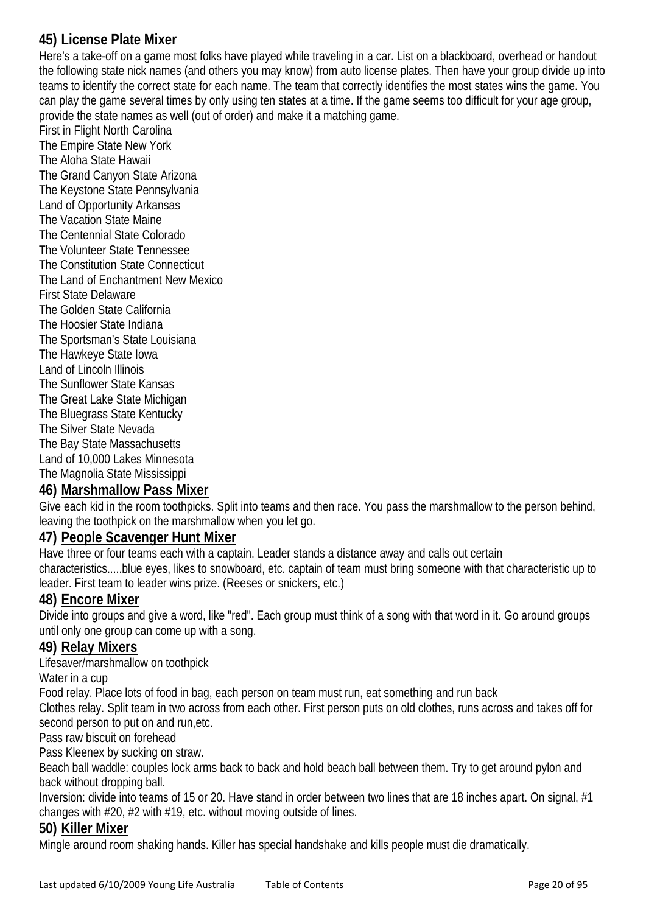### 45) License Plate Mixer

Here's a take-off on a game most folks have played while traveling in a car. List on a blackboard, overhead or handout the following state nick names (and others you may know) from auto license plates. Then have your group divide up into teams to identify the correct state for each name. The team that correctly identifies the most states wins the game. You can play the game several times by only using ten states at a time. If the game seems too difficult for your age group, provide the state names as well (out of order) and make it a matching game.

First in Flight North Carolina
The Empire State New York
The Aloha State Hawaii
The Grand Canyon State Arizona
The Keystone State Pennsylvania
Land of Opportunity Arkansas
The Vacation State Maine
The Centennial State Colorado
The Volunteer State Tennessee
The Constitution State Connecticut
The Land of Enchantment New Mexico
First State Delaware
The Golden State California
The Hoosier State Indiana
The Sportsman's State Louisiana
The Hawkeye State Iowa
Land of Lincoln Illinois
The Sunflower State Kansas
The Great Lake State Michigan
The Bluegrass State Kentucky
The Silver State Nevada
The Bay State Massachusetts
Land of 10,000 Lakes Minnesota
The Magnolia State Mississippi

### 46) Marshmallow Pass Mixer

Give each kid in the room toothpicks. Split into teams and then race. You pass the marshmallow to the person behind, leaving the toothpick on the marshmallow when you let go.

### 47) People Scavenger Hunt Mixer

Have three or four teams each with a captain. Leader stands a distance away and calls out certain characteristics.....blue eyes, likes to snowboard, etc. captain of team must bring someone with that characteristic up to leader. First team to leader wins prize. (Reeses or snickers, etc.)

### 48) Encore Mixer

Divide into groups and give a word, like "red". Each group must think of a song with that word in it. Go around groups until only one group can come up with a song.

### 49) Relay Mixers

Lifesaver/marshmallow on toothpick
Water in a cup
Food relay. Place lots of food in bag, each person on team must run, eat something and run back
Clothes relay. Split team in two across from each other. First person puts on old clothes, runs across and takes off for second person to put on and run,etc.
Pass raw biscuit on forehead
Pass Kleenex by sucking on straw.
Beach ball waddle: couples lock arms back to back and hold beach ball between them. Try to get around pylon and back without dropping ball.
Inversion: divide into teams of 15 or 20. Have stand in order between two lines that are 18 inches apart. On signal, #1 changes with #20, #2 with #19, etc. without moving outside of lines.

### 50) Killer Mixer

Mingle around room shaking hands. Killer has special handshake and kills people must die dramatically.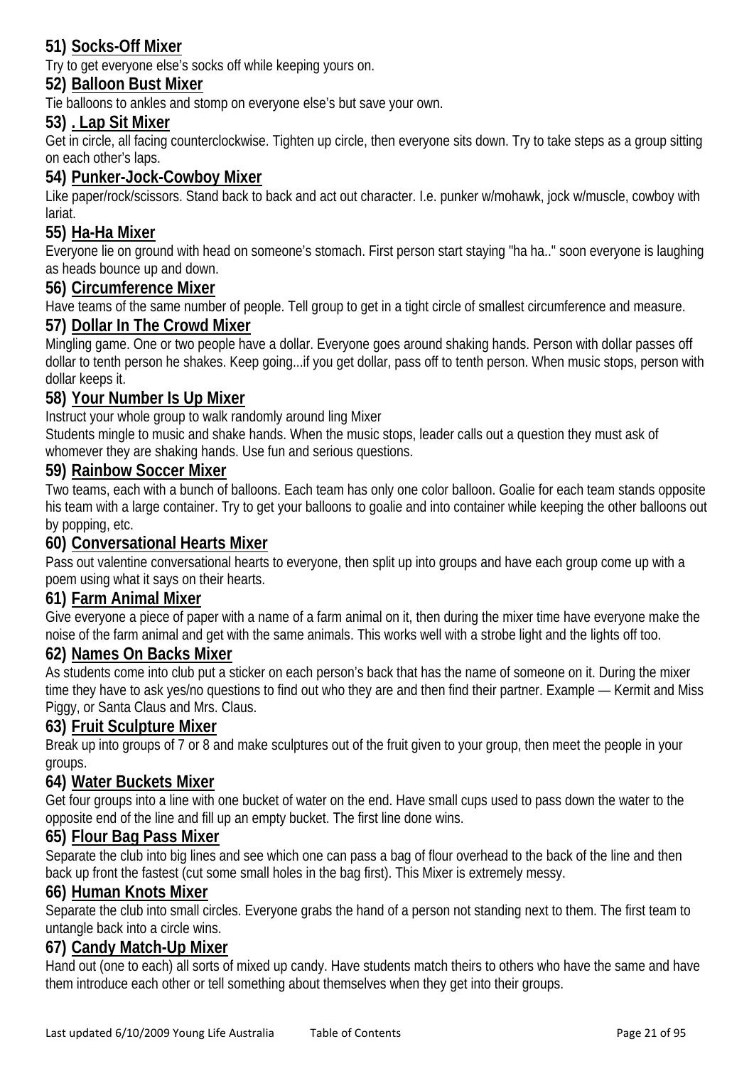**51) Socks-Off Mixer**

Try to get everyone else's socks off while keeping yours on.

**52) Balloon Bust Mixer**

Tie balloons to ankles and stomp on everyone else's but save your own.

**53) . Lap Sit Mixer**

Get in circle, all facing counterclockwise. Tighten up circle, then everyone sits down. Try to take steps as a group sitting on each other's laps.

**54) Punker-Jock-Cowboy Mixer**

Like paper/rock/scissors. Stand back to back and act out character. I.e. punker w/mohawk, jock w/muscle, cowboy with lariat.

**55) Ha-Ha Mixer**

Everyone lie on ground with head on someone's stomach. First person start staying "ha ha.." soon everyone is laughing as heads bounce up and down.

**56) Circumference Mixer**

Have teams of the same number of people. Tell group to get in a tight circle of smallest circumference and measure.

**57) Dollar In The Crowd Mixer**

Mingling game. One or two people have a dollar. Everyone goes around shaking hands. Person with dollar passes off dollar to tenth person he shakes. Keep going...if you get dollar, pass off to tenth person. When music stops, person with dollar keeps it.

**58) Your Number Is Up Mixer**

Instruct your whole group to walk randomly around ling Mixer

Students mingle to music and shake hands. When the music stops, leader calls out a question they must ask of whomever they are shaking hands. Use fun and serious questions.

**59) Rainbow Soccer Mixer**

Two teams, each with a bunch of balloons. Each team has only one color balloon. Goalie for each team stands opposite his team with a large container. Try to get your balloons to goalie and into container while keeping the other balloons out by popping, etc.

**60) Conversational Hearts Mixer**

Pass out valentine conversational hearts to everyone, then split up into groups and have each group come up with a poem using what it says on their hearts.

**61) Farm Animal Mixer**

Give everyone a piece of paper with a name of a farm animal on it, then during the mixer time have everyone make the noise of the farm animal and get with the same animals. This works well with a strobe light and the lights off too.

**62) Names On Backs Mixer**

As students come into club put a sticker on each person's back that has the name of someone on it. During the mixer time they have to ask yes/no questions to find out who they are and then find their partner. Example — Kermit and Miss Piggy, or Santa Claus and Mrs. Claus.

**63) Fruit Sculpture Mixer**

Break up into groups of 7 or 8 and make sculptures out of the fruit given to your group, then meet the people in your groups.

**64) Water Buckets Mixer**

Get four groups into a line with one bucket of water on the end. Have small cups used to pass down the water to the opposite end of the line and fill up an empty bucket. The first line done wins.

**65) Flour Bag Pass Mixer**

Separate the club into big lines and see which one can pass a bag of flour overhead to the back of the line and then back up front the fastest (cut some small holes in the bag first). This Mixer is extremely messy.

**66) Human Knots Mixer**

Separate the club into small circles. Everyone grabs the hand of a person not standing next to them. The first team to untangle back into a circle wins.

**67) Candy Match-Up Mixer**

Hand out (one to each) all sorts of mixed up candy. Have students match theirs to others who have the same and have them introduce each other or tell something about themselves when they get into their groups.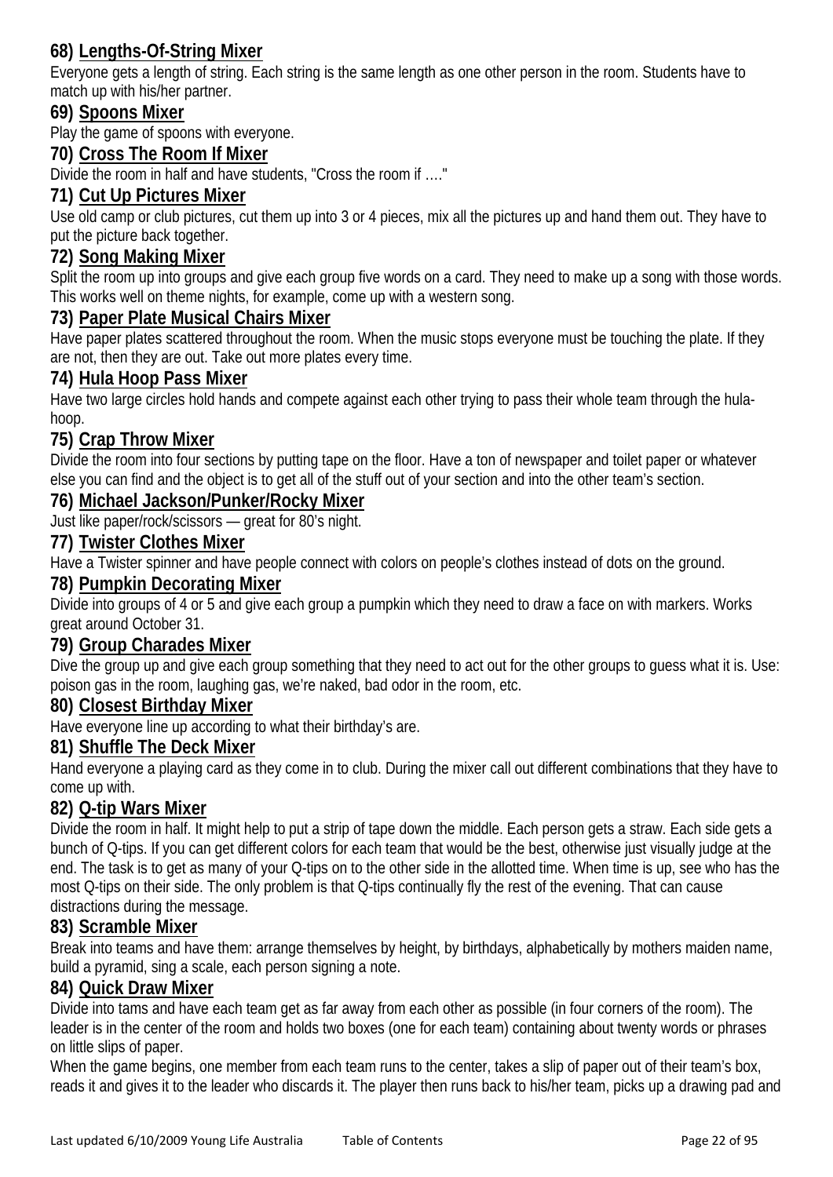### 68) Lengths-Of-String Mixer

Everyone gets a length of string. Each string is the same length as one other person in the room. Students have to match up with his/her partner.

### 69) Spoons Mixer

Play the game of spoons with everyone.

### 70) Cross The Room If Mixer

Divide the room in half and have students, "Cross the room if …."

### 71) Cut Up Pictures Mixer

Use old camp or club pictures, cut them up into 3 or 4 pieces, mix all the pictures up and hand them out. They have to put the picture back together.

### 72) Song Making Mixer

Split the room up into groups and give each group five words on a card. They need to make up a song with those words. This works well on theme nights, for example, come up with a western song.

### 73) Paper Plate Musical Chairs Mixer

Have paper plates scattered throughout the room. When the music stops everyone must be touching the plate. If they are not, then they are out. Take out more plates every time.

### 74) Hula Hoop Pass Mixer

Have two large circles hold hands and compete against each other trying to pass their whole team through the hula-hoop.

### 75) Crap Throw Mixer

Divide the room into four sections by putting tape on the floor. Have a ton of newspaper and toilet paper or whatever else you can find and the object is to get all of the stuff out of your section and into the other team's section.

### 76) Michael Jackson/Punker/Rocky Mixer

Just like paper/rock/scissors — great for 80's night.

### 77) Twister Clothes Mixer

Have a Twister spinner and have people connect with colors on people's clothes instead of dots on the ground.

### 78) Pumpkin Decorating Mixer

Divide into groups of 4 or 5 and give each group a pumpkin which they need to draw a face on with markers. Works great around October 31.

### 79) Group Charades Mixer

Dive the group up and give each group something that they need to act out for the other groups to guess what it is. Use: poison gas in the room, laughing gas, we're naked, bad odor in the room, etc.

### 80) Closest Birthday Mixer

Have everyone line up according to what their birthday's are.

### 81) Shuffle The Deck Mixer

Hand everyone a playing card as they come in to club. During the mixer call out different combinations that they have to come up with.

### 82) Q-tip Wars Mixer

Divide the room in half. It might help to put a strip of tape down the middle. Each person gets a straw. Each side gets a bunch of Q-tips. If you can get different colors for each team that would be the best, otherwise just visually judge at the end. The task is to get as many of your Q-tips on to the other side in the allotted time. When time is up, see who has the most Q-tips on their side. The only problem is that Q-tips continually fly the rest of the evening. That can cause distractions during the message.

### 83) Scramble Mixer

Break into teams and have them: arrange themselves by height, by birthdays, alphabetically by mothers maiden name, build a pyramid, sing a scale, each person signing a note.

### 84) Quick Draw Mixer

Divide into tams and have each team get as far away from each other as possible (in four corners of the room). The leader is in the center of the room and holds two boxes (one for each team) containing about twenty words or phrases on little slips of paper.

When the game begins, one member from each team runs to the center, takes a slip of paper out of their team's box, reads it and gives it to the leader who discards it. The player then runs back to his/her team, picks up a drawing pad and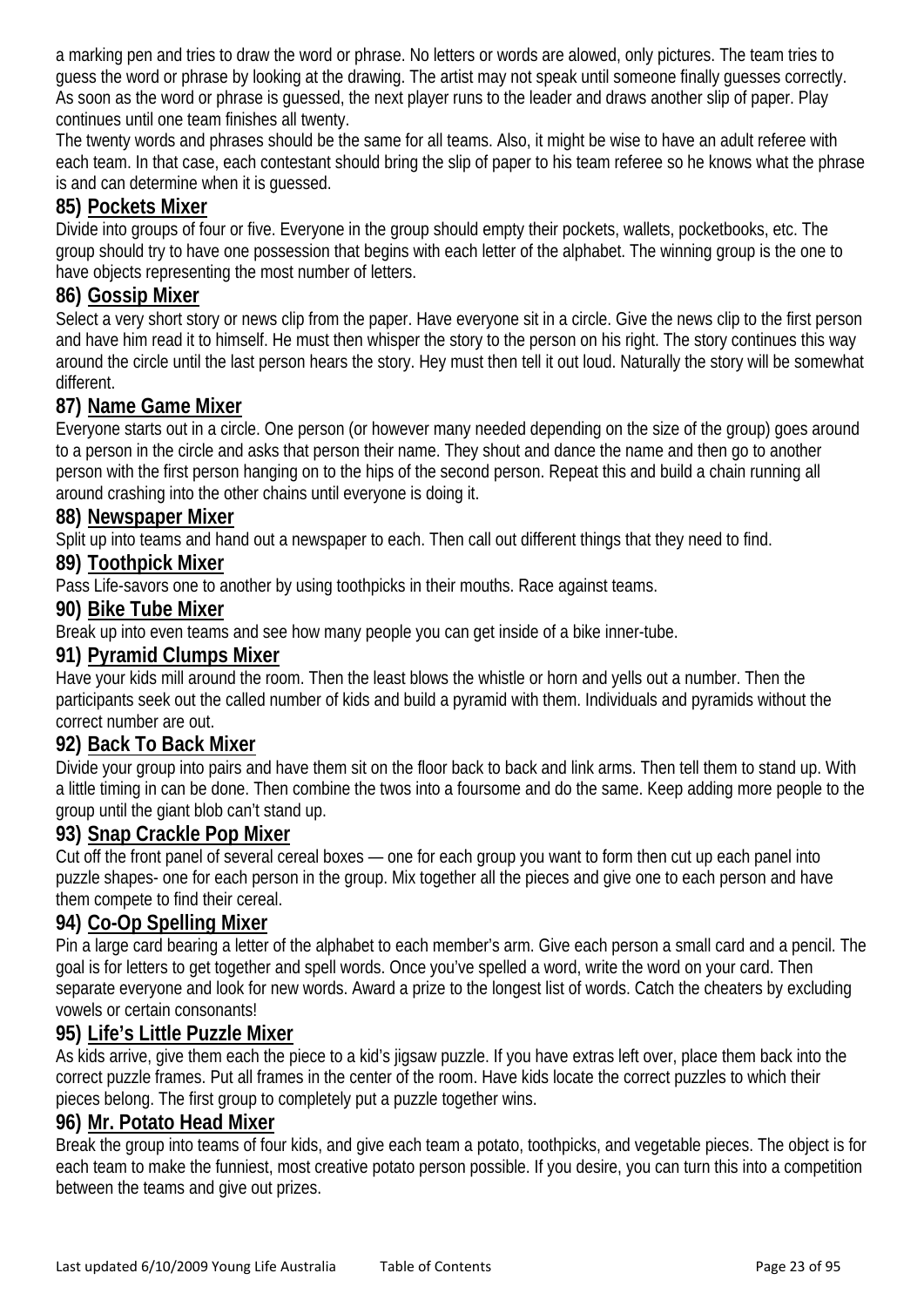a marking pen and tries to draw the word or phrase. No letters or words are alowed, only pictures. The team tries to guess the word or phrase by looking at the drawing. The artist may not speak until someone finally guesses correctly. As soon as the word or phrase is guessed, the next player runs to the leader and draws another slip of paper. Play continues until one team finishes all twenty.

The twenty words and phrases should be the same for all teams. Also, it might be wise to have an adult referee with each team. In that case, each contestant should bring the slip of paper to his team referee so he knows what the phrase is and can determine when it is guessed.

### 85) Pockets Mixer

Divide into groups of four or five. Everyone in the group should empty their pockets, wallets, pocketbooks, etc. The group should try to have one possession that begins with each letter of the alphabet. The winning group is the one to have objects representing the most number of letters.

### 86) Gossip Mixer

Select a very short story or news clip from the paper. Have everyone sit in a circle. Give the news clip to the first person and have him read it to himself. He must then whisper the story to the person on his right. The story continues this way around the circle until the last person hears the story. Hey must then tell it out loud. Naturally the story will be somewhat different.

### 87) Name Game Mixer

Everyone starts out in a circle. One person (or however many needed depending on the size of the group) goes around to a person in the circle and asks that person their name. They shout and dance the name and then go to another person with the first person hanging on to the hips of the second person. Repeat this and build a chain running all around crashing into the other chains until everyone is doing it.

### 88) Newspaper Mixer

Split up into teams and hand out a newspaper to each. Then call out different things that they need to find.

### 89) Toothpick Mixer

Pass Life-savors one to another by using toothpicks in their mouths. Race against teams.

### 90) Bike Tube Mixer

Break up into even teams and see how many people you can get inside of a bike inner-tube.

### 91) Pyramid Clumps Mixer

Have your kids mill around the room. Then the least blows the whistle or horn and yells out a number. Then the participants seek out the called number of kids and build a pyramid with them. Individuals and pyramids without the correct number are out.

### 92) Back To Back Mixer

Divide your group into pairs and have them sit on the floor back to back and link arms. Then tell them to stand up. With a little timing in can be done. Then combine the twos into a foursome and do the same. Keep adding more people to the group until the giant blob can't stand up.

### 93) Snap Crackle Pop Mixer

Cut off the front panel of several cereal boxes — one for each group you want to form then cut up each panel into puzzle shapes- one for each person in the group. Mix together all the pieces and give one to each person and have them compete to find their cereal.

### 94) Co-Op Spelling Mixer

Pin a large card bearing a letter of the alphabet to each member's arm. Give each person a small card and a pencil. The goal is for letters to get together and spell words. Once you've spelled a word, write the word on your card. Then separate everyone and look for new words. Award a prize to the longest list of words. Catch the cheaters by excluding vowels or certain consonants!

### 95) Life's Little Puzzle Mixer

As kids arrive, give them each the piece to a kid's jigsaw puzzle. If you have extras left over, place them back into the correct puzzle frames. Put all frames in the center of the room. Have kids locate the correct puzzles to which their pieces belong. The first group to completely put a puzzle together wins.

### 96) Mr. Potato Head Mixer

Break the group into teams of four kids, and give each team a potato, toothpicks, and vegetable pieces. The object is for each team to make the funniest, most creative potato person possible. If you desire, you can turn this into a competition between the teams and give out prizes.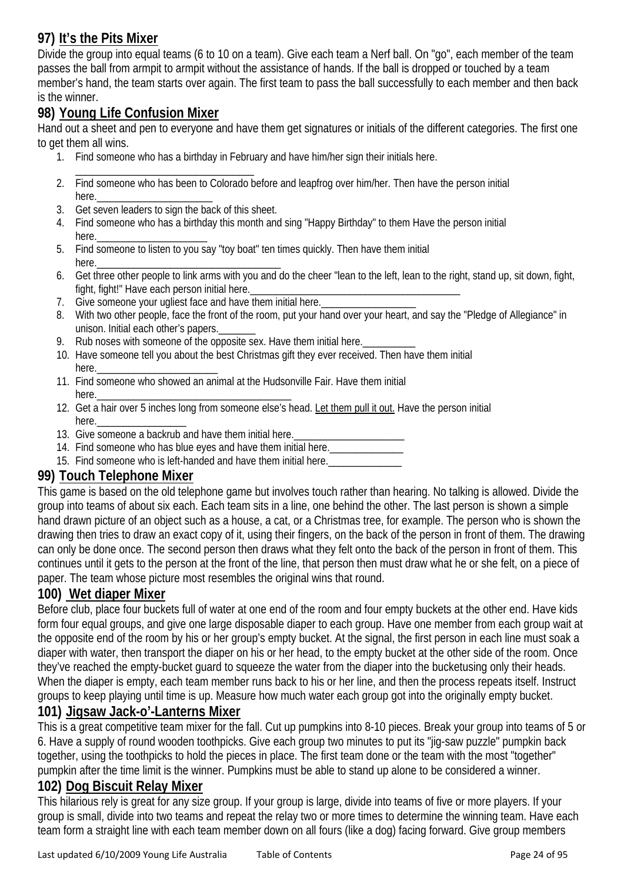## 97) It's the Pits Mixer

Divide the group into equal teams (6 to 10 on a team). Give each team a Nerf ball. On "go", each member of the team passes the ball from armpit to armpit without the assistance of hands. If the ball is dropped or touched by a team member's hand, the team starts over again. The first team to pass the ball successfully to each member and then back is the winner.

## 98) Young Life Confusion Mixer

Hand out a sheet and pen to everyone and have them get signatures or initials of the different categories. The first one to get them all wins.

1. Find someone who has a birthday in February and have him/her sign their initials here. ________________________________
2. Find someone who has been to Colorado before and leapfrog over him/her. Then have the person initial here.______________________
3. Get seven leaders to sign the back of this sheet.
4. Find someone who has a birthday this month and sing "Happy Birthday" to them Have the person initial here.____________________
5. Find someone to listen to you say "toy boat" ten times quickly. Then have them initial here.__________________________________
6. Get three other people to link arms with you and do the cheer "lean to the left, lean to the right, stand up, sit down, fight, fight, fight!" Have each person initial here.__________________________________________
7. Give someone your ugliest face and have them initial here.__________________
8. With two other people, face the front of the room, put your hand over your heart, and say the "Pledge of Allegiance" in unison. Initial each other's papers._______
9. Rub noses with someone of the opposite sex. Have them initial here.__________
10. Have someone tell you about the best Christmas gift they ever received. Then have them initial here.________________________
11. Find someone who showed an animal at the Hudsonville Fair. Have them initial here.____________________________________
12. Get a hair over 5 inches long from someone else's head. Let them pull it out. Have the person initial here.________________
13. Give someone a backrub and have them initial here._____________________
14. Find someone who has blue eyes and have them initial here.______________
15. Find someone who is left-handed and have them initial here.______________

## 99) Touch Telephone Mixer

This game is based on the old telephone game but involves touch rather than hearing. No talking is allowed. Divide the group into teams of about six each. Each team sits in a line, one behind the other. The last person is shown a simple hand drawn picture of an object such as a house, a cat, or a Christmas tree, for example. The person who is shown the drawing then tries to draw an exact copy of it, using their fingers, on the back of the person in front of them. The drawing can only be done once. The second person then draws what they felt onto the back of the person in front of them. This continues until it gets to the person at the front of the line, that person then must draw what he or she felt, on a piece of paper. The team whose picture most resembles the original wins that round.

## 100) Wet diaper Mixer

Before club, place four buckets full of water at one end of the room and four empty buckets at the other end. Have kids form four equal groups, and give one large disposable diaper to each group. Have one member from each group wait at the opposite end of the room by his or her group's empty bucket. At the signal, the first person in each line must soak a diaper with water, then transport the diaper on his or her head, to the empty bucket at the other side of the room. Once they've reached the empty-bucket guard to squeeze the water from the diaper into the bucketusing only their heads. When the diaper is empty, each team member runs back to his or her line, and then the process repeats itself. Instruct groups to keep playing until time is up. Measure how much water each group got into the originally empty bucket.

## 101) Jigsaw Jack-o'-Lanterns Mixer

This is a great competitive team mixer for the fall. Cut up pumpkins into 8-10 pieces. Break your group into teams of 5 or 6. Have a supply of round wooden toothpicks. Give each group two minutes to put its "jig-saw puzzle" pumpkin back together, using the toothpicks to hold the pieces in place. The first team done or the team with the most "together" pumpkin after the time limit is the winner. Pumpkins must be able to stand up alone to be considered a winner.

## 102) Dog Biscuit Relay Mixer

This hilarious rely is great for any size group. If your group is large, divide into teams of five or more players. If your group is small, divide into two teams and repeat the relay two or more times to determine the winning team. Have each team form a straight line with each team member down on all fours (like a dog) facing forward. Give group members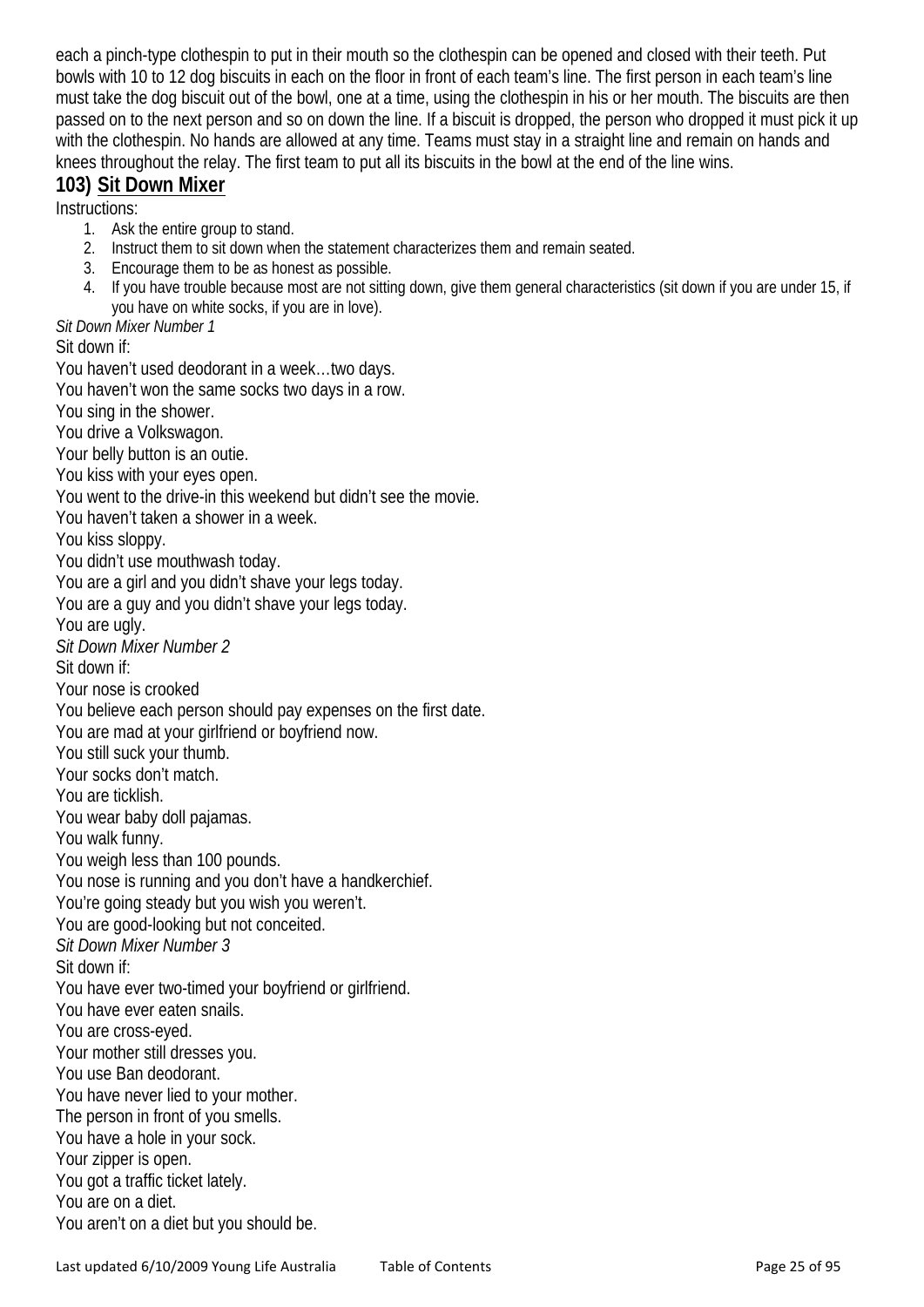each a pinch-type clothespin to put in their mouth so the clothespin can be opened and closed with their teeth. Put bowls with 10 to 12 dog biscuits in each on the floor in front of each team's line. The first person in each team's line must take the dog biscuit out of the bowl, one at a time, using the clothespin in his or her mouth. The biscuits are then passed on to the next person and so on down the line. If a biscuit is dropped, the person who dropped it must pick it up with the clothespin. No hands are allowed at any time. Teams must stay in a straight line and remain on hands and knees throughout the relay. The first team to put all its biscuits in the bowl at the end of the line wins.

## 103) Sit Down Mixer

Instructions:

1. Ask the entire group to stand.
2. Instruct them to sit down when the statement characterizes them and remain seated.
3. Encourage them to be as honest as possible.
4. If you have trouble because most are not sitting down, give them general characteristics (sit down if you are under 15, if you have on white socks, if you are in love).

*Sit Down Mixer Number 1*

Sit down if:

You haven't used deodorant in a week…two days.
You haven't won the same socks two days in a row.
You sing in the shower.
You drive a Volkswagon.
Your belly button is an outie.
You kiss with your eyes open.
You went to the drive-in this weekend but didn't see the movie.
You haven't taken a shower in a week.
You kiss sloppy.
You didn't use mouthwash today.
You are a girl and you didn't shave your legs today.
You are a guy and you didn't shave your legs today.
You are ugly.

*Sit Down Mixer Number 2*

Sit down if:

Your nose is crooked
You believe each person should pay expenses on the first date.
You are mad at your girlfriend or boyfriend now.
You still suck your thumb.
Your socks don't match.
You are ticklish.
You wear baby doll pajamas.
You walk funny.
You weigh less than 100 pounds.
You nose is running and you don't have a handkerchief.
You're going steady but you wish you weren't.
You are good-looking but not conceited.

*Sit Down Mixer Number 3*

Sit down if:

You have ever two-timed your boyfriend or girlfriend.
You have ever eaten snails.
You are cross-eyed.
Your mother still dresses you.
You use Ban deodorant.
You have never lied to your mother.
The person in front of you smells.
You have a hole in your sock.
Your zipper is open.
You got a traffic ticket lately.
You are on a diet.
You aren't on a diet but you should be.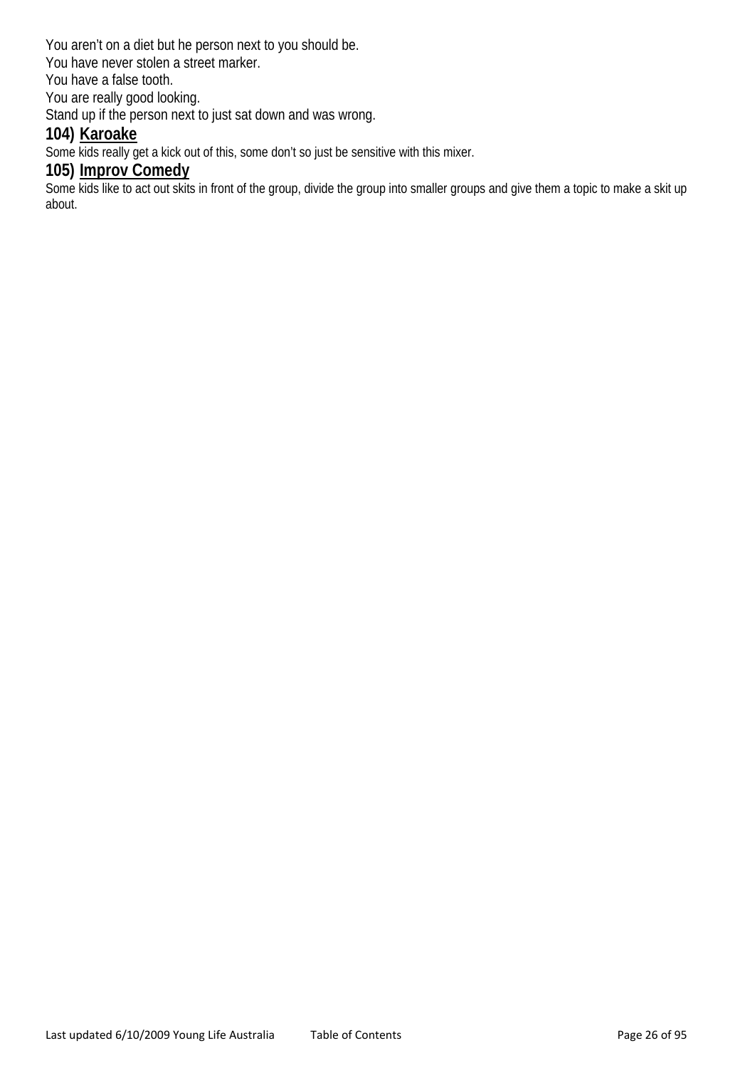You aren't on a diet but he person next to you should be.
You have never stolen a street marker.
You have a false tooth.
You are really good looking.
Stand up if the person next to just sat down and was wrong.

### 104) Karoake

Some kids really get a kick out of this, some don't so just be sensitive with this mixer.

### 105) Improv Comedy

Some kids like to act out skits in front of the group, divide the group into smaller groups and give them a topic to make a skit up about.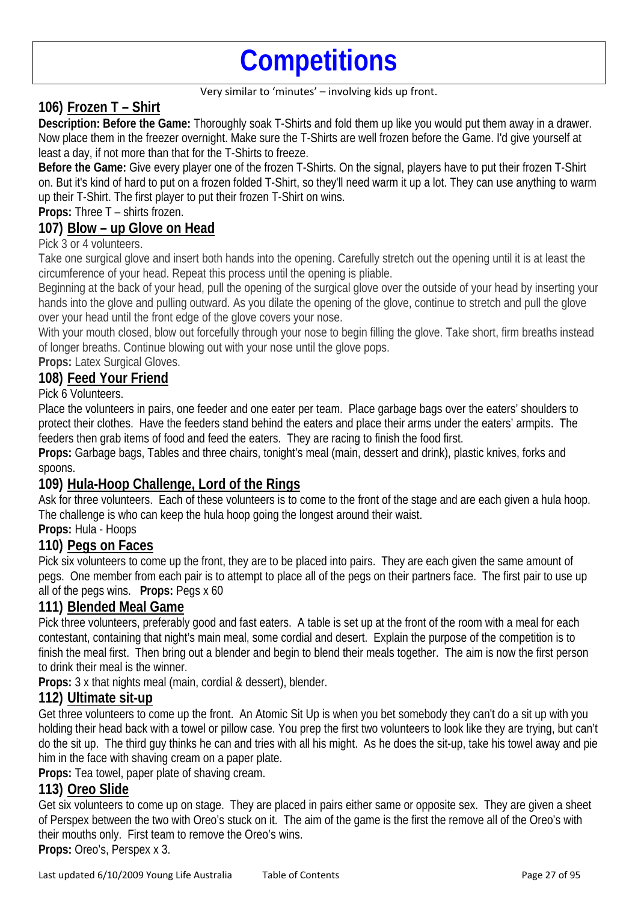# Competitions

Very similar to 'minutes' – involving kids up front.

## 106) Frozen T – Shirt

**Description: Before the Game:** Thoroughly soak T-Shirts and fold them up like you would put them away in a drawer. Now place them in the freezer overnight. Make sure the T-Shirts are well frozen before the Game. I'd give yourself at least a day, if not more than that for the T-Shirts to freeze.

**Before the Game:** Give every player one of the frozen T-Shirts. On the signal, players have to put their frozen T-Shirt on. But it's kind of hard to put on a frozen folded T-Shirt, so they'll need warm it up a lot. They can use anything to warm up their T-Shirt. The first player to put their frozen T-Shirt on wins.

**Props:** Three T – shirts frozen.

## 107) Blow – up Glove on Head

Pick 3 or 4 volunteers.

Take one surgical glove and insert both hands into the opening. Carefully stretch out the opening until it is at least the circumference of your head. Repeat this process until the opening is pliable.

Beginning at the back of your head, pull the opening of the surgical glove over the outside of your head by inserting your hands into the glove and pulling outward. As you dilate the opening of the glove, continue to stretch and pull the glove over your head until the front edge of the glove covers your nose.

With your mouth closed, blow out forcefully through your nose to begin filling the glove. Take short, firm breaths instead of longer breaths. Continue blowing out with your nose until the glove pops.

**Props:** Latex Surgical Gloves.

## 108) Feed Your Friend

Pick 6 Volunteers.

Place the volunteers in pairs, one feeder and one eater per team. Place garbage bags over the eaters' shoulders to protect their clothes. Have the feeders stand behind the eaters and place their arms under the eaters' armpits. The feeders then grab items of food and feed the eaters. They are racing to finish the food first.

**Props:** Garbage bags, Tables and three chairs, tonight's meal (main, dessert and drink), plastic knives, forks and spoons.

## 109) Hula-Hoop Challenge, Lord of the Rings

Ask for three volunteers. Each of these volunteers is to come to the front of the stage and are each given a hula hoop. The challenge is who can keep the hula hoop going the longest around their waist.

**Props:** Hula - Hoops

## 110) Pegs on Faces

Pick six volunteers to come up the front, they are to be placed into pairs. They are each given the same amount of pegs. One member from each pair is to attempt to place all of the pegs on their partners face. The first pair to use up all of the pegs wins. **Props:** Pegs x 60

## 111) Blended Meal Game

Pick three volunteers, preferably good and fast eaters. A table is set up at the front of the room with a meal for each contestant, containing that night's main meal, some cordial and desert. Explain the purpose of the competition is to finish the meal first. Then bring out a blender and begin to blend their meals together. The aim is now the first person to drink their meal is the winner.

**Props:** 3 x that nights meal (main, cordial & dessert), blender.

## 112) Ultimate sit-up

Get three volunteers to come up the front. An Atomic Sit Up is when you bet somebody they can't do a sit up with you holding their head back with a towel or pillow case. You prep the first two volunteers to look like they are trying, but can't do the sit up. The third guy thinks he can and tries with all his might. As he does the sit-up, take his towel away and pie him in the face with shaving cream on a paper plate.

**Props:** Tea towel, paper plate of shaving cream.

## 113) Oreo Slide

Get six volunteers to come up on stage. They are placed in pairs either same or opposite sex. They are given a sheet of Perspex between the two with Oreo's stuck on it. The aim of the game is the first the remove all of the Oreo's with their mouths only. First team to remove the Oreo's wins.

**Props:** Oreo's, Perspex x 3.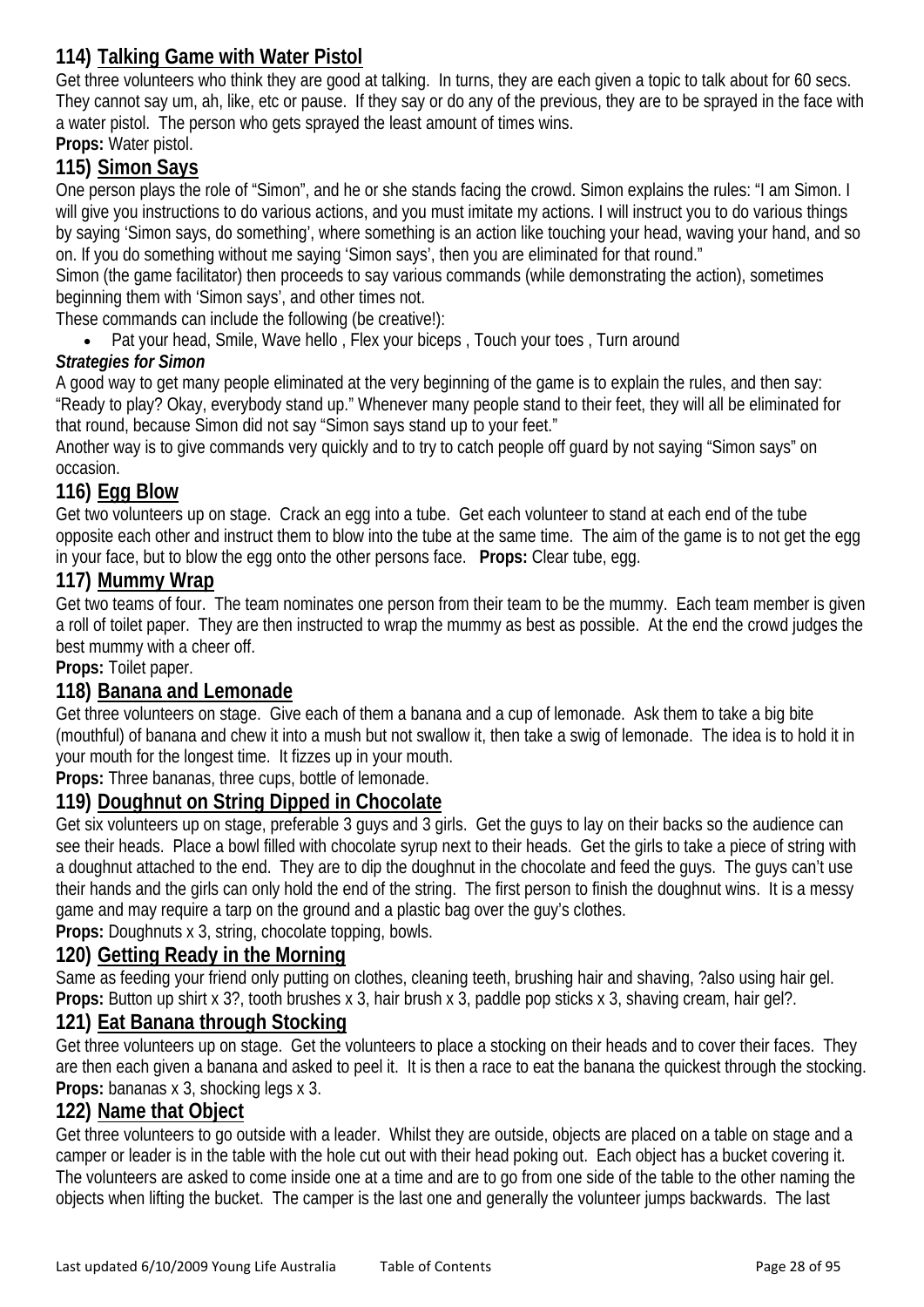## 114) <u>Talking Game with Water Pistol</u>

Get three volunteers who think they are good at talking. In turns, they are each given a topic to talk about for 60 secs. They cannot say um, ah, like, etc or pause. If they say or do any of the previous, they are to be sprayed in the face with a water pistol. The person who gets sprayed the least amount of times wins.

**Props:** Water pistol.

## 115) <u>Simon Says</u>

One person plays the role of "Simon", and he or she stands facing the crowd. Simon explains the rules: "I am Simon. I will give you instructions to do various actions, and you must imitate my actions. I will instruct you to do various things by saying 'Simon says, do something', where something is an action like touching your head, waving your hand, and so on. If you do something without me saying 'Simon says', then you are eliminated for that round."

Simon (the game facilitator) then proceeds to say various commands (while demonstrating the action), sometimes beginning them with 'Simon says', and other times not.

These commands can include the following (be creative!):

- Pat your head, Smile, Wave hello , Flex your biceps , Touch your toes , Turn around

***Strategies for Simon***

A good way to get many people eliminated at the very beginning of the game is to explain the rules, and then say: "Ready to play? Okay, everybody stand up." Whenever many people stand to their feet, they will all be eliminated for that round, because Simon did not say "Simon says stand up to your feet."

Another way is to give commands very quickly and to try to catch people off guard by not saying "Simon says" on occasion.

## 116) <u>Egg Blow</u>

Get two volunteers up on stage. Crack an egg into a tube. Get each volunteer to stand at each end of the tube opposite each other and instruct them to blow into the tube at the same time. The aim of the game is to not get the egg in your face, but to blow the egg onto the other persons face. **Props:** Clear tube, egg.

## 117) <u>Mummy Wrap</u>

Get two teams of four. The team nominates one person from their team to be the mummy. Each team member is given a roll of toilet paper. They are then instructed to wrap the mummy as best as possible. At the end the crowd judges the best mummy with a cheer off.

**Props:** Toilet paper.

## 118) <u>Banana and Lemonade</u>

Get three volunteers on stage. Give each of them a banana and a cup of lemonade. Ask them to take a big bite (mouthful) of banana and chew it into a mush but not swallow it, then take a swig of lemonade. The idea is to hold it in your mouth for the longest time. It fizzes up in your mouth.

**Props:** Three bananas, three cups, bottle of lemonade.

## 119) <u>Doughnut on String Dipped in Chocolate</u>

Get six volunteers up on stage, preferable 3 guys and 3 girls. Get the guys to lay on their backs so the audience can see their heads. Place a bowl filled with chocolate syrup next to their heads. Get the girls to take a piece of string with a doughnut attached to the end. They are to dip the doughnut in the chocolate and feed the guys. The guys can't use their hands and the girls can only hold the end of the string. The first person to finish the doughnut wins. It is a messy game and may require a tarp on the ground and a plastic bag over the guy's clothes.

**Props:** Doughnuts x 3, string, chocolate topping, bowls.

## 120) <u>Getting Ready in the Morning</u>

Same as feeding your friend only putting on clothes, cleaning teeth, brushing hair and shaving, ?also using hair gel.
**Props:** Button up shirt x 3?, tooth brushes x 3, hair brush x 3, paddle pop sticks x 3, shaving cream, hair gel?.

## 121) <u>Eat Banana through Stocking</u>

Get three volunteers up on stage. Get the volunteers to place a stocking on their heads and to cover their faces. They are then each given a banana and asked to peel it. It is then a race to eat the banana the quickest through the stocking.
**Props:** bananas x 3, shocking legs x 3.

## 122) <u>Name that Object</u>

Get three volunteers to go outside with a leader. Whilst they are outside, objects are placed on a table on stage and a camper or leader is in the table with the hole cut out with their head poking out. Each object has a bucket covering it. The volunteers are asked to come inside one at a time and are to go from one side of the table to the other naming the objects when lifting the bucket. The camper is the last one and generally the volunteer jumps backwards. The last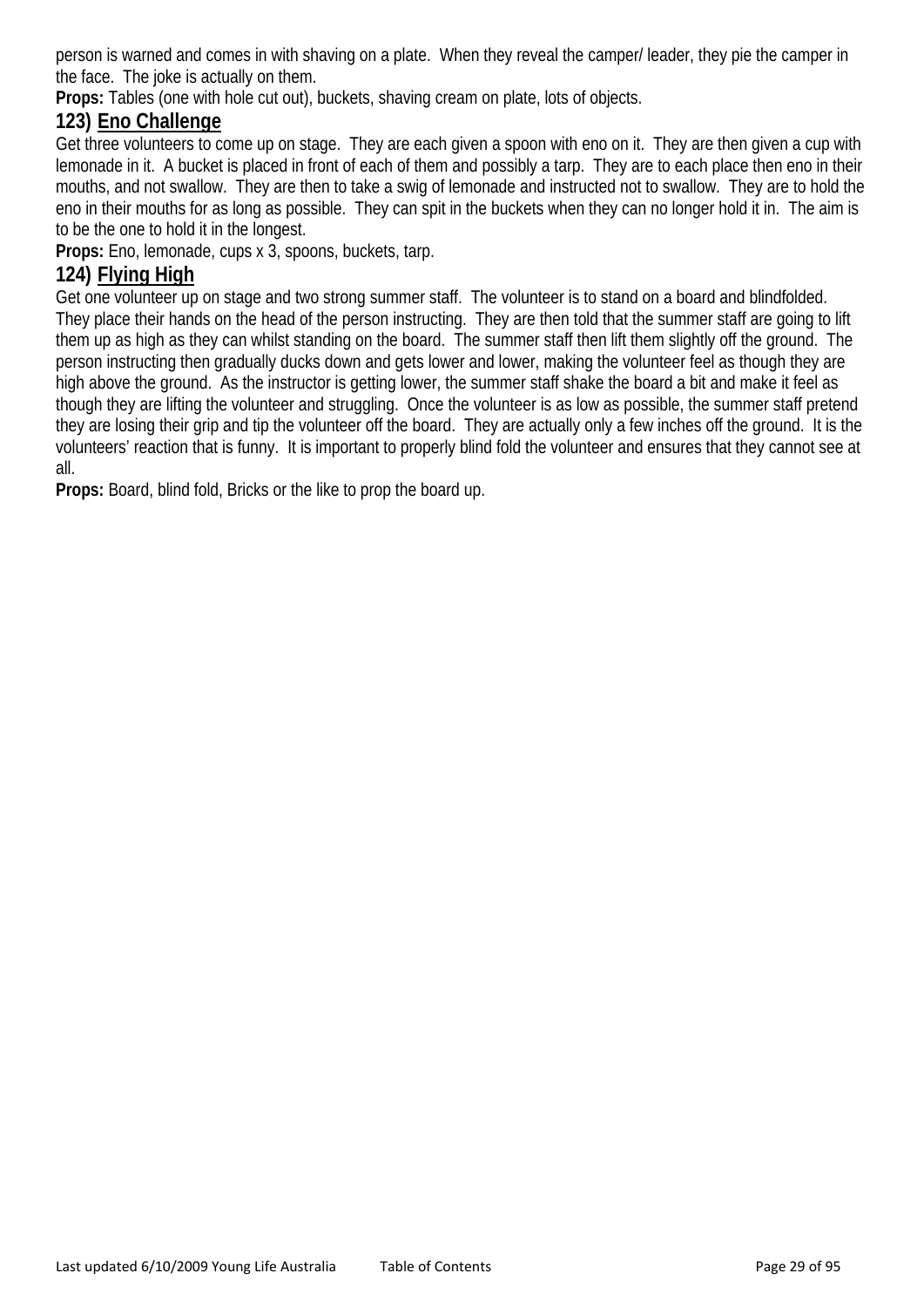person is warned and comes in with shaving on a plate. When they reveal the camper/ leader, they pie the camper in the face. The joke is actually on them.

**Props:** Tables (one with hole cut out), buckets, shaving cream on plate, lots of objects.

### 123) Eno Challenge

Get three volunteers to come up on stage. They are each given a spoon with eno on it. They are then given a cup with lemonade in it. A bucket is placed in front of each of them and possibly a tarp. They are to each place then eno in their mouths, and not swallow. They are then to take a swig of lemonade and instructed not to swallow. They are to hold the eno in their mouths for as long as possible. They can spit in the buckets when they can no longer hold it in. The aim is to be the one to hold it in the longest.

**Props:** Eno, lemonade, cups x 3, spoons, buckets, tarp.

### 124) Flying High

Get one volunteer up on stage and two strong summer staff. The volunteer is to stand on a board and blindfolded. They place their hands on the head of the person instructing. They are then told that the summer staff are going to lift them up as high as they can whilst standing on the board. The summer staff then lift them slightly off the ground. The person instructing then gradually ducks down and gets lower and lower, making the volunteer feel as though they are high above the ground. As the instructor is getting lower, the summer staff shake the board a bit and make it feel as though they are lifting the volunteer and struggling. Once the volunteer is as low as possible, the summer staff pretend they are losing their grip and tip the volunteer off the board. They are actually only a few inches off the ground. It is the volunteers' reaction that is funny. It is important to properly blind fold the volunteer and ensures that they cannot see at all.

**Props:** Board, blind fold, Bricks or the like to prop the board up.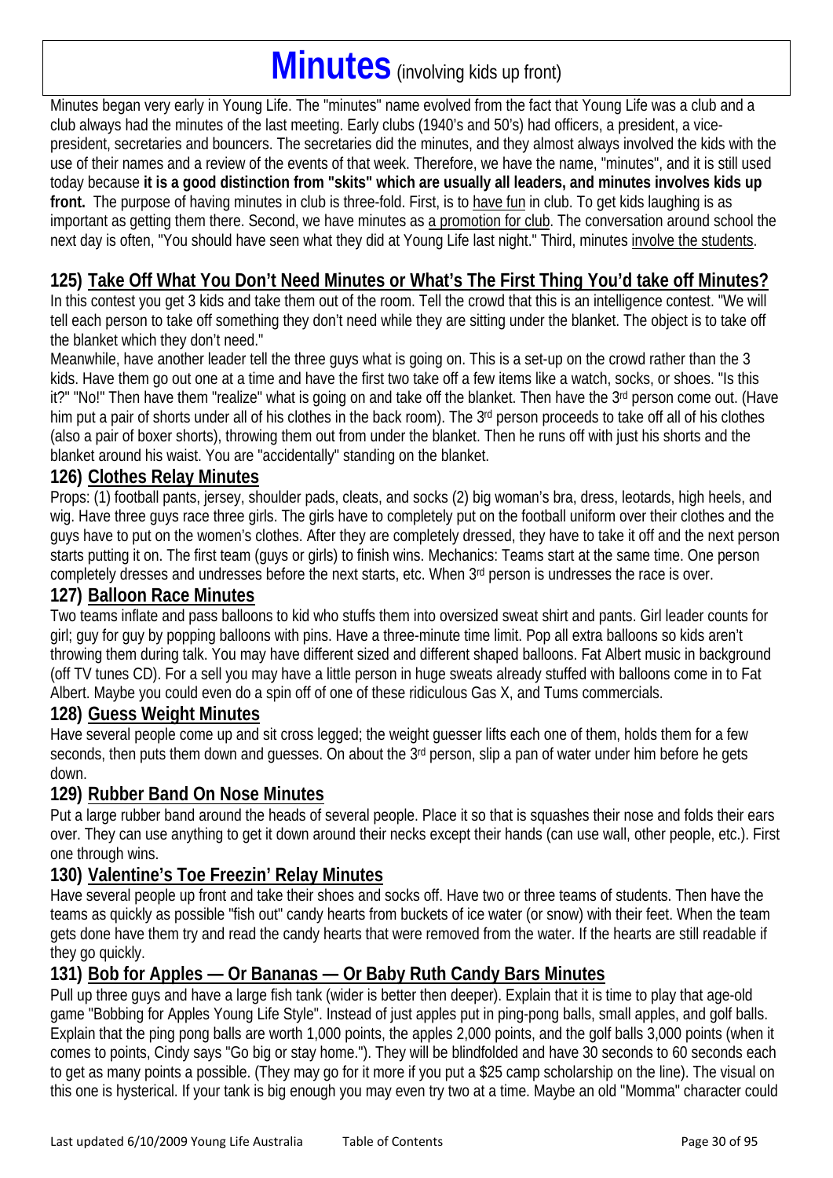# Minutes (involving kids up front)

Minutes began very early in Young Life. The "minutes" name evolved from the fact that Young Life was a club and a club always had the minutes of the last meeting. Early clubs (1940's and 50's) had officers, a president, a vice-president, secretaries and bouncers. The secretaries did the minutes, and they almost always involved the kids with the use of their names and a review of the events of that week. Therefore, we have the name, "minutes", and it is still used today because **it is a good distinction from "skits" which are usually all leaders, and minutes involves kids up front.** The purpose of having minutes in club is three-fold. First, is to have fun in club. To get kids laughing is as important as getting them there. Second, we have minutes as a promotion for club. The conversation around school the next day is often, "You should have seen what they did at Young Life last night." Third, minutes involve the students.

## 125) Take Off What You Don't Need Minutes or What's The First Thing You'd take off Minutes?

In this contest you get 3 kids and take them out of the room. Tell the crowd that this is an intelligence contest. "We will tell each person to take off something they don't need while they are sitting under the blanket. The object is to take off the blanket which they don't need."

Meanwhile, have another leader tell the three guys what is going on. This is a set-up on the crowd rather than the 3 kids. Have them go out one at a time and have the first two take off a few items like a watch, socks, or shoes. "Is this it?" "No!" Then have them "realize" what is going on and take off the blanket. Then have the 3rd person come out. (Have him put a pair of shorts under all of his clothes in the back room). The 3rd person proceeds to take off all of his clothes (also a pair of boxer shorts), throwing them out from under the blanket. Then he runs off with just his shorts and the blanket around his waist. You are "accidentally" standing on the blanket.

## 126) Clothes Relay Minutes

Props: (1) football pants, jersey, shoulder pads, cleats, and socks (2) big woman's bra, dress, leotards, high heels, and wig. Have three guys race three girls. The girls have to completely put on the football uniform over their clothes and the guys have to put on the women's clothes. After they are completely dressed, they have to take it off and the next person starts putting it on. The first team (guys or girls) to finish wins. Mechanics: Teams start at the same time. One person completely dresses and undresses before the next starts, etc. When 3rd person is undresses the race is over.

## 127) Balloon Race Minutes

Two teams inflate and pass balloons to kid who stuffs them into oversized sweat shirt and pants. Girl leader counts for girl; guy for guy by popping balloons with pins. Have a three-minute time limit. Pop all extra balloons so kids aren't throwing them during talk. You may have different sized and different shaped balloons. Fat Albert music in background (off TV tunes CD). For a sell you may have a little person in huge sweats already stuffed with balloons come in to Fat Albert. Maybe you could even do a spin off of one of these ridiculous Gas X, and Tums commercials.

## 128) Guess Weight Minutes

Have several people come up and sit cross legged; the weight guesser lifts each one of them, holds them for a few seconds, then puts them down and guesses. On about the 3rd person, slip a pan of water under him before he gets down.

## 129) Rubber Band On Nose Minutes

Put a large rubber band around the heads of several people. Place it so that is squashes their nose and folds their ears over. They can use anything to get it down around their necks except their hands (can use wall, other people, etc.). First one through wins.

## 130) Valentine's Toe Freezin' Relay Minutes

Have several people up front and take their shoes and socks off. Have two or three teams of students. Then have the teams as quickly as possible "fish out" candy hearts from buckets of ice water (or snow) with their feet. When the team gets done have them try and read the candy hearts that were removed from the water. If the hearts are still readable if they go quickly.

## 131) Bob for Apples — Or Bananas — Or Baby Ruth Candy Bars Minutes

Pull up three guys and have a large fish tank (wider is better then deeper). Explain that it is time to play that age-old game "Bobbing for Apples Young Life Style". Instead of just apples put in ping-pong balls, small apples, and golf balls. Explain that the ping pong balls are worth 1,000 points, the apples 2,000 points, and the golf balls 3,000 points (when it comes to points, Cindy says "Go big or stay home."). They will be blindfolded and have 30 seconds to 60 seconds each to get as many points a possible. (They may go for it more if you put a $25 camp scholarship on the line). The visual on this one is hysterical. If your tank is big enough you may even try two at a time. Maybe an old "Momma" character could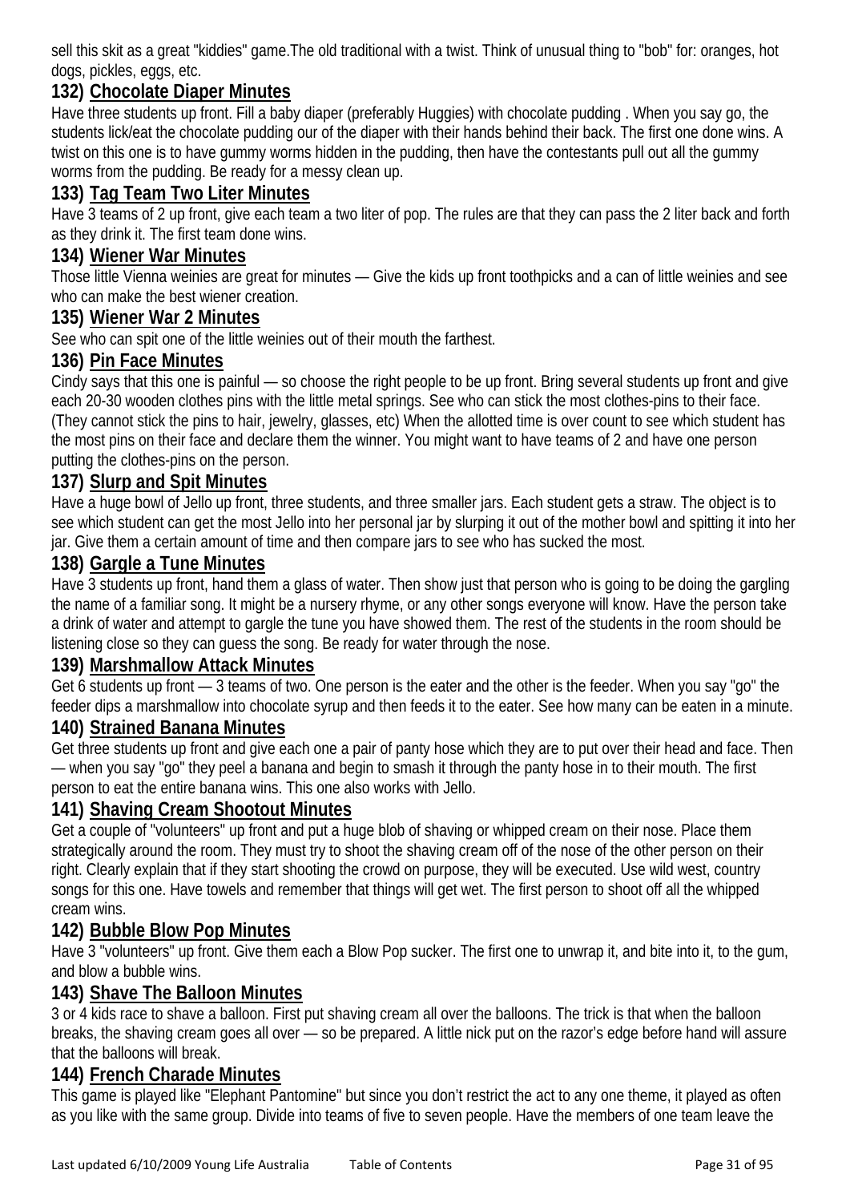sell this skit as a great "kiddies" game.The old traditional with a twist. Think of unusual thing to "bob" for: oranges, hot dogs, pickles, eggs, etc.

### 132) Chocolate Diaper Minutes

Have three students up front. Fill a baby diaper (preferably Huggies) with chocolate pudding . When you say go, the students lick/eat the chocolate pudding our of the diaper with their hands behind their back. The first one done wins. A twist on this one is to have gummy worms hidden in the pudding, then have the contestants pull out all the gummy worms from the pudding. Be ready for a messy clean up.

### 133) Tag Team Two Liter Minutes

Have 3 teams of 2 up front, give each team a two liter of pop. The rules are that they can pass the 2 liter back and forth as they drink it. The first team done wins.

### 134) Wiener War Minutes

Those little Vienna weinies are great for minutes — Give the kids up front toothpicks and a can of little weinies and see who can make the best wiener creation.

### 135) Wiener War 2 Minutes

See who can spit one of the little weinies out of their mouth the farthest.

### 136) Pin Face Minutes

Cindy says that this one is painful — so choose the right people to be up front. Bring several students up front and give each 20-30 wooden clothes pins with the little metal springs. See who can stick the most clothes-pins to their face. (They cannot stick the pins to hair, jewelry, glasses, etc) When the allotted time is over count to see which student has the most pins on their face and declare them the winner. You might want to have teams of 2 and have one person putting the clothes-pins on the person.

### 137) Slurp and Spit Minutes

Have a huge bowl of Jello up front, three students, and three smaller jars. Each student gets a straw. The object is to see which student can get the most Jello into her personal jar by slurping it out of the mother bowl and spitting it into her jar. Give them a certain amount of time and then compare jars to see who has sucked the most.

### 138) Gargle a Tune Minutes

Have 3 students up front, hand them a glass of water. Then show just that person who is going to be doing the gargling the name of a familiar song. It might be a nursery rhyme, or any other songs everyone will know. Have the person take a drink of water and attempt to gargle the tune you have showed them. The rest of the students in the room should be listening close so they can guess the song. Be ready for water through the nose.

### 139) Marshmallow Attack Minutes

Get 6 students up front — 3 teams of two. One person is the eater and the other is the feeder. When you say "go" the feeder dips a marshmallow into chocolate syrup and then feeds it to the eater. See how many can be eaten in a minute.

### 140) Strained Banana Minutes

Get three students up front and give each one a pair of panty hose which they are to put over their head and face. Then — when you say "go" they peel a banana and begin to smash it through the panty hose in to their mouth. The first person to eat the entire banana wins. This one also works with Jello.

### 141) Shaving Cream Shootout Minutes

Get a couple of "volunteers" up front and put a huge blob of shaving or whipped cream on their nose. Place them strategically around the room. They must try to shoot the shaving cream off of the nose of the other person on their right. Clearly explain that if they start shooting the crowd on purpose, they will be executed. Use wild west, country songs for this one. Have towels and remember that things will get wet. The first person to shoot off all the whipped cream wins.

### 142) Bubble Blow Pop Minutes

Have 3 "volunteers" up front. Give them each a Blow Pop sucker. The first one to unwrap it, and bite into it, to the gum, and blow a bubble wins.

### 143) Shave The Balloon Minutes

3 or 4 kids race to shave a balloon. First put shaving cream all over the balloons. The trick is that when the balloon breaks, the shaving cream goes all over — so be prepared. A little nick put on the razor's edge before hand will assure that the balloons will break.

### 144) French Charade Minutes

This game is played like "Elephant Pantomine" but since you don't restrict the act to any one theme, it played as often as you like with the same group. Divide into teams of five to seven people. Have the members of one team leave the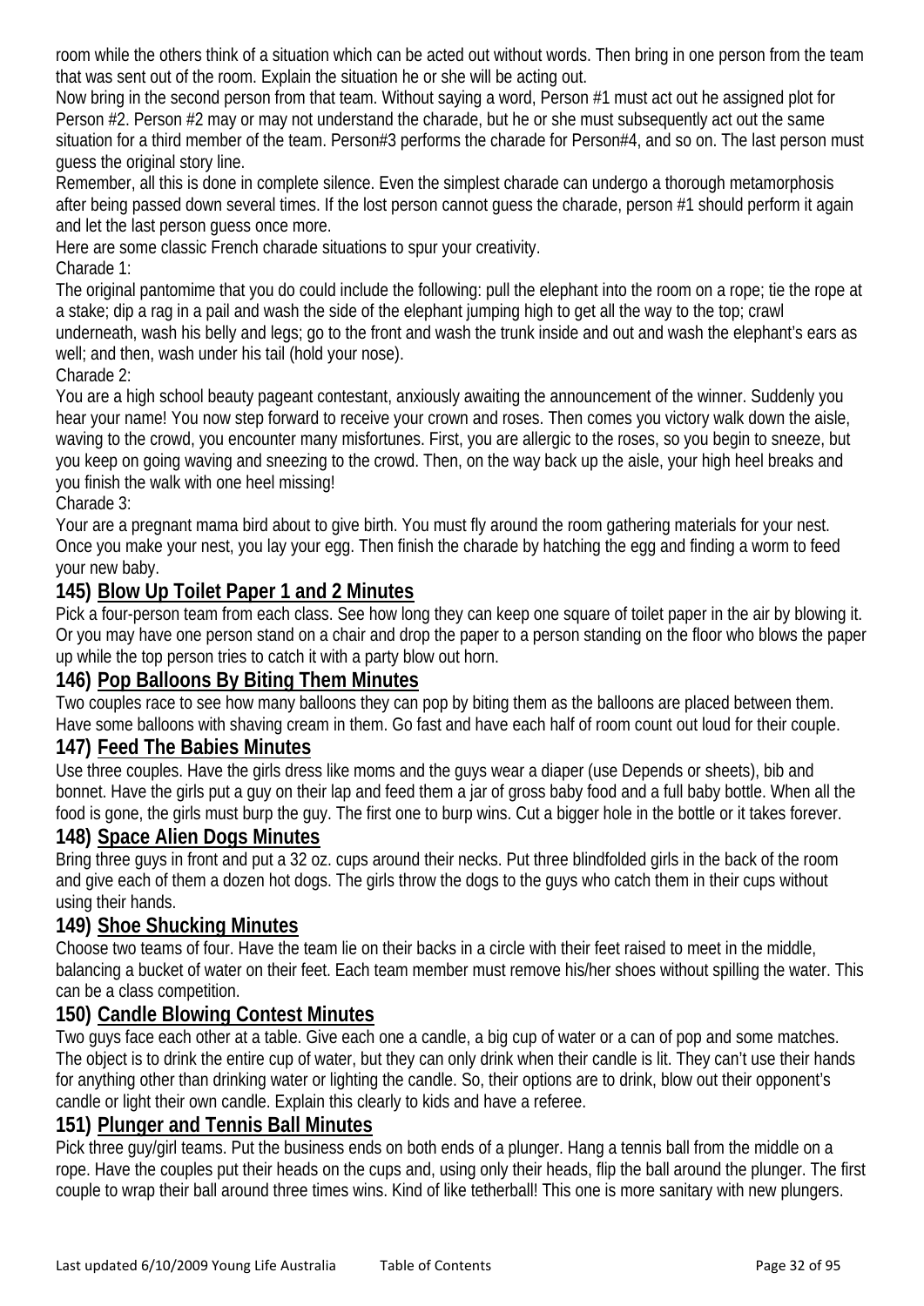room while the others think of a situation which can be acted out without words. Then bring in one person from the team that was sent out of the room. Explain the situation he or she will be acting out.

Now bring in the second person from that team. Without saying a word, Person #1 must act out he assigned plot for Person #2. Person #2 may or may not understand the charade, but he or she must subsequently act out the same situation for a third member of the team. Person#3 performs the charade for Person#4, and so on. The last person must guess the original story line.

Remember, all this is done in complete silence. Even the simplest charade can undergo a thorough metamorphosis after being passed down several times. If the lost person cannot guess the charade, person #1 should perform it again and let the last person guess once more.

Here are some classic French charade situations to spur your creativity.

Charade 1:

The original pantomime that you do could include the following: pull the elephant into the room on a rope; tie the rope at a stake; dip a rag in a pail and wash the side of the elephant jumping high to get all the way to the top; crawl underneath, wash his belly and legs; go to the front and wash the trunk inside and out and wash the elephant's ears as well; and then, wash under his tail (hold your nose).

Charade 2:

You are a high school beauty pageant contestant, anxiously awaiting the announcement of the winner. Suddenly you hear your name! You now step forward to receive your crown and roses. Then comes you victory walk down the aisle, waving to the crowd, you encounter many misfortunes. First, you are allergic to the roses, so you begin to sneeze, but you keep on going waving and sneezing to the crowd. Then, on the way back up the aisle, your high heel breaks and you finish the walk with one heel missing!

Charade 3:

Your are a pregnant mama bird about to give birth. You must fly around the room gathering materials for your nest. Once you make your nest, you lay your egg. Then finish the charade by hatching the egg and finding a worm to feed your new baby.

### 145) Blow Up Toilet Paper 1 and 2 Minutes

Pick a four-person team from each class. See how long they can keep one square of toilet paper in the air by blowing it. Or you may have one person stand on a chair and drop the paper to a person standing on the floor who blows the paper up while the top person tries to catch it with a party blow out horn.

### 146) Pop Balloons By Biting Them Minutes

Two couples race to see how many balloons they can pop by biting them as the balloons are placed between them. Have some balloons with shaving cream in them. Go fast and have each half of room count out loud for their couple.

### 147) Feed The Babies Minutes

Use three couples. Have the girls dress like moms and the guys wear a diaper (use Depends or sheets), bib and bonnet. Have the girls put a guy on their lap and feed them a jar of gross baby food and a full baby bottle. When all the food is gone, the girls must burp the guy. The first one to burp wins. Cut a bigger hole in the bottle or it takes forever.

### 148) Space Alien Dogs Minutes

Bring three guys in front and put a 32 oz. cups around their necks. Put three blindfolded girls in the back of the room and give each of them a dozen hot dogs. The girls throw the dogs to the guys who catch them in their cups without using their hands.

### 149) Shoe Shucking Minutes

Choose two teams of four. Have the team lie on their backs in a circle with their feet raised to meet in the middle, balancing a bucket of water on their feet. Each team member must remove his/her shoes without spilling the water. This can be a class competition.

### 150) Candle Blowing Contest Minutes

Two guys face each other at a table. Give each one a candle, a big cup of water or a can of pop and some matches. The object is to drink the entire cup of water, but they can only drink when their candle is lit. They can't use their hands for anything other than drinking water or lighting the candle. So, their options are to drink, blow out their opponent's candle or light their own candle. Explain this clearly to kids and have a referee.

### 151) Plunger and Tennis Ball Minutes

Pick three guy/girl teams. Put the business ends on both ends of a plunger. Hang a tennis ball from the middle on a rope. Have the couples put their heads on the cups and, using only their heads, flip the ball around the plunger. The first couple to wrap their ball around three times wins. Kind of like tetherball! This one is more sanitary with new plungers.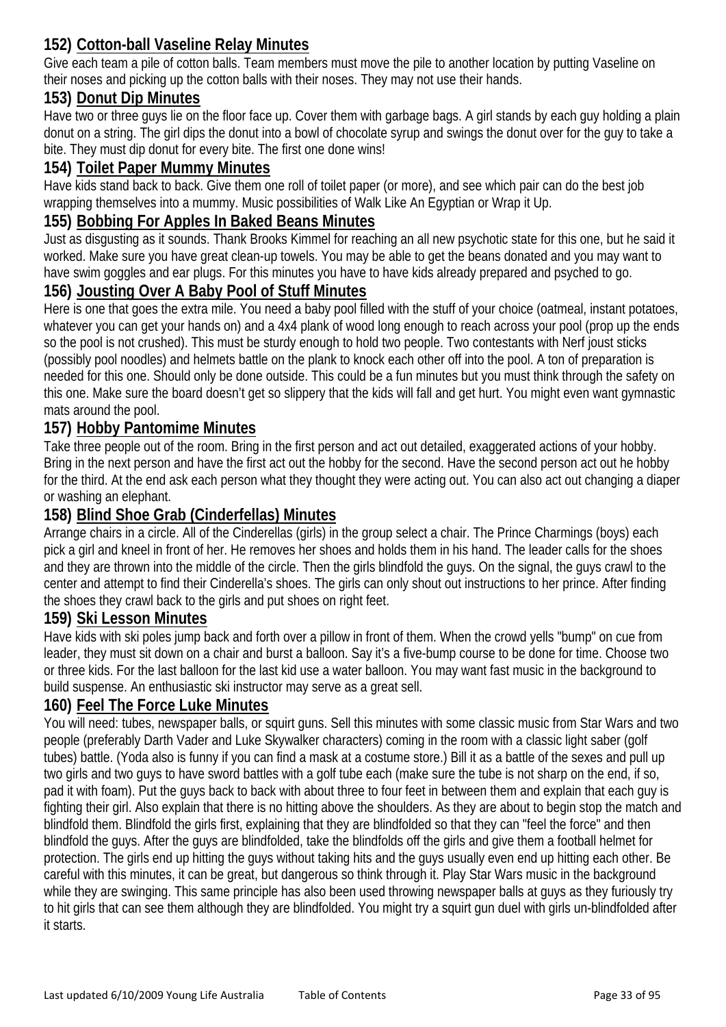### 152) Cotton-ball Vaseline Relay Minutes

Give each team a pile of cotton balls. Team members must move the pile to another location by putting Vaseline on their noses and picking up the cotton balls with their noses. They may not use their hands.

### 153) Donut Dip Minutes

Have two or three guys lie on the floor face up. Cover them with garbage bags. A girl stands by each guy holding a plain donut on a string. The girl dips the donut into a bowl of chocolate syrup and swings the donut over for the guy to take a bite. They must dip donut for every bite. The first one done wins!

### 154) Toilet Paper Mummy Minutes

Have kids stand back to back. Give them one roll of toilet paper (or more), and see which pair can do the best job wrapping themselves into a mummy. Music possibilities of Walk Like An Egyptian or Wrap it Up.

### 155) Bobbing For Apples In Baked Beans Minutes

Just as disgusting as it sounds. Thank Brooks Kimmel for reaching an all new psychotic state for this one, but he said it worked. Make sure you have great clean-up towels. You may be able to get the beans donated and you may want to have swim goggles and ear plugs. For this minutes you have to have kids already prepared and psyched to go.

### 156) Jousting Over A Baby Pool of Stuff Minutes

Here is one that goes the extra mile. You need a baby pool filled with the stuff of your choice (oatmeal, instant potatoes, whatever you can get your hands on) and a 4x4 plank of wood long enough to reach across your pool (prop up the ends so the pool is not crushed). This must be sturdy enough to hold two people. Two contestants with Nerf joust sticks (possibly pool noodles) and helmets battle on the plank to knock each other off into the pool. A ton of preparation is needed for this one. Should only be done outside. This could be a fun minutes but you must think through the safety on this one. Make sure the board doesn't get so slippery that the kids will fall and get hurt. You might even want gymnastic mats around the pool.

### 157) Hobby Pantomime Minutes

Take three people out of the room. Bring in the first person and act out detailed, exaggerated actions of your hobby. Bring in the next person and have the first act out the hobby for the second. Have the second person act out he hobby for the third. At the end ask each person what they thought they were acting out. You can also act out changing a diaper or washing an elephant.

### 158) Blind Shoe Grab (Cinderfellas) Minutes

Arrange chairs in a circle. All of the Cinderellas (girls) in the group select a chair. The Prince Charmings (boys) each pick a girl and kneel in front of her. He removes her shoes and holds them in his hand. The leader calls for the shoes and they are thrown into the middle of the circle. Then the girls blindfold the guys. On the signal, the guys crawl to the center and attempt to find their Cinderella's shoes. The girls can only shout out instructions to her prince. After finding the shoes they crawl back to the girls and put shoes on right feet.

### 159) Ski Lesson Minutes

Have kids with ski poles jump back and forth over a pillow in front of them. When the crowd yells "bump" on cue from leader, they must sit down on a chair and burst a balloon. Say it's a five-bump course to be done for time. Choose two or three kids. For the last balloon for the last kid use a water balloon. You may want fast music in the background to build suspense. An enthusiastic ski instructor may serve as a great sell.

### 160) Feel The Force Luke Minutes

You will need: tubes, newspaper balls, or squirt guns. Sell this minutes with some classic music from Star Wars and two people (preferably Darth Vader and Luke Skywalker characters) coming in the room with a classic light saber (golf tubes) battle. (Yoda also is funny if you can find a mask at a costume store.) Bill it as a battle of the sexes and pull up two girls and two guys to have sword battles with a golf tube each (make sure the tube is not sharp on the end, if so, pad it with foam). Put the guys back to back with about three to four feet in between them and explain that each guy is fighting their girl. Also explain that there is no hitting above the shoulders. As they are about to begin stop the match and blindfold them. Blindfold the girls first, explaining that they are blindfolded so that they can "feel the force" and then blindfold the guys. After the guys are blindfolded, take the blindfolds off the girls and give them a football helmet for protection. The girls end up hitting the guys without taking hits and the guys usually even end up hitting each other. Be careful with this minutes, it can be great, but dangerous so think through it. Play Star Wars music in the background while they are swinging. This same principle has also been used throwing newspaper balls at guys as they furiously try to hit girls that can see them although they are blindfolded. You might try a squirt gun duel with girls un-blindfolded after it starts.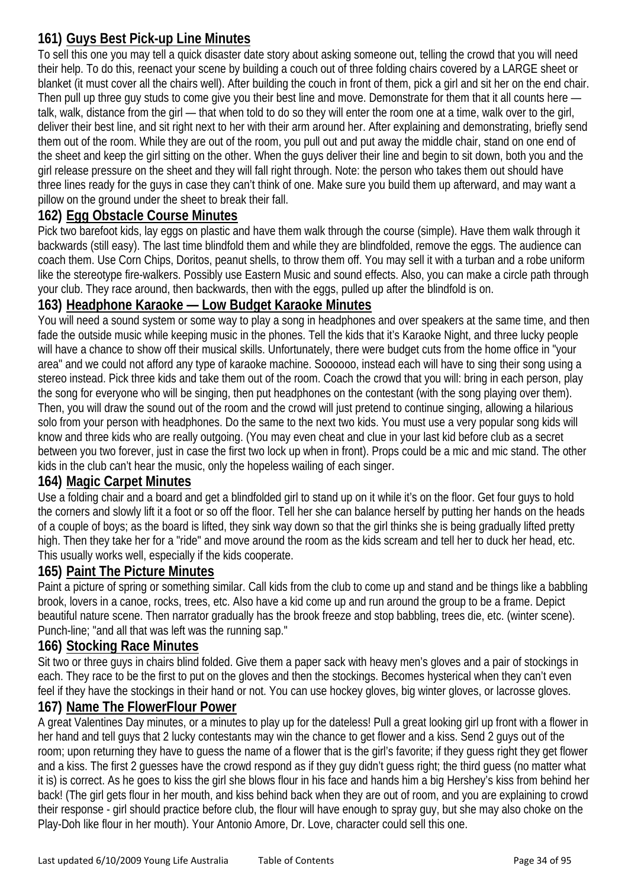### 161) Guys Best Pick-up Line Minutes

To sell this one you may tell a quick disaster date story about asking someone out, telling the crowd that you will need their help. To do this, reenact your scene by building a couch out of three folding chairs covered by a LARGE sheet or blanket (it must cover all the chairs well). After building the couch in front of them, pick a girl and sit her on the end chair. Then pull up three guy studs to come give you their best line and move. Demonstrate for them that it all counts here — talk, walk, distance from the girl — that when told to do so they will enter the room one at a time, walk over to the girl, deliver their best line, and sit right next to her with their arm around her. After explaining and demonstrating, briefly send them out of the room. While they are out of the room, you pull out and put away the middle chair, stand on one end of the sheet and keep the girl sitting on the other. When the guys deliver their line and begin to sit down, both you and the girl release pressure on the sheet and they will fall right through. Note: the person who takes them out should have three lines ready for the guys in case they can't think of one. Make sure you build them up afterward, and may want a pillow on the ground under the sheet to break their fall.

### 162) Egg Obstacle Course Minutes

Pick two barefoot kids, lay eggs on plastic and have them walk through the course (simple). Have them walk through it backwards (still easy). The last time blindfold them and while they are blindfolded, remove the eggs. The audience can coach them. Use Corn Chips, Doritos, peanut shells, to throw them off. You may sell it with a turban and a robe uniform like the stereotype fire-walkers. Possibly use Eastern Music and sound effects. Also, you can make a circle path through your club. They race around, then backwards, then with the eggs, pulled up after the blindfold is on.

### 163) Headphone Karaoke — Low Budget Karaoke Minutes

You will need a sound system or some way to play a song in headphones and over speakers at the same time, and then fade the outside music while keeping music in the phones. Tell the kids that it's Karaoke Night, and three lucky people will have a chance to show off their musical skills. Unfortunately, there were budget cuts from the home office in "your area" and we could not afford any type of karaoke machine. Soooooo, instead each will have to sing their song using a stereo instead. Pick three kids and take them out of the room. Coach the crowd that you will: bring in each person, play the song for everyone who will be singing, then put headphones on the contestant (with the song playing over them). Then, you will draw the sound out of the room and the crowd will just pretend to continue singing, allowing a hilarious solo from your person with headphones. Do the same to the next two kids. You must use a very popular song kids will know and three kids who are really outgoing. (You may even cheat and clue in your last kid before club as a secret between you two forever, just in case the first two lock up when in front). Props could be a mic and mic stand. The other kids in the club can't hear the music, only the hopeless wailing of each singer.

### 164) Magic Carpet Minutes

Use a folding chair and a board and get a blindfolded girl to stand up on it while it's on the floor. Get four guys to hold the corners and slowly lift it a foot or so off the floor. Tell her she can balance herself by putting her hands on the heads of a couple of boys; as the board is lifted, they sink way down so that the girl thinks she is being gradually lifted pretty high. Then they take her for a "ride" and move around the room as the kids scream and tell her to duck her head, etc. This usually works well, especially if the kids cooperate.

### 165) Paint The Picture Minutes

Paint a picture of spring or something similar. Call kids from the club to come up and stand and be things like a babbling brook, lovers in a canoe, rocks, trees, etc. Also have a kid come up and run around the group to be a frame. Depict beautiful nature scene. Then narrator gradually has the brook freeze and stop babbling, trees die, etc. (winter scene). Punch-line; "and all that was left was the running sap."

### 166) Stocking Race Minutes

Sit two or three guys in chairs blind folded. Give them a paper sack with heavy men's gloves and a pair of stockings in each. They race to be the first to put on the gloves and then the stockings. Becomes hysterical when they can't even feel if they have the stockings in their hand or not. You can use hockey gloves, big winter gloves, or lacrosse gloves.

### 167) Name The FlowerFlour Power

A great Valentines Day minutes, or a minutes to play up for the dateless! Pull a great looking girl up front with a flower in her hand and tell guys that 2 lucky contestants may win the chance to get flower and a kiss. Send 2 guys out of the room; upon returning they have to guess the name of a flower that is the girl's favorite; if they guess right they get flower and a kiss. The first 2 guesses have the crowd respond as if they guy didn't guess right; the third guess (no matter what it is) is correct. As he goes to kiss the girl she blows flour in his face and hands him a big Hershey's kiss from behind her back! (The girl gets flour in her mouth, and kiss behind back when they are out of room, and you are explaining to crowd their response - girl should practice before club, the flour will have enough to spray guy, but she may also choke on the Play-Doh like flour in her mouth). Your Antonio Amore, Dr. Love, character could sell this one.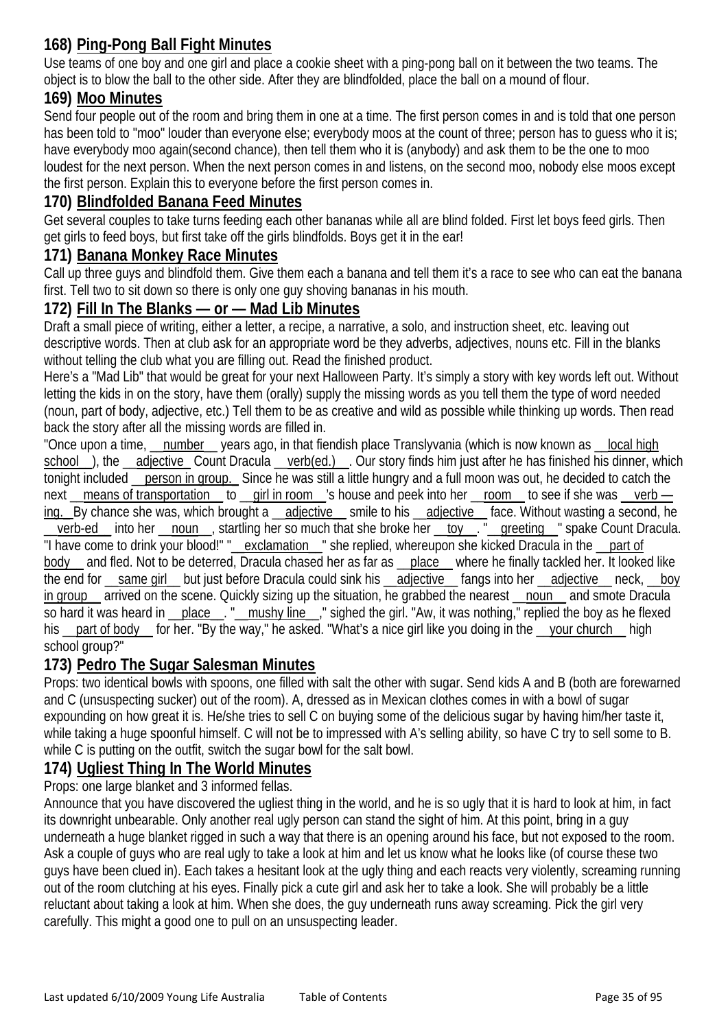## 168) Ping-Pong Ball Fight Minutes

Use teams of one boy and one girl and place a cookie sheet with a ping-pong ball on it between the two teams. The object is to blow the ball to the other side. After they are blindfolded, place the ball on a mound of flour.

## 169) Moo Minutes

Send four people out of the room and bring them in one at a time. The first person comes in and is told that one person has been told to "moo" louder than everyone else; everybody moos at the count of three; person has to guess who it is; have everybody moo again(second chance), then tell them who it is (anybody) and ask them to be the one to moo loudest for the next person. When the next person comes in and listens, on the second moo, nobody else moos except the first person. Explain this to everyone before the first person comes in.

## 170) Blindfolded Banana Feed Minutes

Get several couples to take turns feeding each other bananas while all are blind folded. First let boys feed girls. Then get girls to feed boys, but first take off the girls blindfolds. Boys get it in the ear!

## 171) Banana Monkey Race Minutes

Call up three guys and blindfold them. Give them each a banana and tell them it's a race to see who can eat the banana first. Tell two to sit down so there is only one guy shoving bananas in his mouth.

## 172) Fill In The Blanks — or — Mad Lib Minutes

Draft a small piece of writing, either a letter, a recipe, a narrative, a solo, and instruction sheet, etc. leaving out descriptive words. Then at club ask for an appropriate word be they adverbs, adjectives, nouns etc. Fill in the blanks without telling the club what you are filling out. Read the finished product.

Here's a "Mad Lib" that would be great for your next Halloween Party. It's simply a story with key words left out. Without letting the kids in on the story, have them (orally) supply the missing words as you tell them the type of word needed (noun, part of body, adjective, etc.) Tell them to be as creative and wild as possible while thinking up words. Then read back the story after all the missing words are filled in.

"Once upon a time, __number__ years ago, in that fiendish place Translyvania (which is now known as __local high school__), the __adjective__ Count Dracula __verb(ed.)__. Our story finds him just after he has finished his dinner, which tonight included __person in group.__ Since he was still a little hungry and a full moon was out, he decided to catch the next __means of transportation__ to __girl in room__'s house and peek into her __room__ to see if she was __verb — ing.__ By chance she was, which brought a __adjective__ smile to his __adjective__ face. Without wasting a second, he __verb-ed__ into her __noun__, startling her so much that she broke her __toy__. "__greeting__" spake Count Dracula. "I have come to drink your blood!" "__exclamation__" she replied, whereupon she kicked Dracula in the __part of body__ and fled. Not to be deterred, Dracula chased her as far as __place__ where he finally tackled her. It looked like the end for __same girl__ but just before Dracula could sink his __adjective__ fangs into her __adjective__ neck, __boy in group__ arrived on the scene. Quickly sizing up the situation, he grabbed the nearest __noun__ and smote Dracula so hard it was heard in __place__. "__mushy line__," sighed the girl. "Aw, it was nothing," replied the boy as he flexed his __part of body__ for her. "By the way," he asked. "What's a nice girl like you doing in the __your church__ high school group?"

## 173) Pedro The Sugar Salesman Minutes

Props: two identical bowls with spoons, one filled with salt the other with sugar. Send kids A and B (both are forewarned and C (unsuspecting sucker) out of the room). A, dressed as in Mexican clothes comes in with a bowl of sugar expounding on how great it is. He/she tries to sell C on buying some of the delicious sugar by having him/her taste it, while taking a huge spoonful himself. C will not be to impressed with A's selling ability, so have C try to sell some to B. while C is putting on the outfit, switch the sugar bowl for the salt bowl.

## 174) Ugliest Thing In The World Minutes

Props: one large blanket and 3 informed fellas.

Announce that you have discovered the ugliest thing in the world, and he is so ugly that it is hard to look at him, in fact its downright unbearable. Only another real ugly person can stand the sight of him. At this point, bring in a guy underneath a huge blanket rigged in such a way that there is an opening around his face, but not exposed to the room. Ask a couple of guys who are real ugly to take a look at him and let us know what he looks like (of course these two guys have been clued in). Each takes a hesitant look at the ugly thing and each reacts very violently, screaming running out of the room clutching at his eyes. Finally pick a cute girl and ask her to take a look. She will probably be a little reluctant about taking a look at him. When she does, the guy underneath runs away screaming. Pick the girl very carefully. This might a good one to pull on an unsuspecting leader.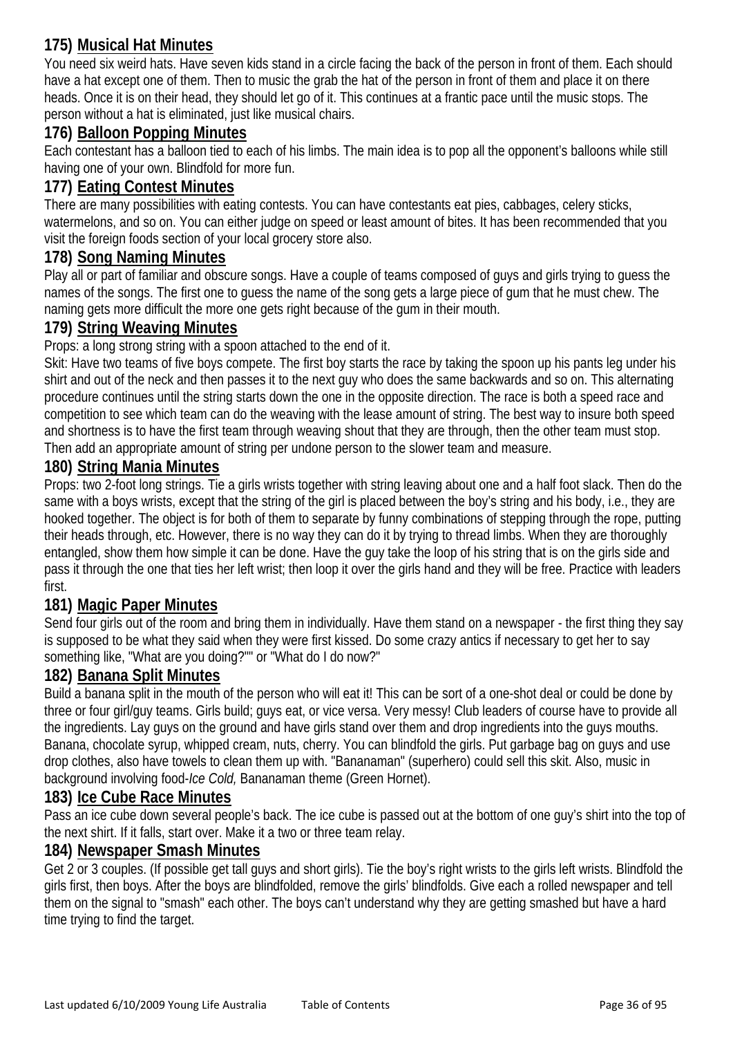### 175) <u>Musical Hat Minutes</u>

You need six weird hats. Have seven kids stand in a circle facing the back of the person in front of them. Each should have a hat except one of them. Then to music the grab the hat of the person in front of them and place it on there heads. Once it is on their head, they should let go of it. This continues at a frantic pace until the music stops. The person without a hat is eliminated, just like musical chairs.

### 176) <u>Balloon Popping Minutes</u>

Each contestant has a balloon tied to each of his limbs. The main idea is to pop all the opponent's balloons while still having one of your own. Blindfold for more fun.

### 177) <u>Eating Contest Minutes</u>

There are many possibilities with eating contests. You can have contestants eat pies, cabbages, celery sticks, watermelons, and so on. You can either judge on speed or least amount of bites. It has been recommended that you visit the foreign foods section of your local grocery store also.

### 178) <u>Song Naming Minutes</u>

Play all or part of familiar and obscure songs. Have a couple of teams composed of guys and girls trying to guess the names of the songs. The first one to guess the name of the song gets a large piece of gum that he must chew. The naming gets more difficult the more one gets right because of the gum in their mouth.

### 179) <u>String Weaving Minutes</u>

Props: a long strong string with a spoon attached to the end of it.

Skit: Have two teams of five boys compete. The first boy starts the race by taking the spoon up his pants leg under his shirt and out of the neck and then passes it to the next guy who does the same backwards and so on. This alternating procedure continues until the string starts down the one in the opposite direction. The race is both a speed race and competition to see which team can do the weaving with the lease amount of string. The best way to insure both speed and shortness is to have the first team through weaving shout that they are through, then the other team must stop. Then add an appropriate amount of string per undone person to the slower team and measure.

### 180) <u>String Mania Minutes</u>

Props: two 2-foot long strings. Tie a girls wrists together with string leaving about one and a half foot slack. Then do the same with a boys wrists, except that the string of the girl is placed between the boy's string and his body, i.e., they are hooked together. The object is for both of them to separate by funny combinations of stepping through the rope, putting their heads through, etc. However, there is no way they can do it by trying to thread limbs. When they are thoroughly entangled, show them how simple it can be done. Have the guy take the loop of his string that is on the girls side and pass it through the one that ties her left wrist; then loop it over the girls hand and they will be free. Practice with leaders first.

### 181) <u>Magic Paper Minutes</u>

Send four girls out of the room and bring them in individually. Have them stand on a newspaper - the first thing they say is supposed to be what they said when they were first kissed. Do some crazy antics if necessary to get her to say something like, "What are you doing?"" or "What do I do now?"

### 182) <u>Banana Split Minutes</u>

Build a banana split in the mouth of the person who will eat it! This can be sort of a one-shot deal or could be done by three or four girl/guy teams. Girls build; guys eat, or vice versa. Very messy! Club leaders of course have to provide all the ingredients. Lay guys on the ground and have girls stand over them and drop ingredients into the guys mouths. Banana, chocolate syrup, whipped cream, nuts, cherry. You can blindfold the girls. Put garbage bag on guys and use drop clothes, also have towels to clean them up with. "Bananaman" (superhero) could sell this skit. Also, music in background involving food-*Ice Cold,* Bananaman theme (Green Hornet).

### 183) <u>Ice Cube Race Minutes</u>

Pass an ice cube down several people's back. The ice cube is passed out at the bottom of one guy's shirt into the top of the next shirt. If it falls, start over. Make it a two or three team relay.

### 184) <u>Newspaper Smash Minutes</u>

Get 2 or 3 couples. (If possible get tall guys and short girls). Tie the boy's right wrists to the girls left wrists. Blindfold the girls first, then boys. After the boys are blindfolded, remove the girls' blindfolds. Give each a rolled newspaper and tell them on the signal to "smash" each other. The boys can't understand why they are getting smashed but have a hard time trying to find the target.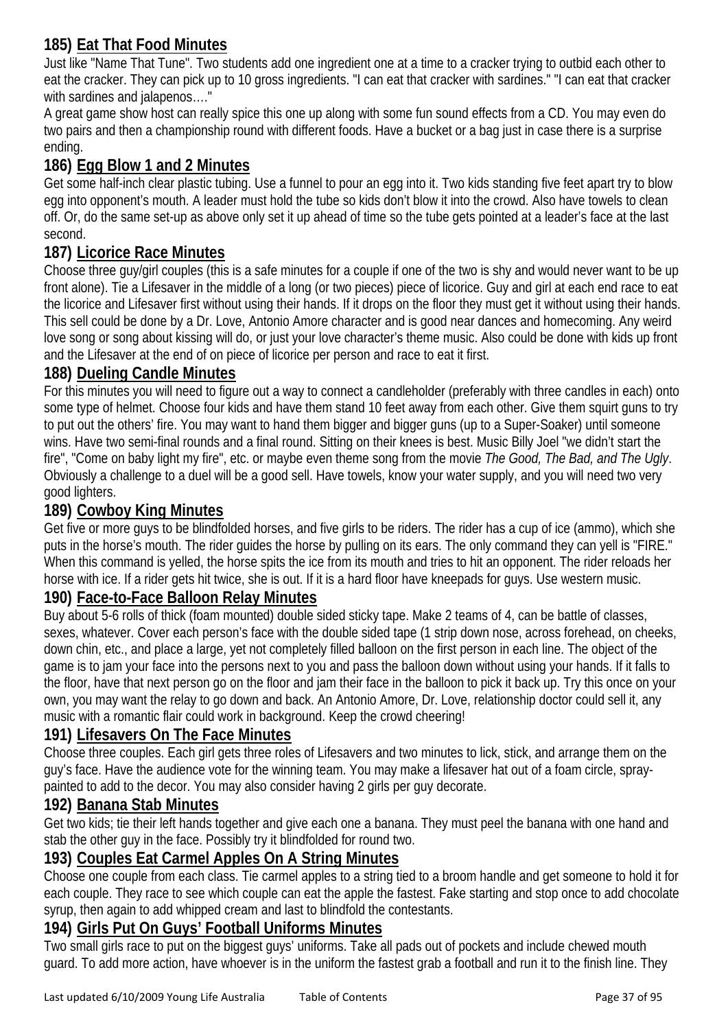### 185) Eat That Food Minutes

Just like "Name That Tune". Two students add one ingredient one at a time to a cracker trying to outbid each other to eat the cracker. They can pick up to 10 gross ingredients. "I can eat that cracker with sardines." "I can eat that cracker with sardines and jalapenos…."

A great game show host can really spice this one up along with some fun sound effects from a CD. You may even do two pairs and then a championship round with different foods. Have a bucket or a bag just in case there is a surprise ending.

### 186) Egg Blow 1 and 2 Minutes

Get some half-inch clear plastic tubing. Use a funnel to pour an egg into it. Two kids standing five feet apart try to blow egg into opponent's mouth. A leader must hold the tube so kids don't blow it into the crowd. Also have towels to clean off. Or, do the same set-up as above only set it up ahead of time so the tube gets pointed at a leader's face at the last second.

### 187) Licorice Race Minutes

Choose three guy/girl couples (this is a safe minutes for a couple if one of the two is shy and would never want to be up front alone). Tie a Lifesaver in the middle of a long (or two pieces) piece of licorice. Guy and girl at each end race to eat the licorice and Lifesaver first without using their hands. If it drops on the floor they must get it without using their hands. This sell could be done by a Dr. Love, Antonio Amore character and is good near dances and homecoming. Any weird love song or song about kissing will do, or just your love character's theme music. Also could be done with kids up front and the Lifesaver at the end of on piece of licorice per person and race to eat it first.

### 188) Dueling Candle Minutes

For this minutes you will need to figure out a way to connect a candleholder (preferably with three candles in each) onto some type of helmet. Choose four kids and have them stand 10 feet away from each other. Give them squirt guns to try to put out the others' fire. You may want to hand them bigger and bigger guns (up to a Super-Soaker) until someone wins. Have two semi-final rounds and a final round. Sitting on their knees is best. Music Billy Joel "we didn't start the fire", "Come on baby light my fire", etc. or maybe even theme song from the movie *The Good, The Bad, and The Ugly*. Obviously a challenge to a duel will be a good sell. Have towels, know your water supply, and you will need two very good lighters.

### 189) Cowboy King Minutes

Get five or more guys to be blindfolded horses, and five girls to be riders. The rider has a cup of ice (ammo), which she puts in the horse's mouth. The rider guides the horse by pulling on its ears. The only command they can yell is "FIRE." When this command is yelled, the horse spits the ice from its mouth and tries to hit an opponent. The rider reloads her horse with ice. If a rider gets hit twice, she is out. If it is a hard floor have kneepads for guys. Use western music.

### 190) Face-to-Face Balloon Relay Minutes

Buy about 5-6 rolls of thick (foam mounted) double sided sticky tape. Make 2 teams of 4, can be battle of classes, sexes, whatever. Cover each person's face with the double sided tape (1 strip down nose, across forehead, on cheeks, down chin, etc., and place a large, yet not completely filled balloon on the first person in each line. The object of the game is to jam your face into the persons next to you and pass the balloon down without using your hands. If it falls to the floor, have that next person go on the floor and jam their face in the balloon to pick it back up. Try this once on your own, you may want the relay to go down and back. An Antonio Amore, Dr. Love, relationship doctor could sell it, any music with a romantic flair could work in background. Keep the crowd cheering!

### 191) Lifesavers On The Face Minutes

Choose three couples. Each girl gets three roles of Lifesavers and two minutes to lick, stick, and arrange them on the guy's face. Have the audience vote for the winning team. You may make a lifesaver hat out of a foam circle, spray-painted to add to the decor. You may also consider having 2 girls per guy decorate.

### 192) Banana Stab Minutes

Get two kids; tie their left hands together and give each one a banana. They must peel the banana with one hand and stab the other guy in the face. Possibly try it blindfolded for round two.

### 193) Couples Eat Carmel Apples On A String Minutes

Choose one couple from each class. Tie carmel apples to a string tied to a broom handle and get someone to hold it for each couple. They race to see which couple can eat the apple the fastest. Fake starting and stop once to add chocolate syrup, then again to add whipped cream and last to blindfold the contestants.

### 194) Girls Put On Guys' Football Uniforms Minutes

Two small girls race to put on the biggest guys' uniforms. Take all pads out of pockets and include chewed mouth guard. To add more action, have whoever is in the uniform the fastest grab a football and run it to the finish line. They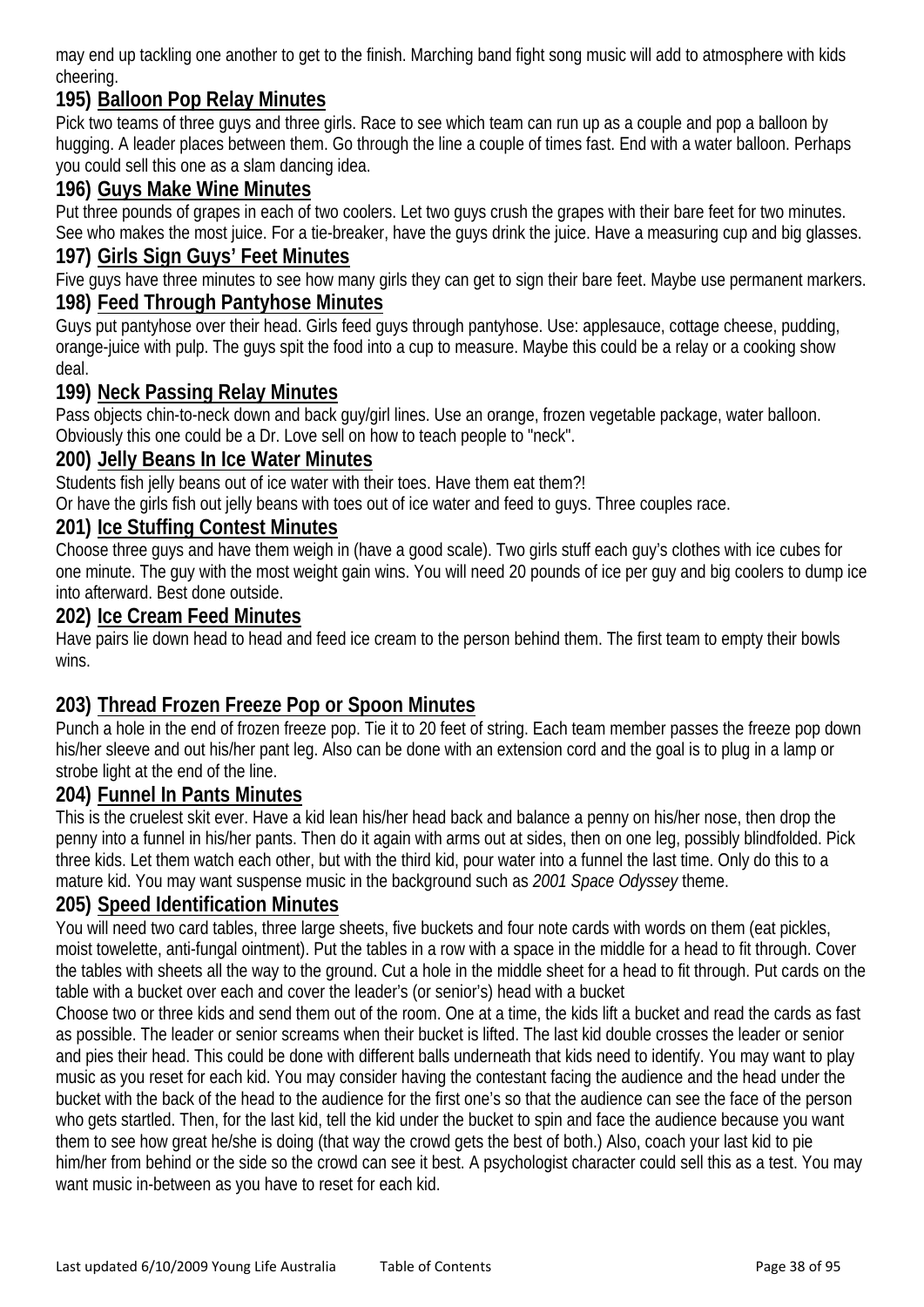may end up tackling one another to get to the finish. Marching band fight song music will add to atmosphere with kids cheering.

### 195) Balloon Pop Relay Minutes

Pick two teams of three guys and three girls. Race to see which team can run up as a couple and pop a balloon by hugging. A leader places between them. Go through the line a couple of times fast. End with a water balloon. Perhaps you could sell this one as a slam dancing idea.

### 196) Guys Make Wine Minutes

Put three pounds of grapes in each of two coolers. Let two guys crush the grapes with their bare feet for two minutes. See who makes the most juice. For a tie-breaker, have the guys drink the juice. Have a measuring cup and big glasses.

### 197) Girls Sign Guys' Feet Minutes

Five guys have three minutes to see how many girls they can get to sign their bare feet. Maybe use permanent markers.

### 198) Feed Through Pantyhose Minutes

Guys put pantyhose over their head. Girls feed guys through pantyhose. Use: applesauce, cottage cheese, pudding, orange-juice with pulp. The guys spit the food into a cup to measure. Maybe this could be a relay or a cooking show deal.

### 199) Neck Passing Relay Minutes

Pass objects chin-to-neck down and back guy/girl lines. Use an orange, frozen vegetable package, water balloon. Obviously this one could be a Dr. Love sell on how to teach people to "neck".

### 200) Jelly Beans In Ice Water Minutes

Students fish jelly beans out of ice water with their toes. Have them eat them?!
Or have the girls fish out jelly beans with toes out of ice water and feed to guys. Three couples race.

### 201) Ice Stuffing Contest Minutes

Choose three guys and have them weigh in (have a good scale). Two girls stuff each guy's clothes with ice cubes for one minute. The guy with the most weight gain wins. You will need 20 pounds of ice per guy and big coolers to dump ice into afterward. Best done outside.

### 202) Ice Cream Feed Minutes

Have pairs lie down head to head and feed ice cream to the person behind them. The first team to empty their bowls wins.

### 203) Thread Frozen Freeze Pop or Spoon Minutes

Punch a hole in the end of frozen freeze pop. Tie it to 20 feet of string. Each team member passes the freeze pop down his/her sleeve and out his/her pant leg. Also can be done with an extension cord and the goal is to plug in a lamp or strobe light at the end of the line.

### 204) Funnel In Pants Minutes

This is the cruelest skit ever. Have a kid lean his/her head back and balance a penny on his/her nose, then drop the penny into a funnel in his/her pants. Then do it again with arms out at sides, then on one leg, possibly blindfolded. Pick three kids. Let them watch each other, but with the third kid, pour water into a funnel the last time. Only do this to a mature kid. You may want suspense music in the background such as *2001 Space Odyssey* theme.

### 205) Speed Identification Minutes

You will need two card tables, three large sheets, five buckets and four note cards with words on them (eat pickles, moist towelette, anti-fungal ointment). Put the tables in a row with a space in the middle for a head to fit through. Cover the tables with sheets all the way to the ground. Cut a hole in the middle sheet for a head to fit through. Put cards on the table with a bucket over each and cover the leader's (or senior's) head with a bucket

Choose two or three kids and send them out of the room. One at a time, the kids lift a bucket and read the cards as fast as possible. The leader or senior screams when their bucket is lifted. The last kid double crosses the leader or senior and pies their head. This could be done with different balls underneath that kids need to identify. You may want to play music as you reset for each kid. You may consider having the contestant facing the audience and the head under the bucket with the back of the head to the audience for the first one's so that the audience can see the face of the person who gets startled. Then, for the last kid, tell the kid under the bucket to spin and face the audience because you want them to see how great he/she is doing (that way the crowd gets the best of both.) Also, coach your last kid to pie him/her from behind or the side so the crowd can see it best. A psychologist character could sell this as a test. You may want music in-between as you have to reset for each kid.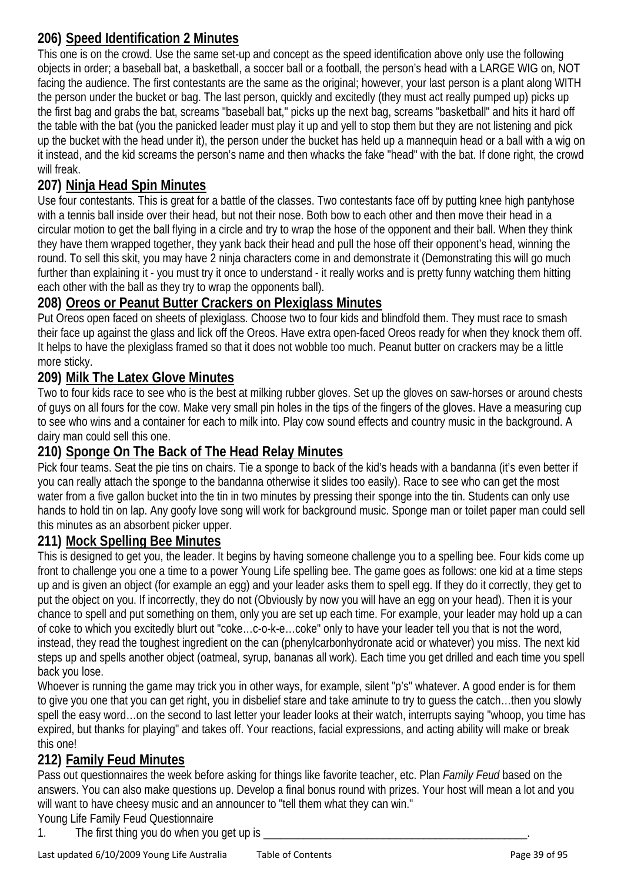## 206) Speed Identification 2 Minutes

This one is on the crowd. Use the same set-up and concept as the speed identification above only use the following objects in order; a baseball bat, a basketball, a soccer ball or a football, the person's head with a LARGE WIG on, NOT facing the audience. The first contestants are the same as the original; however, your last person is a plant along WITH the person under the bucket or bag. The last person, quickly and excitedly (they must act really pumped up) picks up the first bag and grabs the bat, screams "baseball bat," picks up the next bag, screams "basketball" and hits it hard off the table with the bat (you the panicked leader must play it up and yell to stop them but they are not listening and pick up the bucket with the head under it), the person under the bucket has held up a mannequin head or a ball with a wig on it instead, and the kid screams the person's name and then whacks the fake "head" with the bat. If done right, the crowd will freak.

## 207) Ninja Head Spin Minutes

Use four contestants. This is great for a battle of the classes. Two contestants face off by putting knee high pantyhose with a tennis ball inside over their head, but not their nose. Both bow to each other and then move their head in a circular motion to get the ball flying in a circle and try to wrap the hose of the opponent and their ball. When they think they have them wrapped together, they yank back their head and pull the hose off their opponent's head, winning the round. To sell this skit, you may have 2 ninja characters come in and demonstrate it (Demonstrating this will go much further than explaining it - you must try it once to understand - it really works and is pretty funny watching them hitting each other with the ball as they try to wrap the opponents ball).

## 208) Oreos or Peanut Butter Crackers on Plexiglass Minutes

Put Oreos open faced on sheets of plexiglass. Choose two to four kids and blindfold them. They must race to smash their face up against the glass and lick off the Oreos. Have extra open-faced Oreos ready for when they knock them off. It helps to have the plexiglass framed so that it does not wobble too much. Peanut butter on crackers may be a little more sticky.

## 209) Milk The Latex Glove Minutes

Two to four kids race to see who is the best at milking rubber gloves. Set up the gloves on saw-horses or around chests of guys on all fours for the cow. Make very small pin holes in the tips of the fingers of the gloves. Have a measuring cup to see who wins and a container for each to milk into. Play cow sound effects and country music in the background. A dairy man could sell this one.

## 210) Sponge On The Back of The Head Relay Minutes

Pick four teams. Seat the pie tins on chairs. Tie a sponge to back of the kid's heads with a bandanna (it's even better if you can really attach the sponge to the bandanna otherwise it slides too easily). Race to see who can get the most water from a five gallon bucket into the tin in two minutes by pressing their sponge into the tin. Students can only use hands to hold tin on lap. Any goofy love song will work for background music. Sponge man or toilet paper man could sell this minutes as an absorbent picker upper.

## 211) Mock Spelling Bee Minutes

This is designed to get you, the leader. It begins by having someone challenge you to a spelling bee. Four kids come up front to challenge you one a time to a power Young Life spelling bee. The game goes as follows: one kid at a time steps up and is given an object (for example an egg) and your leader asks them to spell egg. If they do it correctly, they get to put the object on you. If incorrectly, they do not (Obviously by now you will have an egg on your head). Then it is your chance to spell and put something on them, only you are set up each time. For example, your leader may hold up a can of coke to which you excitedly blurt out "coke…c-o-k-e…coke" only to have your leader tell you that is not the word, instead, they read the toughest ingredient on the can (phenylcarbonhydronate acid or whatever) you miss. The next kid steps up and spells another object (oatmeal, syrup, bananas all work). Each time you get drilled and each time you spell back you lose.

Whoever is running the game may trick you in other ways, for example, silent "p's" whatever. A good ender is for them to give you one that you can get right, you in disbelief stare and take aminute to try to guess the catch…then you slowly spell the easy word…on the second to last letter your leader looks at their watch, interrupts saying "whoop, you time has expired, but thanks for playing" and takes off. Your reactions, facial expressions, and acting ability will make or break this one!

## 212) Family Feud Minutes

Pass out questionnaires the week before asking for things like favorite teacher, etc. Plan *Family Feud* based on the answers. You can also make questions up. Develop a final bonus round with prizes. Your host will mean a lot and you will want to have cheesy music and an announcer to "tell them what they can win."

Young Life Family Feud Questionnaire

1. The first thing you do when you get up is ______________________________________________.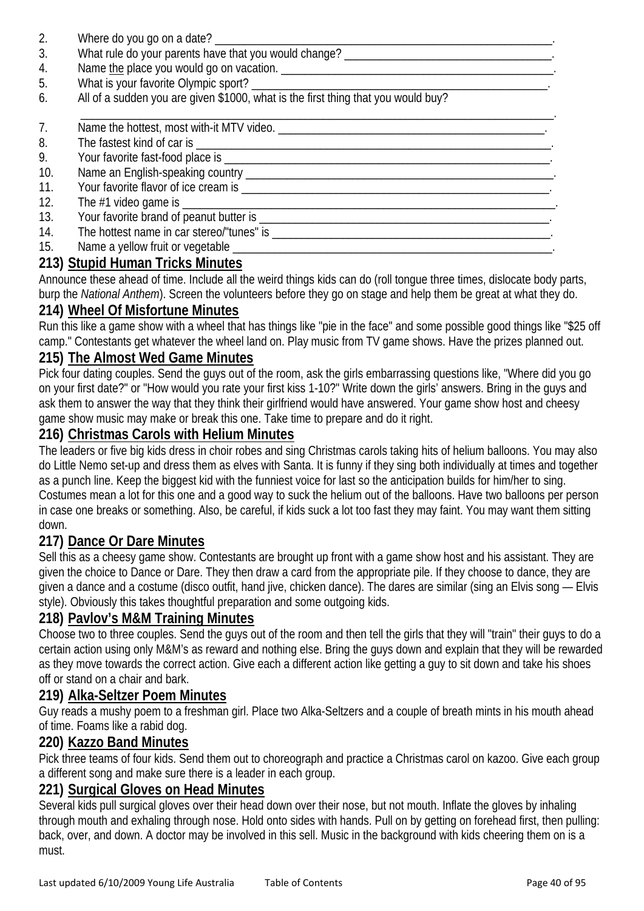2. Where do you go on a date? ______________________________________________.
3. What rule do your parents have that you would change? ______________________________.
4. Name the place you would go on vacation. ______________________________________.
5. What is your favorite Olympic sport? ________________________________________.
6. All of a sudden you are given $1000, what is the first thing that you would buy? ______________________________________________________________________.
7. Name the hottest, most with-it MTV video. ______________________________________.
8. The fastest kind of car is ________________________________________________.
9. Your favorite fast-food place is ___________________________________________.
10. Name an English-speaking country _________________________________________.
11. Your favorite flavor of ice cream is ________________________________________.
12. The #1 video game is ___________________________________________________.
13. Your favorite brand of peanut butter is ______________________________________.
14. The hottest name in car stereo/"tunes" is _____________________________________.
15. Name a yellow fruit or vegetable ___________________________________________.

## 213) Stupid Human Tricks Minutes

Announce these ahead of time. Include all the weird things kids can do (roll tongue three times, dislocate body parts, burp the *National Anthem*). Screen the volunteers before they go on stage and help them be great at what they do.

## 214) Wheel Of Misfortune Minutes

Run this like a game show with a wheel that has things like "pie in the face" and some possible good things like "$25 off camp." Contestants get whatever the wheel land on. Play music from TV game shows. Have the prizes planned out.

## 215) The Almost Wed Game Minutes

Pick four dating couples. Send the guys out of the room, ask the girls embarrassing questions like, "Where did you go on your first date?" or "How would you rate your first kiss 1-10?" Write down the girls' answers. Bring in the guys and ask them to answer the way that they think their girlfriend would have answered. Your game show host and cheesy game show music may make or break this one. Take time to prepare and do it right.

## 216) Christmas Carols with Helium Minutes

The leaders or five big kids dress in choir robes and sing Christmas carols taking hits of helium balloons. You may also do Little Nemo set-up and dress them as elves with Santa. It is funny if they sing both individually at times and together as a punch line. Keep the biggest kid with the funniest voice for last so the anticipation builds for him/her to sing. Costumes mean a lot for this one and a good way to suck the helium out of the balloons. Have two balloons per person in case one breaks or something. Also, be careful, if kids suck a lot too fast they may faint. You may want them sitting down.

## 217) Dance Or Dare Minutes

Sell this as a cheesy game show. Contestants are brought up front with a game show host and his assistant. They are given the choice to Dance or Dare. They then draw a card from the appropriate pile. If they choose to dance, they are given a dance and a costume (disco outfit, hand jive, chicken dance). The dares are similar (sing an Elvis song — Elvis style). Obviously this takes thoughtful preparation and some outgoing kids.

## 218) Pavlov's M&M Training Minutes

Choose two to three couples. Send the guys out of the room and then tell the girls that they will "train" their guys to do a certain action using only M&M's as reward and nothing else. Bring the guys down and explain that they will be rewarded as they move towards the correct action. Give each a different action like getting a guy to sit down and take his shoes off or stand on a chair and bark.

## 219) Alka-Seltzer Poem Minutes

Guy reads a mushy poem to a freshman girl. Place two Alka-Seltzers and a couple of breath mints in his mouth ahead of time. Foams like a rabid dog.

## 220) Kazzo Band Minutes

Pick three teams of four kids. Send them out to choreograph and practice a Christmas carol on kazoo. Give each group a different song and make sure there is a leader in each group.

## 221) Surgical Gloves on Head Minutes

Several kids pull surgical gloves over their head down over their nose, but not mouth. Inflate the gloves by inhaling through mouth and exhaling through nose. Hold onto sides with hands. Pull on by getting on forehead first, then pulling: back, over, and down. A doctor may be involved in this sell. Music in the background with kids cheering them on is a must.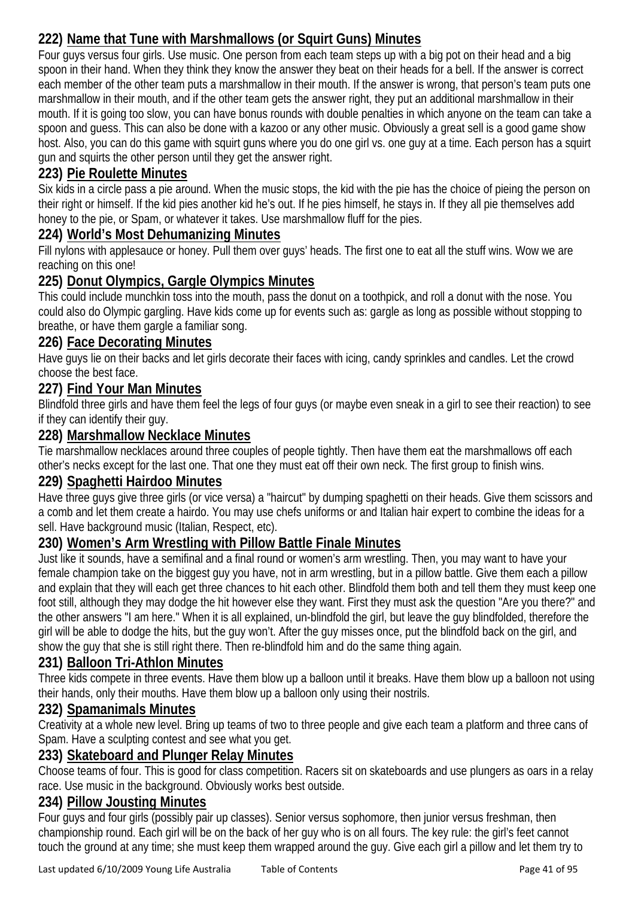### 222) Name that Tune with Marshmallows (or Squirt Guns) Minutes

Four guys versus four girls. Use music. One person from each team steps up with a big pot on their head and a big spoon in their hand. When they think they know the answer they beat on their heads for a bell. If the answer is correct each member of the other team puts a marshmallow in their mouth. If the answer is wrong, that person's team puts one marshmallow in their mouth, and if the other team gets the answer right, they put an additional marshmallow in their mouth. If it is going too slow, you can have bonus rounds with double penalties in which anyone on the team can take a spoon and guess. This can also be done with a kazoo or any other music. Obviously a great sell is a good game show host. Also, you can do this game with squirt guns where you do one girl vs. one guy at a time. Each person has a squirt gun and squirts the other person until they get the answer right.

### 223) Pie Roulette Minutes

Six kids in a circle pass a pie around. When the music stops, the kid with the pie has the choice of pieing the person on their right or himself. If the kid pies another kid he's out. If he pies himself, he stays in. If they all pie themselves add honey to the pie, or Spam, or whatever it takes. Use marshmallow fluff for the pies.

### 224) World's Most Dehumanizing Minutes

Fill nylons with applesauce or honey. Pull them over guys' heads. The first one to eat all the stuff wins. Wow we are reaching on this one!

### 225) Donut Olympics, Gargle Olympics Minutes

This could include munchkin toss into the mouth, pass the donut on a toothpick, and roll a donut with the nose. You could also do Olympic gargling. Have kids come up for events such as: gargle as long as possible without stopping to breathe, or have them gargle a familiar song.

### 226) Face Decorating Minutes

Have guys lie on their backs and let girls decorate their faces with icing, candy sprinkles and candles. Let the crowd choose the best face.

### 227) Find Your Man Minutes

Blindfold three girls and have them feel the legs of four guys (or maybe even sneak in a girl to see their reaction) to see if they can identify their guy.

### 228) Marshmallow Necklace Minutes

Tie marshmallow necklaces around three couples of people tightly. Then have them eat the marshmallows off each other's necks except for the last one. That one they must eat off their own neck. The first group to finish wins.

### 229) Spaghetti Hairdoo Minutes

Have three guys give three girls (or vice versa) a "haircut" by dumping spaghetti on their heads. Give them scissors and a comb and let them create a hairdo. You may use chefs uniforms or and Italian hair expert to combine the ideas for a sell. Have background music (Italian, Respect, etc).

### 230) Women's Arm Wrestling with Pillow Battle Finale Minutes

Just like it sounds, have a semifinal and a final round or women's arm wrestling. Then, you may want to have your female champion take on the biggest guy you have, not in arm wrestling, but in a pillow battle. Give them each a pillow and explain that they will each get three chances to hit each other. Blindfold them both and tell them they must keep one foot still, although they may dodge the hit however else they want. First they must ask the question "Are you there?" and the other answers "I am here." When it is all explained, un-blindfold the girl, but leave the guy blindfolded, therefore the girl will be able to dodge the hits, but the guy won't. After the guy misses once, put the blindfold back on the girl, and show the guy that she is still right there. Then re-blindfold him and do the same thing again.

### 231) Balloon Tri-Athlon Minutes

Three kids compete in three events. Have them blow up a balloon until it breaks. Have them blow up a balloon not using their hands, only their mouths. Have them blow up a balloon only using their nostrils.

### 232) Spamanimals Minutes

Creativity at a whole new level. Bring up teams of two to three people and give each team a platform and three cans of Spam. Have a sculpting contest and see what you get.

### 233) Skateboard and Plunger Relay Minutes

Choose teams of four. This is good for class competition. Racers sit on skateboards and use plungers as oars in a relay race. Use music in the background. Obviously works best outside.

### 234) Pillow Jousting Minutes

Four guys and four girls (possibly pair up classes). Senior versus sophomore, then junior versus freshman, then championship round. Each girl will be on the back of her guy who is on all fours. The key rule: the girl's feet cannot touch the ground at any time; she must keep them wrapped around the guy. Give each girl a pillow and let them try to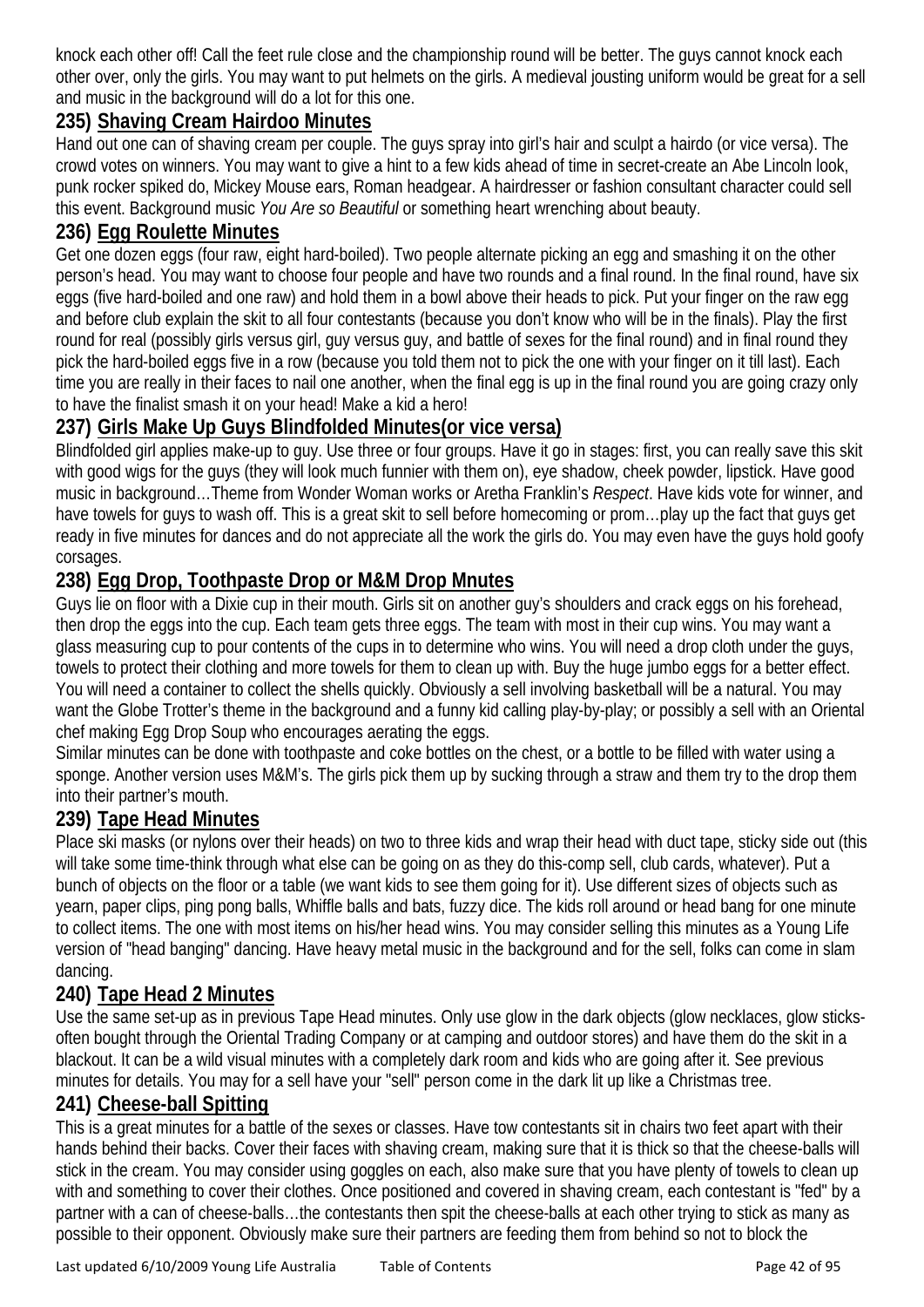knock each other off! Call the feet rule close and the championship round will be better. The guys cannot knock each other over, only the girls. You may want to put helmets on the girls. A medieval jousting uniform would be great for a sell and music in the background will do a lot for this one.

### 235) Shaving Cream Hairdoo Minutes

Hand out one can of shaving cream per couple. The guys spray into girl's hair and sculpt a hairdo (or vice versa). The crowd votes on winners. You may want to give a hint to a few kids ahead of time in secret-create an Abe Lincoln look, punk rocker spiked do, Mickey Mouse ears, Roman headgear. A hairdresser or fashion consultant character could sell this event. Background music *You Are so Beautiful* or something heart wrenching about beauty.

### 236) Egg Roulette Minutes

Get one dozen eggs (four raw, eight hard-boiled). Two people alternate picking an egg and smashing it on the other person's head. You may want to choose four people and have two rounds and a final round. In the final round, have six eggs (five hard-boiled and one raw) and hold them in a bowl above their heads to pick. Put your finger on the raw egg and before club explain the skit to all four contestants (because you don't know who will be in the finals). Play the first round for real (possibly girls versus girl, guy versus guy, and battle of sexes for the final round) and in final round they pick the hard-boiled eggs five in a row (because you told them not to pick the one with your finger on it till last). Each time you are really in their faces to nail one another, when the final egg is up in the final round you are going crazy only to have the finalist smash it on your head! Make a kid a hero!

### 237) Girls Make Up Guys Blindfolded Minutes(or vice versa)

Blindfolded girl applies make-up to guy. Use three or four groups. Have it go in stages: first, you can really save this skit with good wigs for the guys (they will look much funnier with them on), eye shadow, cheek powder, lipstick. Have good music in background…Theme from Wonder Woman works or Aretha Franklin's *Respect*. Have kids vote for winner, and have towels for guys to wash off. This is a great skit to sell before homecoming or prom…play up the fact that guys get ready in five minutes for dances and do not appreciate all the work the girls do. You may even have the guys hold goofy corsages.

### 238) Egg Drop, Toothpaste Drop or M&M Drop Mnutes

Guys lie on floor with a Dixie cup in their mouth. Girls sit on another guy's shoulders and crack eggs on his forehead, then drop the eggs into the cup. Each team gets three eggs. The team with most in their cup wins. You may want a glass measuring cup to pour contents of the cups in to determine who wins. You will need a drop cloth under the guys, towels to protect their clothing and more towels for them to clean up with. Buy the huge jumbo eggs for a better effect. You will need a container to collect the shells quickly. Obviously a sell involving basketball will be a natural. You may want the Globe Trotter's theme in the background and a funny kid calling play-by-play; or possibly a sell with an Oriental chef making Egg Drop Soup who encourages aerating the eggs.

Similar minutes can be done with toothpaste and coke bottles on the chest, or a bottle to be filled with water using a sponge. Another version uses M&M's. The girls pick them up by sucking through a straw and them try to the drop them into their partner's mouth.

### 239) Tape Head Minutes

Place ski masks (or nylons over their heads) on two to three kids and wrap their head with duct tape, sticky side out (this will take some time-think through what else can be going on as they do this-comp sell, club cards, whatever). Put a bunch of objects on the floor or a table (we want kids to see them going for it). Use different sizes of objects such as yearn, paper clips, ping pong balls, Whiffle balls and bats, fuzzy dice. The kids roll around or head bang for one minute to collect items. The one with most items on his/her head wins. You may consider selling this minutes as a Young Life version of "head banging" dancing. Have heavy metal music in the background and for the sell, folks can come in slam dancing.

### 240) Tape Head 2 Minutes

Use the same set-up as in previous Tape Head minutes. Only use glow in the dark objects (glow necklaces, glow sticks-often bought through the Oriental Trading Company or at camping and outdoor stores) and have them do the skit in a blackout. It can be a wild visual minutes with a completely dark room and kids who are going after it. See previous minutes for details. You may for a sell have your "sell" person come in the dark lit up like a Christmas tree.

### 241) Cheese-ball Spitting

This is a great minutes for a battle of the sexes or classes. Have tow contestants sit in chairs two feet apart with their hands behind their backs. Cover their faces with shaving cream, making sure that it is thick so that the cheese-balls will stick in the cream. You may consider using goggles on each, also make sure that you have plenty of towels to clean up with and something to cover their clothes. Once positioned and covered in shaving cream, each contestant is "fed" by a partner with a can of cheese-balls…the contestants then spit the cheese-balls at each other trying to stick as many as possible to their opponent. Obviously make sure their partners are feeding them from behind so not to block the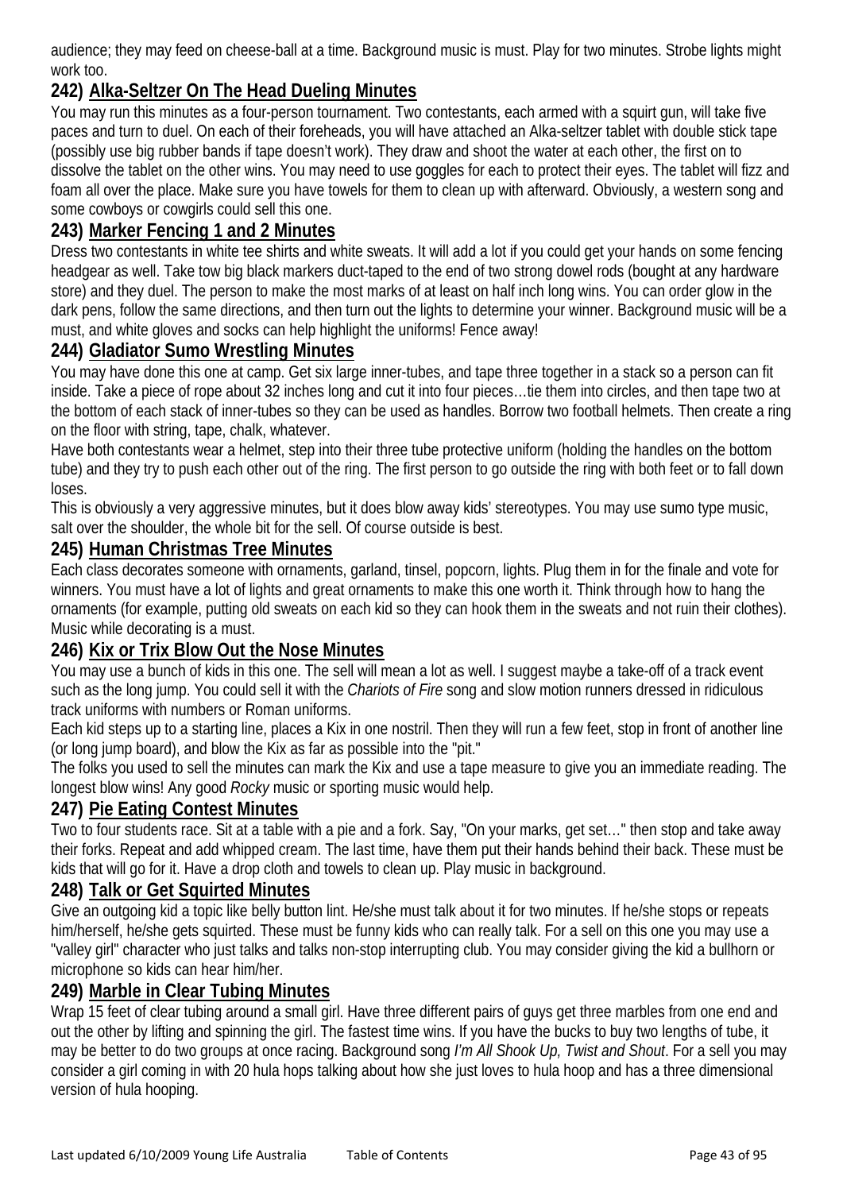audience; they may feed on cheese-ball at a time. Background music is must. Play for two minutes. Strobe lights might work too.

## 242) Alka-Seltzer On The Head Dueling Minutes

You may run this minutes as a four-person tournament. Two contestants, each armed with a squirt gun, will take five paces and turn to duel. On each of their foreheads, you will have attached an Alka-seltzer tablet with double stick tape (possibly use big rubber bands if tape doesn't work). They draw and shoot the water at each other, the first on to dissolve the tablet on the other wins. You may need to use goggles for each to protect their eyes. The tablet will fizz and foam all over the place. Make sure you have towels for them to clean up with afterward. Obviously, a western song and some cowboys or cowgirls could sell this one.

## 243) Marker Fencing 1 and 2 Minutes

Dress two contestants in white tee shirts and white sweats. It will add a lot if you could get your hands on some fencing headgear as well. Take tow big black markers duct-taped to the end of two strong dowel rods (bought at any hardware store) and they duel. The person to make the most marks of at least on half inch long wins. You can order glow in the dark pens, follow the same directions, and then turn out the lights to determine your winner. Background music will be a must, and white gloves and socks can help highlight the uniforms! Fence away!

## 244) Gladiator Sumo Wrestling Minutes

You may have done this one at camp. Get six large inner-tubes, and tape three together in a stack so a person can fit inside. Take a piece of rope about 32 inches long and cut it into four pieces…tie them into circles, and then tape two at the bottom of each stack of inner-tubes so they can be used as handles. Borrow two football helmets. Then create a ring on the floor with string, tape, chalk, whatever.

Have both contestants wear a helmet, step into their three tube protective uniform (holding the handles on the bottom tube) and they try to push each other out of the ring. The first person to go outside the ring with both feet or to fall down loses.

This is obviously a very aggressive minutes, but it does blow away kids' stereotypes. You may use sumo type music, salt over the shoulder, the whole bit for the sell. Of course outside is best.

## 245) Human Christmas Tree Minutes

Each class decorates someone with ornaments, garland, tinsel, popcorn, lights. Plug them in for the finale and vote for winners. You must have a lot of lights and great ornaments to make this one worth it. Think through how to hang the ornaments (for example, putting old sweats on each kid so they can hook them in the sweats and not ruin their clothes). Music while decorating is a must.

## 246) Kix or Trix Blow Out the Nose Minutes

You may use a bunch of kids in this one. The sell will mean a lot as well. I suggest maybe a take-off of a track event such as the long jump. You could sell it with the *Chariots of Fire* song and slow motion runners dressed in ridiculous track uniforms with numbers or Roman uniforms.

Each kid steps up to a starting line, places a Kix in one nostril. Then they will run a few feet, stop in front of another line (or long jump board), and blow the Kix as far as possible into the "pit."

The folks you used to sell the minutes can mark the Kix and use a tape measure to give you an immediate reading. The longest blow wins! Any good *Rocky* music or sporting music would help.

## 247) Pie Eating Contest Minutes

Two to four students race. Sit at a table with a pie and a fork. Say, "On your marks, get set…" then stop and take away their forks. Repeat and add whipped cream. The last time, have them put their hands behind their back. These must be kids that will go for it. Have a drop cloth and towels to clean up. Play music in background.

## 248) Talk or Get Squirted Minutes

Give an outgoing kid a topic like belly button lint. He/she must talk about it for two minutes. If he/she stops or repeats him/herself, he/she gets squirted. These must be funny kids who can really talk. For a sell on this one you may use a "valley girl" character who just talks and talks non-stop interrupting club. You may consider giving the kid a bullhorn or microphone so kids can hear him/her.

## 249) Marble in Clear Tubing Minutes

Wrap 15 feet of clear tubing around a small girl. Have three different pairs of guys get three marbles from one end and out the other by lifting and spinning the girl. The fastest time wins. If you have the bucks to buy two lengths of tube, it may be better to do two groups at once racing. Background song *I'm All Shook Up, Twist and Shout*. For a sell you may consider a girl coming in with 20 hula hops talking about how she just loves to hula hoop and has a three dimensional version of hula hooping.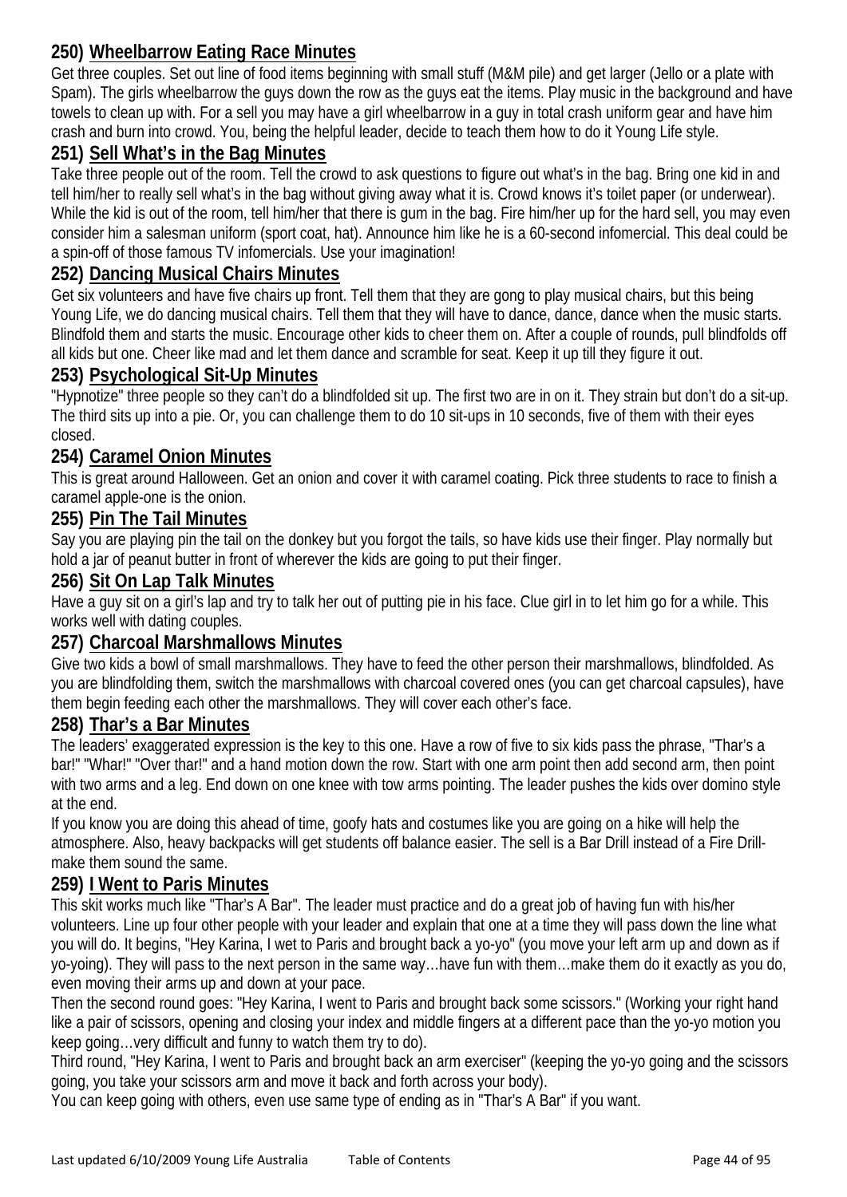### 250) Wheelbarrow Eating Race Minutes

Get three couples. Set out line of food items beginning with small stuff (M&M pile) and get larger (Jello or a plate with Spam). The girls wheelbarrow the guys down the row as the guys eat the items. Play music in the background and have towels to clean up with. For a sell you may have a girl wheelbarrow in a guy in total crash uniform gear and have him crash and burn into crowd. You, being the helpful leader, decide to teach them how to do it Young Life style.

### 251) Sell What's in the Bag Minutes

Take three people out of the room. Tell the crowd to ask questions to figure out what's in the bag. Bring one kid in and tell him/her to really sell what's in the bag without giving away what it is. Crowd knows it's toilet paper (or underwear). While the kid is out of the room, tell him/her that there is gum in the bag. Fire him/her up for the hard sell, you may even consider him a salesman uniform (sport coat, hat). Announce him like he is a 60-second infomercial. This deal could be a spin-off of those famous TV infomercials. Use your imagination!

### 252) Dancing Musical Chairs Minutes

Get six volunteers and have five chairs up front. Tell them that they are gong to play musical chairs, but this being Young Life, we do dancing musical chairs. Tell them that they will have to dance, dance, dance when the music starts. Blindfold them and starts the music. Encourage other kids to cheer them on. After a couple of rounds, pull blindfolds off all kids but one. Cheer like mad and let them dance and scramble for seat. Keep it up till they figure it out.

### 253) Psychological Sit-Up Minutes

"Hypnotize" three people so they can't do a blindfolded sit up. The first two are in on it. They strain but don't do a sit-up. The third sits up into a pie. Or, you can challenge them to do 10 sit-ups in 10 seconds, five of them with their eyes closed.

### 254) Caramel Onion Minutes

This is great around Halloween. Get an onion and cover it with caramel coating. Pick three students to race to finish a caramel apple-one is the onion.

### 255) Pin The Tail Minutes

Say you are playing pin the tail on the donkey but you forgot the tails, so have kids use their finger. Play normally but hold a jar of peanut butter in front of wherever the kids are going to put their finger.

### 256) Sit On Lap Talk Minutes

Have a guy sit on a girl's lap and try to talk her out of putting pie in his face. Clue girl in to let him go for a while. This works well with dating couples.

### 257) Charcoal Marshmallows Minutes

Give two kids a bowl of small marshmallows. They have to feed the other person their marshmallows, blindfolded. As you are blindfolding them, switch the marshmallows with charcoal covered ones (you can get charcoal capsules), have them begin feeding each other the marshmallows. They will cover each other's face.

### 258) Thar's a Bar Minutes

The leaders' exaggerated expression is the key to this one. Have a row of five to six kids pass the phrase, "Thar's a bar!" "Whar!" "Over thar!" and a hand motion down the row. Start with one arm point then add second arm, then point with two arms and a leg. End down on one knee with tow arms pointing. The leader pushes the kids over domino style at the end.

If you know you are doing this ahead of time, goofy hats and costumes like you are going on a hike will help the atmosphere. Also, heavy backpacks will get students off balance easier. The sell is a Bar Drill instead of a Fire Drill-make them sound the same.

### 259) I Went to Paris Minutes

This skit works much like "Thar's A Bar". The leader must practice and do a great job of having fun with his/her volunteers. Line up four other people with your leader and explain that one at a time they will pass down the line what you will do. It begins, "Hey Karina, I wet to Paris and brought back a yo-yo" (you move your left arm up and down as if yo-yoing). They will pass to the next person in the same way…have fun with them…make them do it exactly as you do, even moving their arms up and down at your pace.

Then the second round goes: "Hey Karina, I went to Paris and brought back some scissors." (Working your right hand like a pair of scissors, opening and closing your index and middle fingers at a different pace than the yo-yo motion you keep going…very difficult and funny to watch them try to do).

Third round, "Hey Karina, I went to Paris and brought back an arm exerciser" (keeping the yo-yo going and the scissors going, you take your scissors arm and move it back and forth across your body).

You can keep going with others, even use same type of ending as in "Thar's A Bar" if you want.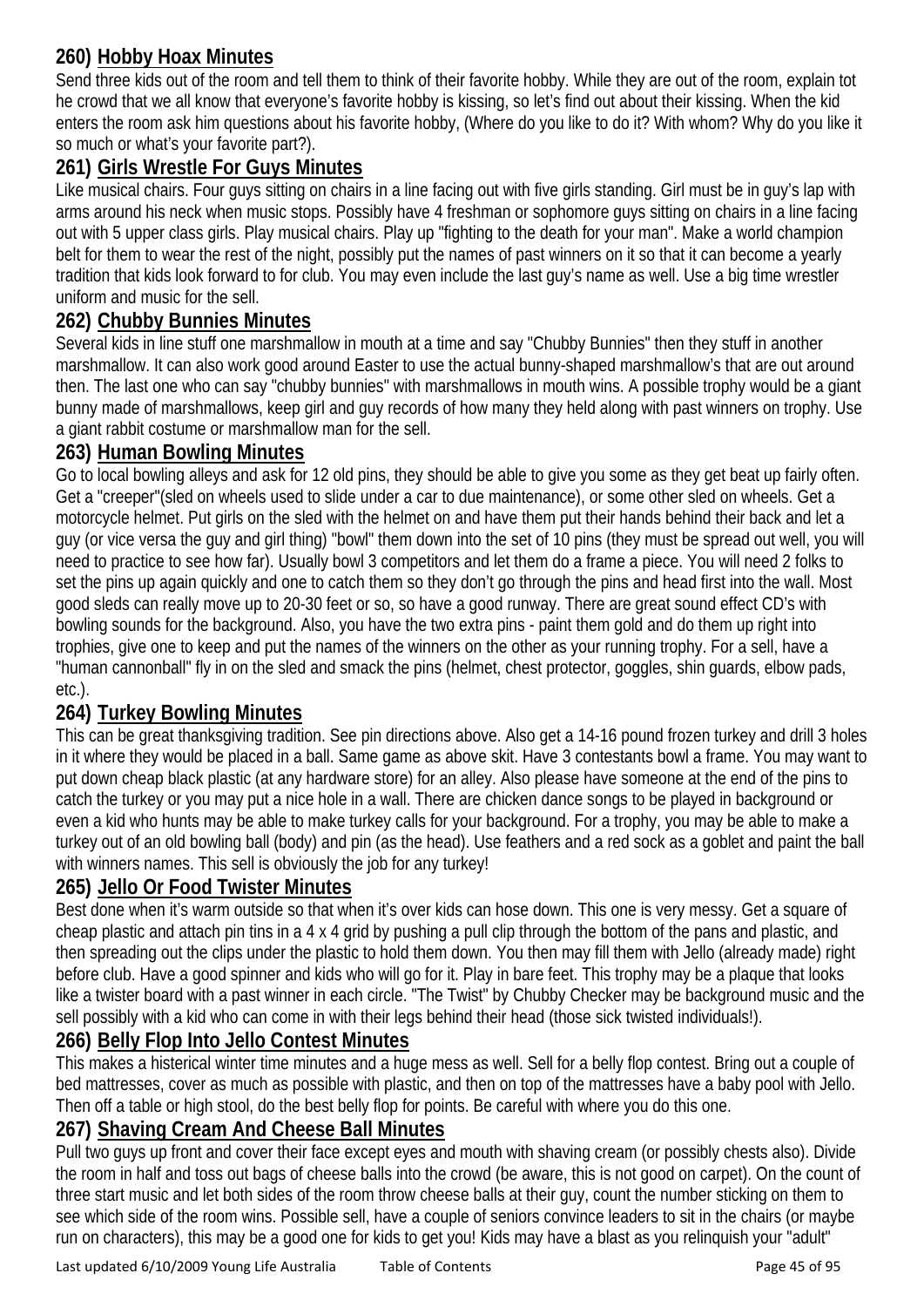### 260) Hobby Hoax Minutes

Send three kids out of the room and tell them to think of their favorite hobby. While they are out of the room, explain tot he crowd that we all know that everyone's favorite hobby is kissing, so let's find out about their kissing. When the kid enters the room ask him questions about his favorite hobby, (Where do you like to do it? With whom? Why do you like it so much or what's your favorite part?).

### 261) Girls Wrestle For Guys Minutes

Like musical chairs. Four guys sitting on chairs in a line facing out with five girls standing. Girl must be in guy's lap with arms around his neck when music stops. Possibly have 4 freshman or sophomore guys sitting on chairs in a line facing out with 5 upper class girls. Play musical chairs. Play up "fighting to the death for your man". Make a world champion belt for them to wear the rest of the night, possibly put the names of past winners on it so that it can become a yearly tradition that kids look forward to for club. You may even include the last guy's name as well. Use a big time wrestler uniform and music for the sell.

### 262) Chubby Bunnies Minutes

Several kids in line stuff one marshmallow in mouth at a time and say "Chubby Bunnies" then they stuff in another marshmallow. It can also work good around Easter to use the actual bunny-shaped marshmallow's that are out around then. The last one who can say "chubby bunnies" with marshmallows in mouth wins. A possible trophy would be a giant bunny made of marshmallows, keep girl and guy records of how many they held along with past winners on trophy. Use a giant rabbit costume or marshmallow man for the sell.

### 263) Human Bowling Minutes

Go to local bowling alleys and ask for 12 old pins, they should be able to give you some as they get beat up fairly often. Get a "creeper"(sled on wheels used to slide under a car to due maintenance), or some other sled on wheels. Get a motorcycle helmet. Put girls on the sled with the helmet on and have them put their hands behind their back and let a guy (or vice versa the guy and girl thing) "bowl" them down into the set of 10 pins (they must be spread out well, you will need to practice to see how far). Usually bowl 3 competitors and let them do a frame a piece. You will need 2 folks to set the pins up again quickly and one to catch them so they don't go through the pins and head first into the wall. Most good sleds can really move up to 20-30 feet or so, so have a good runway. There are great sound effect CD's with bowling sounds for the background. Also, you have the two extra pins - paint them gold and do them up right into trophies, give one to keep and put the names of the winners on the other as your running trophy. For a sell, have a "human cannonball" fly in on the sled and smack the pins (helmet, chest protector, goggles, shin guards, elbow pads, etc.).

### 264) Turkey Bowling Minutes

This can be great thanksgiving tradition. See pin directions above. Also get a 14-16 pound frozen turkey and drill 3 holes in it where they would be placed in a ball. Same game as above skit. Have 3 contestants bowl a frame. You may want to put down cheap black plastic (at any hardware store) for an alley. Also please have someone at the end of the pins to catch the turkey or you may put a nice hole in a wall. There are chicken dance songs to be played in background or even a kid who hunts may be able to make turkey calls for your background. For a trophy, you may be able to make a turkey out of an old bowling ball (body) and pin (as the head). Use feathers and a red sock as a goblet and paint the ball with winners names. This sell is obviously the job for any turkey!

### 265) Jello Or Food Twister Minutes

Best done when it's warm outside so that when it's over kids can hose down. This one is very messy. Get a square of cheap plastic and attach pin tins in a 4 x 4 grid by pushing a pull clip through the bottom of the pans and plastic, and then spreading out the clips under the plastic to hold them down. You then may fill them with Jello (already made) right before club. Have a good spinner and kids who will go for it. Play in bare feet. This trophy may be a plaque that looks like a twister board with a past winner in each circle. "The Twist" by Chubby Checker may be background music and the sell possibly with a kid who can come in with their legs behind their head (those sick twisted individuals!).

### 266) Belly Flop Into Jello Contest Minutes

This makes a histerical winter time minutes and a huge mess as well. Sell for a belly flop contest. Bring out a couple of bed mattresses, cover as much as possible with plastic, and then on top of the mattresses have a baby pool with Jello. Then off a table or high stool, do the best belly flop for points. Be careful with where you do this one.

### 267) Shaving Cream And Cheese Ball Minutes

Pull two guys up front and cover their face except eyes and mouth with shaving cream (or possibly chests also). Divide the room in half and toss out bags of cheese balls into the crowd (be aware, this is not good on carpet). On the count of three start music and let both sides of the room throw cheese balls at their guy, count the number sticking on them to see which side of the room wins. Possible sell, have a couple of seniors convince leaders to sit in the chairs (or maybe run on characters), this may be a good one for kids to get you! Kids may have a blast as you relinquish your "adult"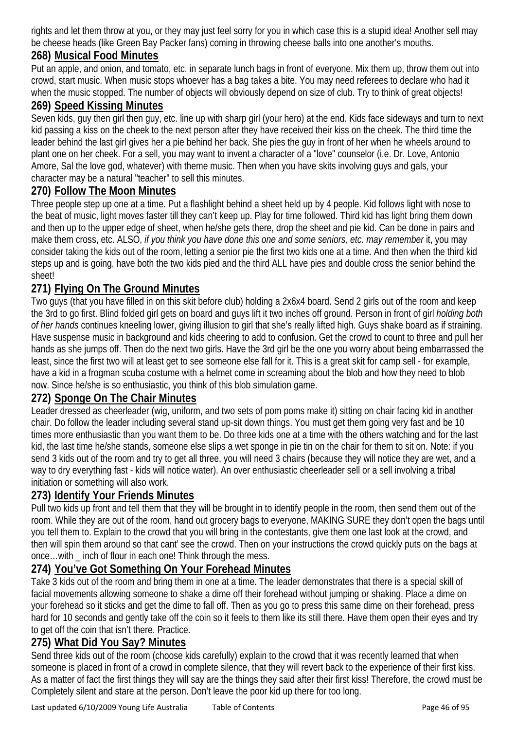rights and let them throw at you, or they may just feel sorry for you in which case this is a stupid idea! Another sell may be cheese heads (like Green Bay Packer fans) coming in throwing cheese balls into one another's mouths.

### 268) Musical Food Minutes

Put an apple, and onion, and tomato, etc. in separate lunch bags in front of everyone. Mix them up, throw them out into crowd, start music. When music stops whoever has a bag takes a bite. You may need referees to declare who had it when the music stopped. The number of objects will obviously depend on size of club. Try to think of great objects!

### 269) Speed Kissing Minutes

Seven kids, guy then girl then guy, etc. line up with sharp girl (your hero) at the end. Kids face sideways and turn to next kid passing a kiss on the cheek to the next person after they have received their kiss on the cheek. The third time the leader behind the last girl gives her a pie behind her back. She pies the guy in front of her when he wheels around to plant one on her cheek. For a sell, you may want to invent a character of a "love" counselor (i.e. Dr. Love, Antonio Amore, Sal the love god, whatever) with theme music. Then when you have skits involving guys and gals, your character may be a natural "teacher" to sell this minutes.

### 270) Follow The Moon Minutes

Three people step up one at a time. Put a flashlight behind a sheet held up by 4 people. Kid follows light with nose to the beat of music, light moves faster till they can't keep up. Play for time followed. Third kid has light bring them down and then up to the upper edge of sheet, when he/she gets there, drop the sheet and pie kid. Can be done in pairs and make them cross, etc. ALSO, *if you think you have done this one and some seniors, etc. may remember* it, you may consider taking the kids out of the room, letting a senior pie the first two kids one at a time. And then when the third kid steps up and is going, have both the two kids pied and the third ALL have pies and double cross the senior behind the sheet!

### 271) Flying On The Ground Minutes

Two guys (that you have filled in on this skit before club) holding a 2x6x4 board. Send 2 girls out of the room and keep the 3rd to go first. Blind folded girl gets on board and guys lift it two inches off ground. Person in front of girl *holding both of her hands* continues kneeling lower, giving illusion to girl that she's really lifted high. Guys shake board as if straining. Have suspense music in background and kids cheering to add to confusion. Get the crowd to count to three and pull her hands as she jumps off. Then do the next two girls. Have the 3rd girl be the one you worry about being embarrassed the least, since the first two will at least get to see someone else fall for it. This is a great skit for camp sell - for example, have a kid in a frogman scuba costume with a helmet come in screaming about the blob and how they need to blob now. Since he/she is so enthusiastic, you think of this blob simulation game.

### 272) Sponge On The Chair Minutes

Leader dressed as cheerleader (wig, uniform, and two sets of pom poms make it) sitting on chair facing kid in another chair. Do follow the leader including several stand up-sit down things. You must get them going very fast and be 10 times more enthusiastic than you want them to be. Do three kids one at a time with the others watching and for the last kid, the last time he/she stands, someone else slips a wet sponge in pie tin on the chair for them to sit on. Note: if you send 3 kids out of the room and try to get all three, you will need 3 chairs (because they will notice they are wet, and a way to dry everything fast - kids will notice water). An over enthusiastic cheerleader sell or a sell involving a tribal initiation or something will also work.

### 273) Identify Your Friends Minutes

Pull two kids up front and tell them that they will be brought in to identify people in the room, then send them out of the room. While they are out of the room, hand out grocery bags to everyone, MAKING SURE they don't open the bags until you tell them to. Explain to the crowd that you will bring in the contestants, give them one last look at the crowd, and then will spin them around so that cant' see the crowd. Then on your instructions the crowd quickly puts on the bags at once…with _ inch of flour in each one! Think through the mess.

### 274) You've Got Something On Your Forehead Minutes

Take 3 kids out of the room and bring them in one at a time. The leader demonstrates that there is a special skill of facial movements allowing someone to shake a dime off their forehead without jumping or shaking. Place a dime on your forehead so it sticks and get the dime to fall off. Then as you go to press this same dime on their forehead, press hard for 10 seconds and gently take off the coin so it feels to them like its still there. Have them open their eyes and try to get off the coin that isn't there. Practice.

### 275) What Did You Say? Minutes

Send three kids out of the room (choose kids carefully) explain to the crowd that it was recently learned that when someone is placed in front of a crowd in complete silence, that they will revert back to the experience of their first kiss. As a matter of fact the first things they will say are the things they said after their first kiss! Therefore, the crowd must be Completely silent and stare at the person. Don't leave the poor kid up there for too long.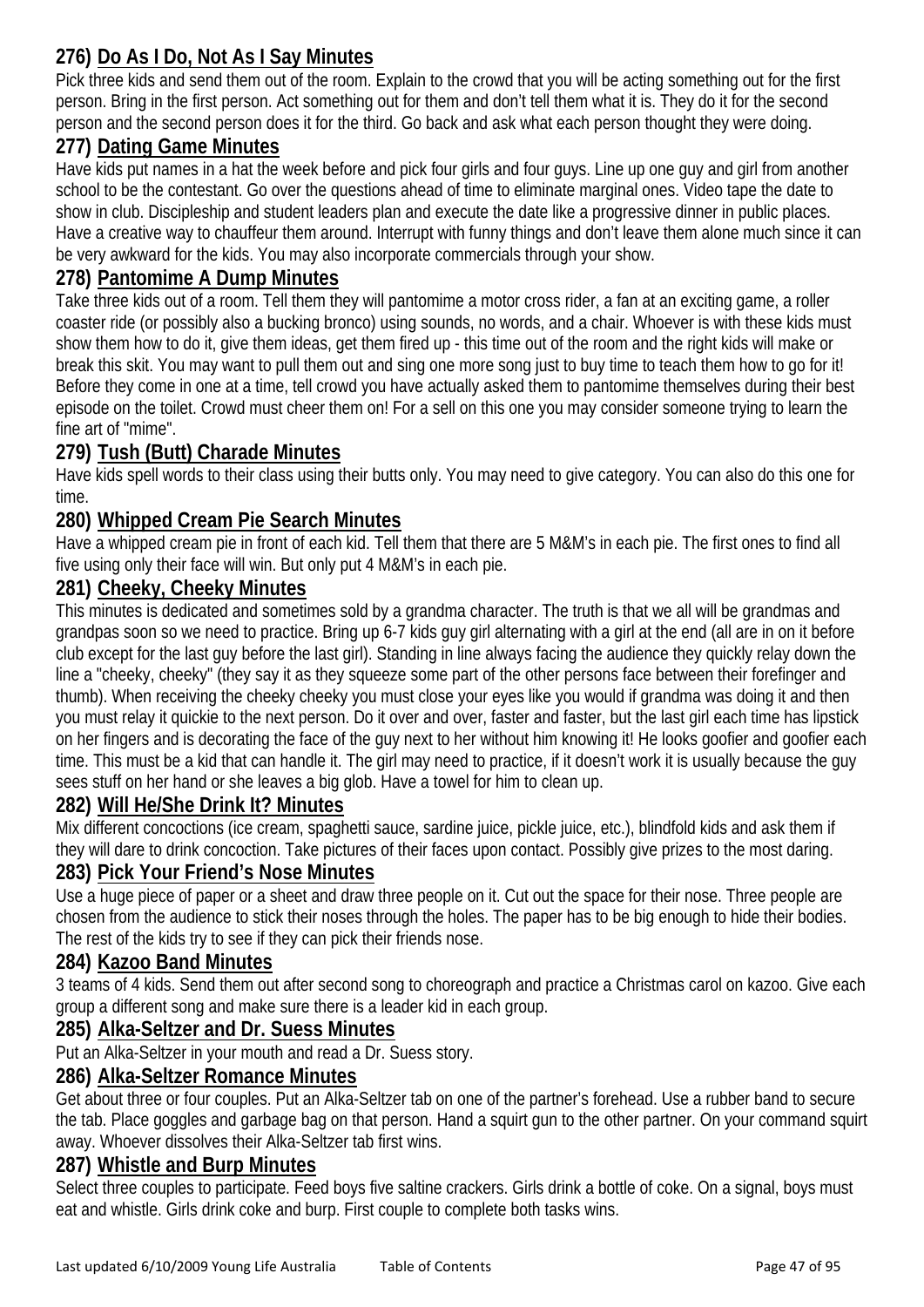### 276) Do As I Do, Not As I Say Minutes

Pick three kids and send them out of the room. Explain to the crowd that you will be acting something out for the first person. Bring in the first person. Act something out for them and don't tell them what it is. They do it for the second person and the second person does it for the third. Go back and ask what each person thought they were doing.

### 277) Dating Game Minutes

Have kids put names in a hat the week before and pick four girls and four guys. Line up one guy and girl from another school to be the contestant. Go over the questions ahead of time to eliminate marginal ones. Video tape the date to show in club. Discipleship and student leaders plan and execute the date like a progressive dinner in public places. Have a creative way to chauffeur them around. Interrupt with funny things and don't leave them alone much since it can be very awkward for the kids. You may also incorporate commercials through your show.

### 278) Pantomime A Dump Minutes

Take three kids out of a room. Tell them they will pantomime a motor cross rider, a fan at an exciting game, a roller coaster ride (or possibly also a bucking bronco) using sounds, no words, and a chair. Whoever is with these kids must show them how to do it, give them ideas, get them fired up - this time out of the room and the right kids will make or break this skit. You may want to pull them out and sing one more song just to buy time to teach them how to go for it! Before they come in one at a time, tell crowd you have actually asked them to pantomime themselves during their best episode on the toilet. Crowd must cheer them on! For a sell on this one you may consider someone trying to learn the fine art of "mime".

### 279) Tush (Butt) Charade Minutes

Have kids spell words to their class using their butts only. You may need to give category. You can also do this one for time.

### 280) Whipped Cream Pie Search Minutes

Have a whipped cream pie in front of each kid. Tell them that there are 5 M&M's in each pie. The first ones to find all five using only their face will win. But only put 4 M&M's in each pie.

### 281) Cheeky, Cheeky Minutes

This minutes is dedicated and sometimes sold by a grandma character. The truth is that we all will be grandmas and grandpas soon so we need to practice. Bring up 6-7 kids guy girl alternating with a girl at the end (all are in on it before club except for the last guy before the last girl). Standing in line always facing the audience they quickly relay down the line a "cheeky, cheeky" (they say it as they squeeze some part of the other persons face between their forefinger and thumb). When receiving the cheeky cheeky you must close your eyes like you would if grandma was doing it and then you must relay it quickie to the next person. Do it over and over, faster and faster, but the last girl each time has lipstick on her fingers and is decorating the face of the guy next to her without him knowing it! He looks goofier and goofier each time. This must be a kid that can handle it. The girl may need to practice, if it doesn't work it is usually because the guy sees stuff on her hand or she leaves a big glob. Have a towel for him to clean up.

### 282) Will He/She Drink It? Minutes

Mix different concoctions (ice cream, spaghetti sauce, sardine juice, pickle juice, etc.), blindfold kids and ask them if they will dare to drink concoction. Take pictures of their faces upon contact. Possibly give prizes to the most daring.

### 283) Pick Your Friend's Nose Minutes

Use a huge piece of paper or a sheet and draw three people on it. Cut out the space for their nose. Three people are chosen from the audience to stick their noses through the holes. The paper has to be big enough to hide their bodies. The rest of the kids try to see if they can pick their friends nose.

### 284) Kazoo Band Minutes

3 teams of 4 kids. Send them out after second song to choreograph and practice a Christmas carol on kazoo. Give each group a different song and make sure there is a leader kid in each group.

### 285) Alka-Seltzer and Dr. Suess Minutes

Put an Alka-Seltzer in your mouth and read a Dr. Suess story.

### 286) Alka-Seltzer Romance Minutes

Get about three or four couples. Put an Alka-Seltzer tab on one of the partner's forehead. Use a rubber band to secure the tab. Place goggles and garbage bag on that person. Hand a squirt gun to the other partner. On your command squirt away. Whoever dissolves their Alka-Seltzer tab first wins.

### 287) Whistle and Burp Minutes

Select three couples to participate. Feed boys five saltine crackers. Girls drink a bottle of coke. On a signal, boys must eat and whistle. Girls drink coke and burp. First couple to complete both tasks wins.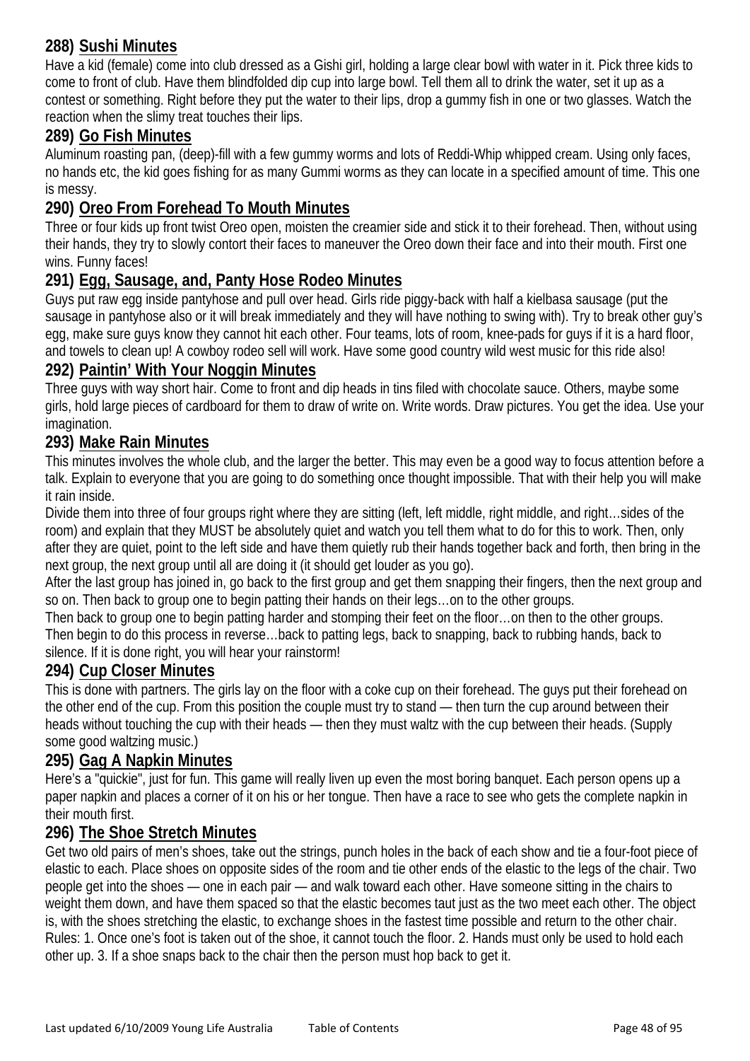### 288) Sushi Minutes

Have a kid (female) come into club dressed as a Gishi girl, holding a large clear bowl with water in it. Pick three kids to come to front of club. Have them blindfolded dip cup into large bowl. Tell them all to drink the water, set it up as a contest or something. Right before they put the water to their lips, drop a gummy fish in one or two glasses. Watch the reaction when the slimy treat touches their lips.

### 289) Go Fish Minutes

Aluminum roasting pan, (deep)-fill with a few gummy worms and lots of Reddi-Whip whipped cream. Using only faces, no hands etc, the kid goes fishing for as many Gummi worms as they can locate in a specified amount of time. This one is messy.

### 290) Oreo From Forehead To Mouth Minutes

Three or four kids up front twist Oreo open, moisten the creamier side and stick it to their forehead. Then, without using their hands, they try to slowly contort their faces to maneuver the Oreo down their face and into their mouth. First one wins. Funny faces!

### 291) Egg, Sausage, and, Panty Hose Rodeo Minutes

Guys put raw egg inside pantyhose and pull over head. Girls ride piggy-back with half a kielbasa sausage (put the sausage in pantyhose also or it will break immediately and they will have nothing to swing with). Try to break other guy's egg, make sure guys know they cannot hit each other. Four teams, lots of room, knee-pads for guys if it is a hard floor, and towels to clean up! A cowboy rodeo sell will work. Have some good country wild west music for this ride also!

### 292) Paintin' With Your Noggin Minutes

Three guys with way short hair. Come to front and dip heads in tins filed with chocolate sauce. Others, maybe some girls, hold large pieces of cardboard for them to draw of write on. Write words. Draw pictures. You get the idea. Use your imagination.

### 293) Make Rain Minutes

This minutes involves the whole club, and the larger the better. This may even be a good way to focus attention before a talk. Explain to everyone that you are going to do something once thought impossible. That with their help you will make it rain inside.

Divide them into three of four groups right where they are sitting (left, left middle, right middle, and right…sides of the room) and explain that they MUST be absolutely quiet and watch you tell them what to do for this to work. Then, only after they are quiet, point to the left side and have them quietly rub their hands together back and forth, then bring in the next group, the next group until all are doing it (it should get louder as you go).

After the last group has joined in, go back to the first group and get them snapping their fingers, then the next group and so on. Then back to group one to begin patting their hands on their legs…on to the other groups.

Then back to group one to begin patting harder and stomping their feet on the floor…on then to the other groups.

Then begin to do this process in reverse…back to patting legs, back to snapping, back to rubbing hands, back to silence. If it is done right, you will hear your rainstorm!

### 294) Cup Closer Minutes

This is done with partners. The girls lay on the floor with a coke cup on their forehead. The guys put their forehead on the other end of the cup. From this position the couple must try to stand — then turn the cup around between their heads without touching the cup with their heads — then they must waltz with the cup between their heads. (Supply some good waltzing music.)

### 295) Gag A Napkin Minutes

Here's a "quickie", just for fun. This game will really liven up even the most boring banquet. Each person opens up a paper napkin and places a corner of it on his or her tongue. Then have a race to see who gets the complete napkin in their mouth first.

### 296) The Shoe Stretch Minutes

Get two old pairs of men's shoes, take out the strings, punch holes in the back of each show and tie a four-foot piece of elastic to each. Place shoes on opposite sides of the room and tie other ends of the elastic to the legs of the chair. Two people get into the shoes — one in each pair — and walk toward each other. Have someone sitting in the chairs to weight them down, and have them spaced so that the elastic becomes taut just as the two meet each other. The object is, with the shoes stretching the elastic, to exchange shoes in the fastest time possible and return to the other chair.

Rules: 1. Once one's foot is taken out of the shoe, it cannot touch the floor. 2. Hands must only be used to hold each other up. 3. If a shoe snaps back to the chair then the person must hop back to get it.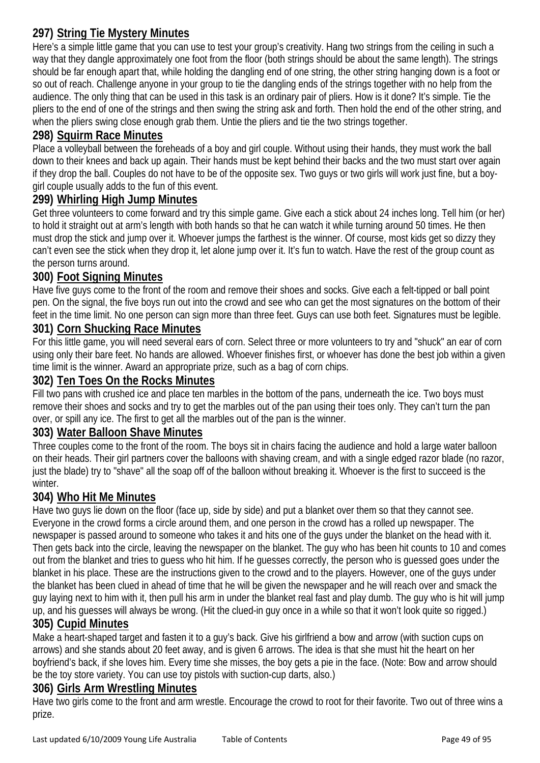### 297) String Tie Mystery Minutes

Here's a simple little game that you can use to test your group's creativity. Hang two strings from the ceiling in such a way that they dangle approximately one foot from the floor (both strings should be about the same length). The strings should be far enough apart that, while holding the dangling end of one string, the other string hanging down is a foot or so out of reach. Challenge anyone in your group to tie the dangling ends of the strings together with no help from the audience. The only thing that can be used in this task is an ordinary pair of pliers. How is it done? It's simple. Tie the pliers to the end of one of the strings and then swing the string ask and forth. Then hold the end of the other string, and when the pliers swing close enough grab them. Untie the pliers and tie the two strings together.

### 298) Squirm Race Minutes

Place a volleyball between the foreheads of a boy and girl couple. Without using their hands, they must work the ball down to their knees and back up again. Their hands must be kept behind their backs and the two must start over again if they drop the ball. Couples do not have to be of the opposite sex. Two guys or two girls will work just fine, but a boy-girl couple usually adds to the fun of this event.

### 299) Whirling High Jump Minutes

Get three volunteers to come forward and try this simple game. Give each a stick about 24 inches long. Tell him (or her) to hold it straight out at arm's length with both hands so that he can watch it while turning around 50 times. He then must drop the stick and jump over it. Whoever jumps the farthest is the winner. Of course, most kids get so dizzy they can't even see the stick when they drop it, let alone jump over it. It's fun to watch. Have the rest of the group count as the person turns around.

### 300) Foot Signing Minutes

Have five guys come to the front of the room and remove their shoes and socks. Give each a felt-tipped or ball point pen. On the signal, the five boys run out into the crowd and see who can get the most signatures on the bottom of their feet in the time limit. No one person can sign more than three feet. Guys can use both feet. Signatures must be legible.

### 301) Corn Shucking Race Minutes

For this little game, you will need several ears of corn. Select three or more volunteers to try and "shuck" an ear of corn using only their bare feet. No hands are allowed. Whoever finishes first, or whoever has done the best job within a given time limit is the winner. Award an appropriate prize, such as a bag of corn chips.

### 302) Ten Toes On the Rocks Minutes

Fill two pans with crushed ice and place ten marbles in the bottom of the pans, underneath the ice. Two boys must remove their shoes and socks and try to get the marbles out of the pan using their toes only. They can't turn the pan over, or spill any ice. The first to get all the marbles out of the pan is the winner.

### 303) Water Balloon Shave Minutes

Three couples come to the front of the room. The boys sit in chairs facing the audience and hold a large water balloon on their heads. Their girl partners cover the balloons with shaving cream, and with a single edged razor blade (no razor, just the blade) try to "shave" all the soap off of the balloon without breaking it. Whoever is the first to succeed is the winter.

### 304) Who Hit Me Minutes

Have two guys lie down on the floor (face up, side by side) and put a blanket over them so that they cannot see. Everyone in the crowd forms a circle around them, and one person in the crowd has a rolled up newspaper. The newspaper is passed around to someone who takes it and hits one of the guys under the blanket on the head with it. Then gets back into the circle, leaving the newspaper on the blanket. The guy who has been hit counts to 10 and comes out from the blanket and tries to guess who hit him. If he guesses correctly, the person who is guessed goes under the blanket in his place. These are the instructions given to the crowd and to the players. However, one of the guys under the blanket has been clued in ahead of time that he will be given the newspaper and he will reach over and smack the guy laying next to him with it, then pull his arm in under the blanket real fast and play dumb. The guy who is hit will jump up, and his guesses will always be wrong. (Hit the clued-in guy once in a while so that it won't look quite so rigged.)

### 305) Cupid Minutes

Make a heart-shaped target and fasten it to a guy's back. Give his girlfriend a bow and arrow (with suction cups on arrows) and she stands about 20 feet away, and is given 6 arrows. The idea is that she must hit the heart on her boyfriend's back, if she loves him. Every time she misses, the boy gets a pie in the face. (Note: Bow and arrow should be the toy store variety. You can use toy pistols with suction-cup darts, also.)

### 306) Girls Arm Wrestling Minutes

Have two girls come to the front and arm wrestle. Encourage the crowd to root for their favorite. Two out of three wins a prize.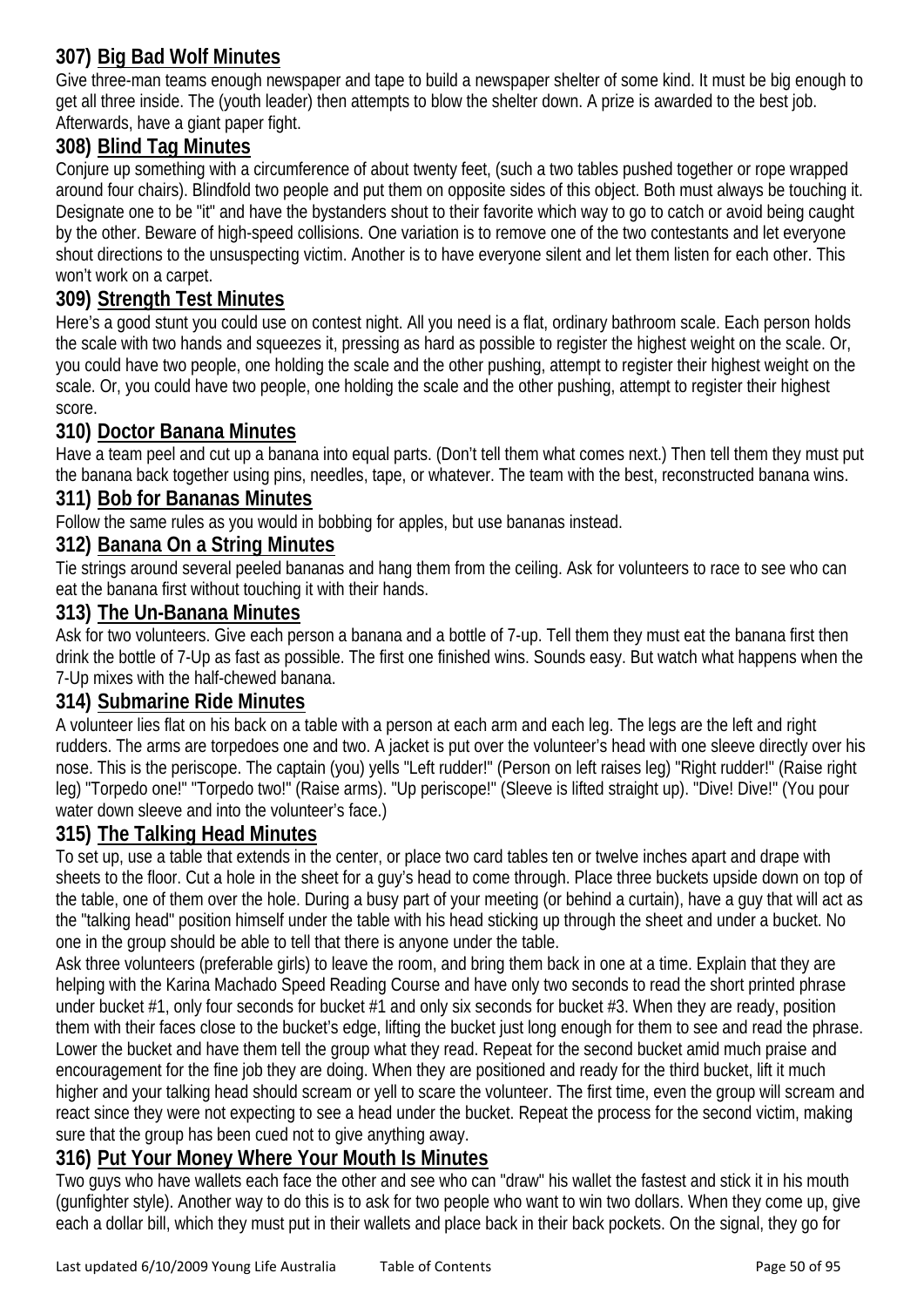### 307) Big Bad Wolf Minutes

Give three-man teams enough newspaper and tape to build a newspaper shelter of some kind. It must be big enough to get all three inside. The (youth leader) then attempts to blow the shelter down. A prize is awarded to the best job. Afterwards, have a giant paper fight.

### 308) Blind Tag Minutes

Conjure up something with a circumference of about twenty feet, (such a two tables pushed together or rope wrapped around four chairs). Blindfold two people and put them on opposite sides of this object. Both must always be touching it. Designate one to be "it" and have the bystanders shout to their favorite which way to go to catch or avoid being caught by the other. Beware of high-speed collisions. One variation is to remove one of the two contestants and let everyone shout directions to the unsuspecting victim. Another is to have everyone silent and let them listen for each other. This won't work on a carpet.

### 309) Strength Test Minutes

Here's a good stunt you could use on contest night. All you need is a flat, ordinary bathroom scale. Each person holds the scale with two hands and squeezes it, pressing as hard as possible to register the highest weight on the scale. Or, you could have two people, one holding the scale and the other pushing, attempt to register their highest weight on the scale. Or, you could have two people, one holding the scale and the other pushing, attempt to register their highest score.

### 310) Doctor Banana Minutes

Have a team peel and cut up a banana into equal parts. (Don't tell them what comes next.) Then tell them they must put the banana back together using pins, needles, tape, or whatever. The team with the best, reconstructed banana wins.

### 311) Bob for Bananas Minutes

Follow the same rules as you would in bobbing for apples, but use bananas instead.

### 312) Banana On a String Minutes

Tie strings around several peeled bananas and hang them from the ceiling. Ask for volunteers to race to see who can eat the banana first without touching it with their hands.

### 313) The Un-Banana Minutes

Ask for two volunteers. Give each person a banana and a bottle of 7-up. Tell them they must eat the banana first then drink the bottle of 7-Up as fast as possible. The first one finished wins. Sounds easy. But watch what happens when the 7-Up mixes with the half-chewed banana.

### 314) Submarine Ride Minutes

A volunteer lies flat on his back on a table with a person at each arm and each leg. The legs are the left and right rudders. The arms are torpedoes one and two. A jacket is put over the volunteer's head with one sleeve directly over his nose. This is the periscope. The captain (you) yells "Left rudder!" (Person on left raises leg) "Right rudder!" (Raise right leg) "Torpedo one!" "Torpedo two!" (Raise arms). "Up periscope!" (Sleeve is lifted straight up). "Dive! Dive!" (You pour water down sleeve and into the volunteer's face.)

### 315) The Talking Head Minutes

To set up, use a table that extends in the center, or place two card tables ten or twelve inches apart and drape with sheets to the floor. Cut a hole in the sheet for a guy's head to come through. Place three buckets upside down on top of the table, one of them over the hole. During a busy part of your meeting (or behind a curtain), have a guy that will act as the "talking head" position himself under the table with his head sticking up through the sheet and under a bucket. No one in the group should be able to tell that there is anyone under the table.

Ask three volunteers (preferable girls) to leave the room, and bring them back in one at a time. Explain that they are helping with the Karina Machado Speed Reading Course and have only two seconds to read the short printed phrase under bucket #1, only four seconds for bucket #1 and only six seconds for bucket #3. When they are ready, position them with their faces close to the bucket's edge, lifting the bucket just long enough for them to see and read the phrase. Lower the bucket and have them tell the group what they read. Repeat for the second bucket amid much praise and encouragement for the fine job they are doing. When they are positioned and ready for the third bucket, lift it much higher and your talking head should scream or yell to scare the volunteer. The first time, even the group will scream and react since they were not expecting to see a head under the bucket. Repeat the process for the second victim, making sure that the group has been cued not to give anything away.

### 316) Put Your Money Where Your Mouth Is Minutes

Two guys who have wallets each face the other and see who can "draw" his wallet the fastest and stick it in his mouth (gunfighter style). Another way to do this is to ask for two people who want to win two dollars. When they come up, give each a dollar bill, which they must put in their wallets and place back in their back pockets. On the signal, they go for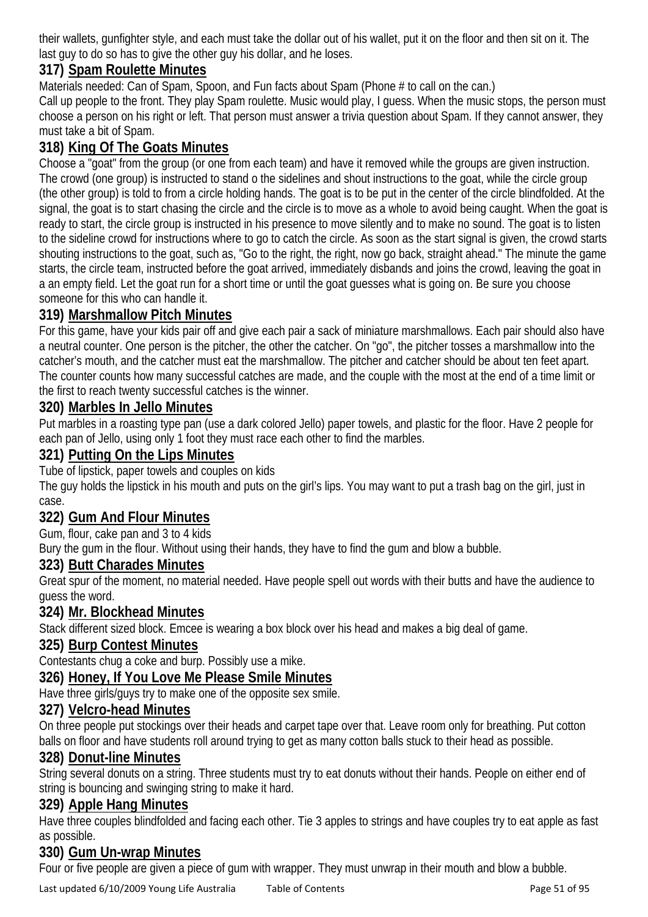their wallets, gunfighter style, and each must take the dollar out of his wallet, put it on the floor and then sit on it. The last guy to do so has to give the other guy his dollar, and he loses.

### 317) Spam Roulette Minutes

Materials needed: Can of Spam, Spoon, and Fun facts about Spam (Phone # to call on the can.)

Call up people to the front. They play Spam roulette. Music would play, I guess. When the music stops, the person must choose a person on his right or left. That person must answer a trivia question about Spam. If they cannot answer, they must take a bit of Spam.

### 318) King Of The Goats Minutes

Choose a "goat" from the group (or one from each team) and have it removed while the groups are given instruction. The crowd (one group) is instructed to stand o the sidelines and shout instructions to the goat, while the circle group (the other group) is told to from a circle holding hands. The goat is to be put in the center of the circle blindfolded. At the signal, the goat is to start chasing the circle and the circle is to move as a whole to avoid being caught. When the goat is ready to start, the circle group is instructed in his presence to move silently and to make no sound. The goat is to listen to the sideline crowd for instructions where to go to catch the circle. As soon as the start signal is given, the crowd starts shouting instructions to the goat, such as, "Go to the right, the right, now go back, straight ahead." The minute the game starts, the circle team, instructed before the goat arrived, immediately disbands and joins the crowd, leaving the goat in a an empty field. Let the goat run for a short time or until the goat guesses what is going on. Be sure you choose someone for this who can handle it.

### 319) Marshmallow Pitch Minutes

For this game, have your kids pair off and give each pair a sack of miniature marshmallows. Each pair should also have a neutral counter. One person is the pitcher, the other the catcher. On "go", the pitcher tosses a marshmallow into the catcher's mouth, and the catcher must eat the marshmallow. The pitcher and catcher should be about ten feet apart. The counter counts how many successful catches are made, and the couple with the most at the end of a time limit or the first to reach twenty successful catches is the winner.

### 320) Marbles In Jello Minutes

Put marbles in a roasting type pan (use a dark colored Jello) paper towels, and plastic for the floor. Have 2 people for each pan of Jello, using only 1 foot they must race each other to find the marbles.

### 321) Putting On the Lips Minutes

Tube of lipstick, paper towels and couples on kids

The guy holds the lipstick in his mouth and puts on the girl's lips. You may want to put a trash bag on the girl, just in case.

### 322) Gum And Flour Minutes

Gum, flour, cake pan and 3 to 4 kids

Bury the gum in the flour. Without using their hands, they have to find the gum and blow a bubble.

### 323) Butt Charades Minutes

Great spur of the moment, no material needed. Have people spell out words with their butts and have the audience to guess the word.

### 324) Mr. Blockhead Minutes

Stack different sized block. Emcee is wearing a box block over his head and makes a big deal of game.

### 325) Burp Contest Minutes

Contestants chug a coke and burp. Possibly use a mike.

### 326) Honey, If You Love Me Please Smile Minutes

Have three girls/guys try to make one of the opposite sex smile.

### 327) Velcro-head Minutes

On three people put stockings over their heads and carpet tape over that. Leave room only for breathing. Put cotton balls on floor and have students roll around trying to get as many cotton balls stuck to their head as possible.

### 328) Donut-line Minutes

String several donuts on a string. Three students must try to eat donuts without their hands. People on either end of string is bouncing and swinging string to make it hard.

### 329) Apple Hang Minutes

Have three couples blindfolded and facing each other. Tie 3 apples to strings and have couples try to eat apple as fast as possible.

### 330) Gum Un-wrap Minutes

Four or five people are given a piece of gum with wrapper. They must unwrap in their mouth and blow a bubble.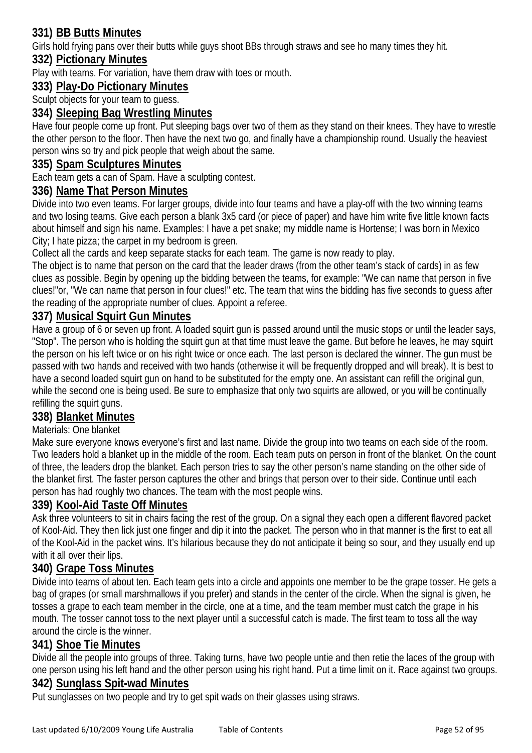### 331) BB Butts Minutes

Girls hold frying pans over their butts while guys shoot BBs through straws and see ho many times they hit.

### 332) Pictionary Minutes

Play with teams. For variation, have them draw with toes or mouth.

### 333) Play-Do Pictionary Minutes

Sculpt objects for your team to guess.

### 334) Sleeping Bag Wrestling Minutes

Have four people come up front. Put sleeping bags over two of them as they stand on their knees. They have to wrestle the other person to the floor. Then have the next two go, and finally have a championship round. Usually the heaviest person wins so try and pick people that weigh about the same.

### 335) Spam Sculptures Minutes

Each team gets a can of Spam. Have a sculpting contest.

### 336) Name That Person Minutes

Divide into two even teams. For larger groups, divide into four teams and have a play-off with the two winning teams and two losing teams. Give each person a blank 3x5 card (or piece of paper) and have him write five little known facts about himself and sign his name. Examples: I have a pet snake; my middle name is Hortense; I was born in Mexico City; I hate pizza; the carpet in my bedroom is green.

Collect all the cards and keep separate stacks for each team. The game is now ready to play.

The object is to name that person on the card that the leader draws (from the other team's stack of cards) in as few clues as possible. Begin by opening up the bidding between the teams, for example: "We can name that person in five clues!"or, "We can name that person in four clues!" etc. The team that wins the bidding has five seconds to guess after the reading of the appropriate number of clues. Appoint a referee.

### 337) Musical Squirt Gun Minutes

Have a group of 6 or seven up front. A loaded squirt gun is passed around until the music stops or until the leader says, "Stop". The person who is holding the squirt gun at that time must leave the game. But before he leaves, he may squirt the person on his left twice or on his right twice or once each. The last person is declared the winner. The gun must be passed with two hands and received with two hands (otherwise it will be frequently dropped and will break). It is best to have a second loaded squirt gun on hand to be substituted for the empty one. An assistant can refill the original gun, while the second one is being used. Be sure to emphasize that only two squirts are allowed, or you will be continually refilling the squirt guns.

### 338) Blanket Minutes

Materials: One blanket

Make sure everyone knows everyone's first and last name. Divide the group into two teams on each side of the room. Two leaders hold a blanket up in the middle of the room. Each team puts on person in front of the blanket. On the count of three, the leaders drop the blanket. Each person tries to say the other person's name standing on the other side of the blanket first. The faster person captures the other and brings that person over to their side. Continue until each person has had roughly two chances. The team with the most people wins.

### 339) Kool-Aid Taste Off Minutes

Ask three volunteers to sit in chairs facing the rest of the group. On a signal they each open a different flavored packet of Kool-Aid. They then lick just one finger and dip it into the packet. The person who in that manner is the first to eat all of the Kool-Aid in the packet wins. It's hilarious because they do not anticipate it being so sour, and they usually end up with it all over their lips.

### 340) Grape Toss Minutes

Divide into teams of about ten. Each team gets into a circle and appoints one member to be the grape tosser. He gets a bag of grapes (or small marshmallows if you prefer) and stands in the center of the circle. When the signal is given, he tosses a grape to each team member in the circle, one at a time, and the team member must catch the grape in his mouth. The tosser cannot toss to the next player until a successful catch is made. The first team to toss all the way around the circle is the winner.

### 341) Shoe Tie Minutes

Divide all the people into groups of three. Taking turns, have two people untie and then retie the laces of the group with one person using his left hand and the other person using his right hand. Put a time limit on it. Race against two groups.

### 342) Sunglass Spit-wad Minutes

Put sunglasses on two people and try to get spit wads on their glasses using straws.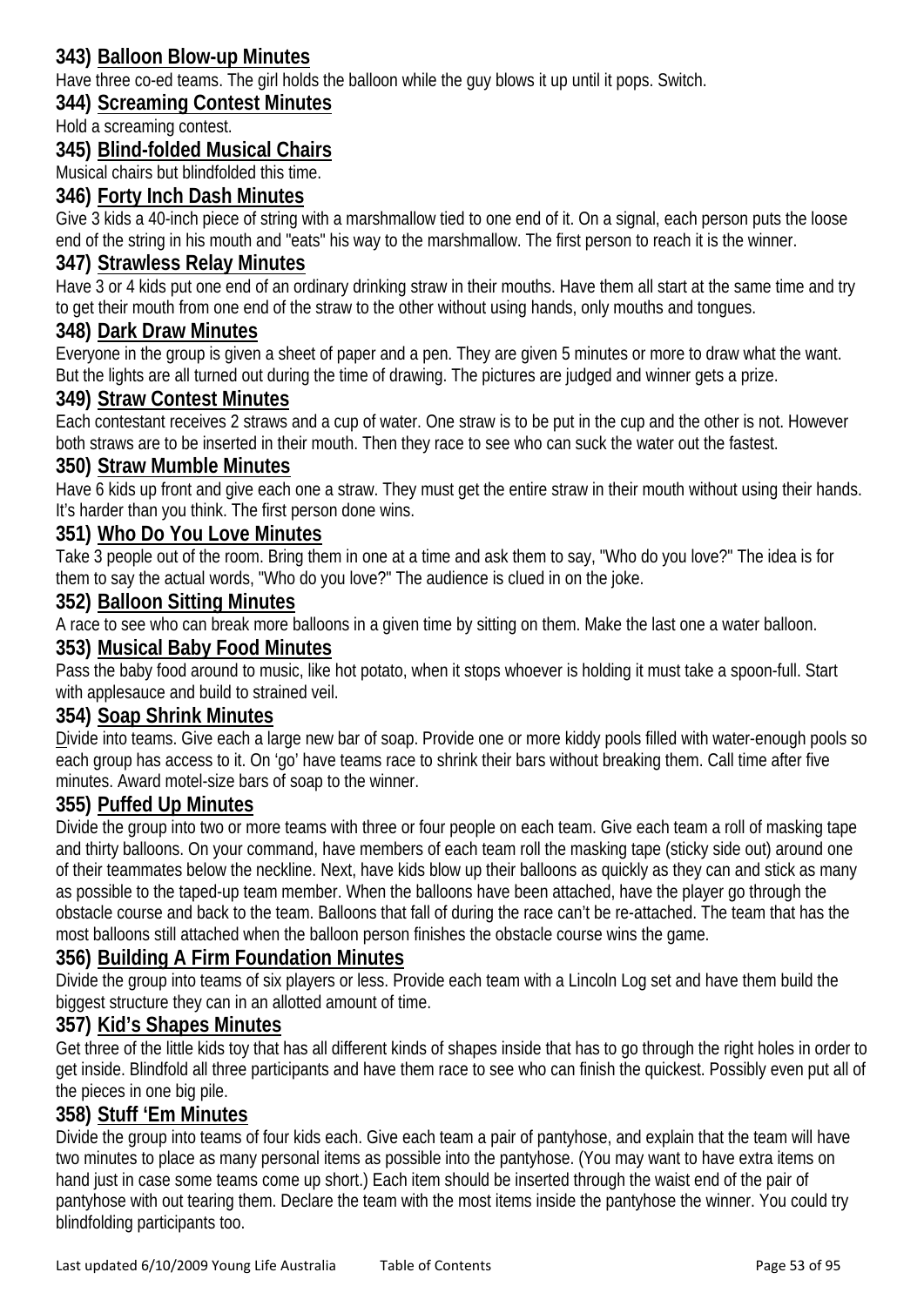### 343) <u>Balloon Blow-up Minutes</u>

Have three co-ed teams. The girl holds the balloon while the guy blows it up until it pops. Switch.

### 344) <u>Screaming Contest Minutes</u>

Hold a screaming contest.

### 345) <u>Blind-folded Musical Chairs</u>

Musical chairs but blindfolded this time.

### 346) <u>Forty Inch Dash Minutes</u>

Give 3 kids a 40-inch piece of string with a marshmallow tied to one end of it. On a signal, each person puts the loose end of the string in his mouth and "eats" his way to the marshmallow. The first person to reach it is the winner.

### 347) <u>Strawless Relay Minutes</u>

Have 3 or 4 kids put one end of an ordinary drinking straw in their mouths. Have them all start at the same time and try to get their mouth from one end of the straw to the other without using hands, only mouths and tongues.

### 348) <u>Dark Draw Minutes</u>

Everyone in the group is given a sheet of paper and a pen. They are given 5 minutes or more to draw what the want. But the lights are all turned out during the time of drawing. The pictures are judged and winner gets a prize.

### 349) <u>Straw Contest Minutes</u>

Each contestant receives 2 straws and a cup of water. One straw is to be put in the cup and the other is not. However both straws are to be inserted in their mouth. Then they race to see who can suck the water out the fastest.

### 350) <u>Straw Mumble Minutes</u>

Have 6 kids up front and give each one a straw. They must get the entire straw in their mouth without using their hands. It's harder than you think. The first person done wins.

### 351) <u>Who Do You Love Minutes</u>

Take 3 people out of the room. Bring them in one at a time and ask them to say, "Who do you love?" The idea is for them to say the actual words, "Who do you love?" The audience is clued in on the joke.

### 352) <u>Balloon Sitting Minutes</u>

A race to see who can break more balloons in a given time by sitting on them. Make the last one a water balloon.

### 353) <u>Musical Baby Food Minutes</u>

Pass the baby food around to music, like hot potato, when it stops whoever is holding it must take a spoon-full. Start with applesauce and build to strained veil.

### 354) <u>Soap Shrink Minutes</u>

Divide into teams. Give each a large new bar of soap. Provide one or more kiddy pools filled with water-enough pools so each group has access to it. On 'go' have teams race to shrink their bars without breaking them. Call time after five minutes. Award motel-size bars of soap to the winner.

### 355) <u>Puffed Up Minutes</u>

Divide the group into two or more teams with three or four people on each team. Give each team a roll of masking tape and thirty balloons. On your command, have members of each team roll the masking tape (sticky side out) around one of their teammates below the neckline. Next, have kids blow up their balloons as quickly as they can and stick as many as possible to the taped-up team member. When the balloons have been attached, have the player go through the obstacle course and back to the team. Balloons that fall of during the race can't be re-attached. The team that has the most balloons still attached when the balloon person finishes the obstacle course wins the game.

### 356) <u>Building A Firm Foundation Minutes</u>

Divide the group into teams of six players or less. Provide each team with a Lincoln Log set and have them build the biggest structure they can in an allotted amount of time.

### 357) <u>Kid's Shapes Minutes</u>

Get three of the little kids toy that has all different kinds of shapes inside that has to go through the right holes in order to get inside. Blindfold all three participants and have them race to see who can finish the quickest. Possibly even put all of the pieces in one big pile.

### 358) <u>Stuff 'Em Minutes</u>

Divide the group into teams of four kids each. Give each team a pair of pantyhose, and explain that the team will have two minutes to place as many personal items as possible into the pantyhose. (You may want to have extra items on hand just in case some teams come up short.) Each item should be inserted through the waist end of the pair of pantyhose with out tearing them. Declare the team with the most items inside the pantyhose the winner. You could try blindfolding participants too.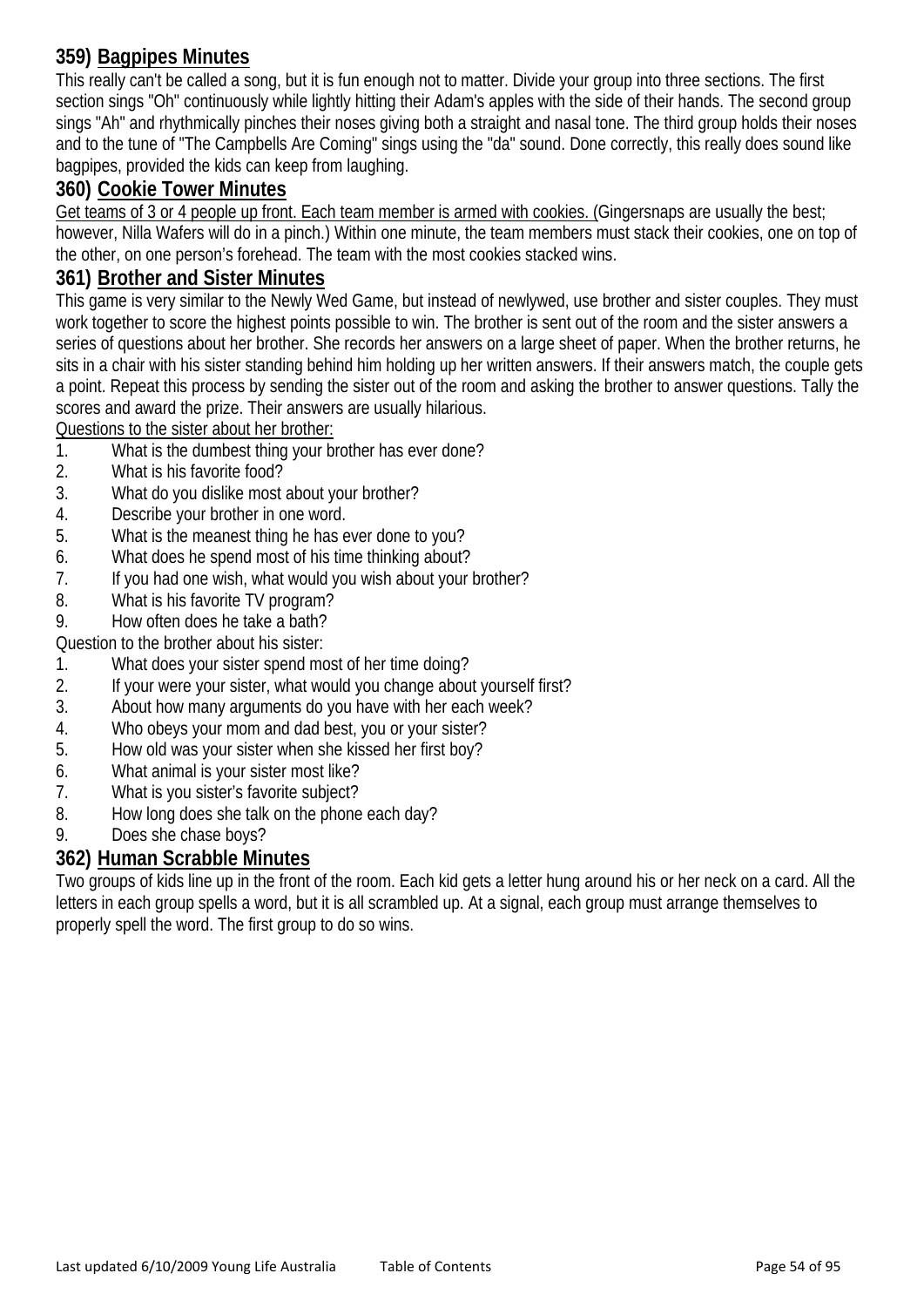### 359) <u>Bagpipes Minutes</u>

This really can't be called a song, but it is fun enough not to matter. Divide your group into three sections. The first section sings "Oh" continuously while lightly hitting their Adam's apples with the side of their hands. The second group sings "Ah" and rhythmically pinches their noses giving both a straight and nasal tone. The third group holds their noses and to the tune of "The Campbells Are Coming" sings using the "da" sound. Done correctly, this really does sound like bagpipes, provided the kids can keep from laughing.

### 360) <u>Cookie Tower Minutes</u>

<u>Get teams of 3 or 4 people up front. Each team member is armed with cookies. (</u>Gingersnaps are usually the best; however, Nilla Wafers will do in a pinch.) Within one minute, the team members must stack their cookies, one on top of the other, on one person's forehead. The team with the most cookies stacked wins.

### 361) <u>Brother and Sister Minutes</u>

This game is very similar to the Newly Wed Game, but instead of newlywed, use brother and sister couples. They must work together to score the highest points possible to win. The brother is sent out of the room and the sister answers a series of questions about her brother. She records her answers on a large sheet of paper. When the brother returns, he sits in a chair with his sister standing behind him holding up her written answers. If their answers match, the couple gets a point. Repeat this process by sending the sister out of the room and asking the brother to answer questions. Tally the scores and award the prize. Their answers are usually hilarious.

<u>Questions to the sister about her brother:</u>

1. What is the dumbest thing your brother has ever done?
2. What is his favorite food?
3. What do you dislike most about your brother?
4. Describe your brother in one word.
5. What is the meanest thing he has ever done to you?
6. What does he spend most of his time thinking about?
7. If you had one wish, what would you wish about your brother?
8. What is his favorite TV program?
9. How often does he take a bath?

Question to the brother about his sister:

1. What does your sister spend most of her time doing?
2. If your were your sister, what would you change about yourself first?
3. About how many arguments do you have with her each week?
4. Who obeys your mom and dad best, you or your sister?
5. How old was your sister when she kissed her first boy?
6. What animal is your sister most like?
7. What is you sister's favorite subject?
8. How long does she talk on the phone each day?
9. Does she chase boys?

### 362) <u>Human Scrabble Minutes</u>

Two groups of kids line up in the front of the room. Each kid gets a letter hung around his or her neck on a card. All the letters in each group spells a word, but it is all scrambled up. At a signal, each group must arrange themselves to properly spell the word. The first group to do so wins.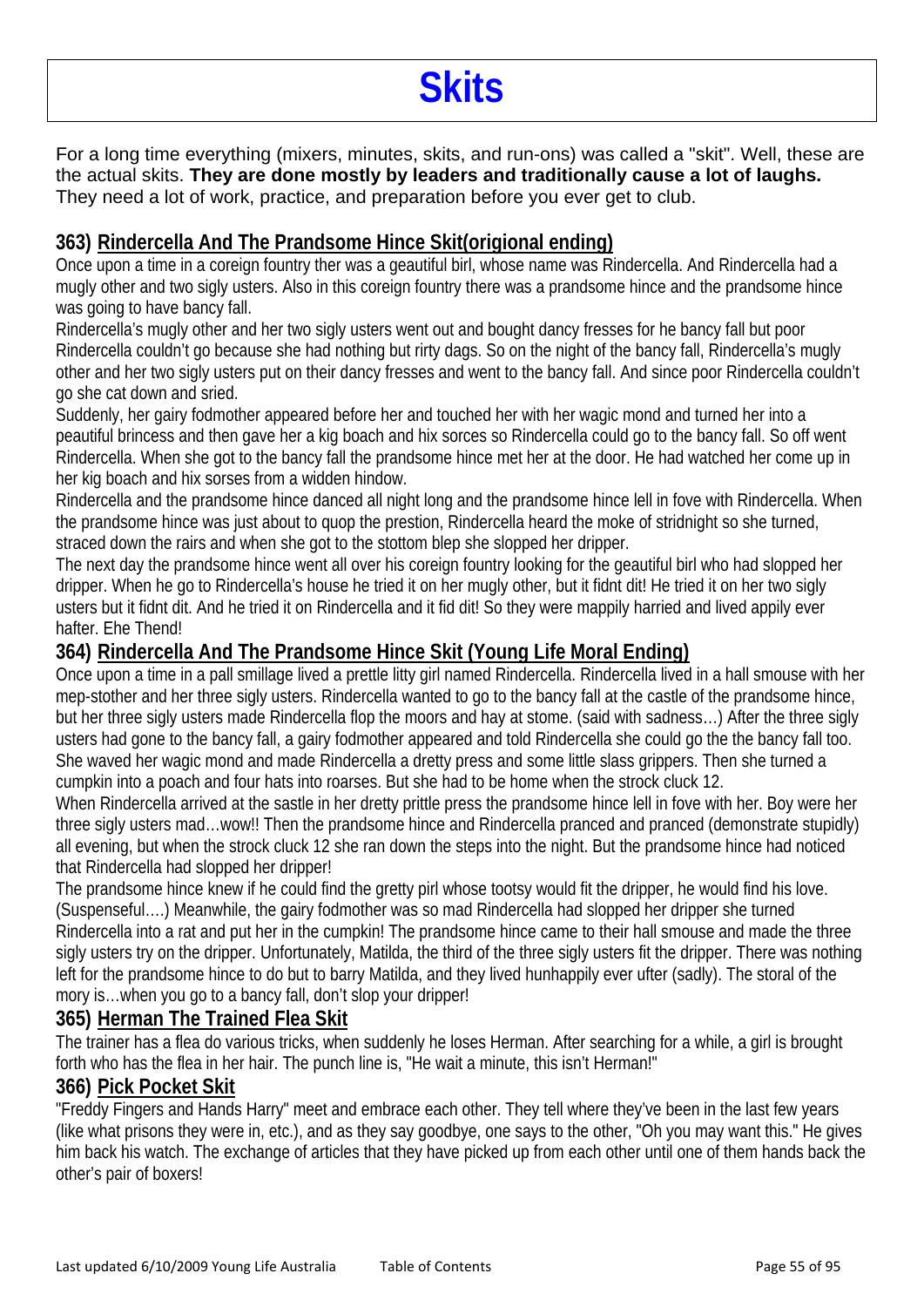# Skits

For a long time everything (mixers, minutes, skits, and run-ons) was called a "skit". Well, these are the actual skits. **They are done mostly by leaders and traditionally cause a lot of laughs.** They need a lot of work, practice, and preparation before you ever get to club.

### 363) Rindercella And The Prandsome Hince Skit(origional ending)

Once upon a time in a coreign fountry ther was a geautiful birl, whose name was Rindercella. And Rindercella had a mugly other and two sigly usters. Also in this coreign fountry there was a prandsome hince and the prandsome hince was going to have bancy fall.

Rindercella's mugly other and her two sigly usters went out and bought dancy fresses for he bancy fall but poor Rindercella couldn't go because she had nothing but rirty dags. So on the night of the bancy fall, Rindercella's mugly other and her two sigly usters put on their dancy fresses and went to the bancy fall. And since poor Rindercella couldn't go she cat down and sried.

Suddenly, her gairy fodmother appeared before her and touched her with her wagic mond and turned her into a peautiful brincess and then gave her a kig boach and hix sorces so Rindercella could go to the bancy fall. So off went Rindercella. When she got to the bancy fall the prandsome hince met her at the door. He had watched her come up in her kig boach and hix sorses from a widden hindow.

Rindercella and the prandsome hince danced all night long and the prandsome hince lell in fove with Rindercella. When the prandsome hince was just about to quop the prestion, Rindercella heard the moke of stridnight so she turned, straced down the rairs and when she got to the stottom blep she slopped her dripper.

The next day the prandsome hince went all over his coreign fountry looking for the geautiful birl who had slopped her dripper. When he go to Rindercella's house he tried it on her mugly other, but it fidnt dit! He tried it on her two sigly usters but it fidnt dit. And he tried it on Rindercella and it fid dit! So they were mappily harried and lived appily ever hafter. Ehe Thend!

### 364) Rindercella And The Prandsome Hince Skit (Young Life Moral Ending)

Once upon a time in a pall smillage lived a prettle litty girl named Rindercella. Rindercella lived in a hall smouse with her mep-stother and her three sigly usters. Rindercella wanted to go to the bancy fall at the castle of the prandsome hince, but her three sigly usters made Rindercella flop the moors and hay at stome. (said with sadness…) After the three sigly usters had gone to the bancy fall, a gairy fodmother appeared and told Rindercella she could go the the bancy fall too. She waved her wagic mond and made Rindercella a dretty press and some little slass grippers. Then she turned a cumpkin into a poach and four hats into roarses. But she had to be home when the strock cluck 12.

When Rindercella arrived at the sastle in her dretty prittle press the prandsome hince lell in fove with her. Boy were her three sigly usters mad…wow!! Then the prandsome hince and Rindercella pranced and pranced (demonstrate stupidly) all evening, but when the strock cluck 12 she ran down the steps into the night. But the prandsome hince had noticed that Rindercella had slopped her dripper!

The prandsome hince knew if he could find the gretty pirl whose tootsy would fit the dripper, he would find his love. (Suspenseful….) Meanwhile, the gairy fodmother was so mad Rindercella had slopped her dripper she turned Rindercella into a rat and put her in the cumpkin! The prandsome hince came to their hall smouse and made the three sigly usters try on the dripper. Unfortunately, Matilda, the third of the three sigly usters fit the dripper. There was nothing left for the prandsome hince to do but to barry Matilda, and they lived hunhappily ever ufter (sadly). The storal of the mory is…when you go to a bancy fall, don't slop your dripper!

### 365) Herman The Trained Flea Skit

The trainer has a flea do various tricks, when suddenly he loses Herman. After searching for a while, a girl is brought forth who has the flea in her hair. The punch line is, "He wait a minute, this isn't Herman!"

### 366) Pick Pocket Skit

"Freddy Fingers and Hands Harry" meet and embrace each other. They tell where they've been in the last few years (like what prisons they were in, etc.), and as they say goodbye, one says to the other, "Oh you may want this." He gives him back his watch. The exchange of articles that they have picked up from each other until one of them hands back the other's pair of boxers!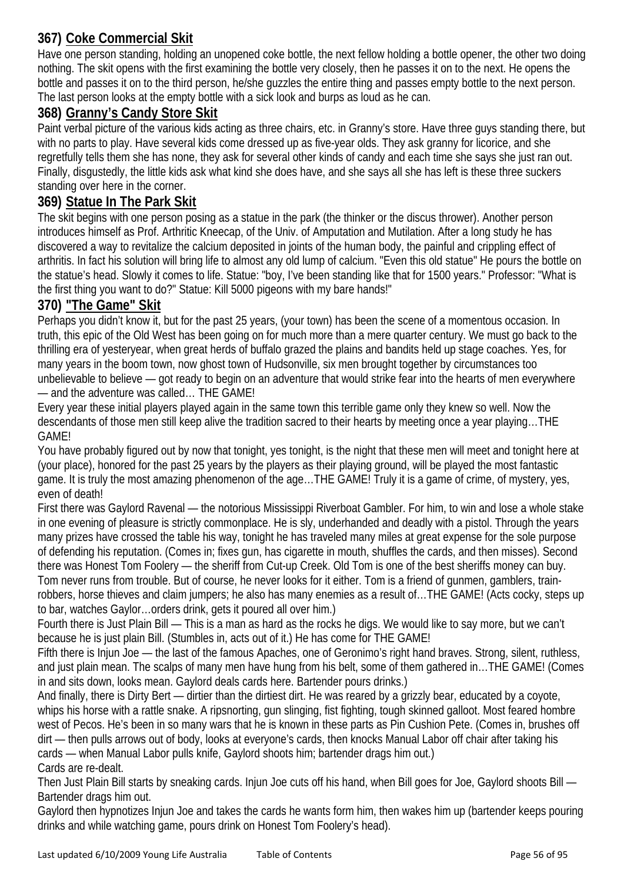### 367) Coke Commercial Skit

Have one person standing, holding an unopened coke bottle, the next fellow holding a bottle opener, the other two doing nothing. The skit opens with the first examining the bottle very closely, then he passes it on to the next. He opens the bottle and passes it on to the third person, he/she guzzles the entire thing and passes empty bottle to the next person. The last person looks at the empty bottle with a sick look and burps as loud as he can.

### 368) Granny's Candy Store Skit

Paint verbal picture of the various kids acting as three chairs, etc. in Granny's store. Have three guys standing there, but with no parts to play. Have several kids come dressed up as five-year olds. They ask granny for licorice, and she regretfully tells them she has none, they ask for several other kinds of candy and each time she says she just ran out. Finally, disgustedly, the little kids ask what kind she does have, and she says all she has left is these three suckers standing over here in the corner.

### 369) Statue In The Park Skit

The skit begins with one person posing as a statue in the park (the thinker or the discus thrower). Another person introduces himself as Prof. Arthritic Kneecap, of the Univ. of Amputation and Mutilation. After a long study he has discovered a way to revitalize the calcium deposited in joints of the human body, the painful and crippling effect of arthritis. In fact his solution will bring life to almost any old lump of calcium. "Even this old statue" He pours the bottle on the statue's head. Slowly it comes to life. Statue: "boy, I've been standing like that for 1500 years." Professor: "What is the first thing you want to do?" Statue: Kill 5000 pigeons with my bare hands!"

### 370) "The Game" Skit

Perhaps you didn't know it, but for the past 25 years, (your town) has been the scene of a momentous occasion. In truth, this epic of the Old West has been going on for much more than a mere quarter century. We must go back to the thrilling era of yesteryear, when great herds of buffalo grazed the plains and bandits held up stage coaches. Yes, for many years in the boom town, now ghost town of Hudsonville, six men brought together by circumstances too unbelievable to believe — got ready to begin on an adventure that would strike fear into the hearts of men everywhere — and the adventure was called… THE GAME!

Every year these initial players played again in the same town this terrible game only they knew so well. Now the descendants of those men still keep alive the tradition sacred to their hearts by meeting once a year playing…THE GAME!

You have probably figured out by now that tonight, yes tonight, is the night that these men will meet and tonight here at (your place), honored for the past 25 years by the players as their playing ground, will be played the most fantastic game. It is truly the most amazing phenomenon of the age…THE GAME! Truly it is a game of crime, of mystery, yes, even of death!

First there was Gaylord Ravenal — the notorious Mississippi Riverboat Gambler. For him, to win and lose a whole stake in one evening of pleasure is strictly commonplace. He is sly, underhanded and deadly with a pistol. Through the years many prizes have crossed the table his way, tonight he has traveled many miles at great expense for the sole purpose of defending his reputation. (Comes in; fixes gun, has cigarette in mouth, shuffles the cards, and then misses). Second there was Honest Tom Foolery — the sheriff from Cut-up Creek. Old Tom is one of the best sheriffs money can buy. Tom never runs from trouble. But of course, he never looks for it either. Tom is a friend of gunmen, gamblers, train-robbers, horse thieves and claim jumpers; he also has many enemies as a result of…THE GAME! (Acts cocky, steps up to bar, watches Gaylor…orders drink, gets it poured all over him.)

Fourth there is Just Plain Bill — This is a man as hard as the rocks he digs. We would like to say more, but we can't because he is just plain Bill. (Stumbles in, acts out of it.) He has come for THE GAME!

Fifth there is Injun Joe — the last of the famous Apaches, one of Geronimo's right hand braves. Strong, silent, ruthless, and just plain mean. The scalps of many men have hung from his belt, some of them gathered in…THE GAME! (Comes in and sits down, looks mean. Gaylord deals cards here. Bartender pours drinks.)

And finally, there is Dirty Bert — dirtier than the dirtiest dirt. He was reared by a grizzly bear, educated by a coyote, whips his horse with a rattle snake. A ripsnorting, gun slinging, fist fighting, tough skinned galloot. Most feared hombre west of Pecos. He's been in so many wars that he is known in these parts as Pin Cushion Pete. (Comes in, brushes off dirt — then pulls arrows out of body, looks at everyone's cards, then knocks Manual Labor off chair after taking his cards — when Manual Labor pulls knife, Gaylord shoots him; bartender drags him out.)

Cards are re-dealt.

Then Just Plain Bill starts by sneaking cards. Injun Joe cuts off his hand, when Bill goes for Joe, Gaylord shoots Bill — Bartender drags him out.

Gaylord then hypnotizes Injun Joe and takes the cards he wants form him, then wakes him up (bartender keeps pouring drinks and while watching game, pours drink on Honest Tom Foolery's head).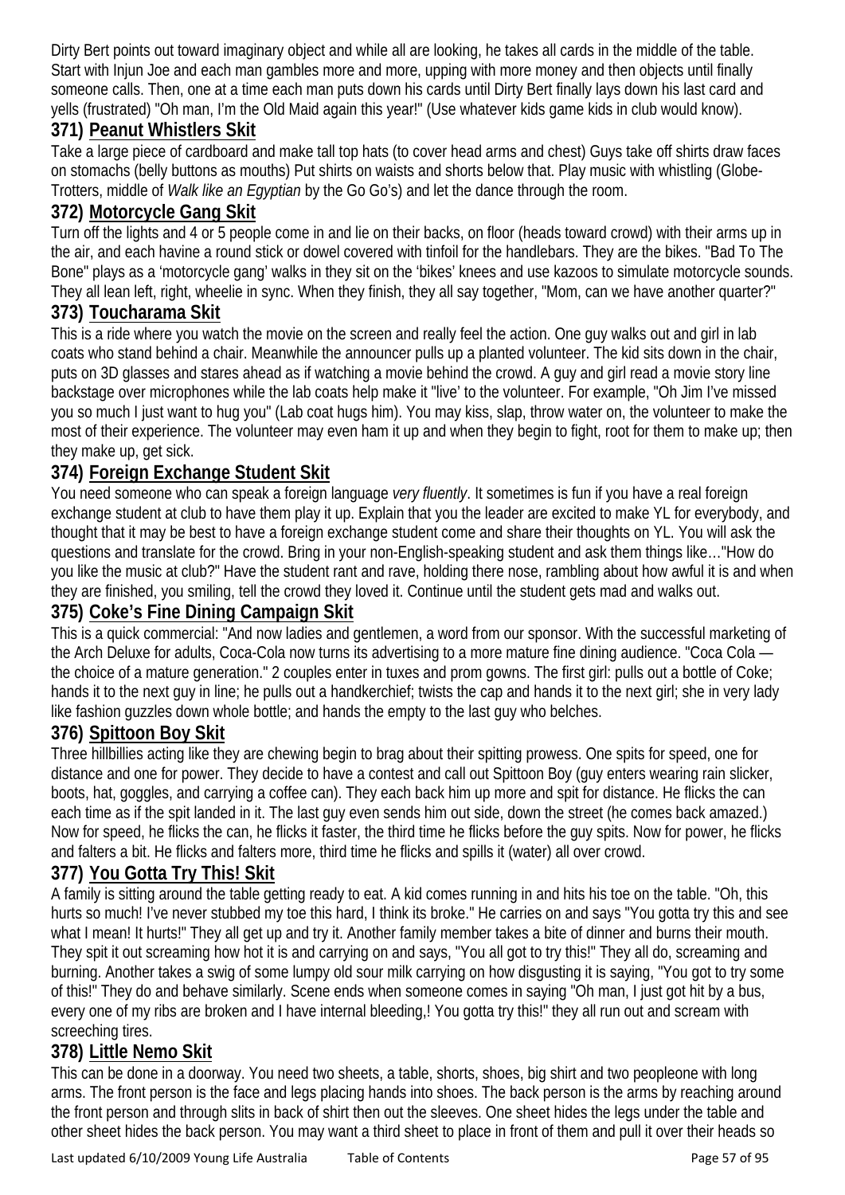Dirty Bert points out toward imaginary object and while all are looking, he takes all cards in the middle of the table. Start with Injun Joe and each man gambles more and more, upping with more money and then objects until finally someone calls. Then, one at a time each man puts down his cards until Dirty Bert finally lays down his last card and yells (frustrated) "Oh man, I'm the Old Maid again this year!" (Use whatever kids game kids in club would know).

### 371) Peanut Whistlers Skit

Take a large piece of cardboard and make tall top hats (to cover head arms and chest) Guys take off shirts draw faces on stomachs (belly buttons as mouths) Put shirts on waists and shorts below that. Play music with whistling (Globe-Trotters, middle of *Walk like an Egyptian* by the Go Go's) and let the dance through the room.

### 372) Motorcycle Gang Skit

Turn off the lights and 4 or 5 people come in and lie on their backs, on floor (heads toward crowd) with their arms up in the air, and each havine a round stick or dowel covered with tinfoil for the handlebars. They are the bikes. "Bad To The Bone" plays as a 'motorcycle gang' walks in they sit on the 'bikes' knees and use kazoos to simulate motorcycle sounds. They all lean left, right, wheelie in sync. When they finish, they all say together, "Mom, can we have another quarter?"

### 373) Toucharama Skit

This is a ride where you watch the movie on the screen and really feel the action. One guy walks out and girl in lab coats who stand behind a chair. Meanwhile the announcer pulls up a planted volunteer. The kid sits down in the chair, puts on 3D glasses and stares ahead as if watching a movie behind the crowd. A guy and girl read a movie story line backstage over microphones while the lab coats help make it "live' to the volunteer. For example, "Oh Jim I've missed you so much I just want to hug you" (Lab coat hugs him). You may kiss, slap, throw water on, the volunteer to make the most of their experience. The volunteer may even ham it up and when they begin to fight, root for them to make up; then they make up, get sick.

### 374) Foreign Exchange Student Skit

You need someone who can speak a foreign language *very fluently*. It sometimes is fun if you have a real foreign exchange student at club to have them play it up. Explain that you the leader are excited to make YL for everybody, and thought that it may be best to have a foreign exchange student come and share their thoughts on YL. You will ask the questions and translate for the crowd. Bring in your non-English-speaking student and ask them things like…"How do you like the music at club?" Have the student rant and rave, holding there nose, rambling about how awful it is and when they are finished, you smiling, tell the crowd they loved it. Continue until the student gets mad and walks out.

### 375) Coke's Fine Dining Campaign Skit

This is a quick commercial: "And now ladies and gentlemen, a word from our sponsor. With the successful marketing of the Arch Deluxe for adults, Coca-Cola now turns its advertising to a more mature fine dining audience. "Coca Cola — the choice of a mature generation." 2 couples enter in tuxes and prom gowns. The first girl: pulls out a bottle of Coke; hands it to the next guy in line; he pulls out a handkerchief; twists the cap and hands it to the next girl; she in very lady like fashion guzzles down whole bottle; and hands the empty to the last guy who belches.

### 376) Spittoon Boy Skit

Three hillbillies acting like they are chewing begin to brag about their spitting prowess. One spits for speed, one for distance and one for power. They decide to have a contest and call out Spittoon Boy (guy enters wearing rain slicker, boots, hat, goggles, and carrying a coffee can). They each back him up more and spit for distance. He flicks the can each time as if the spit landed in it. The last guy even sends him out side, down the street (he comes back amazed.) Now for speed, he flicks the can, he flicks it faster, the third time he flicks before the guy spits. Now for power, he flicks and falters a bit. He flicks and falters more, third time he flicks and spills it (water) all over crowd.

### 377) You Gotta Try This! Skit

A family is sitting around the table getting ready to eat. A kid comes running in and hits his toe on the table. "Oh, this hurts so much! I've never stubbed my toe this hard, I think its broke." He carries on and says "You gotta try this and see what I mean! It hurts!" They all get up and try it. Another family member takes a bite of dinner and burns their mouth. They spit it out screaming how hot it is and carrying on and says, "You all got to try this!" They all do, screaming and burning. Another takes a swig of some lumpy old sour milk carrying on how disgusting it is saying, "You got to try some of this!" They do and behave similarly. Scene ends when someone comes in saying "Oh man, I just got hit by a bus, every one of my ribs are broken and I have internal bleeding,! You gotta try this!" they all run out and scream with screeching tires.

### 378) Little Nemo Skit

This can be done in a doorway. You need two sheets, a table, shorts, shoes, big shirt and two peopleone with long arms. The front person is the face and legs placing hands into shoes. The back person is the arms by reaching around the front person and through slits in back of shirt then out the sleeves. One sheet hides the legs under the table and other sheet hides the back person. You may want a third sheet to place in front of them and pull it over their heads so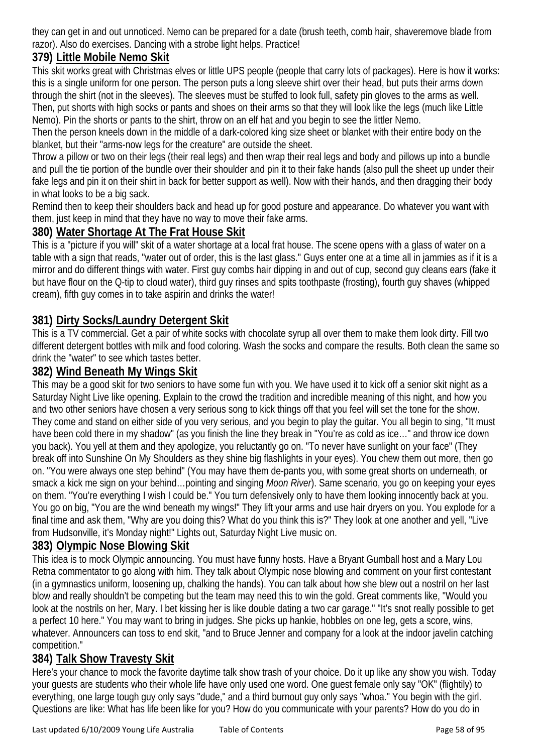they can get in and out unnoticed. Nemo can be prepared for a date (brush teeth, comb hair, shaveremove blade from razor). Also do exercises. Dancing with a strobe light helps. Practice!

### 379) Little Mobile Nemo Skit

This skit works great with Christmas elves or little UPS people (people that carry lots of packages). Here is how it works: this is a single uniform for one person. The person puts a long sleeve shirt over their head, but puts their arms down through the shirt (not in the sleeves). The sleeves must be stuffed to look full, safety pin gloves to the arms as well. Then, put shorts with high socks or pants and shoes on their arms so that they will look like the legs (much like Little Nemo). Pin the shorts or pants to the shirt, throw on an elf hat and you begin to see the littler Nemo.

Then the person kneels down in the middle of a dark-colored king size sheet or blanket with their entire body on the blanket, but their "arms-now legs for the creature" are outside the sheet.

Throw a pillow or two on their legs (their real legs) and then wrap their real legs and body and pillows up into a bundle and pull the tie portion of the bundle over their shoulder and pin it to their fake hands (also pull the sheet up under their fake legs and pin it on their shirt in back for better support as well). Now with their hands, and then dragging their body in what looks to be a big sack.

Remind then to keep their shoulders back and head up for good posture and appearance. Do whatever you want with them, just keep in mind that they have no way to move their fake arms.

### 380) Water Shortage At The Frat House Skit

This is a "picture if you will" skit of a water shortage at a local frat house. The scene opens with a glass of water on a table with a sign that reads, "water out of order, this is the last glass." Guys enter one at a time all in jammies as if it is a mirror and do different things with water. First guy combs hair dipping in and out of cup, second guy cleans ears (fake it but have flour on the Q-tip to cloud water), third guy rinses and spits toothpaste (frosting), fourth guy shaves (whipped cream), fifth guy comes in to take aspirin and drinks the water!

### 381) Dirty Socks/Laundry Detergent Skit

This is a TV commercial. Get a pair of white socks with chocolate syrup all over them to make them look dirty. Fill two different detergent bottles with milk and food coloring. Wash the socks and compare the results. Both clean the same so drink the "water" to see which tastes better.

### 382) Wind Beneath My Wings Skit

This may be a good skit for two seniors to have some fun with you. We have used it to kick off a senior skit night as a Saturday Night Live like opening. Explain to the crowd the tradition and incredible meaning of this night, and how you and two other seniors have chosen a very serious song to kick things off that you feel will set the tone for the show. They come and stand on either side of you very serious, and you begin to play the guitar. You all begin to sing, "It must have been cold there in my shadow" (as you finish the line they break in "You're as cold as ice…" and throw ice down you back). You yell at them and they apologize, you reluctantly go on. "To never have sunlight on your face" (They break off into Sunshine On My Shoulders as they shine big flashlights in your eyes). You chew them out more, then go on. "You were always one step behind" (You may have them de-pants you, with some great shorts on underneath, or smack a kick me sign on your behind…pointing and singing *Moon River*). Same scenario, you go on keeping your eyes on them. "You're everything I wish I could be." You turn defensively only to have them looking innocently back at you. You go on big, "You are the wind beneath my wings!" They lift your arms and use hair dryers on you. You explode for a final time and ask them, "Why are you doing this? What do you think this is?" They look at one another and yell, "Live from Hudsonville, it's Monday night!" Lights out, Saturday Night Live music on.

### 383) Olympic Nose Blowing Skit

This idea is to mock Olympic announcing. You must have funny hosts. Have a Bryant Gumball host and a Mary Lou Retna commentator to go along with him. They talk about Olympic nose blowing and comment on your first contestant (in a gymnastics uniform, loosening up, chalking the hands). You can talk about how she blew out a nostril on her last blow and really shouldn't be competing but the team may need this to win the gold. Great comments like, "Would you look at the nostrils on her, Mary. I bet kissing her is like double dating a two car garage." "It's snot really possible to get a perfect 10 here." You may want to bring in judges. She picks up hankie, hobbles on one leg, gets a score, wins, whatever. Announcers can toss to end skit, "and to Bruce Jenner and company for a look at the indoor javelin catching competition."

### 384) Talk Show Travesty Skit

Here's your chance to mock the favorite daytime talk show trash of your choice. Do it up like any show you wish. Today your guests are students who their whole life have only used one word. One guest female only say "OK" (flightily) to everything, one large tough guy only says "dude," and a third burnout guy only says "whoa." You begin with the girl. Questions are like: What has life been like for you? How do you communicate with your parents? How do you do in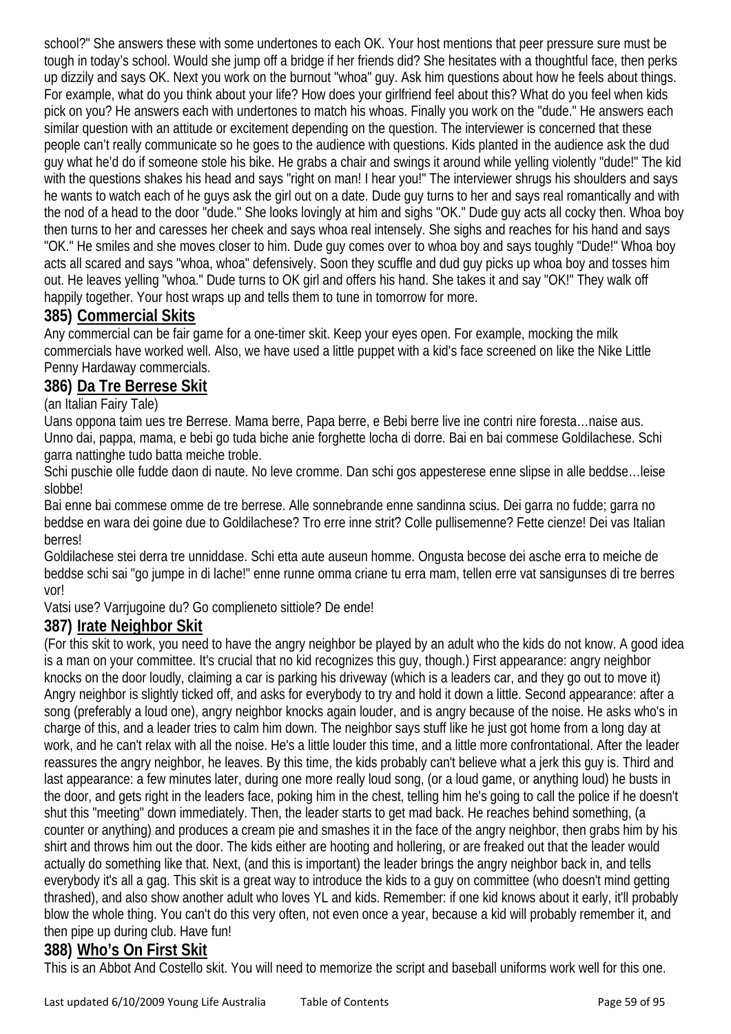school?" She answers these with some undertones to each OK. Your host mentions that peer pressure sure must be tough in today's school. Would she jump off a bridge if her friends did? She hesitates with a thoughtful face, then perks up dizzily and says OK. Next you work on the burnout "whoa" guy. Ask him questions about how he feels about things. For example, what do you think about your life? How does your girlfriend feel about this? What do you feel when kids pick on you? He answers each with undertones to match his whoas. Finally you work on the "dude." He answers each similar question with an attitude or excitement depending on the question. The interviewer is concerned that these people can't really communicate so he goes to the audience with questions. Kids planted in the audience ask the dud guy what he'd do if someone stole his bike. He grabs a chair and swings it around while yelling violently "dude!" The kid with the questions shakes his head and says "right on man! I hear you!" The interviewer shrugs his shoulders and says he wants to watch each of he guys ask the girl out on a date. Dude guy turns to her and says real romantically and with the nod of a head to the door "dude." She looks lovingly at him and sighs "OK." Dude guy acts all cocky then. Whoa boy then turns to her and caresses her cheek and says whoa real intensely. She sighs and reaches for his hand and says "OK." He smiles and she moves closer to him. Dude guy comes over to whoa boy and says toughly "Dude!" Whoa boy acts all scared and says "whoa, whoa" defensively. Soon they scuffle and dud guy picks up whoa boy and tosses him out. He leaves yelling "whoa." Dude turns to OK girl and offers his hand. She takes it and say "OK!" They walk off happily together. Your host wraps up and tells them to tune in tomorrow for more.

### 385) Commercial Skits

Any commercial can be fair game for a one-timer skit. Keep your eyes open. For example, mocking the milk commercials have worked well. Also, we have used a little puppet with a kid's face screened on like the Nike Little Penny Hardaway commercials.

### 386) Da Tre Berrese Skit

(an Italian Fairy Tale)

Uans oppona taim ues tre Berrese. Mama berre, Papa berre, e Bebi berre live ine contri nire foresta…naise aus. Unno dai, pappa, mama, e bebi go tuda biche anie forghette locha di dorre. Bai en bai commese Goldilachese. Schi garra nattinghe tudo batta meiche troble.

Schi puschie olle fudde daon di naute. No leve cromme. Dan schi gos appesterese enne slipse in alle beddse…leise slobbe!

Bai enne bai commese omme de tre berrese. Alle sonnebrande enne sandinna scius. Dei garra no fudde; garra no beddse en wara dei goine due to Goldilachese? Tro erre inne strit? Colle pullisemenne? Fette cienze! Dei vas Italian berres!

Goldilachese stei derra tre unniddase. Schi etta aute auseun homme. Ongusta becose dei asche erra to meiche de beddse schi sai "go jumpe in di lache!" enne runne omma criane tu erra mam, tellen erre vat sansigunses di tre berres vor!

Vatsi use? Varrjugoine du? Go complieneto sittiole? De ende!

### 387) Irate Neighbor Skit

(For this skit to work, you need to have the angry neighbor be played by an adult who the kids do not know. A good idea is a man on your committee. It's crucial that no kid recognizes this guy, though.) First appearance: angry neighbor knocks on the door loudly, claiming a car is parking his driveway (which is a leaders car, and they go out to move it) Angry neighbor is slightly ticked off, and asks for everybody to try and hold it down a little. Second appearance: after a song (preferably a loud one), angry neighbor knocks again louder, and is angry because of the noise. He asks who's in charge of this, and a leader tries to calm him down. The neighbor says stuff like he just got home from a long day at work, and he can't relax with all the noise. He's a little louder this time, and a little more confrontational. After the leader reassures the angry neighbor, he leaves. By this time, the kids probably can't believe what a jerk this guy is. Third and last appearance: a few minutes later, during one more really loud song, (or a loud game, or anything loud) he busts in the door, and gets right in the leaders face, poking him in the chest, telling him he's going to call the police if he doesn't shut this "meeting" down immediately. Then, the leader starts to get mad back. He reaches behind something, (a counter or anything) and produces a cream pie and smashes it in the face of the angry neighbor, then grabs him by his shirt and throws him out the door. The kids either are hooting and hollering, or are freaked out that the leader would actually do something like that. Next, (and this is important) the leader brings the angry neighbor back in, and tells everybody it's all a gag. This skit is a great way to introduce the kids to a guy on committee (who doesn't mind getting thrashed), and also show another adult who loves YL and kids. Remember: if one kid knows about it early, it'll probably blow the whole thing. You can't do this very often, not even once a year, because a kid will probably remember it, and then pipe up during club. Have fun!

### 388) Who's On First Skit

This is an Abbot And Costello skit. You will need to memorize the script and baseball uniforms work well for this one.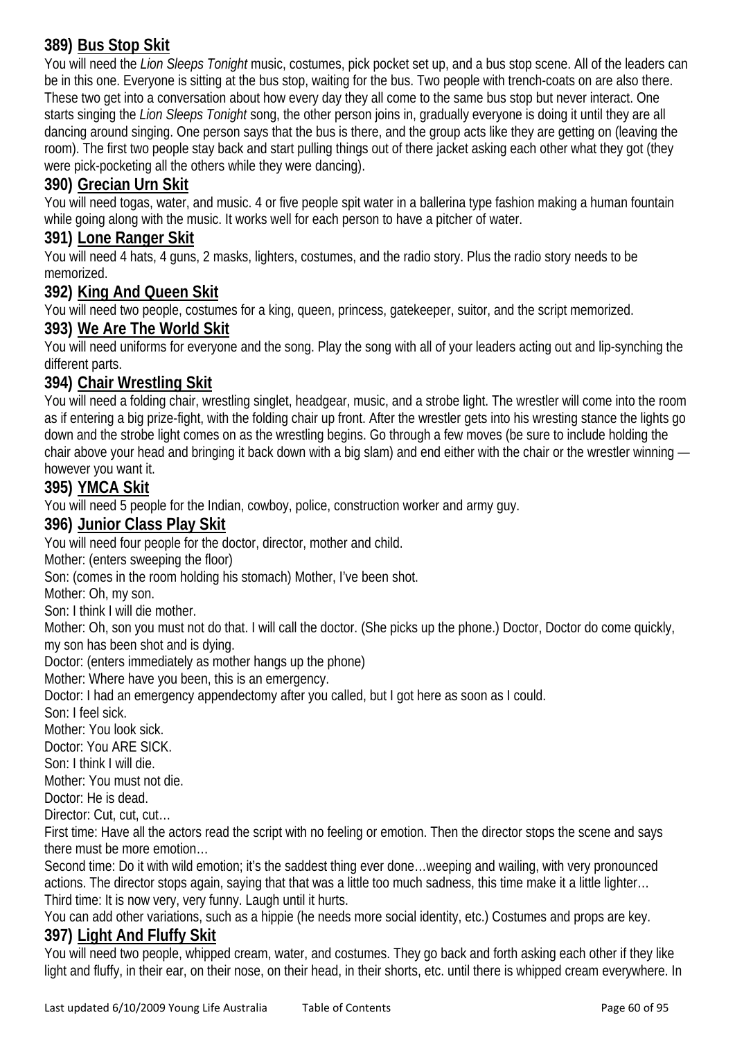### 389) Bus Stop Skit

You will need the *Lion Sleeps Tonight* music, costumes, pick pocket set up, and a bus stop scene. All of the leaders can be in this one. Everyone is sitting at the bus stop, waiting for the bus. Two people with trench-coats on are also there. These two get into a conversation about how every day they all come to the same bus stop but never interact. One starts singing the *Lion Sleeps Tonight* song, the other person joins in, gradually everyone is doing it until they are all dancing around singing. One person says that the bus is there, and the group acts like they are getting on (leaving the room). The first two people stay back and start pulling things out of there jacket asking each other what they got (they were pick-pocketing all the others while they were dancing).

### 390) Grecian Urn Skit

You will need togas, water, and music. 4 or five people spit water in a ballerina type fashion making a human fountain while going along with the music. It works well for each person to have a pitcher of water.

### 391) Lone Ranger Skit

You will need 4 hats, 4 guns, 2 masks, lighters, costumes, and the radio story. Plus the radio story needs to be memorized.

### 392) King And Queen Skit

You will need two people, costumes for a king, queen, princess, gatekeeper, suitor, and the script memorized.

### 393) We Are The World Skit

You will need uniforms for everyone and the song. Play the song with all of your leaders acting out and lip-synching the different parts.

### 394) Chair Wrestling Skit

You will need a folding chair, wrestling singlet, headgear, music, and a strobe light. The wrestler will come into the room as if entering a big prize-fight, with the folding chair up front. After the wrestler gets into his wresting stance the lights go down and the strobe light comes on as the wrestling begins. Go through a few moves (be sure to include holding the chair above your head and bringing it back down with a big slam) and end either with the chair or the wrestler winning — however you want it.

### 395) YMCA Skit

You will need 5 people for the Indian, cowboy, police, construction worker and army guy.

### 396) Junior Class Play Skit

You will need four people for the doctor, director, mother and child.

Mother: (enters sweeping the floor)

Son: (comes in the room holding his stomach) Mother, I've been shot.

Mother: Oh, my son.

Son: I think I will die mother.

Mother: Oh, son you must not do that. I will call the doctor. (She picks up the phone.) Doctor, Doctor do come quickly, my son has been shot and is dying.

Doctor: (enters immediately as mother hangs up the phone)

Mother: Where have you been, this is an emergency.

Doctor: I had an emergency appendectomy after you called, but I got here as soon as I could.

Son: I feel sick.

Mother: You look sick.

Doctor: You ARE SICK.

Son: I think I will die.

Mother: You must not die.

Doctor: He is dead.

Director: Cut, cut, cut…

First time: Have all the actors read the script with no feeling or emotion. Then the director stops the scene and says there must be more emotion…

Second time: Do it with wild emotion; it's the saddest thing ever done…weeping and wailing, with very pronounced actions. The director stops again, saying that that was a little too much sadness, this time make it a little lighter…

Third time: It is now very, very funny. Laugh until it hurts.

You can add other variations, such as a hippie (he needs more social identity, etc.) Costumes and props are key.

### 397) Light And Fluffy Skit

You will need two people, whipped cream, water, and costumes. They go back and forth asking each other if they like light and fluffy, in their ear, on their nose, on their head, in their shorts, etc. until there is whipped cream everywhere. In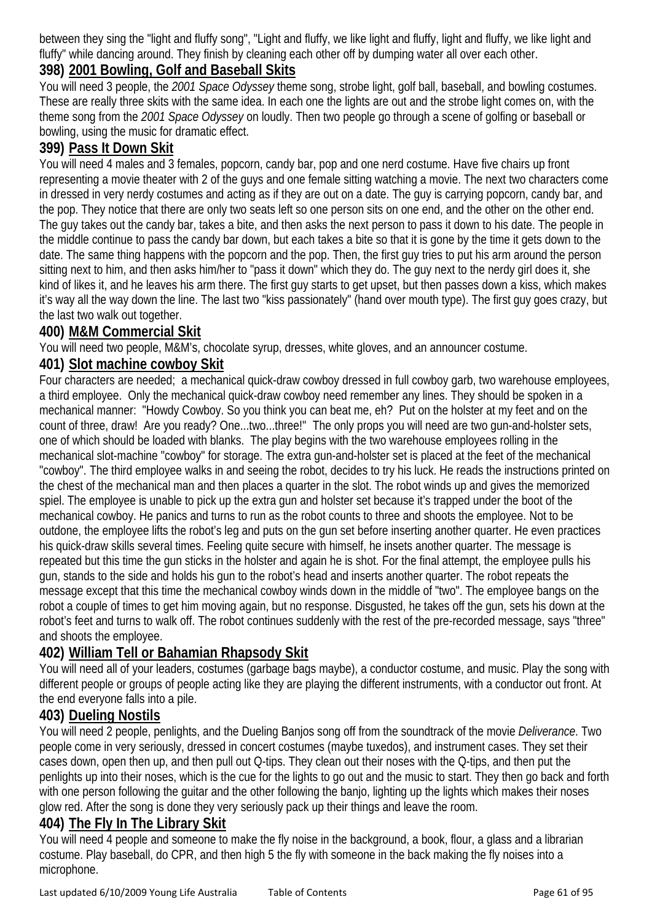between they sing the "light and fluffy song", "Light and fluffy, we like light and fluffy, light and fluffy, we like light and fluffy" while dancing around. They finish by cleaning each other off by dumping water all over each other.

### 398) 2001 Bowling, Golf and Baseball Skits

You will need 3 people, the *2001 Space Odyssey* theme song, strobe light, golf ball, baseball, and bowling costumes. These are really three skits with the same idea. In each one the lights are out and the strobe light comes on, with the theme song from the *2001 Space Odyssey* on loudly. Then two people go through a scene of golfing or baseball or bowling, using the music for dramatic effect.

### 399) Pass It Down Skit

You will need 4 males and 3 females, popcorn, candy bar, pop and one nerd costume. Have five chairs up front representing a movie theater with 2 of the guys and one female sitting watching a movie. The next two characters come in dressed in very nerdy costumes and acting as if they are out on a date. The guy is carrying popcorn, candy bar, and the pop. They notice that there are only two seats left so one person sits on one end, and the other on the other end. The guy takes out the candy bar, takes a bite, and then asks the next person to pass it down to his date. The people in the middle continue to pass the candy bar down, but each takes a bite so that it is gone by the time it gets down to the date. The same thing happens with the popcorn and the pop. Then, the first guy tries to put his arm around the person sitting next to him, and then asks him/her to "pass it down" which they do. The guy next to the nerdy girl does it, she kind of likes it, and he leaves his arm there. The first guy starts to get upset, but then passes down a kiss, which makes it's way all the way down the line. The last two "kiss passionately" (hand over mouth type). The first guy goes crazy, but the last two walk out together.

### 400) M&M Commercial Skit

You will need two people, M&M's, chocolate syrup, dresses, white gloves, and an announcer costume.

### 401) Slot machine cowboy Skit

Four characters are needed; a mechanical quick-draw cowboy dressed in full cowboy garb, two warehouse employees, a third employee. Only the mechanical quick-draw cowboy need remember any lines. They should be spoken in a mechanical manner: "Howdy Cowboy. So you think you can beat me, eh? Put on the holster at my feet and on the count of three, draw! Are you ready? One...two...three!" The only props you will need are two gun-and-holster sets, one of which should be loaded with blanks. The play begins with the two warehouse employees rolling in the mechanical slot-machine "cowboy" for storage. The extra gun-and-holster set is placed at the feet of the mechanical "cowboy". The third employee walks in and seeing the robot, decides to try his luck. He reads the instructions printed on the chest of the mechanical man and then places a quarter in the slot. The robot winds up and gives the memorized spiel. The employee is unable to pick up the extra gun and holster set because it's trapped under the boot of the mechanical cowboy. He panics and turns to run as the robot counts to three and shoots the employee. Not to be outdone, the employee lifts the robot's leg and puts on the gun set before inserting another quarter. He even practices his quick-draw skills several times. Feeling quite secure with himself, he insets another quarter. The message is repeated but this time the gun sticks in the holster and again he is shot. For the final attempt, the employee pulls his gun, stands to the side and holds his gun to the robot's head and inserts another quarter. The robot repeats the message except that this time the mechanical cowboy winds down in the middle of "two". The employee bangs on the robot a couple of times to get him moving again, but no response. Disgusted, he takes off the gun, sets his down at the robot's feet and turns to walk off. The robot continues suddenly with the rest of the pre-recorded message, says "three" and shoots the employee.

### 402) William Tell or Bahamian Rhapsody Skit

You will need all of your leaders, costumes (garbage bags maybe), a conductor costume, and music. Play the song with different people or groups of people acting like they are playing the different instruments, with a conductor out front. At the end everyone falls into a pile.

### 403) Dueling Nostils

You will need 2 people, penlights, and the Dueling Banjos song off from the soundtrack of the movie *Deliverance*. Two people come in very seriously, dressed in concert costumes (maybe tuxedos), and instrument cases. They set their cases down, open then up, and then pull out Q-tips. They clean out their noses with the Q-tips, and then put the penlights up into their noses, which is the cue for the lights to go out and the music to start. They then go back and forth with one person following the guitar and the other following the banjo, lighting up the lights which makes their noses glow red. After the song is done they very seriously pack up their things and leave the room.

### 404) The Fly In The Library Skit

You will need 4 people and someone to make the fly noise in the background, a book, flour, a glass and a librarian costume. Play baseball, do CPR, and then high 5 the fly with someone in the back making the fly noises into a microphone.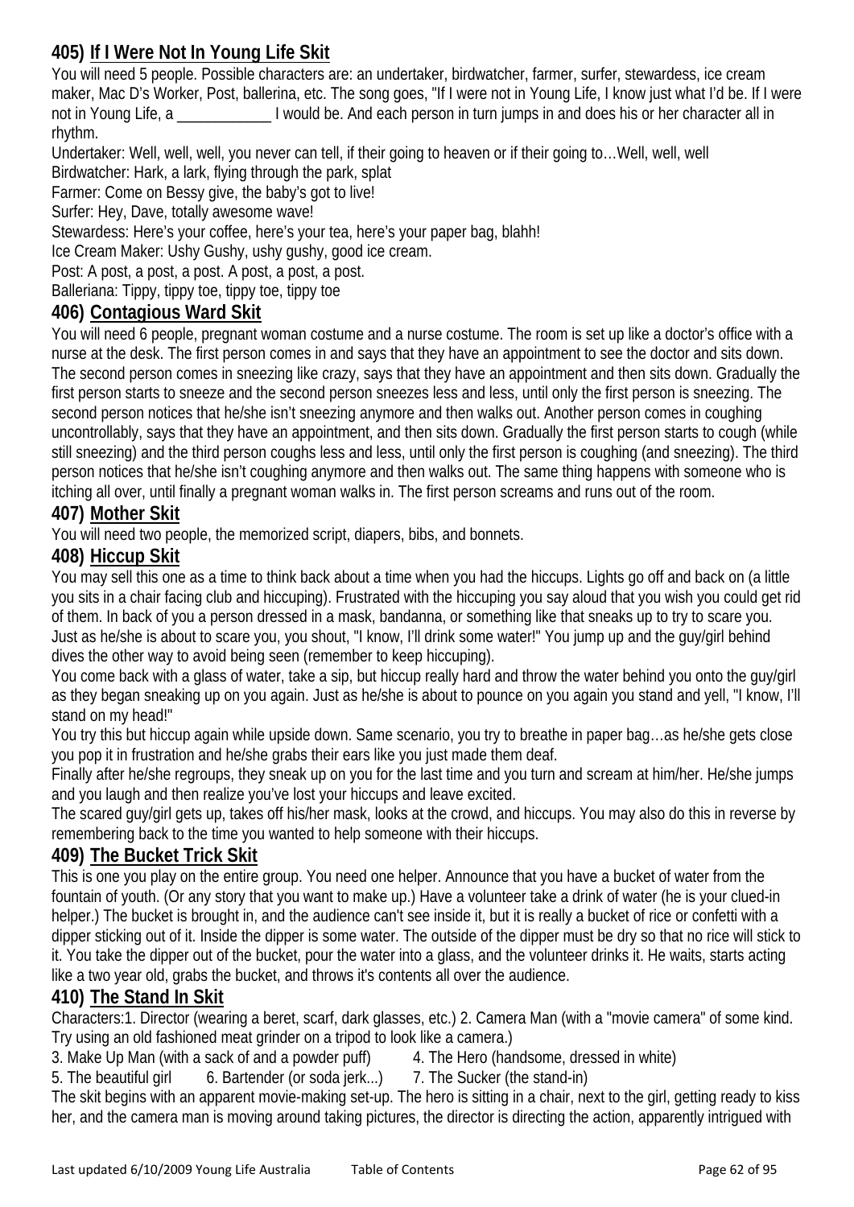## 405) If I Were Not In Young Life Skit

You will need 5 people. Possible characters are: an undertaker, birdwatcher, farmer, surfer, stewardess, ice cream maker, Mac D's Worker, Post, ballerina, etc. The song goes, "If I were not in Young Life, I know just what I'd be. If I were not in Young Life, a ____________ I would be. And each person in turn jumps in and does his or her character all in rhythm.

Undertaker: Well, well, well, you never can tell, if their going to heaven or if their going to…Well, well, well
Birdwatcher: Hark, a lark, flying through the park, splat
Farmer: Come on Bessy give, the baby's got to live!
Surfer: Hey, Dave, totally awesome wave!
Stewardess: Here's your coffee, here's your tea, here's your paper bag, blahh!
Ice Cream Maker: Ushy Gushy, ushy gushy, good ice cream.
Post: A post, a post, a post. A post, a post, a post.
Balleriana: Tippy, tippy toe, tippy toe, tippy toe

## 406) Contagious Ward Skit

You will need 6 people, pregnant woman costume and a nurse costume. The room is set up like a doctor's office with a nurse at the desk. The first person comes in and says that they have an appointment to see the doctor and sits down. The second person comes in sneezing like crazy, says that they have an appointment and then sits down. Gradually the first person starts to sneeze and the second person sneezes less and less, until only the first person is sneezing. The second person notices that he/she isn't sneezing anymore and then walks out. Another person comes in coughing uncontrollably, says that they have an appointment, and then sits down. Gradually the first person starts to cough (while still sneezing) and the third person coughs less and less, until only the first person is coughing (and sneezing). The third person notices that he/she isn't coughing anymore and then walks out. The same thing happens with someone who is itching all over, until finally a pregnant woman walks in. The first person screams and runs out of the room.

## 407) Mother Skit

You will need two people, the memorized script, diapers, bibs, and bonnets.

## 408) Hiccup Skit

You may sell this one as a time to think back about a time when you had the hiccups. Lights go off and back on (a little you sits in a chair facing club and hiccuping). Frustrated with the hiccuping you say aloud that you wish you could get rid of them. In back of you a person dressed in a mask, bandanna, or something like that sneaks up to try to scare you. Just as he/she is about to scare you, you shout, "I know, I'll drink some water!" You jump up and the guy/girl behind dives the other way to avoid being seen (remember to keep hiccuping).

You come back with a glass of water, take a sip, but hiccup really hard and throw the water behind you onto the guy/girl as they began sneaking up on you again. Just as he/she is about to pounce on you again you stand and yell, "I know, I'll stand on my head!"

You try this but hiccup again while upside down. Same scenario, you try to breathe in paper bag…as he/she gets close you pop it in frustration and he/she grabs their ears like you just made them deaf.

Finally after he/she regroups, they sneak up on you for the last time and you turn and scream at him/her. He/she jumps and you laugh and then realize you've lost your hiccups and leave excited.

The scared guy/girl gets up, takes off his/her mask, looks at the crowd, and hiccups. You may also do this in reverse by remembering back to the time you wanted to help someone with their hiccups.

## 409) The Bucket Trick Skit

This is one you play on the entire group. You need one helper. Announce that you have a bucket of water from the fountain of youth. (Or any story that you want to make up.) Have a volunteer take a drink of water (he is your clued-in helper.) The bucket is brought in, and the audience can't see inside it, but it is really a bucket of rice or confetti with a dipper sticking out of it. Inside the dipper is some water. The outside of the dipper must be dry so that no rice will stick to it. You take the dipper out of the bucket, pour the water into a glass, and the volunteer drinks it. He waits, starts acting like a two year old, grabs the bucket, and throws it's contents all over the audience.

## 410) The Stand In Skit

Characters:1. Director (wearing a beret, scarf, dark glasses, etc.) 2. Camera Man (with a "movie camera" of some kind. Try using an old fashioned meat grinder on a tripod to look like a camera.)
3. Make Up Man (with a sack of and a powder puff) 4. The Hero (handsome, dressed in white)
5. The beautiful girl 6. Bartender (or soda jerk...) 7. The Sucker (the stand-in)

The skit begins with an apparent movie-making set-up. The hero is sitting in a chair, next to the girl, getting ready to kiss her, and the camera man is moving around taking pictures, the director is directing the action, apparently intrigued with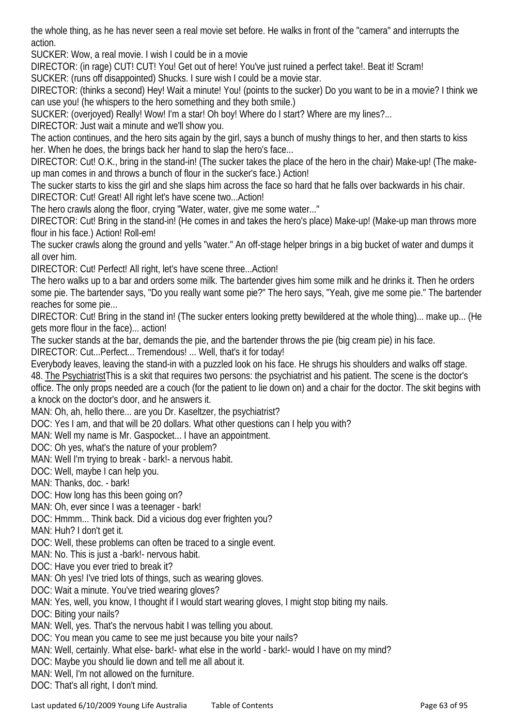the whole thing, as he has never seen a real movie set before. He walks in front of the "camera" and interrupts the action.

SUCKER: Wow, a real movie. I wish I could be in a movie

DIRECTOR: (in rage) CUT! CUT! You! Get out of here! You've just ruined a perfect take!. Beat it! Scram!

SUCKER: (runs off disappointed) Shucks. I sure wish I could be a movie star.

DIRECTOR: (thinks a second) Hey! Wait a minute! You! (points to the sucker) Do you want to be in a movie? I think we can use you! (he whispers to the hero something and they both smile.)

SUCKER: (overjoyed) Really! Wow! I'm a star! Oh boy! Where do I start? Where are my lines?...

DIRECTOR: Just wait a minute and we'll show you.

The action continues, and the hero sits again by the girl, says a bunch of mushy things to her, and then starts to kiss her. When he does, the brings back her hand to slap the hero's face...

DIRECTOR: Cut! O.K., bring in the stand-in! (The sucker takes the place of the hero in the chair) Make-up! (The make-up man comes in and throws a bunch of flour in the sucker's face.) Action!

The sucker starts to kiss the girl and she slaps him across the face so hard that he falls over backwards in his chair.

DIRECTOR: Cut! Great! All right let's have scene two...Action!

The hero crawls along the floor, crying "Water, water, give me some water..."

DIRECTOR: Cut! Bring in the stand-in! (He comes in and takes the hero's place) Make-up! (Make-up man throws more flour in his face.) Action! Roll-em!

The sucker crawls along the ground and yells "water." An off-stage helper brings in a big bucket of water and dumps it all over him.

DIRECTOR: Cut! Perfect! All right, let's have scene three...Action!

The hero walks up to a bar and orders some milk. The bartender gives him some milk and he drinks it. Then he orders some pie. The bartender says, "Do you really want some pie?" The hero says, "Yeah, give me some pie." The bartender reaches for some pie...

DIRECTOR: Cut! Bring in the stand in! (The sucker enters looking pretty bewildered at the whole thing)... make up... (He gets more flour in the face)... action!

The sucker stands at the bar, demands the pie, and the bartender throws the pie (big cream pie) in his face.

DIRECTOR: Cut...Perfect... Tremendous! ... Well, that's it for today!

Everybody leaves, leaving the stand-in with a puzzled look on his face. He shrugs his shoulders and walks off stage.

48. The Psychiatrist This is a skit that requires two persons: the psychiatrist and his patient. The scene is the doctor's office. The only props needed are a couch (for the patient to lie down on) and a chair for the doctor. The skit begins with a knock on the doctor's door, and he answers it.

MAN: Oh, ah, hello there... are you Dr. Kaseltzer, the psychiatrist?

DOC: Yes I am, and that will be 20 dollars. What other questions can I help you with?

MAN: Well my name is Mr. Gaspocket... I have an appointment.

DOC: Oh yes, what's the nature of your problem?

MAN: Well I'm trying to break - bark!- a nervous habit.

DOC: Well, maybe I can help you.

MAN: Thanks, doc. - bark!

DOC: How long has this been going on?

MAN: Oh, ever since I was a teenager - bark!

DOC: Hmmm... Think back. Did a vicious dog ever frighten you?

MAN: Huh? I don't get it.

DOC: Well, these problems can often be traced to a single event.

MAN: No. This is just a -bark!- nervous habit.

DOC: Have you ever tried to break it?

MAN: Oh yes! I've tried lots of things, such as wearing gloves.

DOC: Wait a minute. You've tried wearing gloves?

MAN: Yes, well, you know, I thought if I would start wearing gloves, I might stop biting my nails.

DOC: Biting your nails?

MAN: Well, yes. That's the nervous habit I was telling you about.

DOC: You mean you came to see me just because you bite your nails?

MAN: Well, certainly. What else- bark!- what else in the world - bark!- would I have on my mind?

DOC: Maybe you should lie down and tell me all about it.

MAN: Well, I'm not allowed on the furniture.

DOC: That's all right, I don't mind.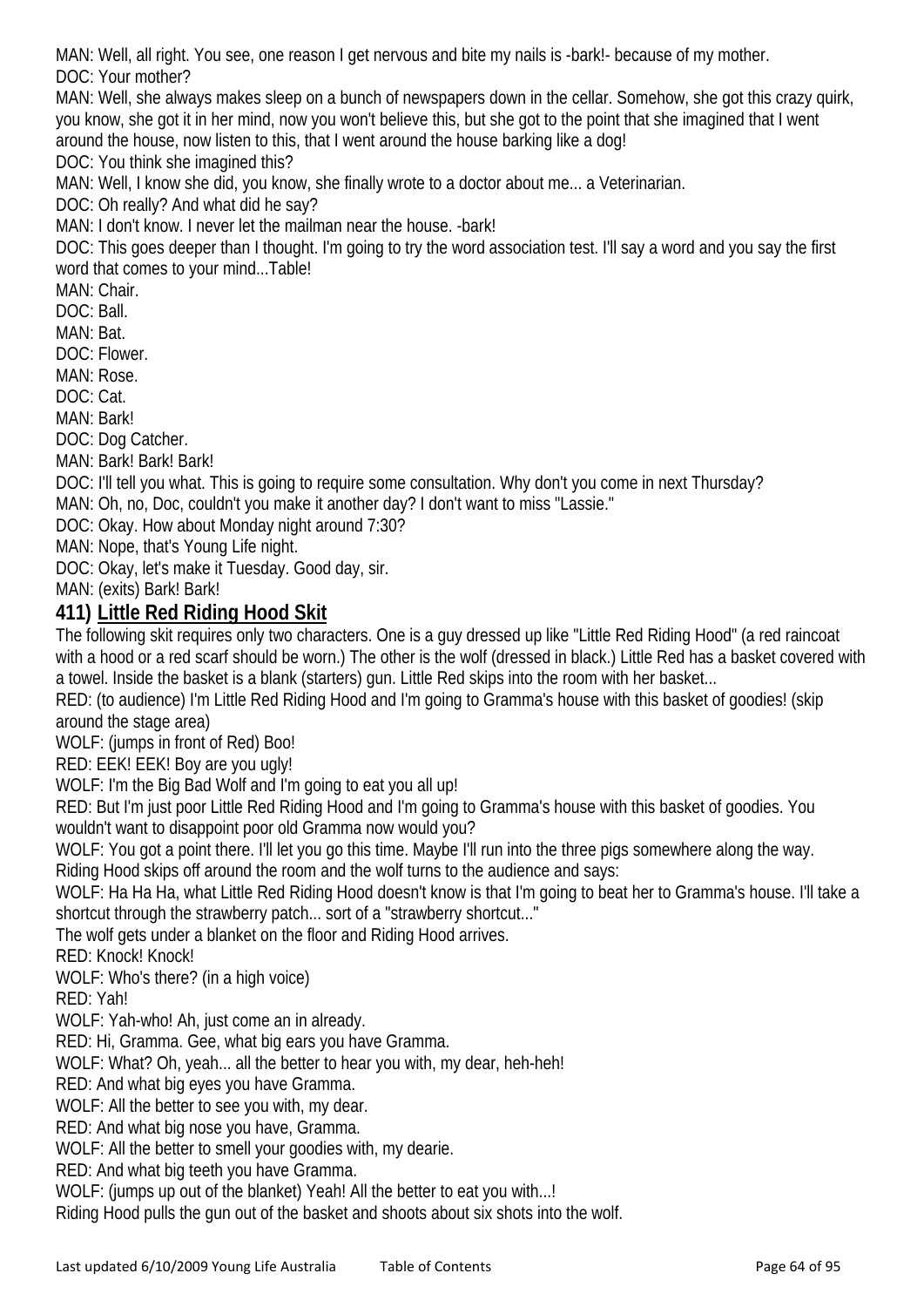MAN: Well, all right. You see, one reason I get nervous and bite my nails is -bark!- because of my mother.
DOC: Your mother?
MAN: Well, she always makes sleep on a bunch of newspapers down in the cellar. Somehow, she got this crazy quirk, you know, she got it in her mind, now you won't believe this, but she got to the point that she imagined that I went around the house, now listen to this, that I went around the house barking like a dog!
DOC: You think she imagined this?
MAN: Well, I know she did, you know, she finally wrote to a doctor about me... a Veterinarian.
DOC: Oh really? And what did he say?
MAN: I don't know. I never let the mailman near the house. -bark!
DOC: This goes deeper than I thought. I'm going to try the word association test. I'll say a word and you say the first word that comes to your mind...Table!
MAN: Chair.
DOC: Ball.
MAN: Bat.
DOC: Flower.
MAN: Rose.
DOC: Cat.
MAN: Bark!
DOC: Dog Catcher.
MAN: Bark! Bark! Bark!
DOC: I'll tell you what. This is going to require some consultation. Why don't you come in next Thursday?
MAN: Oh, no, Doc, couldn't you make it another day? I don't want to miss "Lassie."
DOC: Okay. How about Monday night around 7:30?
MAN: Nope, that's Young Life night.
DOC: Okay, let's make it Tuesday. Good day, sir.
MAN: (exits) Bark! Bark!

## 411) Little Red Riding Hood Skit

The following skit requires only two characters. One is a guy dressed up like "Little Red Riding Hood" (a red raincoat with a hood or a red scarf should be worn.) The other is the wolf (dressed in black.) Little Red has a basket covered with a towel. Inside the basket is a blank (starters) gun. Little Red skips into the room with her basket...

RED: (to audience) I'm Little Red Riding Hood and I'm going to Gramma's house with this basket of goodies! (skip around the stage area)
WOLF: (jumps in front of Red) Boo!
RED: EEK! EEK! Boy are you ugly!
WOLF: I'm the Big Bad Wolf and I'm going to eat you all up!
RED: But I'm just poor Little Red Riding Hood and I'm going to Gramma's house with this basket of goodies. You wouldn't want to disappoint poor old Gramma now would you?
WOLF: You got a point there. I'll let you go this time. Maybe I'll run into the three pigs somewhere along the way.
Riding Hood skips off around the room and the wolf turns to the audience and says:
WOLF: Ha Ha Ha, what Little Red Riding Hood doesn't know is that I'm going to beat her to Gramma's house. I'll take a shortcut through the strawberry patch... sort of a "strawberry shortcut..."
The wolf gets under a blanket on the floor and Riding Hood arrives.
RED: Knock! Knock!
WOLF: Who's there? (in a high voice)
RED: Yah!
WOLF: Yah-who! Ah, just come an in already.
RED: Hi, Gramma. Gee, what big ears you have Gramma.
WOLF: What? Oh, yeah... all the better to hear you with, my dear, heh-heh!
RED: And what big eyes you have Gramma.
WOLF: All the better to see you with, my dear.
RED: And what big nose you have, Gramma.
WOLF: All the better to smell your goodies with, my dearie.
RED: And what big teeth you have Gramma.
WOLF: (jumps up out of the blanket) Yeah! All the better to eat you with...!
Riding Hood pulls the gun out of the basket and shoots about six shots into the wolf.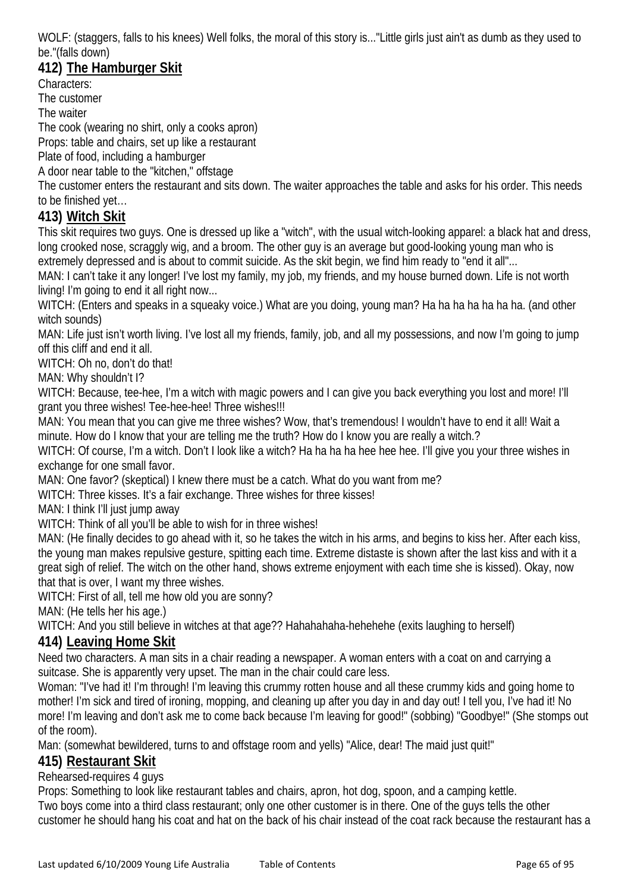WOLF: (staggers, falls to his knees) Well folks, the moral of this story is..."Little girls just ain't as dumb as they used to be."(falls down)

## 412) The Hamburger Skit

Characters:

The customer

The waiter

The cook (wearing no shirt, only a cooks apron)

Props: table and chairs, set up like a restaurant

Plate of food, including a hamburger

A door near table to the "kitchen," offstage

The customer enters the restaurant and sits down. The waiter approaches the table and asks for his order. This needs to be finished yet…

## 413) Witch Skit

This skit requires two guys. One is dressed up like a "witch", with the usual witch-looking apparel: a black hat and dress, long crooked nose, scraggly wig, and a broom. The other guy is an average but good-looking young man who is extremely depressed and is about to commit suicide. As the skit begin, we find him ready to "end it all"...

MAN: I can't take it any longer! I've lost my family, my job, my friends, and my house burned down. Life is not worth living! I'm going to end it all right now...

WITCH: (Enters and speaks in a squeaky voice.) What are you doing, young man? Ha ha ha ha ha ha ha. (and other witch sounds)

MAN: Life just isn't worth living. I've lost all my friends, family, job, and all my possessions, and now I'm going to jump off this cliff and end it all.

WITCH: Oh no, don't do that!

MAN: Why shouldn't I?

WITCH: Because, tee-hee, I'm a witch with magic powers and I can give you back everything you lost and more! I'll grant you three wishes! Tee-hee-hee! Three wishes!!!

MAN: You mean that you can give me three wishes? Wow, that's tremendous! I wouldn't have to end it all! Wait a minute. How do I know that your are telling me the truth? How do I know you are really a witch.?

WITCH: Of course, I'm a witch. Don't I look like a witch? Ha ha ha ha hee hee hee. I'll give you your three wishes in exchange for one small favor.

MAN: One favor? (skeptical) I knew there must be a catch. What do you want from me?

WITCH: Three kisses. It's a fair exchange. Three wishes for three kisses!

MAN: I think I'll just jump away

WITCH: Think of all you'll be able to wish for in three wishes!

MAN: (He finally decides to go ahead with it, so he takes the witch in his arms, and begins to kiss her. After each kiss, the young man makes repulsive gesture, spitting each time. Extreme distaste is shown after the last kiss and with it a great sigh of relief. The witch on the other hand, shows extreme enjoyment with each time she is kissed). Okay, now that that is over, I want my three wishes.

WITCH: First of all, tell me how old you are sonny?

MAN: (He tells her his age.)

WITCH: And you still believe in witches at that age?? Hahahahaha-hehehehe (exits laughing to herself)

## 414) Leaving Home Skit

Need two characters. A man sits in a chair reading a newspaper. A woman enters with a coat on and carrying a suitcase. She is apparently very upset. The man in the chair could care less.

Woman: "I've had it! I'm through! I'm leaving this crummy rotten house and all these crummy kids and going home to mother! I'm sick and tired of ironing, mopping, and cleaning up after you day in and day out! I tell you, I've had it! No more! I'm leaving and don't ask me to come back because I'm leaving for good!" (sobbing) "Goodbye!" (She stomps out of the room).

Man: (somewhat bewildered, turns to and offstage room and yells) "Alice, dear! The maid just quit!"

## 415) Restaurant Skit

Rehearsed-requires 4 guys

Props: Something to look like restaurant tables and chairs, apron, hot dog, spoon, and a camping kettle.

Two boys come into a third class restaurant; only one other customer is in there. One of the guys tells the other customer he should hang his coat and hat on the back of his chair instead of the coat rack because the restaurant has a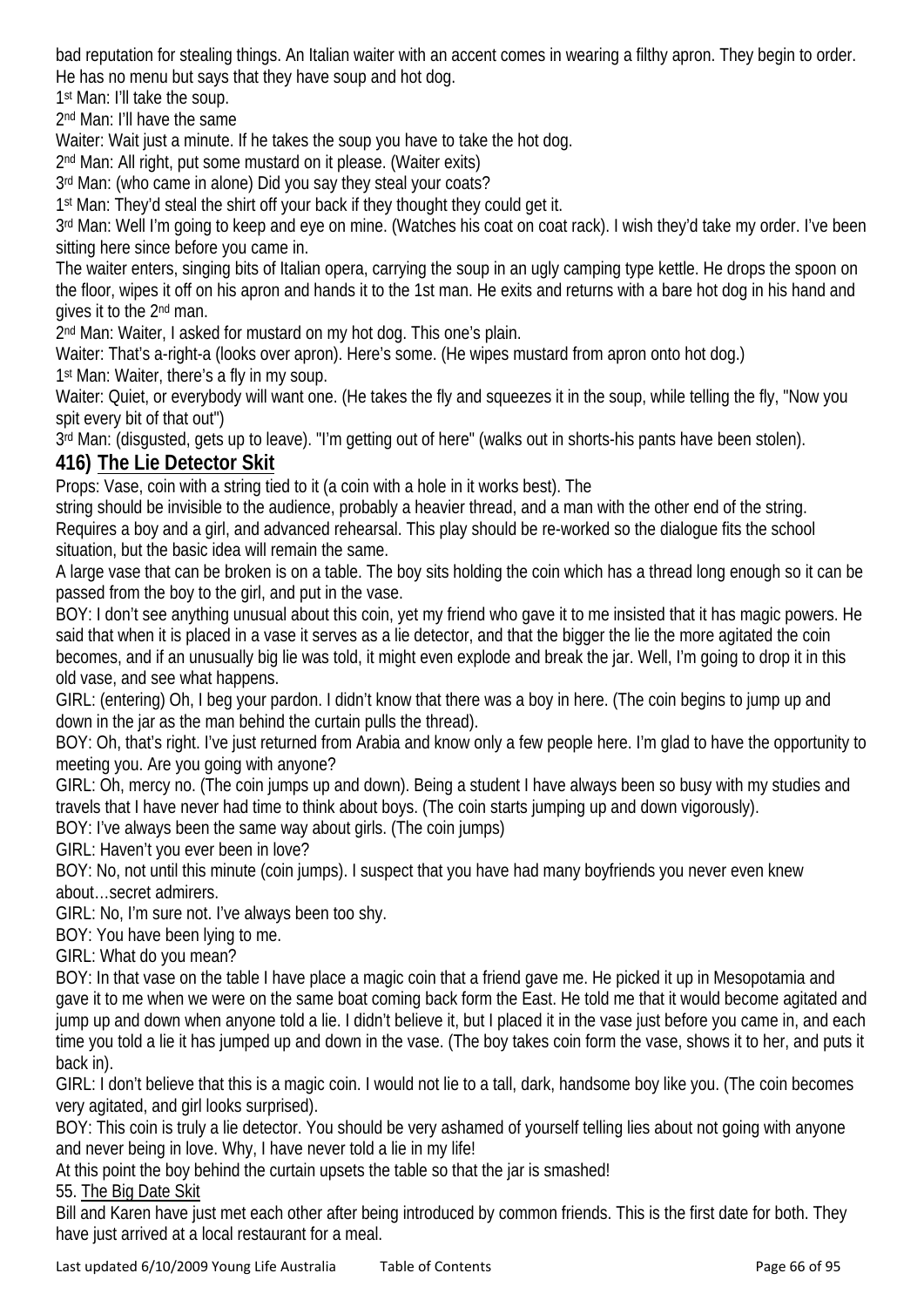bad reputation for stealing things. An Italian waiter with an accent comes in wearing a filthy apron. They begin to order. He has no menu but says that they have soup and hot dog.

1st Man: I'll take the soup.

2nd Man: I'll have the same

Waiter: Wait just a minute. If he takes the soup you have to take the hot dog.

2nd Man: All right, put some mustard on it please. (Waiter exits)

3rd Man: (who came in alone) Did you say they steal your coats?

1st Man: They'd steal the shirt off your back if they thought they could get it.

3rd Man: Well I'm going to keep and eye on mine. (Watches his coat on coat rack). I wish they'd take my order. I've been sitting here since before you came in.

The waiter enters, singing bits of Italian opera, carrying the soup in an ugly camping type kettle. He drops the spoon on the floor, wipes it off on his apron and hands it to the 1st man. He exits and returns with a bare hot dog in his hand and gives it to the 2nd man.

2nd Man: Waiter, I asked for mustard on my hot dog. This one's plain.

Waiter: That's a-right-a (looks over apron). Here's some. (He wipes mustard from apron onto hot dog.)

1st Man: Waiter, there's a fly in my soup.

Waiter: Quiet, or everybody will want one. (He takes the fly and squeezes it in the soup, while telling the fly, "Now you spit every bit of that out")

3rd Man: (disgusted, gets up to leave). "I'm getting out of here" (walks out in shorts-his pants have been stolen).

## 416) The Lie Detector Skit

Props: Vase, coin with a string tied to it (a coin with a hole in it works best). The string should be invisible to the audience, probably a heavier thread, and a man with the other end of the string. Requires a boy and a girl, and advanced rehearsal. This play should be re-worked so the dialogue fits the school situation, but the basic idea will remain the same.

A large vase that can be broken is on a table. The boy sits holding the coin which has a thread long enough so it can be passed from the boy to the girl, and put in the vase.

BOY: I don't see anything unusual about this coin, yet my friend who gave it to me insisted that it has magic powers. He said that when it is placed in a vase it serves as a lie detector, and that the bigger the lie the more agitated the coin becomes, and if an unusually big lie was told, it might even explode and break the jar. Well, I'm going to drop it in this old vase, and see what happens.

GIRL: (entering) Oh, I beg your pardon. I didn't know that there was a boy in here. (The coin begins to jump up and down in the jar as the man behind the curtain pulls the thread).

BOY: Oh, that's right. I've just returned from Arabia and know only a few people here. I'm glad to have the opportunity to meeting you. Are you going with anyone?

GIRL: Oh, mercy no. (The coin jumps up and down). Being a student I have always been so busy with my studies and travels that I have never had time to think about boys. (The coin starts jumping up and down vigorously).

BOY: I've always been the same way about girls. (The coin jumps)

GIRL: Haven't you ever been in love?

BOY: No, not until this minute (coin jumps). I suspect that you have had many boyfriends you never even knew about…secret admirers.

GIRL: No, I'm sure not. I've always been too shy.

BOY: You have been lying to me.

GIRL: What do you mean?

BOY: In that vase on the table I have place a magic coin that a friend gave me. He picked it up in Mesopotamia and gave it to me when we were on the same boat coming back form the East. He told me that it would become agitated and jump up and down when anyone told a lie. I didn't believe it, but I placed it in the vase just before you came in, and each time you told a lie it has jumped up and down in the vase. (The boy takes coin form the vase, shows it to her, and puts it back in).

GIRL: I don't believe that this is a magic coin. I would not lie to a tall, dark, handsome boy like you. (The coin becomes very agitated, and girl looks surprised).

BOY: This coin is truly a lie detector. You should be very ashamed of yourself telling lies about not going with anyone and never being in love. Why, I have never told a lie in my life!

At this point the boy behind the curtain upsets the table so that the jar is smashed!

55. The Big Date Skit

Bill and Karen have just met each other after being introduced by common friends. This is the first date for both. They have just arrived at a local restaurant for a meal.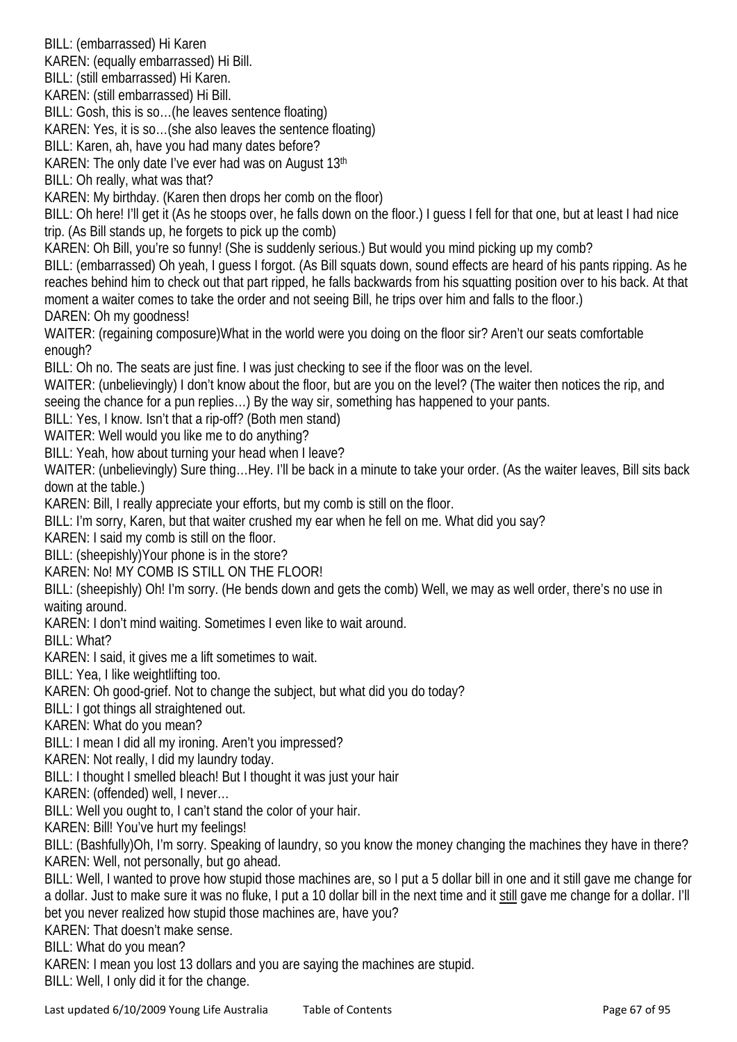BILL: (embarrassed) Hi Karen

KAREN: (equally embarrassed) Hi Bill.

BILL: (still embarrassed) Hi Karen.

KAREN: (still embarrassed) Hi Bill.

BILL: Gosh, this is so…(he leaves sentence floating)

KAREN: Yes, it is so…(she also leaves the sentence floating)

BILL: Karen, ah, have you had many dates before?

KAREN: The only date I've ever had was on August 13th

BILL: Oh really, what was that?

KAREN: My birthday. (Karen then drops her comb on the floor)

BILL: Oh here! I'll get it (As he stoops over, he falls down on the floor.) I guess I fell for that one, but at least I had nice trip. (As Bill stands up, he forgets to pick up the comb)

KAREN: Oh Bill, you're so funny! (She is suddenly serious.) But would you mind picking up my comb?

BILL: (embarrassed) Oh yeah, I guess I forgot. (As Bill squats down, sound effects are heard of his pants ripping. As he reaches behind him to check out that part ripped, he falls backwards from his squatting position over to his back. At that moment a waiter comes to take the order and not seeing Bill, he trips over him and falls to the floor.)

DAREN: Oh my goodness!

WAITER: (regaining composure)What in the world were you doing on the floor sir? Aren't our seats comfortable enough?

BILL: Oh no. The seats are just fine. I was just checking to see if the floor was on the level.

WAITER: (unbelievingly) I don't know about the floor, but are you on the level? (The waiter then notices the rip, and seeing the chance for a pun replies…) By the way sir, something has happened to your pants.

BILL: Yes, I know. Isn't that a rip-off? (Both men stand)

WAITER: Well would you like me to do anything?

BILL: Yeah, how about turning your head when I leave?

WAITER: (unbelievingly) Sure thing…Hey. I'll be back in a minute to take your order. (As the waiter leaves, Bill sits back down at the table.)

KAREN: Bill, I really appreciate your efforts, but my comb is still on the floor.

BILL: I'm sorry, Karen, but that waiter crushed my ear when he fell on me. What did you say?

KAREN: I said my comb is still on the floor.

BILL: (sheepishly)Your phone is in the store?

KAREN: No! MY COMB IS STILL ON THE FLOOR!

BILL: (sheepishly) Oh! I'm sorry. (He bends down and gets the comb) Well, we may as well order, there's no use in waiting around.

KAREN: I don't mind waiting. Sometimes I even like to wait around.

BILL: What?

KAREN: I said, it gives me a lift sometimes to wait.

BILL: Yea, I like weightlifting too.

KAREN: Oh good-grief. Not to change the subject, but what did you do today?

BILL: I got things all straightened out.

KAREN: What do you mean?

BILL: I mean I did all my ironing. Aren't you impressed?

KAREN: Not really, I did my laundry today.

BILL: I thought I smelled bleach! But I thought it was just your hair

KAREN: (offended) well, I never…

BILL: Well you ought to, I can't stand the color of your hair.

KAREN: Bill! You've hurt my feelings!

BILL: (Bashfully)Oh, I'm sorry. Speaking of laundry, so you know the money changing the machines they have in there?

KAREN: Well, not personally, but go ahead.

BILL: Well, I wanted to prove how stupid those machines are, so I put a 5 dollar bill in one and it still gave me change for a dollar. Just to make sure it was no fluke, I put a 10 dollar bill in the next time and it still gave me change for a dollar. I'll bet you never realized how stupid those machines are, have you?

KAREN: That doesn't make sense.

BILL: What do you mean?

KAREN: I mean you lost 13 dollars and you are saying the machines are stupid.

BILL: Well, I only did it for the change.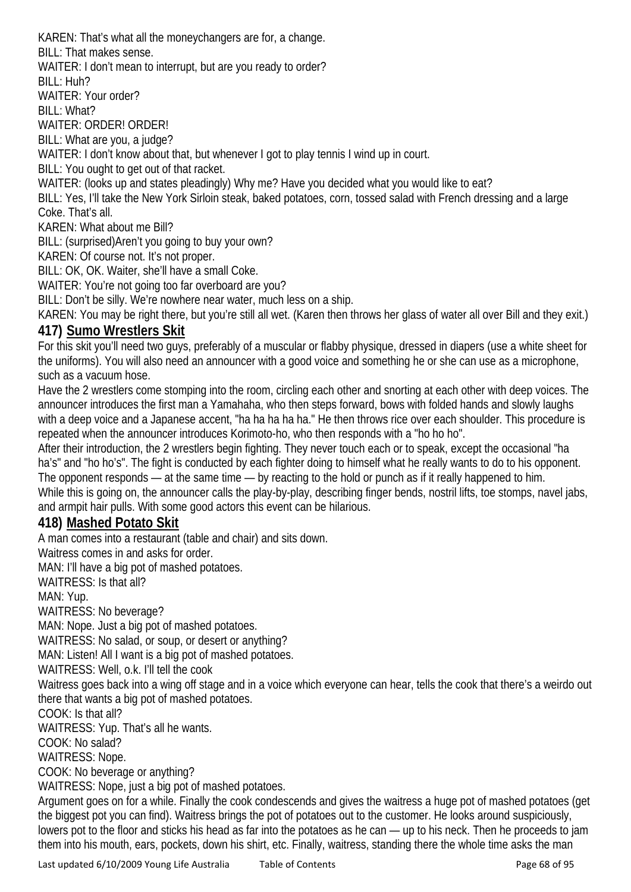KAREN: That's what all the moneychangers are for, a change.

BILL: That makes sense.

WAITER: I don't mean to interrupt, but are you ready to order?

BILL: Huh?

WAITER: Your order?

BILL: What?

WAITER: ORDER! ORDER!

BILL: What are you, a judge?

WAITER: I don't know about that, but whenever I got to play tennis I wind up in court.

BILL: You ought to get out of that racket.

WAITER: (looks up and states pleadingly) Why me? Have you decided what you would like to eat?

BILL: Yes, I'll take the New York Sirloin steak, baked potatoes, corn, tossed salad with French dressing and a large Coke. That's all.

KAREN: What about me Bill?

BILL: (surprised)Aren't you going to buy your own?

KAREN: Of course not. It's not proper.

BILL: OK, OK. Waiter, she'll have a small Coke.

WAITER: You're not going too far overboard are you?

BILL: Don't be silly. We're nowhere near water, much less on a ship.

KAREN: You may be right there, but you're still all wet. (Karen then throws her glass of water all over Bill and they exit.)

## 417) Sumo Wrestlers Skit

For this skit you'll need two guys, preferably of a muscular or flabby physique, dressed in diapers (use a white sheet for the uniforms). You will also need an announcer with a good voice and something he or she can use as a microphone, such as a vacuum hose.

Have the 2 wrestlers come stomping into the room, circling each other and snorting at each other with deep voices. The announcer introduces the first man a Yamahaha, who then steps forward, bows with folded hands and slowly laughs with a deep voice and a Japanese accent, "ha ha ha ha ha." He then throws rice over each shoulder. This procedure is repeated when the announcer introduces Korimoto-ho, who then responds with a "ho ho ho".

After their introduction, the 2 wrestlers begin fighting. They never touch each or to speak, except the occasional "ha ha's" and "ho ho's". The fight is conducted by each fighter doing to himself what he really wants to do to his opponent. The opponent responds — at the same time — by reacting to the hold or punch as if it really happened to him.

While this is going on, the announcer calls the play-by-play, describing finger bends, nostril lifts, toe stomps, navel jabs, and armpit hair pulls. With some good actors this event can be hilarious.

## 418) Mashed Potato Skit

A man comes into a restaurant (table and chair) and sits down.

Waitress comes in and asks for order.

MAN: I'll have a big pot of mashed potatoes.

WAITRESS: Is that all?

MAN: Yup.

WAITRESS: No beverage?

MAN: Nope. Just a big pot of mashed potatoes.

WAITRESS: No salad, or soup, or desert or anything?

MAN: Listen! All I want is a big pot of mashed potatoes.

WAITRESS: Well, o.k. I'll tell the cook

Waitress goes back into a wing off stage and in a voice which everyone can hear, tells the cook that there's a weirdo out there that wants a big pot of mashed potatoes.

COOK: Is that all?

WAITRESS: Yup. That's all he wants.

COOK: No salad?

WAITRESS: Nope.

COOK: No beverage or anything?

WAITRESS: Nope, just a big pot of mashed potatoes.

Argument goes on for a while. Finally the cook condescends and gives the waitress a huge pot of mashed potatoes (get the biggest pot you can find). Waitress brings the pot of potatoes out to the customer. He looks around suspiciously, lowers pot to the floor and sticks his head as far into the potatoes as he can — up to his neck. Then he proceeds to jam them into his mouth, ears, pockets, down his shirt, etc. Finally, waitress, standing there the whole time asks the man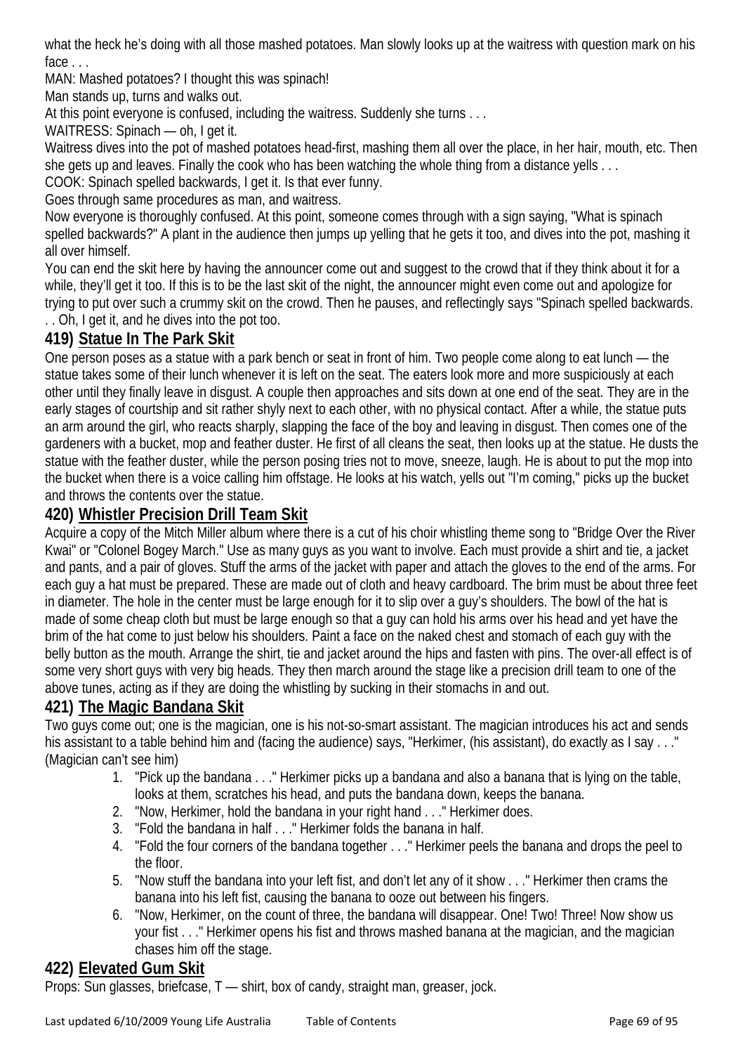what the heck he's doing with all those mashed potatoes. Man slowly looks up at the waitress with question mark on his face . . .

MAN: Mashed potatoes? I thought this was spinach!

Man stands up, turns and walks out.

At this point everyone is confused, including the waitress. Suddenly she turns . . .

WAITRESS: Spinach — oh, I get it.

Waitress dives into the pot of mashed potatoes head-first, mashing them all over the place, in her hair, mouth, etc. Then she gets up and leaves. Finally the cook who has been watching the whole thing from a distance yells . . .

COOK: Spinach spelled backwards, I get it. Is that ever funny.

Goes through same procedures as man, and waitress.

Now everyone is thoroughly confused. At this point, someone comes through with a sign saying, "What is spinach spelled backwards?" A plant in the audience then jumps up yelling that he gets it too, and dives into the pot, mashing it all over himself.

You can end the skit here by having the announcer come out and suggest to the crowd that if they think about it for a while, they'll get it too. If this is to be the last skit of the night, the announcer might even come out and apologize for trying to put over such a crummy skit on the crowd. Then he pauses, and reflectingly says "Spinach spelled backwards. . . Oh, I get it, and he dives into the pot too.

## 419) Statue In The Park Skit

One person poses as a statue with a park bench or seat in front of him. Two people come along to eat lunch — the statue takes some of their lunch whenever it is left on the seat. The eaters look more and more suspiciously at each other until they finally leave in disgust. A couple then approaches and sits down at one end of the seat. They are in the early stages of courtship and sit rather shyly next to each other, with no physical contact. After a while, the statue puts an arm around the girl, who reacts sharply, slapping the face of the boy and leaving in disgust. Then comes one of the gardeners with a bucket, mop and feather duster. He first of all cleans the seat, then looks up at the statue. He dusts the statue with the feather duster, while the person posing tries not to move, sneeze, laugh. He is about to put the mop into the bucket when there is a voice calling him offstage. He looks at his watch, yells out "I'm coming," picks up the bucket and throws the contents over the statue.

## 420) Whistler Precision Drill Team Skit

Acquire a copy of the Mitch Miller album where there is a cut of his choir whistling theme song to "Bridge Over the River Kwai" or "Colonel Bogey March." Use as many guys as you want to involve. Each must provide a shirt and tie, a jacket and pants, and a pair of gloves. Stuff the arms of the jacket with paper and attach the gloves to the end of the arms. For each guy a hat must be prepared. These are made out of cloth and heavy cardboard. The brim must be about three feet in diameter. The hole in the center must be large enough for it to slip over a guy's shoulders. The bowl of the hat is made of some cheap cloth but must be large enough so that a guy can hold his arms over his head and yet have the brim of the hat come to just below his shoulders. Paint a face on the naked chest and stomach of each guy with the belly button as the mouth. Arrange the shirt, tie and jacket around the hips and fasten with pins. The over-all effect is of some very short guys with very big heads. They then march around the stage like a precision drill team to one of the above tunes, acting as if they are doing the whistling by sucking in their stomachs in and out.

## 421) The Magic Bandana Skit

Two guys come out; one is the magician, one is his not-so-smart assistant. The magician introduces his act and sends his assistant to a table behind him and (facing the audience) says, "Herkimer, (his assistant), do exactly as I say . . ." (Magician can't see him)

1. "Pick up the bandana . . ." Herkimer picks up a bandana and also a banana that is lying on the table, looks at them, scratches his head, and puts the bandana down, keeps the banana.
2. "Now, Herkimer, hold the bandana in your right hand . . ." Herkimer does.
3. "Fold the bandana in half . . ." Herkimer folds the banana in half.
4. "Fold the four corners of the bandana together . . ." Herkimer peels the banana and drops the peel to the floor.
5. "Now stuff the bandana into your left fist, and don't let any of it show . . ." Herkimer then crams the banana into his left fist, causing the banana to ooze out between his fingers.
6. "Now, Herkimer, on the count of three, the bandana will disappear. One! Two! Three! Now show us your fist . . ." Herkimer opens his fist and throws mashed banana at the magician, and the magician chases him off the stage.

## 422) Elevated Gum Skit

Props: Sun glasses, briefcase, T — shirt, box of candy, straight man, greaser, jock.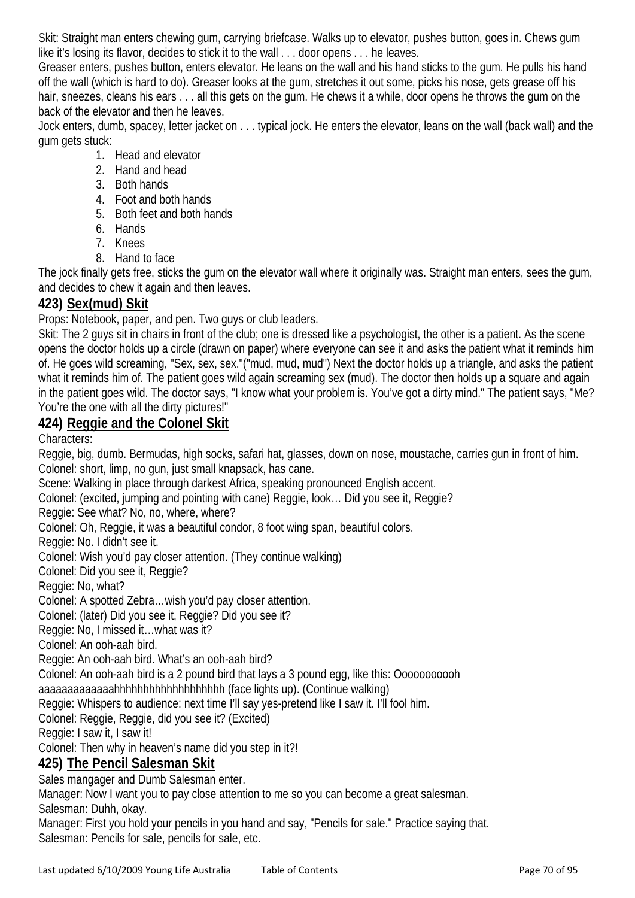Skit: Straight man enters chewing gum, carrying briefcase. Walks up to elevator, pushes button, goes in. Chews gum like it's losing its flavor, decides to stick it to the wall . . . door opens . . . he leaves.

Greaser enters, pushes button, enters elevator. He leans on the wall and his hand sticks to the gum. He pulls his hand off the wall (which is hard to do). Greaser looks at the gum, stretches it out some, picks his nose, gets grease off his hair, sneezes, cleans his ears . . . all this gets on the gum. He chews it a while, door opens he throws the gum on the back of the elevator and then he leaves.

Jock enters, dumb, spacey, letter jacket on . . . typical jock. He enters the elevator, leans on the wall (back wall) and the gum gets stuck:

1. Head and elevator
2. Hand and head
3. Both hands
4. Foot and both hands
5. Both feet and both hands
6. Hands
7. Knees
8. Hand to face

The jock finally gets free, sticks the gum on the elevator wall where it originally was. Straight man enters, sees the gum, and decides to chew it again and then leaves.

## 423) Sex(mud) Skit

Props: Notebook, paper, and pen. Two guys or club leaders.

Skit: The 2 guys sit in chairs in front of the club; one is dressed like a psychologist, the other is a patient. As the scene opens the doctor holds up a circle (drawn on paper) where everyone can see it and asks the patient what it reminds him of. He goes wild screaming, "Sex, sex, sex."("mud, mud, mud") Next the doctor holds up a triangle, and asks the patient what it reminds him of. The patient goes wild again screaming sex (mud). The doctor then holds up a square and again in the patient goes wild. The doctor says, "I know what your problem is. You've got a dirty mind." The patient says, "Me? You're the one with all the dirty pictures!"

## 424) Reggie and the Colonel Skit

Characters:

Reggie, big, dumb. Bermudas, high socks, safari hat, glasses, down on nose, moustache, carries gun in front of him.

Colonel: short, limp, no gun, just small knapsack, has cane.

Scene: Walking in place through darkest Africa, speaking pronounced English accent.

Colonel: (excited, jumping and pointing with cane) Reggie, look… Did you see it, Reggie?

Reggie: See what? No, no, where, where?

Colonel: Oh, Reggie, it was a beautiful condor, 8 foot wing span, beautiful colors.

Reggie: No. I didn't see it.

Colonel: Wish you'd pay closer attention. (They continue walking)

Colonel: Did you see it, Reggie?

Reggie: No, what?

Colonel: A spotted Zebra…wish you'd pay closer attention.

Colonel: (later) Did you see it, Reggie? Did you see it?

Reggie: No, I missed it…what was it?

Colonel: An ooh-aah bird.

Reggie: An ooh-aah bird. What's an ooh-aah bird?

Colonel: An ooh-aah bird is a 2 pound bird that lays a 3 pound egg, like this: Oooooooooh aaaaaaaaaaaaahhhhhhhhhhhhhhhhhh (face lights up). (Continue walking)

Reggie: Whispers to audience: next time I'll say yes-pretend like I saw it. I'll fool him.

Colonel: Reggie, Reggie, did you see it? (Excited)

Reggie: I saw it, I saw it!

Colonel: Then why in heaven's name did you step in it?!

## 425) The Pencil Salesman Skit

Sales mangager and Dumb Salesman enter.

Manager: Now I want you to pay close attention to me so you can become a great salesman.

Salesman: Duhh, okay.

Manager: First you hold your pencils in you hand and say, "Pencils for sale." Practice saying that.

Salesman: Pencils for sale, pencils for sale, etc.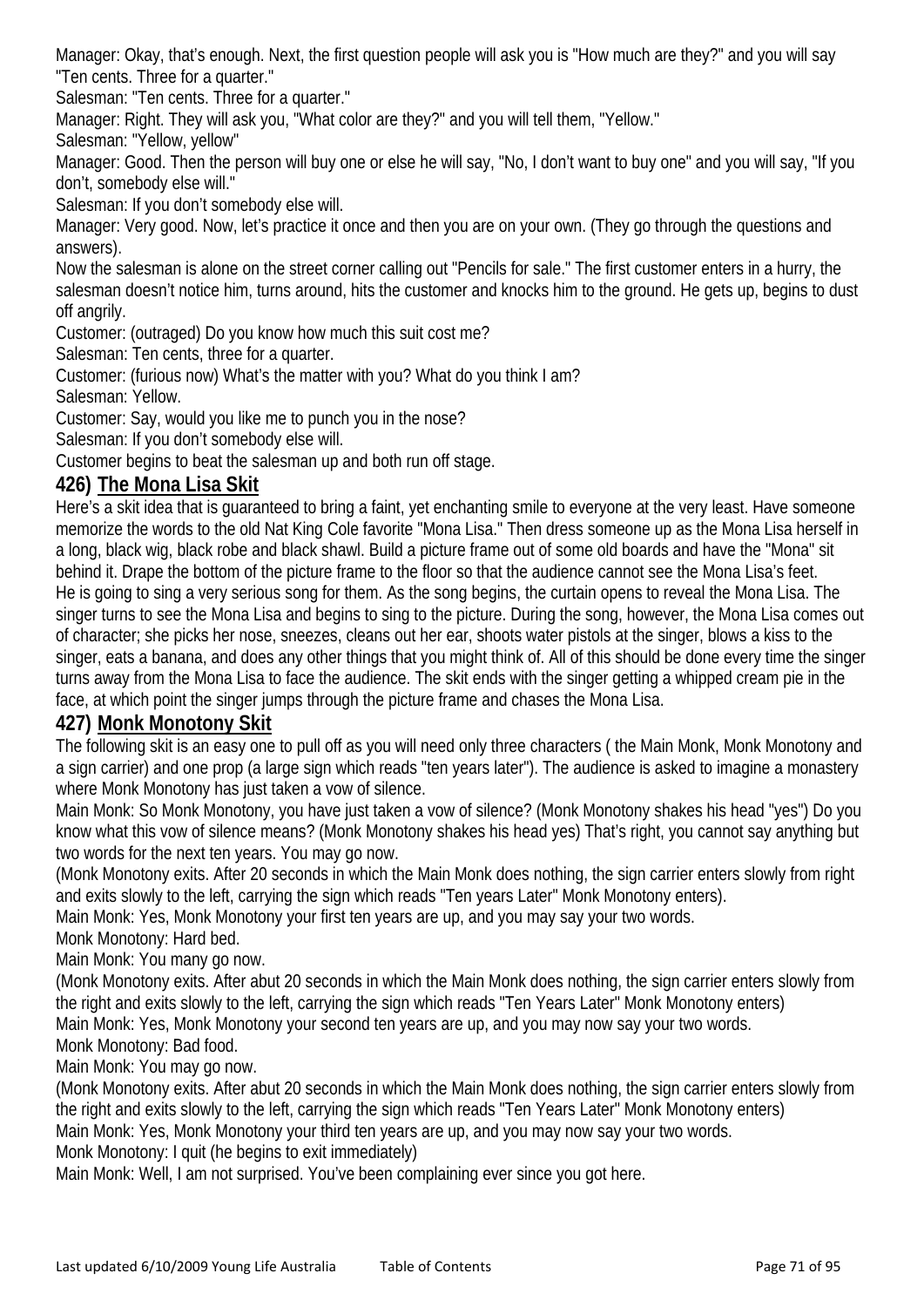Manager: Okay, that's enough. Next, the first question people will ask you is "How much are they?" and you will say "Ten cents. Three for a quarter."

Salesman: "Ten cents. Three for a quarter."

Manager: Right. They will ask you, "What color are they?" and you will tell them, "Yellow."

Salesman: "Yellow, yellow"

Manager: Good. Then the person will buy one or else he will say, "No, I don't want to buy one" and you will say, "If you don't, somebody else will."

Salesman: If you don't somebody else will.

Manager: Very good. Now, let's practice it once and then you are on your own. (They go through the questions and answers).

Now the salesman is alone on the street corner calling out "Pencils for sale." The first customer enters in a hurry, the salesman doesn't notice him, turns around, hits the customer and knocks him to the ground. He gets up, begins to dust off angrily.

Customer: (outraged) Do you know how much this suit cost me?

Salesman: Ten cents, three for a quarter.

Customer: (furious now) What's the matter with you? What do you think I am?

Salesman: Yellow.

Customer: Say, would you like me to punch you in the nose?

Salesman: If you don't somebody else will.

Customer begins to beat the salesman up and both run off stage.

## 426) The Mona Lisa Skit

Here's a skit idea that is guaranteed to bring a faint, yet enchanting smile to everyone at the very least. Have someone memorize the words to the old Nat King Cole favorite "Mona Lisa." Then dress someone up as the Mona Lisa herself in a long, black wig, black robe and black shawl. Build a picture frame out of some old boards and have the "Mona" sit behind it. Drape the bottom of the picture frame to the floor so that the audience cannot see the Mona Lisa's feet. He is going to sing a very serious song for them. As the song begins, the curtain opens to reveal the Mona Lisa. The singer turns to see the Mona Lisa and begins to sing to the picture. During the song, however, the Mona Lisa comes out of character; she picks her nose, sneezes, cleans out her ear, shoots water pistols at the singer, blows a kiss to the singer, eats a banana, and does any other things that you might think of. All of this should be done every time the singer turns away from the Mona Lisa to face the audience. The skit ends with the singer getting a whipped cream pie in the face, at which point the singer jumps through the picture frame and chases the Mona Lisa.

## 427) Monk Monotony Skit

The following skit is an easy one to pull off as you will need only three characters ( the Main Monk, Monk Monotony and a sign carrier) and one prop (a large sign which reads "ten years later"). The audience is asked to imagine a monastery where Monk Monotony has just taken a vow of silence.

Main Monk: So Monk Monotony, you have just taken a vow of silence? (Monk Monotony shakes his head "yes") Do you know what this vow of silence means? (Monk Monotony shakes his head yes) That's right, you cannot say anything but two words for the next ten years. You may go now.

(Monk Monotony exits. After 20 seconds in which the Main Monk does nothing, the sign carrier enters slowly from right and exits slowly to the left, carrying the sign which reads "Ten years Later" Monk Monotony enters).

Main Monk: Yes, Monk Monotony your first ten years are up, and you may say your two words.

Monk Monotony: Hard bed.

Main Monk: You many go now.

(Monk Monotony exits. After abut 20 seconds in which the Main Monk does nothing, the sign carrier enters slowly from the right and exits slowly to the left, carrying the sign which reads "Ten Years Later" Monk Monotony enters)

Main Monk: Yes, Monk Monotony your second ten years are up, and you may now say your two words.

Monk Monotony: Bad food.

Main Monk: You may go now.

(Monk Monotony exits. After abut 20 seconds in which the Main Monk does nothing, the sign carrier enters slowly from the right and exits slowly to the left, carrying the sign which reads "Ten Years Later" Monk Monotony enters)

Main Monk: Yes, Monk Monotony your third ten years are up, and you may now say your two words.

Monk Monotony: I quit (he begins to exit immediately)

Main Monk: Well, I am not surprised. You've been complaining ever since you got here.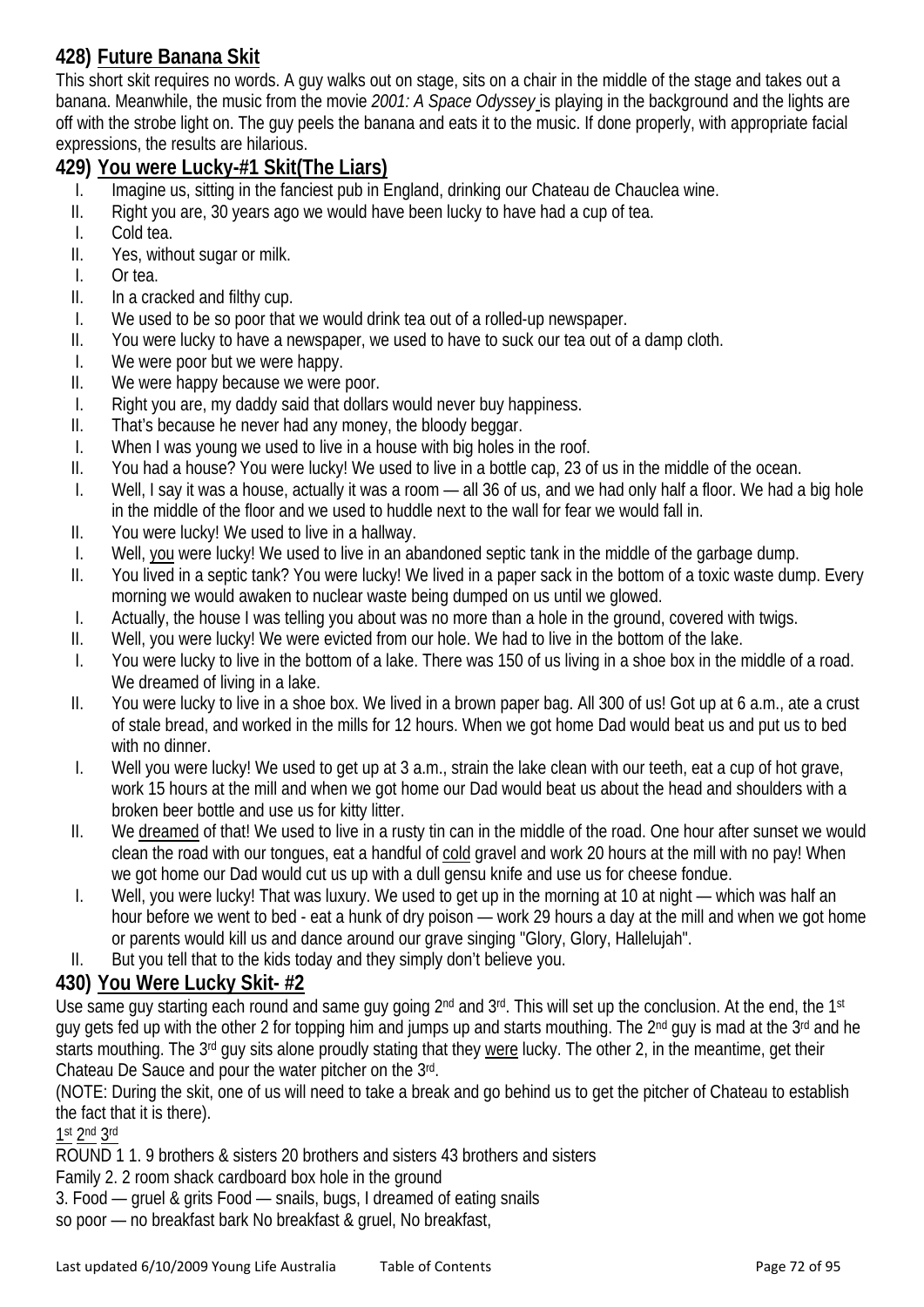## 428) Future Banana Skit

This short skit requires no words. A guy walks out on stage, sits on a chair in the middle of the stage and takes out a banana. Meanwhile, the music from the movie *2001: A Space Odyssey* is playing in the background and the lights are off with the strobe light on. The guy peels the banana and eats it to the music. If done properly, with appropriate facial expressions, the results are hilarious.

## 429) You were Lucky-#1 Skit(The Liars)

I. Imagine us, sitting in the fanciest pub in England, drinking our Chateau de Chauclea wine.
II. Right you are, 30 years ago we would have been lucky to have had a cup of tea.
I. Cold tea.
II. Yes, without sugar or milk.
I. Or tea.
II. In a cracked and filthy cup.
I. We used to be so poor that we would drink tea out of a rolled-up newspaper.
II. You were lucky to have a newspaper, we used to have to suck our tea out of a damp cloth.
I. We were poor but we were happy.
II. We were happy because we were poor.
I. Right you are, my daddy said that dollars would never buy happiness.
II. That's because he never had any money, the bloody beggar.
I. When I was young we used to live in a house with big holes in the roof.
II. You had a house? You were lucky! We used to live in a bottle cap, 23 of us in the middle of the ocean.
I. Well, I say it was a house, actually it was a room — all 36 of us, and we had only half a floor. We had a big hole in the middle of the floor and we used to huddle next to the wall for fear we would fall in.
II. You were lucky! We used to live in a hallway.
I. Well, <u>you</u> were lucky! We used to live in an abandoned septic tank in the middle of the garbage dump.
II. You lived in a septic tank? You were lucky! We lived in a paper sack in the bottom of a toxic waste dump. Every morning we would awaken to nuclear waste being dumped on us until we glowed.
I. Actually, the house I was telling you about was no more than a hole in the ground, covered with twigs.
II. Well, you were lucky! We were evicted from our hole. We had to live in the bottom of the lake.
I. You were lucky to live in the bottom of a lake. There was 150 of us living in a shoe box in the middle of a road. We dreamed of living in a lake.
II. You were lucky to live in a shoe box. We lived in a brown paper bag. All 300 of us! Got up at 6 a.m., ate a crust of stale bread, and worked in the mills for 12 hours. When we got home Dad would beat us and put us to bed with no dinner.
I. Well you were lucky! We used to get up at 3 a.m., strain the lake clean with our teeth, eat a cup of hot grave, work 15 hours at the mill and when we got home our Dad would beat us about the head and shoulders with a broken beer bottle and use us for kitty litter.
II. We <u>dreamed</u> of that! We used to live in a rusty tin can in the middle of the road. One hour after sunset we would clean the road with our tongues, eat a handful of <u>cold</u> gravel and work 20 hours at the mill with no pay! When we got home our Dad would cut us up with a dull gensu knife and use us for cheese fondue.
I. Well, you were lucky! That was luxury. We used to get up in the morning at 10 at night — which was half an hour before we went to bed - eat a hunk of dry poison — work 29 hours a day at the mill and when we got home or parents would kill us and dance around our grave singing "Glory, Glory, Hallelujah".
II. But you tell that to the kids today and they simply don't believe you.

## 430) You Were Lucky Skit- #2

Use same guy starting each round and same guy going 2nd and 3rd. This will set up the conclusion. At the end, the 1st guy gets fed up with the other 2 for topping him and jumps up and starts mouthing. The 2nd guy is mad at the 3rd and he starts mouthing. The 3rd guy sits alone proudly stating that they <u>were</u> lucky. The other 2, in the meantime, get their Chateau De Sauce and pour the water pitcher on the 3rd.

(NOTE: During the skit, one of us will need to take a break and go behind us to get the pitcher of Chateau to establish the fact that it is there).

<u>1st</u> <u>2nd</u> <u>3rd</u>

ROUND 1 1. 9 brothers & sisters 20 brothers and sisters 43 brothers and sisters

Family 2. 2 room shack cardboard box hole in the ground

3. Food — gruel & grits Food — snails, bugs, I dreamed of eating snails

so poor — no breakfast bark No breakfast & gruel, No breakfast,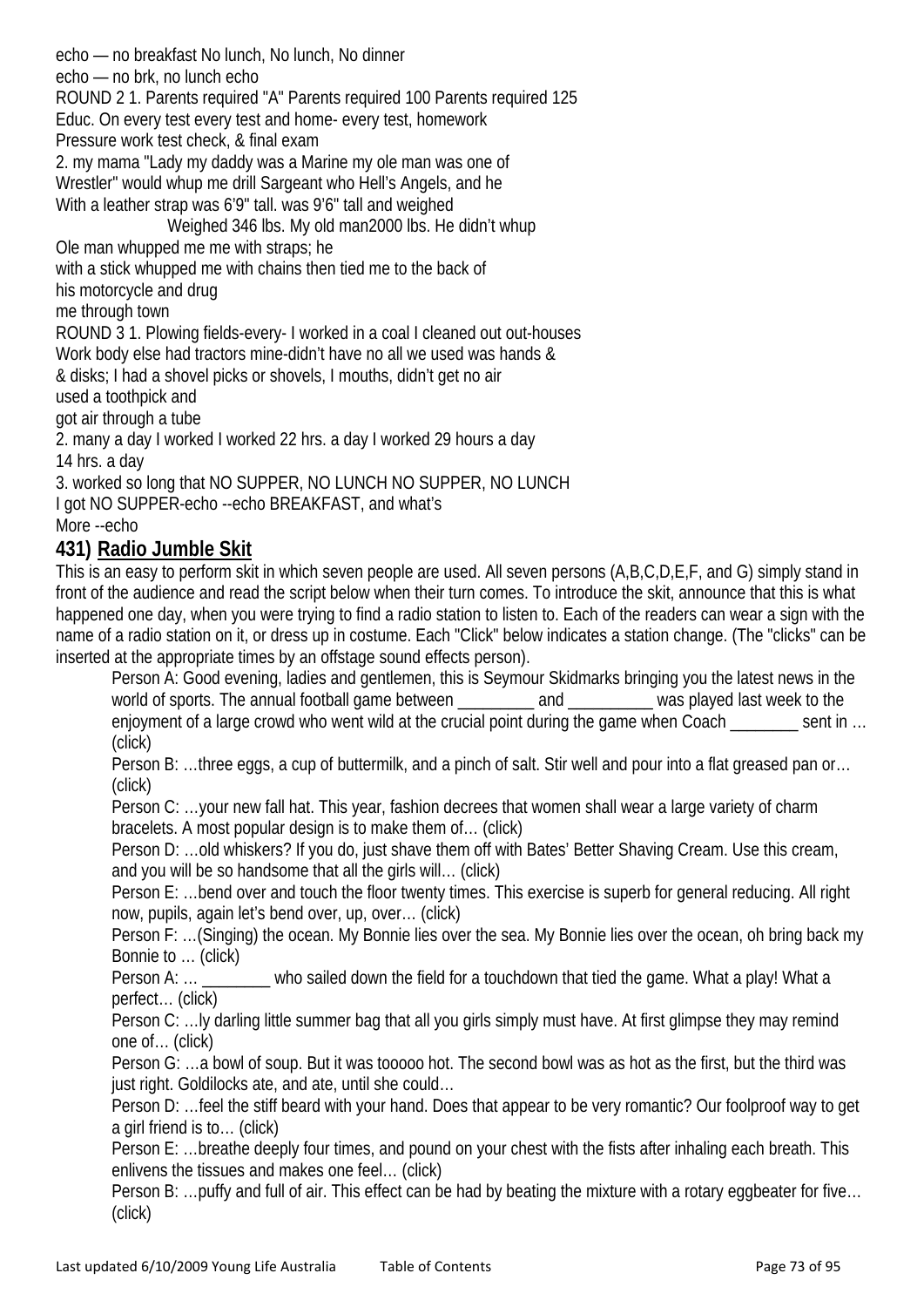echo — no breakfast No lunch, No lunch, No dinner

echo — no brk, no lunch echo

ROUND 2 1. Parents required "A" Parents required 100 Parents required 125

Educ. On every test every test and home- every test, homework

Pressure work test check, & final exam

2. my mama "Lady my daddy was a Marine my ole man was one of

Wrestler" would whup me drill Sargeant who Hell's Angels, and he

With a leather strap was 6'9" tall. was 9'6" tall and weighed

Weighed 346 lbs. My old man2000 lbs. He didn't whup

Ole man whupped me me with straps; he

with a stick whupped me with chains then tied me to the back of

his motorcycle and drug

me through town

ROUND 3 1. Plowing fields-every- I worked in a coal I cleaned out out-houses

Work body else had tractors mine-didn't have no all we used was hands &

& disks; I had a shovel picks or shovels, I mouths, didn't get no air

used a toothpick and

got air through a tube

2. many a day I worked I worked 22 hrs. a day I worked 29 hours a day

14 hrs. a day

3. worked so long that NO SUPPER, NO LUNCH NO SUPPER, NO LUNCH

I got NO SUPPER-echo --echo BREAKFAST, and what's

More --echo

## 431) Radio Jumble Skit

This is an easy to perform skit in which seven people are used. All seven persons (A,B,C,D,E,F, and G) simply stand in front of the audience and read the script below when their turn comes. To introduce the skit, announce that this is what happened one day, when you were trying to find a radio station to listen to. Each of the readers can wear a sign with the name of a radio station on it, or dress up in costume. Each "Click" below indicates a station change. (The "clicks" can be inserted at the appropriate times by an offstage sound effects person).

Person A: Good evening, ladies and gentlemen, this is Seymour Skidmarks bringing you the latest news in the world of sports. The annual football game between _________ and __________ was played last week to the enjoyment of a large crowd who went wild at the crucial point during the game when Coach ________ sent in … (click)

Person B: …three eggs, a cup of buttermilk, and a pinch of salt. Stir well and pour into a flat greased pan or… (click)

Person C: …your new fall hat. This year, fashion decrees that women shall wear a large variety of charm bracelets. A most popular design is to make them of… (click)

Person D: …old whiskers? If you do, just shave them off with Bates' Better Shaving Cream. Use this cream, and you will be so handsome that all the girls will… (click)

Person E: …bend over and touch the floor twenty times. This exercise is superb for general reducing. All right now, pupils, again let's bend over, up, over… (click)

Person F: …(Singing) the ocean. My Bonnie lies over the sea. My Bonnie lies over the ocean, oh bring back my Bonnie to … (click)

Person A: … ________ who sailed down the field for a touchdown that tied the game. What a play! What a perfect… (click)

Person C: …ly darling little summer bag that all you girls simply must have. At first glimpse they may remind one of… (click)

Person G: …a bowl of soup. But it was tooooo hot. The second bowl was as hot as the first, but the third was just right. Goldilocks ate, and ate, until she could…

Person D: …feel the stiff beard with your hand. Does that appear to be very romantic? Our foolproof way to get a girl friend is to… (click)

Person E: …breathe deeply four times, and pound on your chest with the fists after inhaling each breath. This enlivens the tissues and makes one feel… (click)

Person B: …puffy and full of air. This effect can be had by beating the mixture with a rotary eggbeater for five… (click)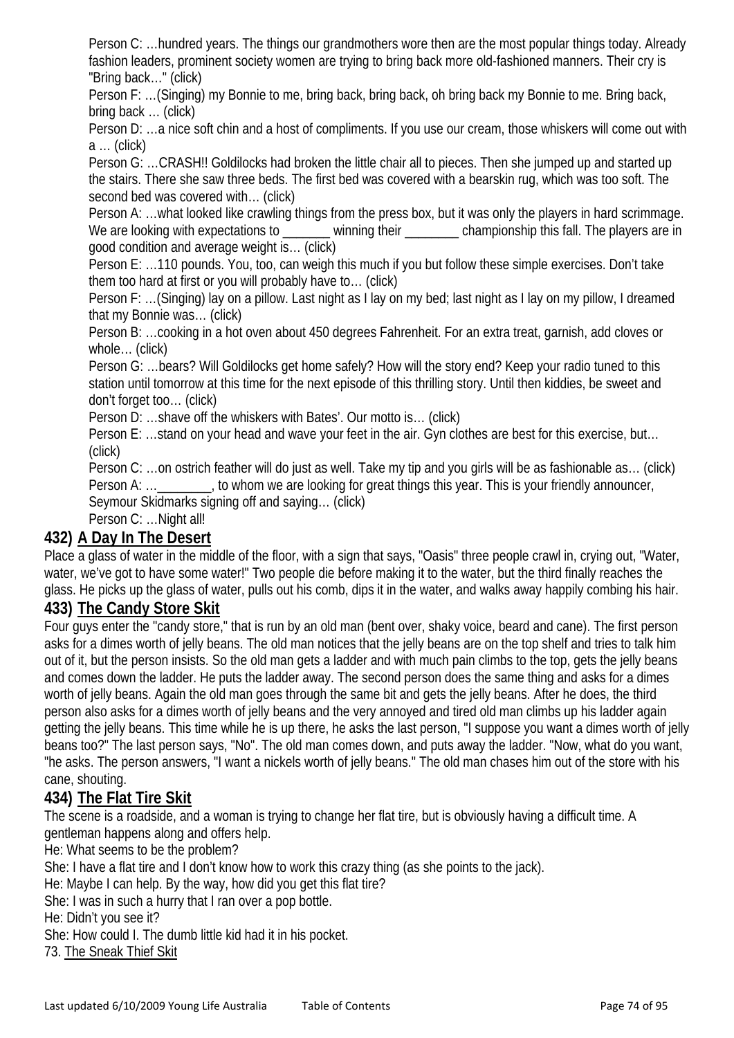Person C: …hundred years. The things our grandmothers wore then are the most popular things today. Already fashion leaders, prominent society women are trying to bring back more old-fashioned manners. Their cry is "Bring back…" (click)

Person F: …(Singing) my Bonnie to me, bring back, bring back, oh bring back my Bonnie to me. Bring back, bring back … (click)

Person D: …a nice soft chin and a host of compliments. If you use our cream, those whiskers will come out with a … (click)

Person G: …CRASH!! Goldilocks had broken the little chair all to pieces. Then she jumped up and started up the stairs. There she saw three beds. The first bed was covered with a bearskin rug, which was too soft. The second bed was covered with… (click)

Person A: …what looked like crawling things from the press box, but it was only the players in hard scrimmage. We are looking with expectations to _______ winning their ________ championship this fall. The players are in good condition and average weight is… (click)

Person E: …110 pounds. You, too, can weigh this much if you but follow these simple exercises. Don't take them too hard at first or you will probably have to… (click)

Person F: …(Singing) lay on a pillow. Last night as I lay on my bed; last night as I lay on my pillow, I dreamed that my Bonnie was… (click)

Person B: …cooking in a hot oven about 450 degrees Fahrenheit. For an extra treat, garnish, add cloves or whole… (click)

Person G: …bears? Will Goldilocks get home safely? How will the story end? Keep your radio tuned to this station until tomorrow at this time for the next episode of this thrilling story. Until then kiddies, be sweet and don't forget too… (click)

Person D: …shave off the whiskers with Bates'. Our motto is… (click)

Person E: …stand on your head and wave your feet in the air. Gyn clothes are best for this exercise, but… (click)

Person C: …on ostrich feather will do just as well. Take my tip and you girls will be as fashionable as… (click)

Person A: …________, to whom we are looking for great things this year. This is your friendly announcer, Seymour Skidmarks signing off and saying… (click)

Person C: …Night all!

## 432) A Day In The Desert

Place a glass of water in the middle of the floor, with a sign that says, "Oasis" three people crawl in, crying out, "Water, water, we've got to have some water!" Two people die before making it to the water, but the third finally reaches the glass. He picks up the glass of water, pulls out his comb, dips it in the water, and walks away happily combing his hair.

## 433) The Candy Store Skit

Four guys enter the "candy store," that is run by an old man (bent over, shaky voice, beard and cane). The first person asks for a dimes worth of jelly beans. The old man notices that the jelly beans are on the top shelf and tries to talk him out of it, but the person insists. So the old man gets a ladder and with much pain climbs to the top, gets the jelly beans and comes down the ladder. He puts the ladder away. The second person does the same thing and asks for a dimes worth of jelly beans. Again the old man goes through the same bit and gets the jelly beans. After he does, the third person also asks for a dimes worth of jelly beans and the very annoyed and tired old man climbs up his ladder again getting the jelly beans. This time while he is up there, he asks the last person, "I suppose you want a dimes worth of jelly beans too?" The last person says, "No". The old man comes down, and puts away the ladder. "Now, what do you want, "he asks. The person answers, "I want a nickels worth of jelly beans." The old man chases him out of the store with his cane, shouting.

## 434) The Flat Tire Skit

The scene is a roadside, and a woman is trying to change her flat tire, but is obviously having a difficult time. A gentleman happens along and offers help.

He: What seems to be the problem?

She: I have a flat tire and I don't know how to work this crazy thing (as she points to the jack).

He: Maybe I can help. By the way, how did you get this flat tire?

She: I was in such a hurry that I ran over a pop bottle.

He: Didn't you see it?

She: How could I. The dumb little kid had it in his pocket.

73. The Sneak Thief Skit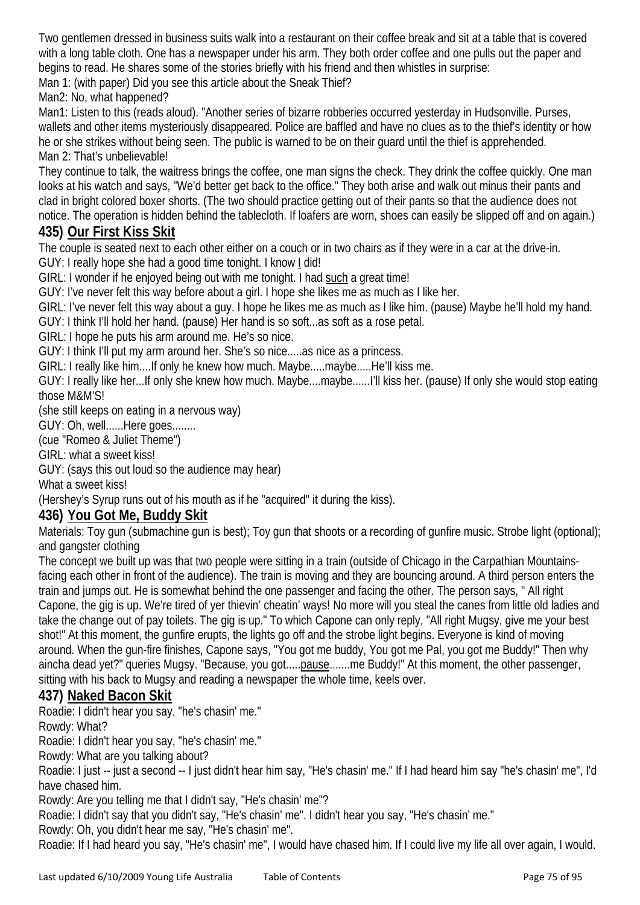Two gentlemen dressed in business suits walk into a restaurant on their coffee break and sit at a table that is covered with a long table cloth. One has a newspaper under his arm. They both order coffee and one pulls out the paper and begins to read. He shares some of the stories briefly with his friend and then whistles in surprise:

Man 1: (with paper) Did you see this article about the Sneak Thief?

Man2: No, what happened?

Man1: Listen to this (reads aloud). "Another series of bizarre robberies occurred yesterday in Hudsonville. Purses, wallets and other items mysteriously disappeared. Police are baffled and have no clues as to the thief's identity or how he or she strikes without being seen. The public is warned to be on their guard until the thief is apprehended.

Man 2: That's unbelievable!

They continue to talk, the waitress brings the coffee, one man signs the check. They drink the coffee quickly. One man looks at his watch and says, "We'd better get back to the office." They both arise and walk out minus their pants and clad in bright colored boxer shorts. (The two should practice getting out of their pants so that the audience does not notice. The operation is hidden behind the tablecloth. If loafers are worn, shoes can easily be slipped off and on again.)

## 435) Our First Kiss Skit

The couple is seated next to each other either on a couch or in two chairs as if they were in a car at the drive-in.

GUY: I really hope she had a good time tonight. I know I did!

GIRL: I wonder if he enjoyed being out with me tonight. I had such a great time!

GUY: I've never felt this way before about a girl. I hope she likes me as much as I like her.

GIRL: I've never felt this way about a guy. I hope he likes me as much as I like him. (pause) Maybe he'll hold my hand.

GUY: I think I'll hold her hand. (pause) Her hand is so soft...as soft as a rose petal.

GIRL: I hope he puts his arm around me. He's so nice.

GUY: I think I'll put my arm around her. She's so nice.....as nice as a princess.

GIRL: I really like him....If only he knew how much. Maybe.....maybe.....He'll kiss me.

GUY: I really like her...If only she knew how much. Maybe....maybe......I'll kiss her. (pause) If only she would stop eating those M&M'S!

(she still keeps on eating in a nervous way)

GUY: Oh, well......Here goes........

(cue "Romeo & Juliet Theme")

GIRL: what a sweet kiss!

GUY: (says this out loud so the audience may hear)

What a sweet kiss!

(Hershey's Syrup runs out of his mouth as if he "acquired" it during the kiss).

## 436) You Got Me, Buddy Skit

Materials: Toy gun (submachine gun is best); Toy gun that shoots or a recording of gunfire music. Strobe light (optional); and gangster clothing

The concept we built up was that two people were sitting in a train (outside of Chicago in the Carpathian Mountains- facing each other in front of the audience). The train is moving and they are bouncing around. A third person enters the train and jumps out. He is somewhat behind the one passenger and facing the other. The person says, " All right Capone, the gig is up. We're tired of yer thievin' cheatin' ways! No more will you steal the canes from little old ladies and take the change out of pay toilets. The gig is up." To which Capone can only reply, "All right Mugsy, give me your best shot!" At this moment, the gunfire erupts, the lights go off and the strobe light begins. Everyone is kind of moving around. When the gun-fire finishes, Capone says, "You got me buddy, You got me Pal, you got me Buddy!" Then why aincha dead yet?" queries Mugsy. "Because, you got.....pause.......me Buddy!" At this moment, the other passenger, sitting with his back to Mugsy and reading a newspaper the whole time, keels over.

## 437) Naked Bacon Skit

Roadie: I didn't hear you say, "he's chasin' me."

Rowdy: What?

Roadie: I didn't hear you say, "he's chasin' me."

Rowdy: What are you talking about?

Roadie: I just -- just a second -- I just didn't hear him say, "He's chasin' me." If I had heard him say "he's chasin' me", I'd have chased him.

Rowdy: Are you telling me that I didn't say, "He's chasin' me"?

Roadie: I didn't say that you didn't say, "He's chasin' me". I didn't hear you say, "He's chasin' me."

Rowdy: Oh, you didn't hear me say, "He's chasin' me".

Roadie: If I had heard you say, "He's chasin' me", I would have chased him. If I could live my life all over again, I would.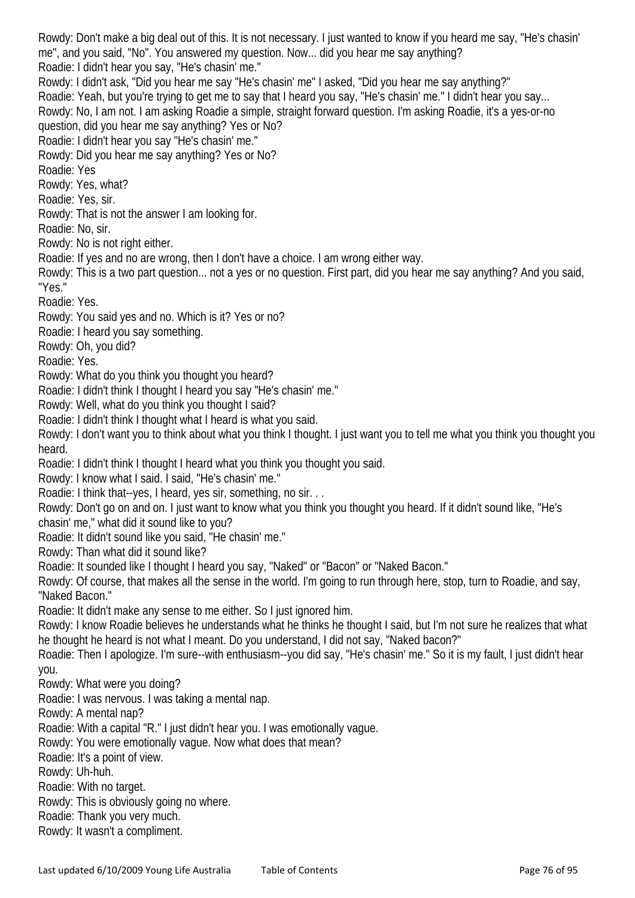Rowdy: Don't make a big deal out of this. It is not necessary. I just wanted to know if you heard me say, "He's chasin' me", and you said, "No". You answered my question. Now... did you hear me say anything?

Roadie: I didn't hear you say, "He's chasin' me."

Rowdy: I didn't ask, "Did you hear me say "He's chasin' me" I asked, "Did you hear me say anything?"

Roadie: Yeah, but you're trying to get me to say that I heard you say, "He's chasin' me." I didn't hear you say...

Rowdy: No, I am not. I am asking Roadie a simple, straight forward question. I'm asking Roadie, it's a yes-or-no question, did you hear me say anything? Yes or No?

Roadie: I didn't hear you say "He's chasin' me."

Rowdy: Did you hear me say anything? Yes or No?

Roadie: Yes

Rowdy: Yes, what?

Roadie: Yes, sir.

Rowdy: That is not the answer I am looking for.

Roadie: No, sir.

Rowdy: No is not right either.

Roadie: If yes and no are wrong, then I don't have a choice. I am wrong either way.

Rowdy: This is a two part question... not a yes or no question. First part, did you hear me say anything? And you said, "Yes."

Roadie: Yes.

Rowdy: You said yes and no. Which is it? Yes or no?

Roadie: I heard you say something.

Rowdy: Oh, you did?

Roadie: Yes.

Rowdy: What do you think you thought you heard?

Roadie: I didn't think I thought I heard you say "He's chasin' me."

Rowdy: Well, what do you think you thought I said?

Roadie: I didn't think I thought what I heard is what you said.

Rowdy: I don't want you to think about what you think I thought. I just want you to tell me what you think you thought you heard.

Roadie: I didn't think I thought I heard what you think you thought you said.

Rowdy: I know what I said. I said, "He's chasin' me."

Roadie: I think that--yes, I heard, yes sir, something, no sir. . .

Rowdy: Don't go on and on. I just want to know what you think you thought you heard. If it didn't sound like, "He's chasin' me," what did it sound like to you?

Roadie: It didn't sound like you said, "He chasin' me."

Rowdy: Than what did it sound like?

Roadie: It sounded like I thought I heard you say, "Naked" or "Bacon" or "Naked Bacon."

Rowdy: Of course, that makes all the sense in the world. I'm going to run through here, stop, turn to Roadie, and say, "Naked Bacon."

Roadie: It didn't make any sense to me either. So I just ignored him.

Rowdy: I know Roadie believes he understands what he thinks he thought I said, but I'm not sure he realizes that what he thought he heard is not what I meant. Do you understand, I did not say, "Naked bacon?"

Roadie: Then I apologize. I'm sure--with enthusiasm--you did say, "He's chasin' me." So it is my fault, I just didn't hear you.

Rowdy: What were you doing?

Roadie: I was nervous. I was taking a mental nap.

Rowdy: A mental nap?

Roadie: With a capital "R." I just didn't hear you. I was emotionally vague.

Rowdy: You were emotionally vague. Now what does that mean?

Roadie: It's a point of view.

Rowdy: Uh-huh.

Roadie: With no target.

Rowdy: This is obviously going no where.

Roadie: Thank you very much.

Rowdy: It wasn't a compliment.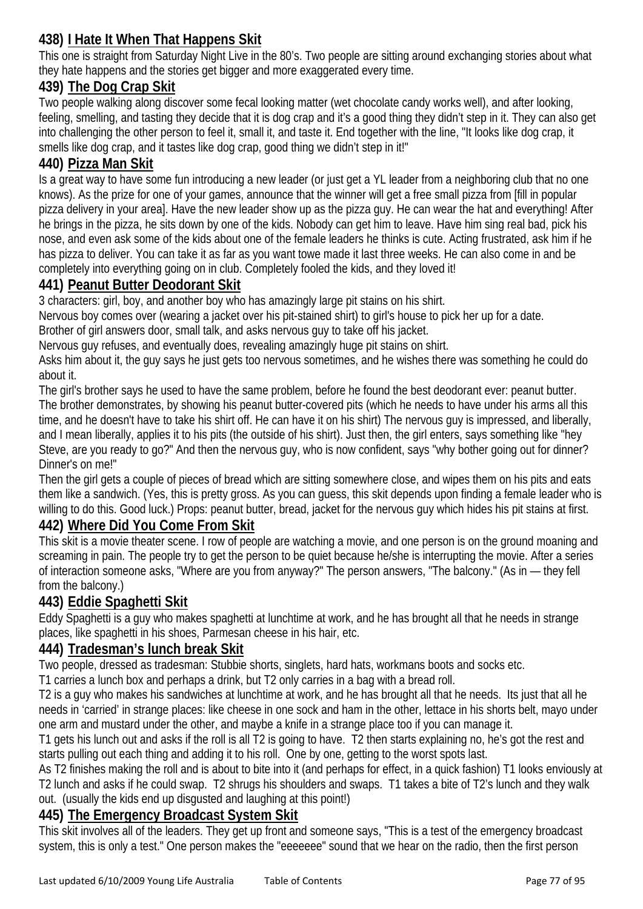### 438) I Hate It When That Happens Skit

This one is straight from Saturday Night Live in the 80's. Two people are sitting around exchanging stories about what they hate happens and the stories get bigger and more exaggerated every time.

### 439) The Dog Crap Skit

Two people walking along discover some fecal looking matter (wet chocolate candy works well), and after looking, feeling, smelling, and tasting they decide that it is dog crap and it's a good thing they didn't step in it. They can also get into challenging the other person to feel it, small it, and taste it. End together with the line, "It looks like dog crap, it smells like dog crap, and it tastes like dog crap, good thing we didn't step in it!"

### 440) Pizza Man Skit

Is a great way to have some fun introducing a new leader (or just get a YL leader from a neighboring club that no one knows). As the prize for one of your games, announce that the winner will get a free small pizza from [fill in popular pizza delivery in your area]. Have the new leader show up as the pizza guy. He can wear the hat and everything! After he brings in the pizza, he sits down by one of the kids. Nobody can get him to leave. Have him sing real bad, pick his nose, and even ask some of the kids about one of the female leaders he thinks is cute. Acting frustrated, ask him if he has pizza to deliver. You can take it as far as you want towe made it last three weeks. He can also come in and be completely into everything going on in club. Completely fooled the kids, and they loved it!

### 441) Peanut Butter Deodorant Skit

3 characters: girl, boy, and another boy who has amazingly large pit stains on his shirt.

Nervous boy comes over (wearing a jacket over his pit-stained shirt) to girl's house to pick her up for a date.

Brother of girl answers door, small talk, and asks nervous guy to take off his jacket.

Nervous guy refuses, and eventually does, revealing amazingly huge pit stains on shirt.

Asks him about it, the guy says he just gets too nervous sometimes, and he wishes there was something he could do about it.

The girl's brother says he used to have the same problem, before he found the best deodorant ever: peanut butter. The brother demonstrates, by showing his peanut butter-covered pits (which he needs to have under his arms all this time, and he doesn't have to take his shirt off. He can have it on his shirt) The nervous guy is impressed, and liberally, and I mean liberally, applies it to his pits (the outside of his shirt). Just then, the girl enters, says something like "hey Steve, are you ready to go?" And then the nervous guy, who is now confident, says "why bother going out for dinner? Dinner's on me!"

Then the girl gets a couple of pieces of bread which are sitting somewhere close, and wipes them on his pits and eats them like a sandwich. (Yes, this is pretty gross. As you can guess, this skit depends upon finding a female leader who is willing to do this. Good luck.) Props: peanut butter, bread, jacket for the nervous guy which hides his pit stains at first.

### 442) Where Did You Come From Skit

This skit is a movie theater scene. I row of people are watching a movie, and one person is on the ground moaning and screaming in pain. The people try to get the person to be quiet because he/she is interrupting the movie. After a series of interaction someone asks, "Where are you from anyway?" The person answers, "The balcony." (As in — they fell from the balcony.)

### 443) Eddie Spaghetti Skit

Eddy Spaghetti is a guy who makes spaghetti at lunchtime at work, and he has brought all that he needs in strange places, like spaghetti in his shoes, Parmesan cheese in his hair, etc.

### 444) Tradesman's lunch break Skit

Two people, dressed as tradesman: Stubbie shorts, singlets, hard hats, workmans boots and socks etc.

T1 carries a lunch box and perhaps a drink, but T2 only carries in a bag with a bread roll.

T2 is a guy who makes his sandwiches at lunchtime at work, and he has brought all that he needs. Its just that all he needs in 'carried' in strange places: like cheese in one sock and ham in the other, lettace in his shorts belt, mayo under one arm and mustard under the other, and maybe a knife in a strange place too if you can manage it.

T1 gets his lunch out and asks if the roll is all T2 is going to have. T2 then starts explaining no, he's got the rest and starts pulling out each thing and adding it to his roll. One by one, getting to the worst spots last.

As T2 finishes making the roll and is about to bite into it (and perhaps for effect, in a quick fashion) T1 looks enviously at T2 lunch and asks if he could swap. T2 shrugs his shoulders and swaps. T1 takes a bite of T2's lunch and they walk out. (usually the kids end up disgusted and laughing at this point!)

### 445) The Emergency Broadcast System Skit

This skit involves all of the leaders. They get up front and someone says, "This is a test of the emergency broadcast system, this is only a test." One person makes the "eeeeeee" sound that we hear on the radio, then the first person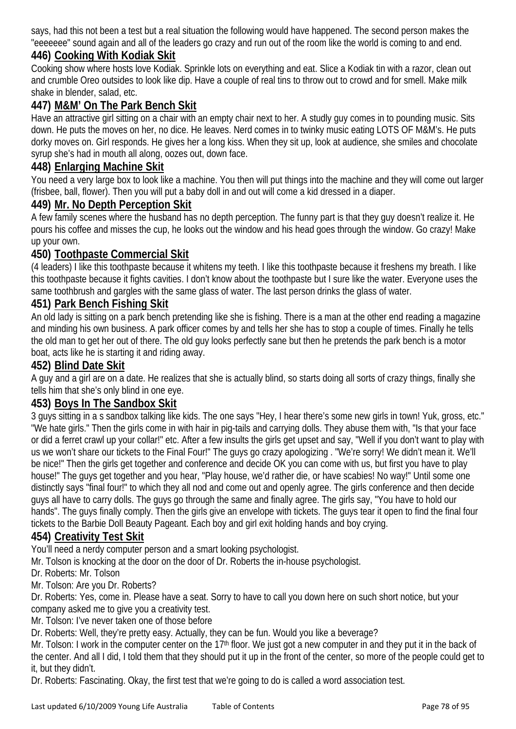says, had this not been a test but a real situation the following would have happened. The second person makes the "eeeeeee" sound again and all of the leaders go crazy and run out of the room like the world is coming to and end.

### 446) Cooking With Kodiak Skit

Cooking show where hosts love Kodiak. Sprinkle lots on everything and eat. Slice a Kodiak tin with a razor, clean out and crumble Oreo outsides to look like dip. Have a couple of real tins to throw out to crowd and for smell. Make milk shake in blender, salad, etc.

### 447) M&M' On The Park Bench Skit

Have an attractive girl sitting on a chair with an empty chair next to her. A studly guy comes in to pounding music. Sits down. He puts the moves on her, no dice. He leaves. Nerd comes in to twinky music eating LOTS OF M&M's. He puts dorky moves on. Girl responds. He gives her a long kiss. When they sit up, look at audience, she smiles and chocolate syrup she's had in mouth all along, oozes out, down face.

### 448) Enlarging Machine Skit

You need a very large box to look like a machine. You then will put things into the machine and they will come out larger (frisbee, ball, flower). Then you will put a baby doll in and out will come a kid dressed in a diaper.

### 449) Mr. No Depth Perception Skit

A few family scenes where the husband has no depth perception. The funny part is that they guy doesn't realize it. He pours his coffee and misses the cup, he looks out the window and his head goes through the window. Go crazy! Make up your own.

### 450) Toothpaste Commercial Skit

(4 leaders) I like this toothpaste because it whitens my teeth. I like this toothpaste because it freshens my breath. I like this toothpaste because it fights cavities. I don't know about the toothpaste but I sure like the water. Everyone uses the same toothbrush and gargles with the same glass of water. The last person drinks the glass of water.

### 451) Park Bench Fishing Skit

An old lady is sitting on a park bench pretending like she is fishing. There is a man at the other end reading a magazine and minding his own business. A park officer comes by and tells her she has to stop a couple of times. Finally he tells the old man to get her out of there. The old guy looks perfectly sane but then he pretends the park bench is a motor boat, acts like he is starting it and riding away.

### 452) Blind Date Skit

A guy and a girl are on a date. He realizes that she is actually blind, so starts doing all sorts of crazy things, finally she tells him that she's only blind in one eye.

### 453) Boys In The Sandbox Skit

3 guys sitting in a s sandbox talking like kids. The one says "Hey, I hear there's some new girls in town! Yuk, gross, etc." "We hate girls." Then the girls come in with hair in pig-tails and carrying dolls. They abuse them with, "Is that your face or did a ferret crawl up your collar!" etc. After a few insults the girls get upset and say, "Well if you don't want to play with us we won't share our tickets to the Final Four!" The guys go crazy apologizing . "We're sorry! We didn't mean it. We'll be nice!" Then the girls get together and conference and decide OK you can come with us, but first you have to play house!" The guys get together and you hear, "Play house, we'd rather die, or have scabies! No way!" Until some one distinctly says "final four!" to which they all nod and come out and openly agree. The girls conference and then decide guys all have to carry dolls. The guys go through the same and finally agree. The girls say, "You have to hold our hands". The guys finally comply. Then the girls give an envelope with tickets. The guys tear it open to find the final four tickets to the Barbie Doll Beauty Pageant. Each boy and girl exit holding hands and boy crying.

### 454) Creativity Test Skit

You'll need a nerdy computer person and a smart looking psychologist.

Mr. Tolson is knocking at the door on the door of Dr. Roberts the in-house psychologist.

Dr. Roberts: Mr. Tolson

Mr. Tolson: Are you Dr. Roberts?

Dr. Roberts: Yes, come in. Please have a seat. Sorry to have to call you down here on such short notice, but your company asked me to give you a creativity test.

Mr. Tolson: I've never taken one of those before

Dr. Roberts: Well, they're pretty easy. Actually, they can be fun. Would you like a beverage?

Mr. Tolson: I work in the computer center on the 17th floor. We just got a new computer in and they put it in the back of the center. And all I did, I told them that they should put it up in the front of the center, so more of the people could get to it, but they didn't.

Dr. Roberts: Fascinating. Okay, the first test that we're going to do is called a word association test.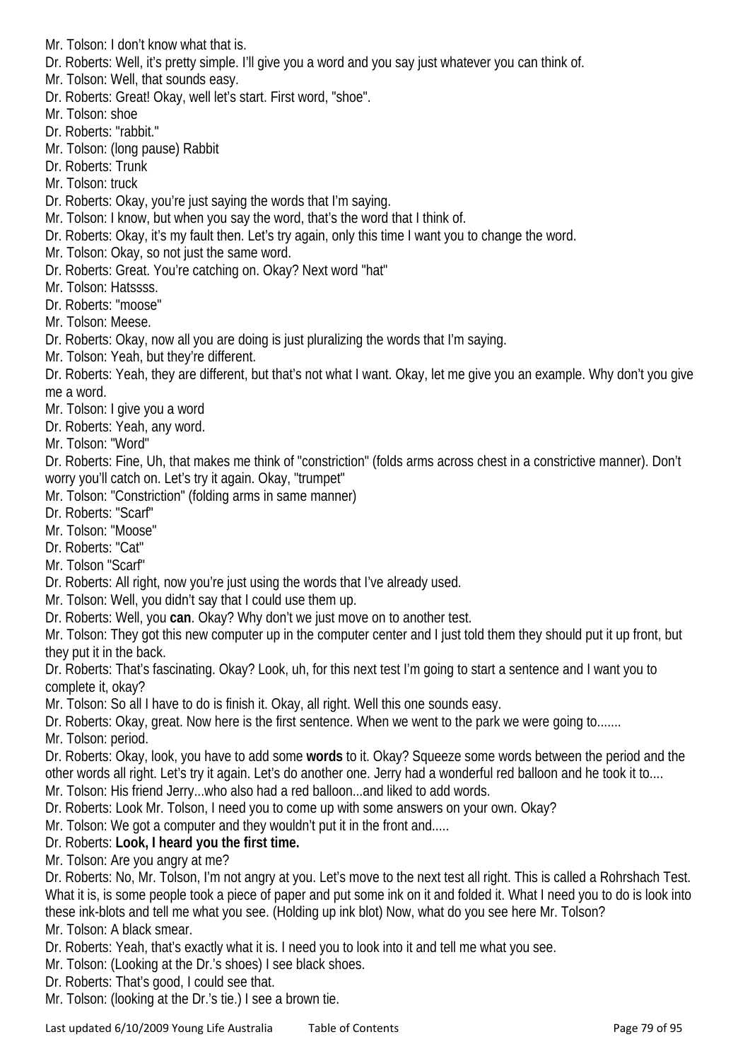Mr. Tolson: I don't know what that is.

Dr. Roberts: Well, it's pretty simple. I'll give you a word and you say just whatever you can think of.

Mr. Tolson: Well, that sounds easy.

Dr. Roberts: Great! Okay, well let's start. First word, "shoe".

Mr. Tolson: shoe

Dr. Roberts: "rabbit."

Mr. Tolson: (long pause) Rabbit

Dr. Roberts: Trunk

Mr. Tolson: truck

Dr. Roberts: Okay, you're just saying the words that I'm saying.

Mr. Tolson: I know, but when you say the word, that's the word that I think of.

Dr. Roberts: Okay, it's my fault then. Let's try again, only this time I want you to change the word.

Mr. Tolson: Okay, so not just the same word.

Dr. Roberts: Great. You're catching on. Okay? Next word "hat"

Mr. Tolson: Hatssss.

Dr. Roberts: "moose"

Mr. Tolson: Meese.

Dr. Roberts: Okay, now all you are doing is just pluralizing the words that I'm saying.

Mr. Tolson: Yeah, but they're different.

Dr. Roberts: Yeah, they are different, but that's not what I want. Okay, let me give you an example. Why don't you give me a word.

Mr. Tolson: I give you a word

Dr. Roberts: Yeah, any word.

Mr. Tolson: "Word"

Dr. Roberts: Fine, Uh, that makes me think of "constriction" (folds arms across chest in a constrictive manner). Don't worry you'll catch on. Let's try it again. Okay, "trumpet"

Mr. Tolson: "Constriction" (folding arms in same manner)

Dr. Roberts: "Scarf"

Mr. Tolson: "Moose"

Dr. Roberts: "Cat"

Mr. Tolson "Scarf"

Dr. Roberts: All right, now you're just using the words that I've already used.

Mr. Tolson: Well, you didn't say that I could use them up.

Dr. Roberts: Well, you **can**. Okay? Why don't we just move on to another test.

Mr. Tolson: They got this new computer up in the computer center and I just told them they should put it up front, but they put it in the back.

Dr. Roberts: That's fascinating. Okay? Look, uh, for this next test I'm going to start a sentence and I want you to complete it, okay?

Mr. Tolson: So all I have to do is finish it. Okay, all right. Well this one sounds easy.

Dr. Roberts: Okay, great. Now here is the first sentence. When we went to the park we were going to.......

Mr. Tolson: period.

Dr. Roberts: Okay, look, you have to add some **words** to it. Okay? Squeeze some words between the period and the other words all right. Let's try it again. Let's do another one. Jerry had a wonderful red balloon and he took it to....

Mr. Tolson: His friend Jerry...who also had a red balloon...and liked to add words.

Dr. Roberts: Look Mr. Tolson, I need you to come up with some answers on your own. Okay?

Mr. Tolson: We got a computer and they wouldn't put it in the front and.....

Dr. Roberts: **Look, I heard you the first time.**

Mr. Tolson: Are you angry at me?

Dr. Roberts: No, Mr. Tolson, I'm not angry at you. Let's move to the next test all right. This is called a Rohrshach Test. What it is, is some people took a piece of paper and put some ink on it and folded it. What I need you to do is look into these ink-blots and tell me what you see. (Holding up ink blot) Now, what do you see here Mr. Tolson?

Mr. Tolson: A black smear.

Dr. Roberts: Yeah, that's exactly what it is. I need you to look into it and tell me what you see.

Mr. Tolson: (Looking at the Dr.'s shoes) I see black shoes.

Dr. Roberts: That's good, I could see that.

Mr. Tolson: (looking at the Dr.'s tie.) I see a brown tie.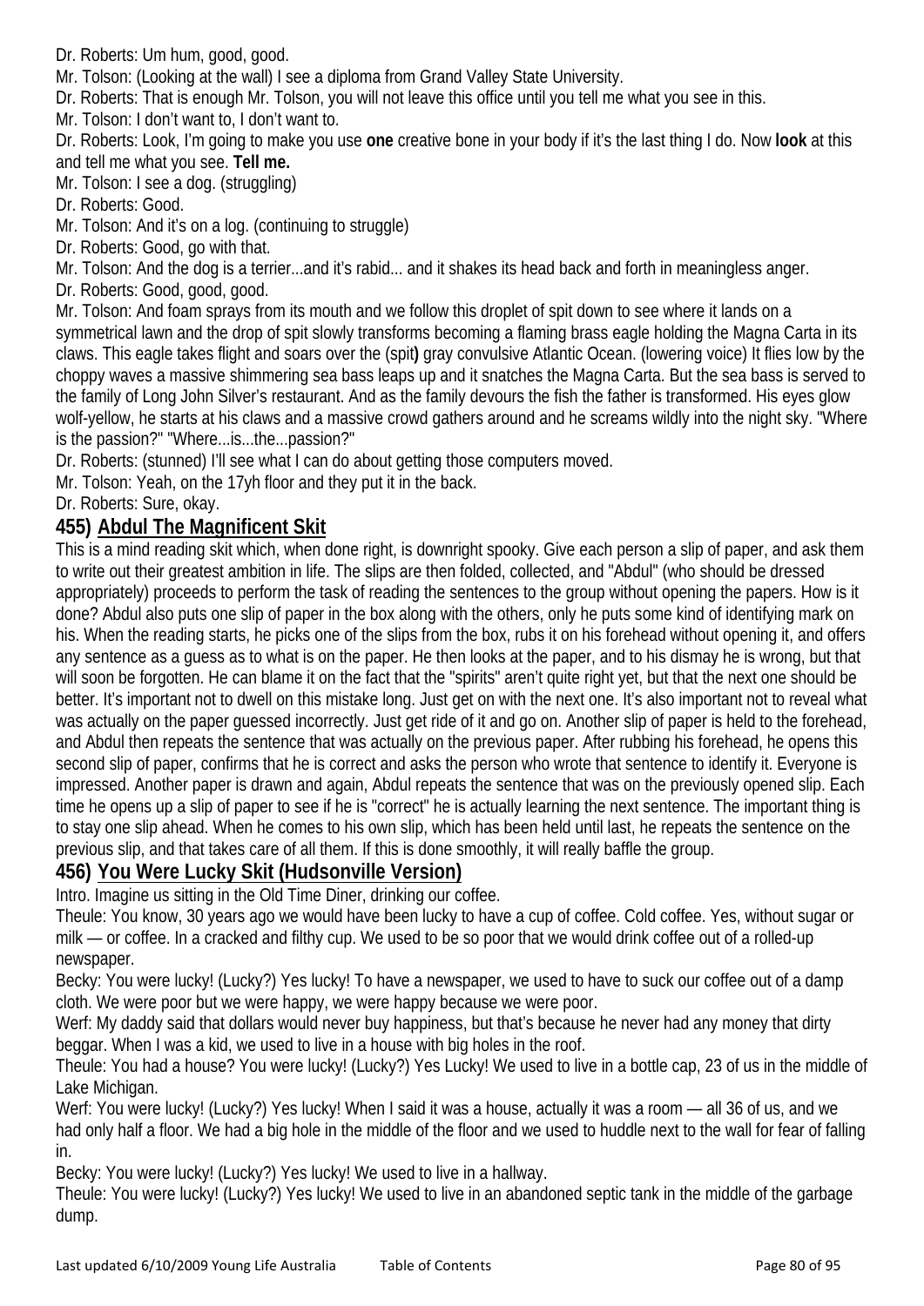Dr. Roberts: Um hum, good, good.

Mr. Tolson: (Looking at the wall) I see a diploma from Grand Valley State University.

Dr. Roberts: That is enough Mr. Tolson, you will not leave this office until you tell me what you see in this.

Mr. Tolson: I don't want to, I don't want to.

Dr. Roberts: Look, I'm going to make you use **one** creative bone in your body if it's the last thing I do. Now **look** at this and tell me what you see. **Tell me.**

Mr. Tolson: I see a dog. (struggling)

Dr. Roberts: Good.

Mr. Tolson: And it's on a log. (continuing to struggle)

Dr. Roberts: Good, go with that.

Mr. Tolson: And the dog is a terrier...and it's rabid... and it shakes its head back and forth in meaningless anger.

Dr. Roberts: Good, good, good.

Mr. Tolson: And foam sprays from its mouth and we follow this droplet of spit down to see where it lands on a symmetrical lawn and the drop of spit slowly transforms becoming a flaming brass eagle holding the Magna Carta in its claws. This eagle takes flight and soars over the (spit**)** gray convulsive Atlantic Ocean. (lowering voice) It flies low by the choppy waves a massive shimmering sea bass leaps up and it snatches the Magna Carta. But the sea bass is served to the family of Long John Silver's restaurant. And as the family devours the fish the father is transformed. His eyes glow wolf-yellow, he starts at his claws and a massive crowd gathers around and he screams wildly into the night sky. "Where is the passion?" "Where...is...the...passion?"

Dr. Roberts: (stunned) I'll see what I can do about getting those computers moved.

Mr. Tolson: Yeah, on the 17yh floor and they put it in the back.

Dr. Roberts: Sure, okay.

## 455) Abdul The Magnificent Skit

This is a mind reading skit which, when done right, is downright spooky. Give each person a slip of paper, and ask them to write out their greatest ambition in life. The slips are then folded, collected, and "Abdul" (who should be dressed appropriately) proceeds to perform the task of reading the sentences to the group without opening the papers. How is it done? Abdul also puts one slip of paper in the box along with the others, only he puts some kind of identifying mark on his. When the reading starts, he picks one of the slips from the box, rubs it on his forehead without opening it, and offers any sentence as a guess as to what is on the paper. He then looks at the paper, and to his dismay he is wrong, but that will soon be forgotten. He can blame it on the fact that the "spirits" aren't quite right yet, but that the next one should be better. It's important not to dwell on this mistake long. Just get on with the next one. It's also important not to reveal what was actually on the paper guessed incorrectly. Just get ride of it and go on. Another slip of paper is held to the forehead, and Abdul then repeats the sentence that was actually on the previous paper. After rubbing his forehead, he opens this second slip of paper, confirms that he is correct and asks the person who wrote that sentence to identify it. Everyone is impressed. Another paper is drawn and again, Abdul repeats the sentence that was on the previously opened slip. Each time he opens up a slip of paper to see if he is "correct" he is actually learning the next sentence. The important thing is to stay one slip ahead. When he comes to his own slip, which has been held until last, he repeats the sentence on the previous slip, and that takes care of all them. If this is done smoothly, it will really baffle the group.

## 456) You Were Lucky Skit (Hudsonville Version)

Intro. Imagine us sitting in the Old Time Diner, drinking our coffee.

Theule: You know, 30 years ago we would have been lucky to have a cup of coffee. Cold coffee. Yes, without sugar or milk — or coffee. In a cracked and filthy cup. We used to be so poor that we would drink coffee out of a rolled-up newspaper.

Becky: You were lucky! (Lucky?) Yes lucky! To have a newspaper, we used to have to suck our coffee out of a damp cloth. We were poor but we were happy, we were happy because we were poor.

Werf: My daddy said that dollars would never buy happiness, but that's because he never had any money that dirty beggar. When I was a kid, we used to live in a house with big holes in the roof.

Theule: You had a house? You were lucky! (Lucky?) Yes Lucky! We used to live in a bottle cap, 23 of us in the middle of Lake Michigan.

Werf: You were lucky! (Lucky?) Yes lucky! When I said it was a house, actually it was a room — all 36 of us, and we had only half a floor. We had a big hole in the middle of the floor and we used to huddle next to the wall for fear of falling in.

Becky: You were lucky! (Lucky?) Yes lucky! We used to live in a hallway.

Theule: You were lucky! (Lucky?) Yes lucky! We used to live in an abandoned septic tank in the middle of the garbage dump.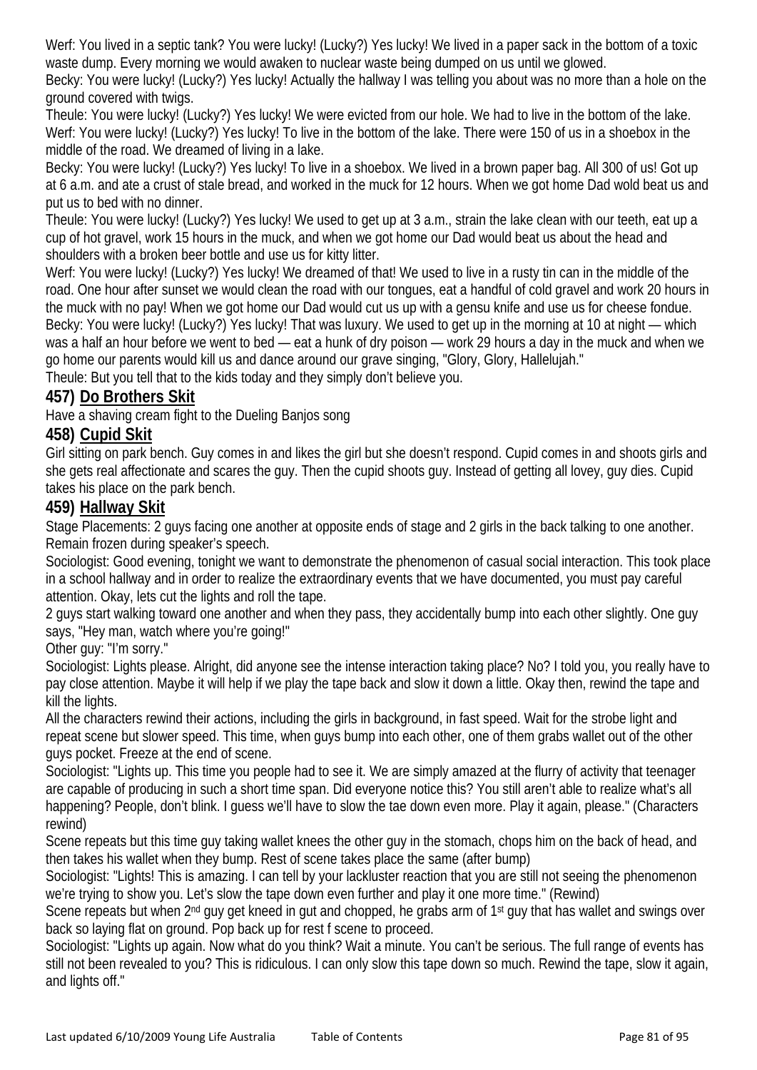Werf: You lived in a septic tank? You were lucky! (Lucky?) Yes lucky! We lived in a paper sack in the bottom of a toxic waste dump. Every morning we would awaken to nuclear waste being dumped on us until we glowed.

Becky: You were lucky! (Lucky?) Yes lucky! Actually the hallway I was telling you about was no more than a hole on the ground covered with twigs.

Theule: You were lucky! (Lucky?) Yes lucky! We were evicted from our hole. We had to live in the bottom of the lake.

Werf: You were lucky! (Lucky?) Yes lucky! To live in the bottom of the lake. There were 150 of us in a shoebox in the middle of the road. We dreamed of living in a lake.

Becky: You were lucky! (Lucky?) Yes lucky! To live in a shoebox. We lived in a brown paper bag. All 300 of us! Got up at 6 a.m. and ate a crust of stale bread, and worked in the muck for 12 hours. When we got home Dad wold beat us and put us to bed with no dinner.

Theule: You were lucky! (Lucky?) Yes lucky! We used to get up at 3 a.m., strain the lake clean with our teeth, eat up a cup of hot gravel, work 15 hours in the muck, and when we got home our Dad would beat us about the head and shoulders with a broken beer bottle and use us for kitty litter.

Werf: You were lucky! (Lucky?) Yes lucky! We dreamed of that! We used to live in a rusty tin can in the middle of the road. One hour after sunset we would clean the road with our tongues, eat a handful of cold gravel and work 20 hours in the muck with no pay! When we got home our Dad would cut us up with a gensu knife and use us for cheese fondue.

Becky: You were lucky! (Lucky?) Yes lucky! That was luxury. We used to get up in the morning at 10 at night — which was a half an hour before we went to bed — eat a hunk of dry poison — work 29 hours a day in the muck and when we go home our parents would kill us and dance around our grave singing, "Glory, Glory, Hallelujah."

Theule: But you tell that to the kids today and they simply don't believe you.

## 457) Do Brothers Skit

Have a shaving cream fight to the Dueling Banjos song

## 458) Cupid Skit

Girl sitting on park bench. Guy comes in and likes the girl but she doesn't respond. Cupid comes in and shoots girls and she gets real affectionate and scares the guy. Then the cupid shoots guy. Instead of getting all lovey, guy dies. Cupid takes his place on the park bench.

## 459) Hallway Skit

Stage Placements: 2 guys facing one another at opposite ends of stage and 2 girls in the back talking to one another. Remain frozen during speaker's speech.

Sociologist: Good evening, tonight we want to demonstrate the phenomenon of casual social interaction. This took place in a school hallway and in order to realize the extraordinary events that we have documented, you must pay careful attention. Okay, lets cut the lights and roll the tape.

2 guys start walking toward one another and when they pass, they accidentally bump into each other slightly. One guy says, "Hey man, watch where you're going!"

Other guy: "I'm sorry."

Sociologist: Lights please. Alright, did anyone see the intense interaction taking place? No? I told you, you really have to pay close attention. Maybe it will help if we play the tape back and slow it down a little. Okay then, rewind the tape and kill the lights.

All the characters rewind their actions, including the girls in background, in fast speed. Wait for the strobe light and repeat scene but slower speed. This time, when guys bump into each other, one of them grabs wallet out of the other guys pocket. Freeze at the end of scene.

Sociologist: "Lights up. This time you people had to see it. We are simply amazed at the flurry of activity that teenager are capable of producing in such a short time span. Did everyone notice this? You still aren't able to realize what's all happening? People, don't blink. I guess we'll have to slow the tae down even more. Play it again, please." (Characters rewind)

Scene repeats but this time guy taking wallet knees the other guy in the stomach, chops him on the back of head, and then takes his wallet when they bump. Rest of scene takes place the same (after bump)

Sociologist: "Lights! This is amazing. I can tell by your lackluster reaction that you are still not seeing the phenomenon we're trying to show you. Let's slow the tape down even further and play it one more time." (Rewind)

Scene repeats but when 2nd guy get kneed in gut and chopped, he grabs arm of 1st guy that has wallet and swings over back so laying flat on ground. Pop back up for rest f scene to proceed.

Sociologist: "Lights up again. Now what do you think? Wait a minute. You can't be serious. The full range of events has still not been revealed to you? This is ridiculous. I can only slow this tape down so much. Rewind the tape, slow it again, and lights off."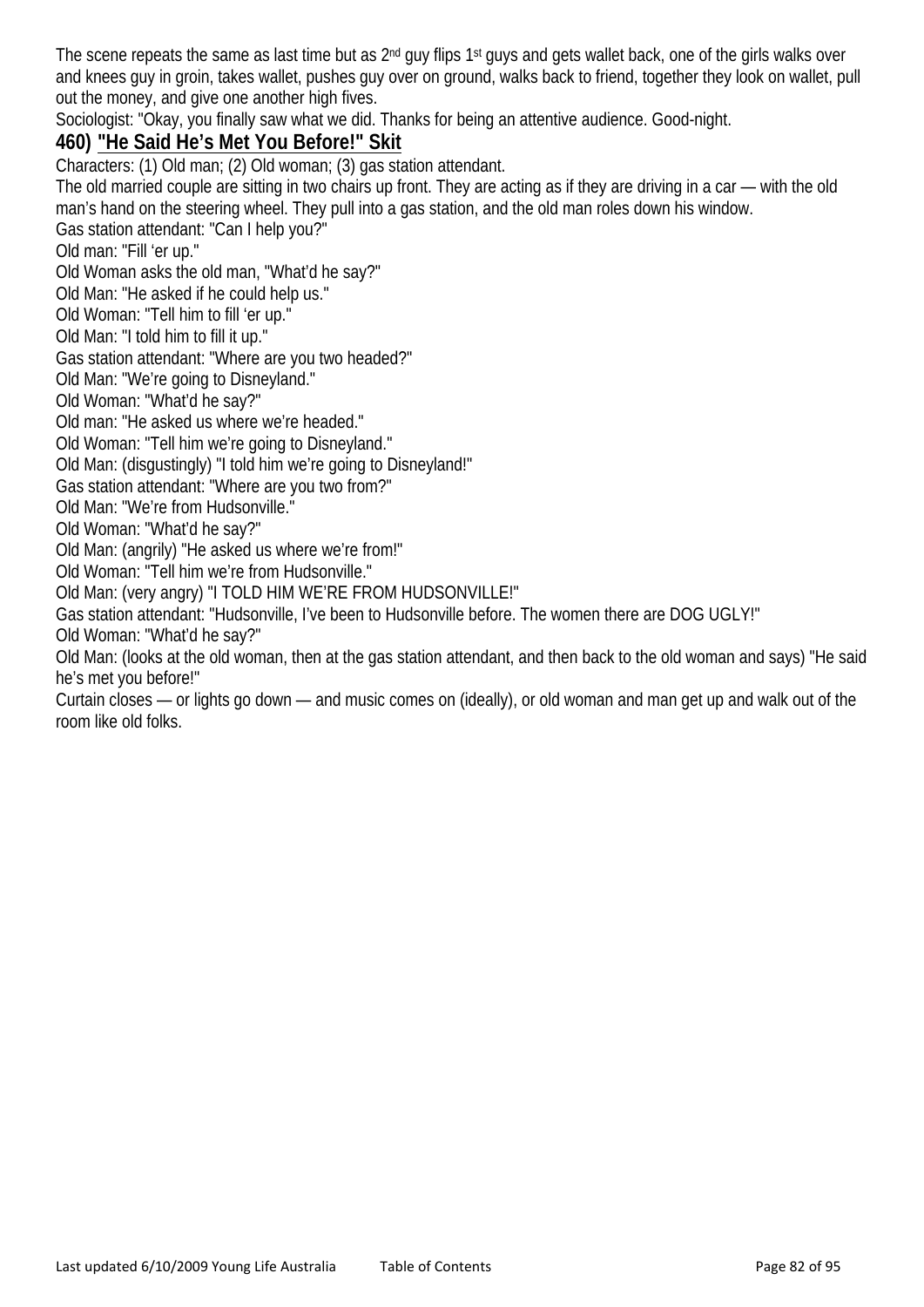The scene repeats the same as last time but as 2nd guy flips 1st guys and gets wallet back, one of the girls walks over and knees guy in groin, takes wallet, pushes guy over on ground, walks back to friend, together they look on wallet, pull out the money, and give one another high fives.

Sociologist: "Okay, you finally saw what we did. Thanks for being an attentive audience. Good-night.

## 460) "He Said He's Met You Before!" Skit

Characters: (1) Old man; (2) Old woman; (3) gas station attendant.

The old married couple are sitting in two chairs up front. They are acting as if they are driving in a car — with the old man's hand on the steering wheel. They pull into a gas station, and the old man roles down his window.

Gas station attendant: "Can I help you?"

Old man: "Fill 'er up."

Old Woman asks the old man, "What'd he say?"

Old Man: "He asked if he could help us."

Old Woman: "Tell him to fill 'er up."

Old Man: "I told him to fill it up."

Gas station attendant: "Where are you two headed?"

Old Man: "We're going to Disneyland."

Old Woman: "What'd he say?"

Old man: "He asked us where we're headed."

Old Woman: "Tell him we're going to Disneyland."

Old Man: (disgustingly) "I told him we're going to Disneyland!"

Gas station attendant: "Where are you two from?"

Old Man: "We're from Hudsonville."

Old Woman: "What'd he say?"

Old Man: (angrily) "He asked us where we're from!"

Old Woman: "Tell him we're from Hudsonville."

Old Man: (very angry) "I TOLD HIM WE'RE FROM HUDSONVILLE!"

Gas station attendant: "Hudsonville, I've been to Hudsonville before. The women there are DOG UGLY!"

Old Woman: "What'd he say?"

Old Man: (looks at the old woman, then at the gas station attendant, and then back to the old woman and says) "He said he's met you before!"

Curtain closes — or lights go down — and music comes on (ideally), or old woman and man get up and walk out of the room like old folks.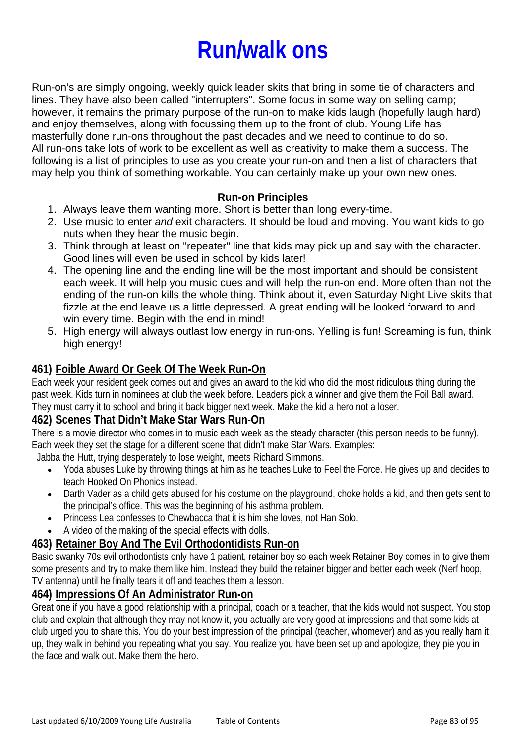# Run/walk ons

Run-on's are simply ongoing, weekly quick leader skits that bring in some tie of characters and lines. They have also been called "interrupters". Some focus in some way on selling camp; however, it remains the primary purpose of the run-on to make kids laugh (hopefully laugh hard) and enjoy themselves, along with focussing them up to the front of club. Young Life has masterfully done run-ons throughout the past decades and we need to continue to do so. All run-ons take lots of work to be excellent as well as creativity to make them a success. The following is a list of principles to use as you create your run-on and then a list of characters that may help you think of something workable. You can certainly make up your own new ones.

**Run-on Principles**

1. Always leave them wanting more. Short is better than long every-time.
2. Use music to enter *and* exit characters. It should be loud and moving. You want kids to go nuts when they hear the music begin.
3. Think through at least on "repeater" line that kids may pick up and say with the character. Good lines will even be used in school by kids later!
4. The opening line and the ending line will be the most important and should be consistent each week. It will help you music cues and will help the run-on end. More often than not the ending of the run-on kills the whole thing. Think about it, even Saturday Night Live skits that fizzle at the end leave us a little depressed. A great ending will be looked forward to and win every time. Begin with the end in mind!
5. High energy will always outlast low energy in run-ons. Yelling is fun! Screaming is fun, think high energy!

### 461) Foible Award Or Geek Of The Week Run-On

Each week your resident geek comes out and gives an award to the kid who did the most ridiculous thing during the past week. Kids turn in nominees at club the week before. Leaders pick a winner and give them the Foil Ball award. They must carry it to school and bring it back bigger next week. Make the kid a hero not a loser.

### 462) Scenes That Didn't Make Star Wars Run-On

There is a movie director who comes in to music each week as the steady character (this person needs to be funny). Each week they set the stage for a different scene that didn't make Star Wars. Examples:

Jabba the Hutt, trying desperately to lose weight, meets Richard Simmons.

- Yoda abuses Luke by throwing things at him as he teaches Luke to Feel the Force. He gives up and decides to teach Hooked On Phonics instead.
- Darth Vader as a child gets abused for his costume on the playground, choke holds a kid, and then gets sent to the principal's office. This was the beginning of his asthma problem.
- Princess Lea confesses to Chewbacca that it is him she loves, not Han Solo.
- A video of the making of the special effects with dolls.

### 463) Retainer Boy And The Evil Orthodontidists Run-on

Basic swanky 70s evil orthodontists only have 1 patient, retainer boy so each week Retainer Boy comes in to give them some presents and try to make them like him. Instead they build the retainer bigger and better each week (Nerf hoop, TV antenna) until he finally tears it off and teaches them a lesson.

### 464) Impressions Of An Administrator Run-on

Great one if you have a good relationship with a principal, coach or a teacher, that the kids would not suspect. You stop club and explain that although they may not know it, you actually are very good at impressions and that some kids at club urged you to share this. You do your best impression of the principal (teacher, whomever) and as you really ham it up, they walk in behind you repeating what you say. You realize you have been set up and apologize, they pie you in the face and walk out. Make them the hero.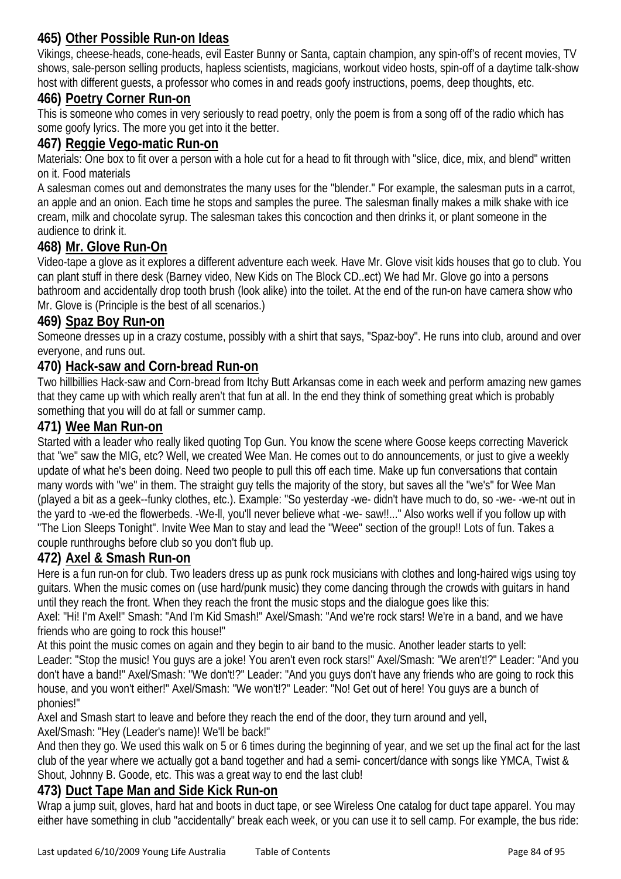### 465) Other Possible Run-on Ideas

Vikings, cheese-heads, cone-heads, evil Easter Bunny or Santa, captain champion, any spin-off's of recent movies, TV shows, sale-person selling products, hapless scientists, magicians, workout video hosts, spin-off of a daytime talk-show host with different guests, a professor who comes in and reads goofy instructions, poems, deep thoughts, etc.

### 466) Poetry Corner Run-on

This is someone who comes in very seriously to read poetry, only the poem is from a song off of the radio which has some goofy lyrics. The more you get into it the better.

### 467) Reggie Vego-matic Run-on

Materials: One box to fit over a person with a hole cut for a head to fit through with "slice, dice, mix, and blend" written on it. Food materials

A salesman comes out and demonstrates the many uses for the "blender." For example, the salesman puts in a carrot, an apple and an onion. Each time he stops and samples the puree. The salesman finally makes a milk shake with ice cream, milk and chocolate syrup. The salesman takes this concoction and then drinks it, or plant someone in the audience to drink it.

### 468) Mr. Glove Run-On

Video-tape a glove as it explores a different adventure each week. Have Mr. Glove visit kids houses that go to club. You can plant stuff in there desk (Barney video, New Kids on The Block CD..ect) We had Mr. Glove go into a persons bathroom and accidentally drop tooth brush (look alike) into the toilet. At the end of the run-on have camera show who Mr. Glove is (Principle is the best of all scenarios.)

### 469) Spaz Boy Run-on

Someone dresses up in a crazy costume, possibly with a shirt that says, "Spaz-boy". He runs into club, around and over everyone, and runs out.

### 470) Hack-saw and Corn-bread Run-on

Two hillbillies Hack-saw and Corn-bread from Itchy Butt Arkansas come in each week and perform amazing new games that they came up with which really aren't that fun at all. In the end they think of something great which is probably something that you will do at fall or summer camp.

### 471) Wee Man Run-on

Started with a leader who really liked quoting Top Gun. You know the scene where Goose keeps correcting Maverick that "we" saw the MIG, etc? Well, we created Wee Man. He comes out to do announcements, or just to give a weekly update of what he's been doing. Need two people to pull this off each time. Make up fun conversations that contain many words with "we" in them. The straight guy tells the majority of the story, but saves all the "we's" for Wee Man (played a bit as a geek--funky clothes, etc.). Example: "So yesterday -we- didn't have much to do, so -we- -we-nt out in the yard to -we-ed the flowerbeds. -We-ll, you'll never believe what -we- saw!!..." Also works well if you follow up with "The Lion Sleeps Tonight". Invite Wee Man to stay and lead the "Weee" section of the group!! Lots of fun. Takes a couple runthroughs before club so you don't flub up.

### 472) Axel & Smash Run-on

Here is a fun run-on for club. Two leaders dress up as punk rock musicians with clothes and long-haired wigs using toy guitars. When the music comes on (use hard/punk music) they come dancing through the crowds with guitars in hand until they reach the front. When they reach the front the music stops and the dialogue goes like this:

Axel: "Hi! I'm Axel!" Smash: "And I'm Kid Smash!" Axel/Smash: "And we're rock stars! We're in a band, and we have friends who are going to rock this house!"

At this point the music comes on again and they begin to air band to the music. Another leader starts to yell:

Leader: "Stop the music! You guys are a joke! You aren't even rock stars!" Axel/Smash: "We aren't!?" Leader: "And you don't have a band!" Axel/Smash: "We don't!?" Leader: "And you guys don't have any friends who are going to rock this house, and you won't either!" Axel/Smash: "We won't!?" Leader: "No! Get out of here! You guys are a bunch of phonies!"

Axel and Smash start to leave and before they reach the end of the door, they turn around and yell,

Axel/Smash: "Hey (Leader's name)! We'll be back!"

And then they go. We used this walk on 5 or 6 times during the beginning of year, and we set up the final act for the last club of the year where we actually got a band together and had a semi- concert/dance with songs like YMCA, Twist & Shout, Johnny B. Goode, etc. This was a great way to end the last club!

### 473) Duct Tape Man and Side Kick Run-on

Wrap a jump suit, gloves, hard hat and boots in duct tape, or see Wireless One catalog for duct tape apparel. You may either have something in club "accidentally" break each week, or you can use it to sell camp. For example, the bus ride: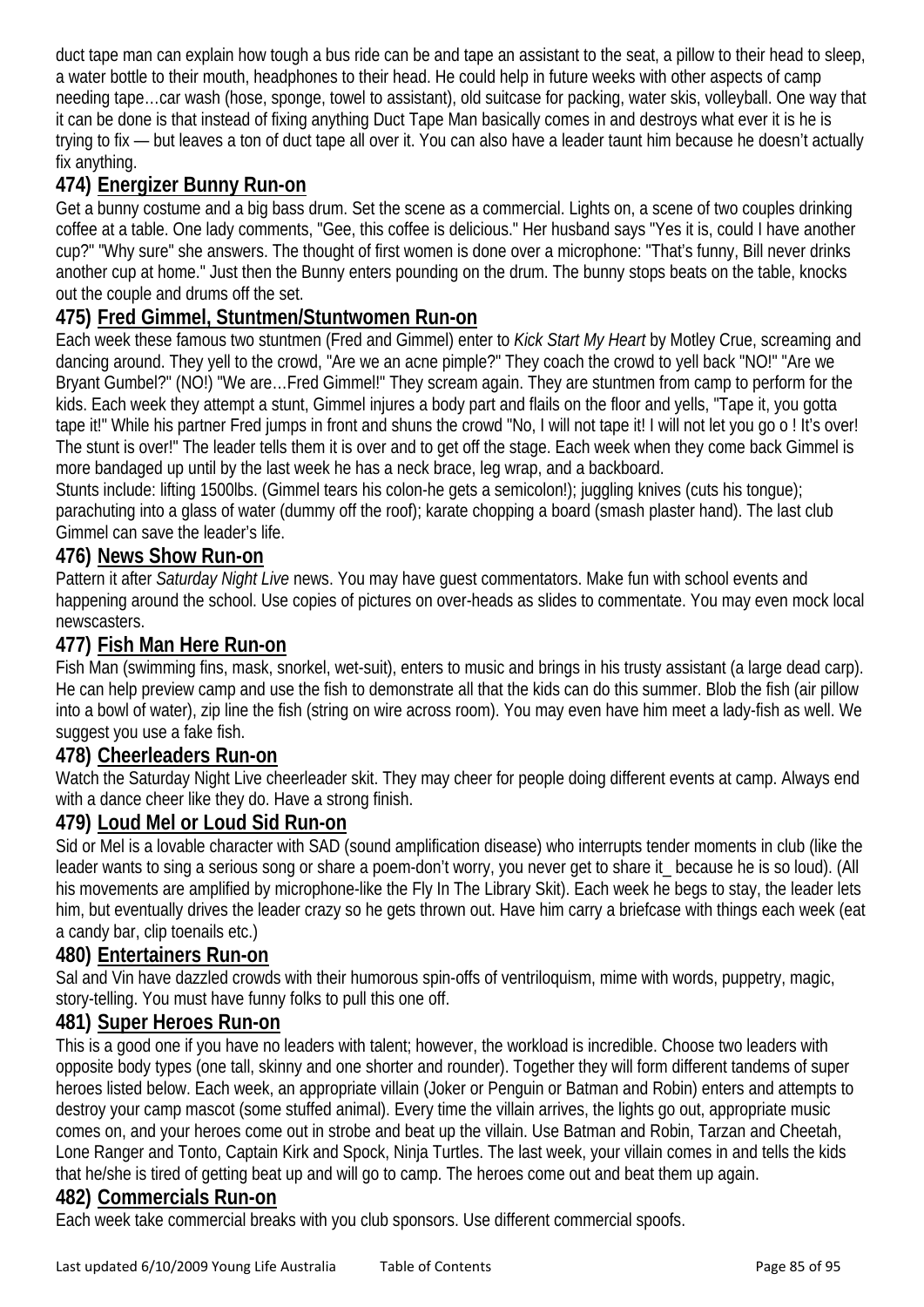duct tape man can explain how tough a bus ride can be and tape an assistant to the seat, a pillow to their head to sleep, a water bottle to their mouth, headphones to their head. He could help in future weeks with other aspects of camp needing tape…car wash (hose, sponge, towel to assistant), old suitcase for packing, water skis, volleyball. One way that it can be done is that instead of fixing anything Duct Tape Man basically comes in and destroys what ever it is he is trying to fix — but leaves a ton of duct tape all over it. You can also have a leader taunt him because he doesn't actually fix anything.

### 474) Energizer Bunny Run-on

Get a bunny costume and a big bass drum. Set the scene as a commercial. Lights on, a scene of two couples drinking coffee at a table. One lady comments, "Gee, this coffee is delicious." Her husband says "Yes it is, could I have another cup?" "Why sure" she answers. The thought of first women is done over a microphone: "That's funny, Bill never drinks another cup at home." Just then the Bunny enters pounding on the drum. The bunny stops beats on the table, knocks out the couple and drums off the set.

### 475) Fred Gimmel, Stuntmen/Stuntwomen Run-on

Each week these famous two stuntmen (Fred and Gimmel) enter to *Kick Start My Heart* by Motley Crue, screaming and dancing around. They yell to the crowd, "Are we an acne pimple?" They coach the crowd to yell back "NO!" "Are we Bryant Gumbel?" (NO!) "We are…Fred Gimmel!" They scream again. They are stuntmen from camp to perform for the kids. Each week they attempt a stunt, Gimmel injures a body part and flails on the floor and yells, "Tape it, you gotta tape it!" While his partner Fred jumps in front and shuns the crowd "No, I will not tape it! I will not let you go o ! It's over! The stunt is over!" The leader tells them it is over and to get off the stage. Each week when they come back Gimmel is more bandaged up until by the last week he has a neck brace, leg wrap, and a backboard.

Stunts include: lifting 1500lbs. (Gimmel tears his colon-he gets a semicolon!); juggling knives (cuts his tongue); parachuting into a glass of water (dummy off the roof); karate chopping a board (smash plaster hand). The last club Gimmel can save the leader's life.

### 476) News Show Run-on

Pattern it after *Saturday Night Live* news. You may have guest commentators. Make fun with school events and happening around the school. Use copies of pictures on over-heads as slides to commentate. You may even mock local newscasters.

### 477) Fish Man Here Run-on

Fish Man (swimming fins, mask, snorkel, wet-suit), enters to music and brings in his trusty assistant (a large dead carp). He can help preview camp and use the fish to demonstrate all that the kids can do this summer. Blob the fish (air pillow into a bowl of water), zip line the fish (string on wire across room). You may even have him meet a lady-fish as well. We suggest you use a fake fish.

### 478) Cheerleaders Run-on

Watch the Saturday Night Live cheerleader skit. They may cheer for people doing different events at camp. Always end with a dance cheer like they do. Have a strong finish.

### 479) Loud Mel or Loud Sid Run-on

Sid or Mel is a lovable character with SAD (sound amplification disease) who interrupts tender moments in club (like the leader wants to sing a serious song or share a poem-don't worry, you never get to share it_ because he is so loud). (All his movements are amplified by microphone-like the Fly In The Library Skit). Each week he begs to stay, the leader lets him, but eventually drives the leader crazy so he gets thrown out. Have him carry a briefcase with things each week (eat a candy bar, clip toenails etc.)

### 480) Entertainers Run-on

Sal and Vin have dazzled crowds with their humorous spin-offs of ventriloquism, mime with words, puppetry, magic, story-telling. You must have funny folks to pull this one off.

### 481) Super Heroes Run-on

This is a good one if you have no leaders with talent; however, the workload is incredible. Choose two leaders with opposite body types (one tall, skinny and one shorter and rounder). Together they will form different tandems of super heroes listed below. Each week, an appropriate villain (Joker or Penguin or Batman and Robin) enters and attempts to destroy your camp mascot (some stuffed animal). Every time the villain arrives, the lights go out, appropriate music comes on, and your heroes come out in strobe and beat up the villain. Use Batman and Robin, Tarzan and Cheetah, Lone Ranger and Tonto, Captain Kirk and Spock, Ninja Turtles. The last week, your villain comes in and tells the kids that he/she is tired of getting beat up and will go to camp. The heroes come out and beat them up again.

### 482) Commercials Run-on

Each week take commercial breaks with you club sponsors. Use different commercial spoofs.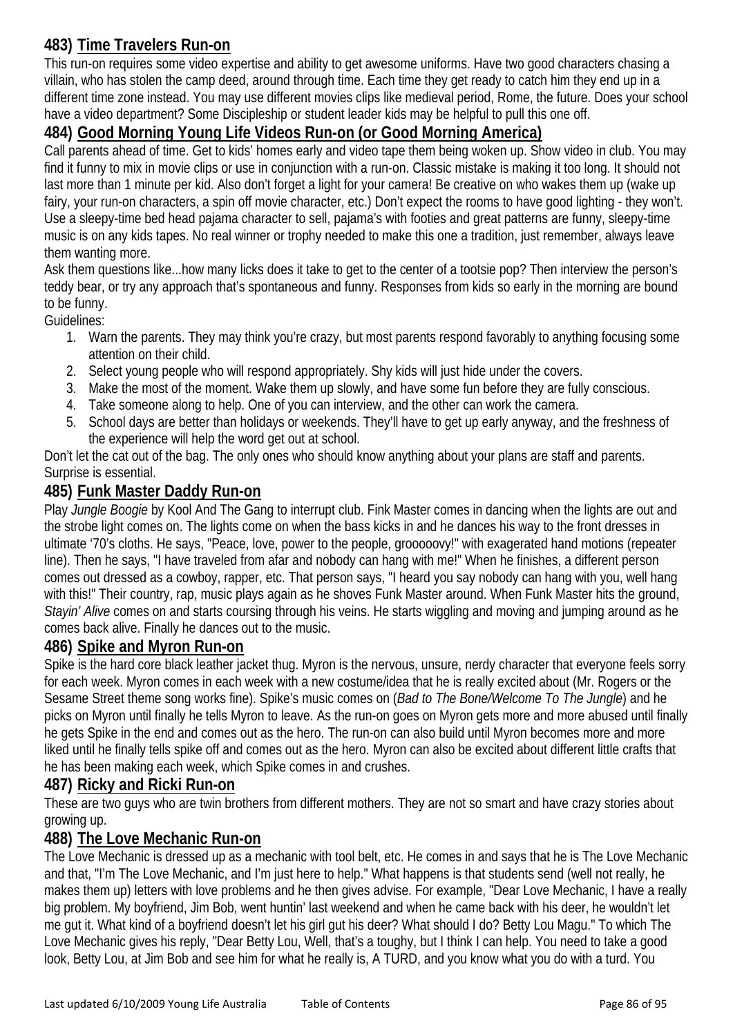### 483) Time Travelers Run-on

This run-on requires some video expertise and ability to get awesome uniforms. Have two good characters chasing a villain, who has stolen the camp deed, around through time. Each time they get ready to catch him they end up in a different time zone instead. You may use different movies clips like medieval period, Rome, the future. Does your school have a video department? Some Discipleship or student leader kids may be helpful to pull this one off.

### 484) Good Morning Young Life Videos Run-on (or Good Morning America)

Call parents ahead of time. Get to kids' homes early and video tape them being woken up. Show video in club. You may find it funny to mix in movie clips or use in conjunction with a run-on. Classic mistake is making it too long. It should not last more than 1 minute per kid. Also don't forget a light for your camera! Be creative on who wakes them up (wake up fairy, your run-on characters, a spin off movie character, etc.) Don't expect the rooms to have good lighting - they won't. Use a sleepy-time bed head pajama character to sell, pajama's with footies and great patterns are funny, sleepy-time music is on any kids tapes. No real winner or trophy needed to make this one a tradition, just remember, always leave them wanting more.

Ask them questions like...how many licks does it take to get to the center of a tootsie pop? Then interview the person's teddy bear, or try any approach that's spontaneous and funny. Responses from kids so early in the morning are bound to be funny.

Guidelines:

1. Warn the parents. They may think you're crazy, but most parents respond favorably to anything focusing some attention on their child.
2. Select young people who will respond appropriately. Shy kids will just hide under the covers.
3. Make the most of the moment. Wake them up slowly, and have some fun before they are fully conscious.
4. Take someone along to help. One of you can interview, and the other can work the camera.
5. School days are better than holidays or weekends. They'll have to get up early anyway, and the freshness of the experience will help the word get out at school.

Don't let the cat out of the bag. The only ones who should know anything about your plans are staff and parents. Surprise is essential.

### 485) Funk Master Daddy Run-on

Play *Jungle Boogie* by Kool And The Gang to interrupt club. Fink Master comes in dancing when the lights are out and the strobe light comes on. The lights come on when the bass kicks in and he dances his way to the front dresses in ultimate '70's cloths. He says, "Peace, love, power to the people, grooooovy!" with exagerated hand motions (repeater line). Then he says, "I have traveled from afar and nobody can hang with me!" When he finishes, a different person comes out dressed as a cowboy, rapper, etc. That person says, "I heard you say nobody can hang with you, well hang with this!" Their country, rap, music plays again as he shoves Funk Master around. When Funk Master hits the ground, *Stayin' Alive* comes on and starts coursing through his veins. He starts wiggling and moving and jumping around as he comes back alive. Finally he dances out to the music.

### 486) Spike and Myron Run-on

Spike is the hard core black leather jacket thug. Myron is the nervous, unsure, nerdy character that everyone feels sorry for each week. Myron comes in each week with a new costume/idea that he is really excited about (Mr. Rogers or the Sesame Street theme song works fine). Spike's music comes on (*Bad to The Bone/Welcome To The Jungle*) and he picks on Myron until finally he tells Myron to leave. As the run-on goes on Myron gets more and more abused until finally he gets Spike in the end and comes out as the hero. The run-on can also build until Myron becomes more and more liked until he finally tells spike off and comes out as the hero. Myron can also be excited about different little crafts that he has been making each week, which Spike comes in and crushes.

### 487) Ricky and Ricki Run-on

These are two guys who are twin brothers from different mothers. They are not so smart and have crazy stories about growing up.

### 488) The Love Mechanic Run-on

The Love Mechanic is dressed up as a mechanic with tool belt, etc. He comes in and says that he is The Love Mechanic and that, "I'm The Love Mechanic, and I'm just here to help." What happens is that students send (well not really, he makes them up) letters with love problems and he then gives advise. For example, "Dear Love Mechanic, I have a really big problem. My boyfriend, Jim Bob, went huntin' last weekend and when he came back with his deer, he wouldn't let me gut it. What kind of a boyfriend doesn't let his girl gut his deer? What should I do? Betty Lou Magu." To which The Love Mechanic gives his reply, "Dear Betty Lou, Well, that's a toughy, but I think I can help. You need to take a good look, Betty Lou, at Jim Bob and see him for what he really is, A TURD, and you know what you do with a turd. You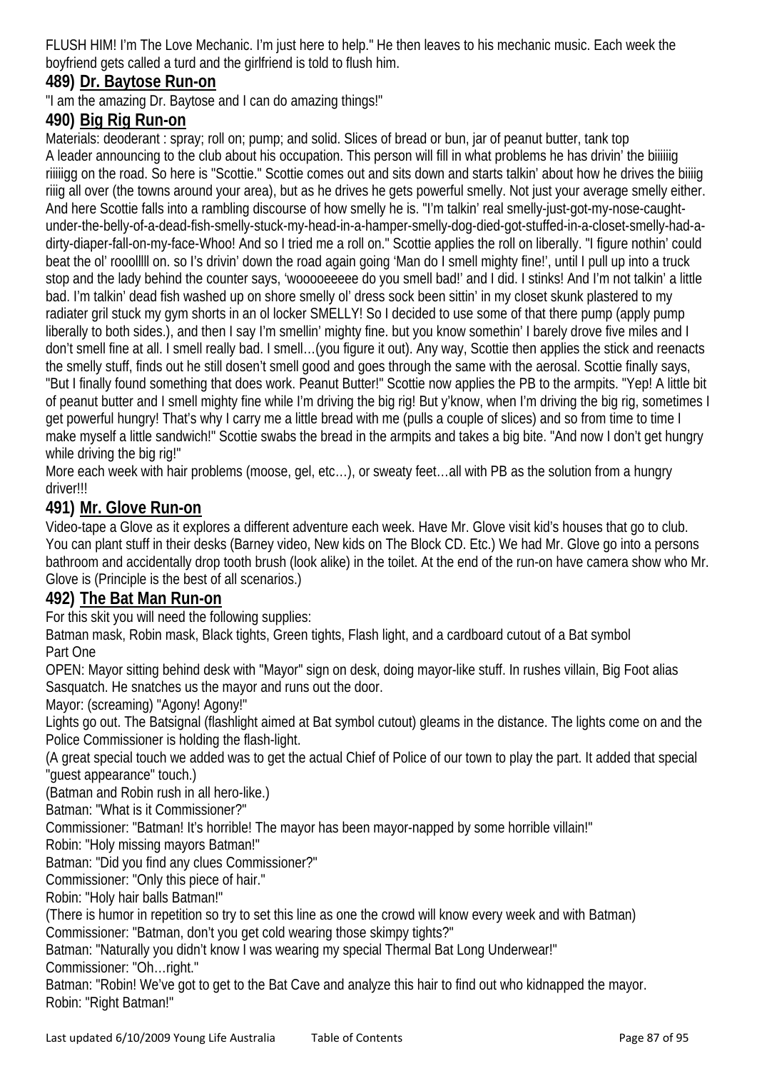FLUSH HIM! I'm The Love Mechanic. I'm just here to help." He then leaves to his mechanic music. Each week the boyfriend gets called a turd and the girlfriend is told to flush him.

### 489) Dr. Baytose Run-on

"I am the amazing Dr. Baytose and I can do amazing things!"

### 490) Big Rig Run-on

Materials: deoderant : spray; roll on; pump; and solid. Slices of bread or bun, jar of peanut butter, tank top

A leader announcing to the club about his occupation. This person will fill in what problems he has drivin' the biiiiig riiiigg on the road. So here is "Scottie." Scottie comes out and sits down and starts talkin' about how he drives the biiiig riiig all over (the towns around your area), but as he drives he gets powerful smelly. Not just your average smelly either. And here Scottie falls into a rambling discourse of how smelly he is. "I'm talkin' real smelly-just-got-my-nose-caught-under-the-belly-of-a-dead-fish-smelly-stuck-my-head-in-a-hamper-smelly-dog-died-got-stuffed-in-a-closet-smelly-had-a-dirty-diaper-fall-on-my-face-Whoo! And so I tried me a roll on." Scottie applies the roll on liberally. "I figure nothin' could beat the ol' roooollll on. so I's drivin' down the road again going 'Man do I smell mighty fine!', until I pull up into a truck stop and the lady behind the counter says, 'wooooeeeee do you smell bad!' and I did. I stinks! And I'm not talkin' a little bad. I'm talkin' dead fish washed up on shore smelly ol' dress sock been sittin' in my closet skunk plastered to my radiater gril stuck my gym shorts in an ol locker SMELLY! So I decided to use some of that there pump (apply pump liberally to both sides.), and then I say I'm smellin' mighty fine. but you know somethin' I barely drove five miles and I don't smell fine at all. I smell really bad. I smell…(you figure it out). Any way, Scottie then applies the stick and reenacts the smelly stuff, finds out he still dosen't smell good and goes through the same with the aerosal. Scottie finally says, "But I finally found something that does work. Peanut Butter!" Scottie now applies the PB to the armpits. "Yep! A little bit of peanut butter and I smell mighty fine while I'm driving the big rig! But y'know, when I'm driving the big rig, sometimes I get powerful hungry! That's why I carry me a little bread with me (pulls a couple of slices) and so from time to time I make myself a little sandwich!" Scottie swabs the bread in the armpits and takes a big bite. "And now I don't get hungry while driving the big rig!"

More each week with hair problems (moose, gel, etc…), or sweaty feet…all with PB as the solution from a hungry driver!!!

### 491) Mr. Glove Run-on

Video-tape a Glove as it explores a different adventure each week. Have Mr. Glove visit kid's houses that go to club. You can plant stuff in their desks (Barney video, New kids on The Block CD. Etc.) We had Mr. Glove go into a persons bathroom and accidentally drop tooth brush (look alike) in the toilet. At the end of the run-on have camera show who Mr. Glove is (Principle is the best of all scenarios.)

### 492) The Bat Man Run-on

For this skit you will need the following supplies:

Batman mask, Robin mask, Black tights, Green tights, Flash light, and a cardboard cutout of a Bat symbol

Part One

OPEN: Mayor sitting behind desk with "Mayor" sign on desk, doing mayor-like stuff. In rushes villain, Big Foot alias Sasquatch. He snatches us the mayor and runs out the door.

Mayor: (screaming) "Agony! Agony!"

Lights go out. The Batsignal (flashlight aimed at Bat symbol cutout) gleams in the distance. The lights come on and the Police Commissioner is holding the flash-light.

(A great special touch we added was to get the actual Chief of Police of our town to play the part. It added that special "guest appearance" touch.)

(Batman and Robin rush in all hero-like.)

Batman: "What is it Commissioner?"

Commissioner: "Batman! It's horrible! The mayor has been mayor-napped by some horrible villain!"

Robin: "Holy missing mayors Batman!"

Batman: "Did you find any clues Commissioner?"

Commissioner: "Only this piece of hair."

Robin: "Holy hair balls Batman!"

(There is humor in repetition so try to set this line as one the crowd will know every week and with Batman)

Commissioner: "Batman, don't you get cold wearing those skimpy tights?"

Batman: "Naturally you didn't know I was wearing my special Thermal Bat Long Underwear!"

Commissioner: "Oh…right."

Batman: "Robin! We've got to get to the Bat Cave and analyze this hair to find out who kidnapped the mayor.

Robin: "Right Batman!"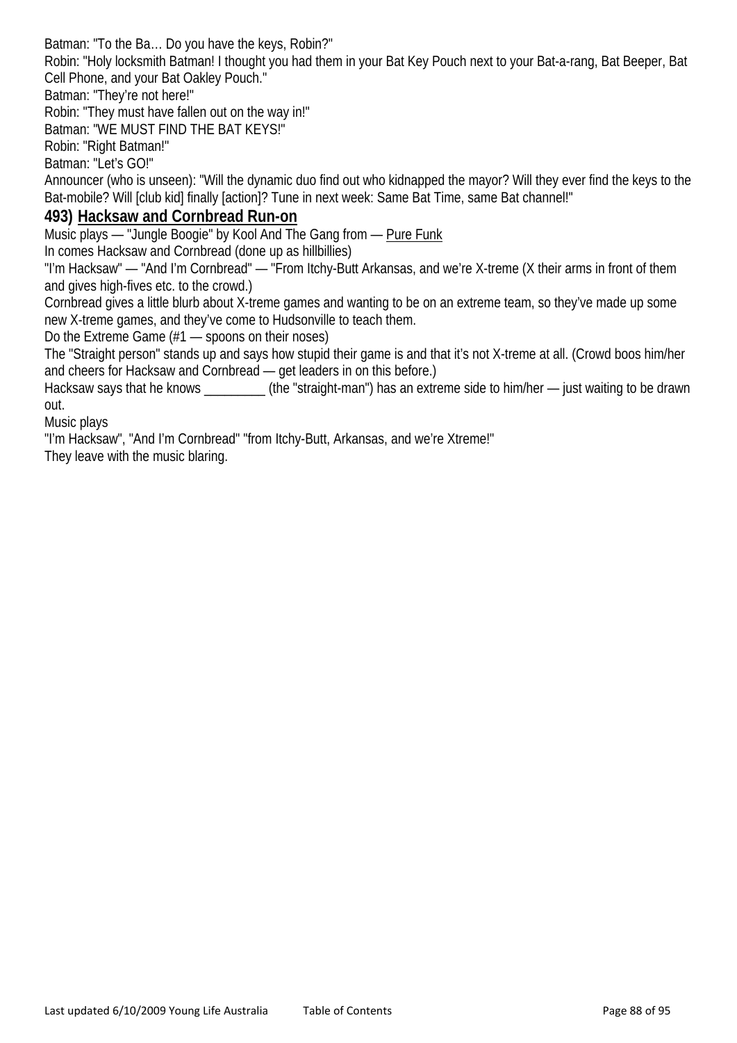Batman: "To the Ba… Do you have the keys, Robin?"
Robin: "Holy locksmith Batman! I thought you had them in your Bat Key Pouch next to your Bat-a-rang, Bat Beeper, Bat Cell Phone, and your Bat Oakley Pouch."
Batman: "They're not here!"
Robin: "They must have fallen out on the way in!"
Batman: "WE MUST FIND THE BAT KEYS!"
Robin: "Right Batman!"
Batman: "Let's GO!"
Announcer (who is unseen): "Will the dynamic duo find out who kidnapped the mayor? Will they ever find the keys to the Bat-mobile? Will [club kid] finally [action]? Tune in next week: Same Bat Time, same Bat channel!"

### 493) Hacksaw and Cornbread Run-on

Music plays — "Jungle Boogie" by Kool And The Gang from — Pure Funk
In comes Hacksaw and Cornbread (done up as hillbillies)
"I'm Hacksaw" — "And I'm Cornbread" — "From Itchy-Butt Arkansas, and we're X-treme (X their arms in front of them and gives high-fives etc. to the crowd.)
Cornbread gives a little blurb about X-treme games and wanting to be on an extreme team, so they've made up some new X-treme games, and they've come to Hudsonville to teach them.
Do the Extreme Game (#1 — spoons on their noses)
The "Straight person" stands up and says how stupid their game is and that it's not X-treme at all. (Crowd boos him/her and cheers for Hacksaw and Cornbread — get leaders in on this before.)
Hacksaw says that he knows _________ (the "straight-man") has an extreme side to him/her — just waiting to be drawn out.
Music plays
"I'm Hacksaw", "And I'm Cornbread" "from Itchy-Butt, Arkansas, and we're Xtreme!"
They leave with the music blaring.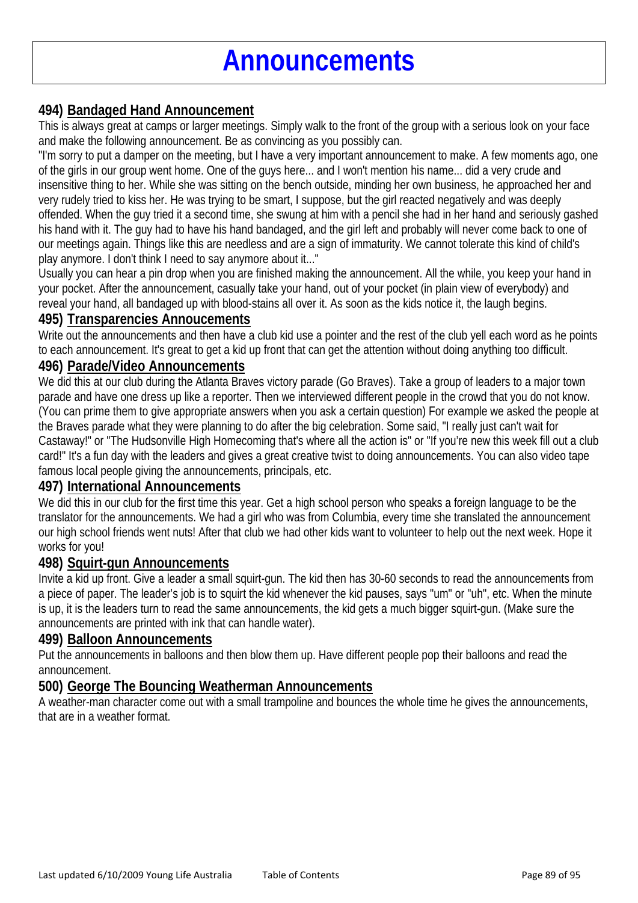# Announcements

### 494) Bandaged Hand Announcement

This is always great at camps or larger meetings. Simply walk to the front of the group with a serious look on your face and make the following announcement. Be as convincing as you possibly can.

"I'm sorry to put a damper on the meeting, but I have a very important announcement to make. A few moments ago, one of the girls in our group went home. One of the guys here... and I won't mention his name... did a very crude and insensitive thing to her. While she was sitting on the bench outside, minding her own business, he approached her and very rudely tried to kiss her. He was trying to be smart, I suppose, but the girl reacted negatively and was deeply offended. When the guy tried it a second time, she swung at him with a pencil she had in her hand and seriously gashed his hand with it. The guy had to have his hand bandaged, and the girl left and probably will never come back to one of our meetings again. Things like this are needless and are a sign of immaturity. We cannot tolerate this kind of child's play anymore. I don't think I need to say anymore about it..."

Usually you can hear a pin drop when you are finished making the announcement. All the while, you keep your hand in your pocket. After the announcement, casually take your hand, out of your pocket (in plain view of everybody) and reveal your hand, all bandaged up with blood-stains all over it. As soon as the kids notice it, the laugh begins.

### 495) Transparencies Annoucements

Write out the announcements and then have a club kid use a pointer and the rest of the club yell each word as he points to each announcement. It's great to get a kid up front that can get the attention without doing anything too difficult.

### 496) Parade/Video Announcements

We did this at our club during the Atlanta Braves victory parade (Go Braves). Take a group of leaders to a major town parade and have one dress up like a reporter. Then we interviewed different people in the crowd that you do not know. (You can prime them to give appropriate answers when you ask a certain question) For example we asked the people at the Braves parade what they were planning to do after the big celebration. Some said, "I really just can't wait for Castaway!" or "The Hudsonville High Homecoming that's where all the action is" or "If you're new this week fill out a club card!" It's a fun day with the leaders and gives a great creative twist to doing announcements. You can also video tape famous local people giving the announcements, principals, etc.

### 497) International Announcements

We did this in our club for the first time this year. Get a high school person who speaks a foreign language to be the translator for the announcements. We had a girl who was from Columbia, every time she translated the announcement our high school friends went nuts! After that club we had other kids want to volunteer to help out the next week. Hope it works for you!

### 498) Squirt-gun Announcements

Invite a kid up front. Give a leader a small squirt-gun. The kid then has 30-60 seconds to read the announcements from a piece of paper. The leader's job is to squirt the kid whenever the kid pauses, says "um" or "uh", etc. When the minute is up, it is the leaders turn to read the same announcements, the kid gets a much bigger squirt-gun. (Make sure the announcements are printed with ink that can handle water).

### 499) Balloon Announcements

Put the announcements in balloons and then blow them up. Have different people pop their balloons and read the announcement.

### 500) George The Bouncing Weatherman Announcements

A weather-man character come out with a small trampoline and bounces the whole time he gives the announcements, that are in a weather format.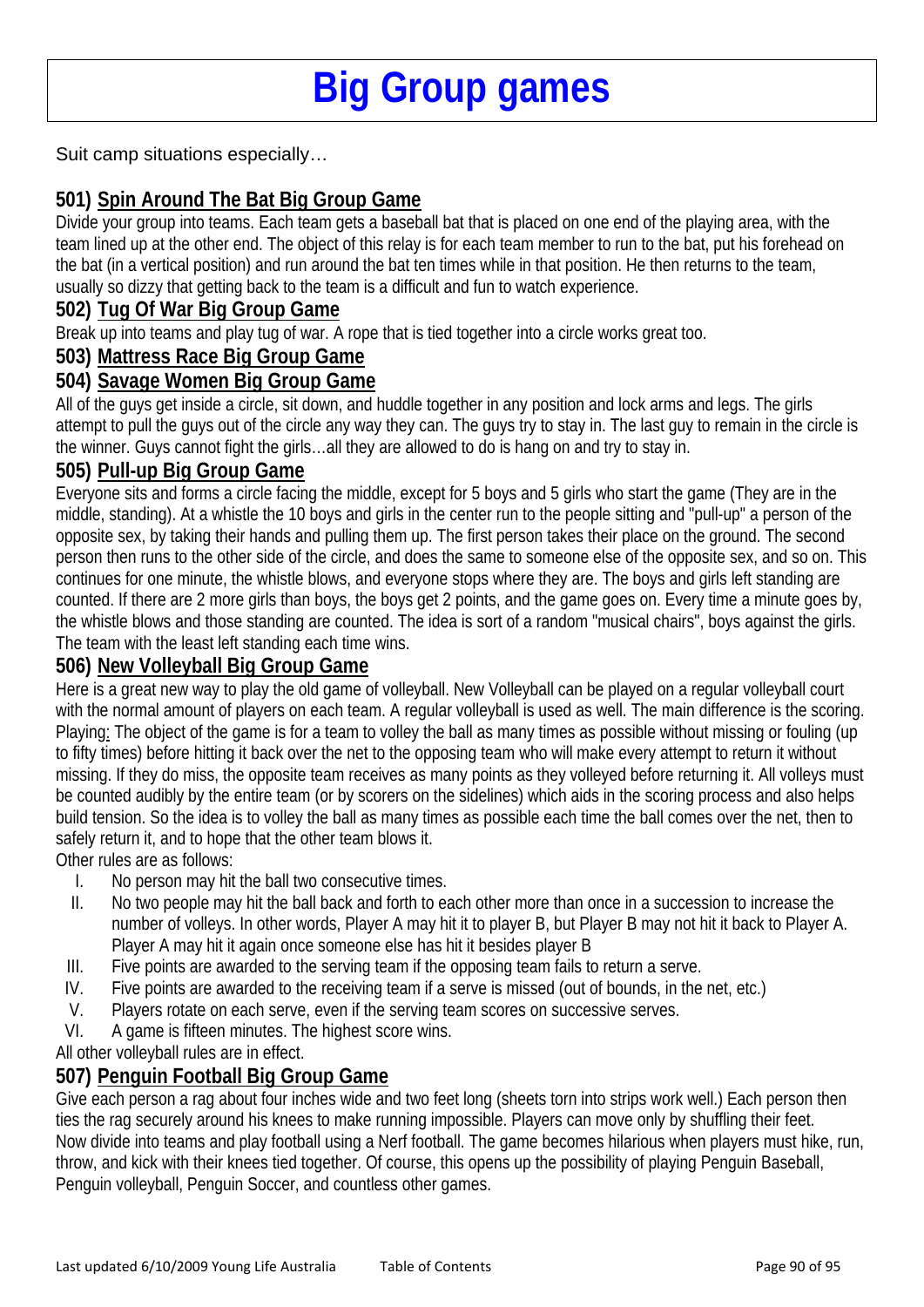# Big Group games

Suit camp situations especially…

### 501) Spin Around The Bat Big Group Game

Divide your group into teams. Each team gets a baseball bat that is placed on one end of the playing area, with the team lined up at the other end. The object of this relay is for each team member to run to the bat, put his forehead on the bat (in a vertical position) and run around the bat ten times while in that position. He then returns to the team, usually so dizzy that getting back to the team is a difficult and fun to watch experience.

### 502) Tug Of War Big Group Game

Break up into teams and play tug of war. A rope that is tied together into a circle works great too.

### 503) Mattress Race Big Group Game

### 504) Savage Women Big Group Game

All of the guys get inside a circle, sit down, and huddle together in any position and lock arms and legs. The girls attempt to pull the guys out of the circle any way they can. The guys try to stay in. The last guy to remain in the circle is the winner. Guys cannot fight the girls…all they are allowed to do is hang on and try to stay in.

### 505) Pull-up Big Group Game

Everyone sits and forms a circle facing the middle, except for 5 boys and 5 girls who start the game (They are in the middle, standing). At a whistle the 10 boys and girls in the center run to the people sitting and "pull-up" a person of the opposite sex, by taking their hands and pulling them up. The first person takes their place on the ground. The second person then runs to the other side of the circle, and does the same to someone else of the opposite sex, and so on. This continues for one minute, the whistle blows, and everyone stops where they are. The boys and girls left standing are counted. If there are 2 more girls than boys, the boys get 2 points, and the game goes on. Every time a minute goes by, the whistle blows and those standing are counted. The idea is sort of a random "musical chairs", boys against the girls. The team with the least left standing each time wins.

### 506) New Volleyball Big Group Game

Here is a great new way to play the old game of volleyball. New Volleyball can be played on a regular volleyball court with the normal amount of players on each team. A regular volleyball is used as well. The main difference is the scoring. Playing: The object of the game is for a team to volley the ball as many times as possible without missing or fouling (up to fifty times) before hitting it back over the net to the opposing team who will make every attempt to return it without missing. If they do miss, the opposite team receives as many points as they volleyed before returning it. All volleys must be counted audibly by the entire team (or by scorers on the sidelines) which aids in the scoring process and also helps build tension. So the idea is to volley the ball as many times as possible each time the ball comes over the net, then to safely return it, and to hope that the other team blows it.

Other rules are as follows:

I. No person may hit the ball two consecutive times.
II. No two people may hit the ball back and forth to each other more than once in a succession to increase the number of volleys. In other words, Player A may hit it to player B, but Player B may not hit it back to Player A. Player A may hit it again once someone else has hit it besides player B
III. Five points are awarded to the serving team if the opposing team fails to return a serve.
IV. Five points are awarded to the receiving team if a serve is missed (out of bounds, in the net, etc.)
V. Players rotate on each serve, even if the serving team scores on successive serves.
VI. A game is fifteen minutes. The highest score wins.

All other volleyball rules are in effect.

### 507) Penguin Football Big Group Game

Give each person a rag about four inches wide and two feet long (sheets torn into strips work well.) Each person then ties the rag securely around his knees to make running impossible. Players can move only by shuffling their feet. Now divide into teams and play football using a Nerf football. The game becomes hilarious when players must hike, run, throw, and kick with their knees tied together. Of course, this opens up the possibility of playing Penguin Baseball, Penguin volleyball, Penguin Soccer, and countless other games.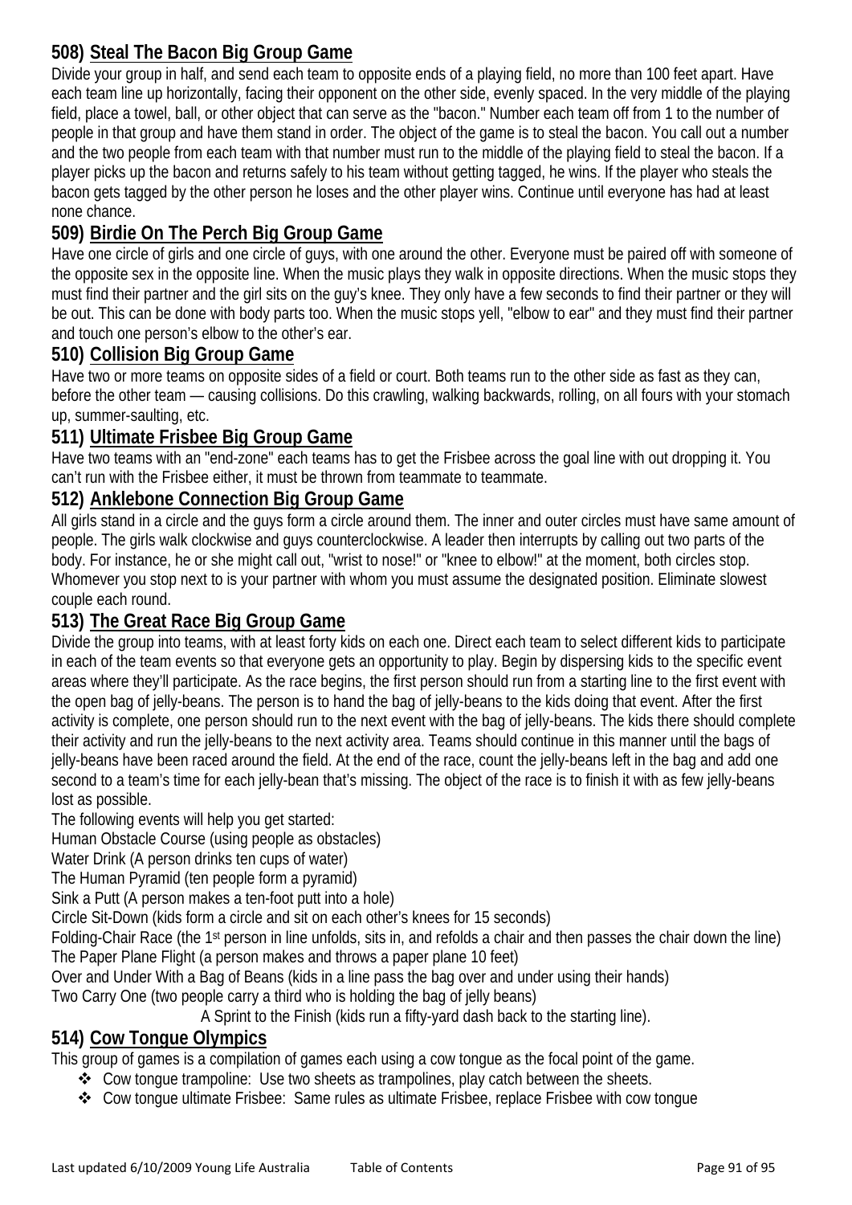## 508) Steal The Bacon Big Group Game

Divide your group in half, and send each team to opposite ends of a playing field, no more than 100 feet apart. Have each team line up horizontally, facing their opponent on the other side, evenly spaced. In the very middle of the playing field, place a towel, ball, or other object that can serve as the "bacon." Number each team off from 1 to the number of people in that group and have them stand in order. The object of the game is to steal the bacon. You call out a number and the two people from each team with that number must run to the middle of the playing field to steal the bacon. If a player picks up the bacon and returns safely to his team without getting tagged, he wins. If the player who steals the bacon gets tagged by the other person he loses and the other player wins. Continue until everyone has had at least none chance.

## 509) Birdie On The Perch Big Group Game

Have one circle of girls and one circle of guys, with one around the other. Everyone must be paired off with someone of the opposite sex in the opposite line. When the music plays they walk in opposite directions. When the music stops they must find their partner and the girl sits on the guy's knee. They only have a few seconds to find their partner or they will be out. This can be done with body parts too. When the music stops yell, "elbow to ear" and they must find their partner and touch one person's elbow to the other's ear.

## 510) Collision Big Group Game

Have two or more teams on opposite sides of a field or court. Both teams run to the other side as fast as they can, before the other team — causing collisions. Do this crawling, walking backwards, rolling, on all fours with your stomach up, summer-saulting, etc.

## 511) Ultimate Frisbee Big Group Game

Have two teams with an "end-zone" each teams has to get the Frisbee across the goal line with out dropping it. You can't run with the Frisbee either, it must be thrown from teammate to teammate.

## 512) Anklebone Connection Big Group Game

All girls stand in a circle and the guys form a circle around them. The inner and outer circles must have same amount of people. The girls walk clockwise and guys counterclockwise. A leader then interrupts by calling out two parts of the body. For instance, he or she might call out, "wrist to nose!" or "knee to elbow!" at the moment, both circles stop. Whomever you stop next to is your partner with whom you must assume the designated position. Eliminate slowest couple each round.

## 513) The Great Race Big Group Game

Divide the group into teams, with at least forty kids on each one. Direct each team to select different kids to participate in each of the team events so that everyone gets an opportunity to play. Begin by dispersing kids to the specific event areas where they'll participate. As the race begins, the first person should run from a starting line to the first event with the open bag of jelly-beans. The person is to hand the bag of jelly-beans to the kids doing that event. After the first activity is complete, one person should run to the next event with the bag of jelly-beans. The kids there should complete their activity and run the jelly-beans to the next activity area. Teams should continue in this manner until the bags of jelly-beans have been raced around the field. At the end of the race, count the jelly-beans left in the bag and add one second to a team's time for each jelly-bean that's missing. The object of the race is to finish it with as few jelly-beans lost as possible.

The following events will help you get started:

Human Obstacle Course (using people as obstacles)

Water Drink (A person drinks ten cups of water)

The Human Pyramid (ten people form a pyramid)

Sink a Putt (A person makes a ten-foot putt into a hole)

Circle Sit-Down (kids form a circle and sit on each other's knees for 15 seconds)

Folding-Chair Race (the 1st person in line unfolds, sits in, and refolds a chair and then passes the chair down the line)

The Paper Plane Flight (a person makes and throws a paper plane 10 feet)

Over and Under With a Bag of Beans (kids in a line pass the bag over and under using their hands)

Two Carry One (two people carry a third who is holding the bag of jelly beans)

A Sprint to the Finish (kids run a fifty-yard dash back to the starting line).

## 514) Cow Tongue Olympics

This group of games is a compilation of games each using a cow tongue as the focal point of the game.

- Cow tongue trampoline: Use two sheets as trampolines, play catch between the sheets.
- Cow tongue ultimate Frisbee: Same rules as ultimate Frisbee, replace Frisbee with cow tongue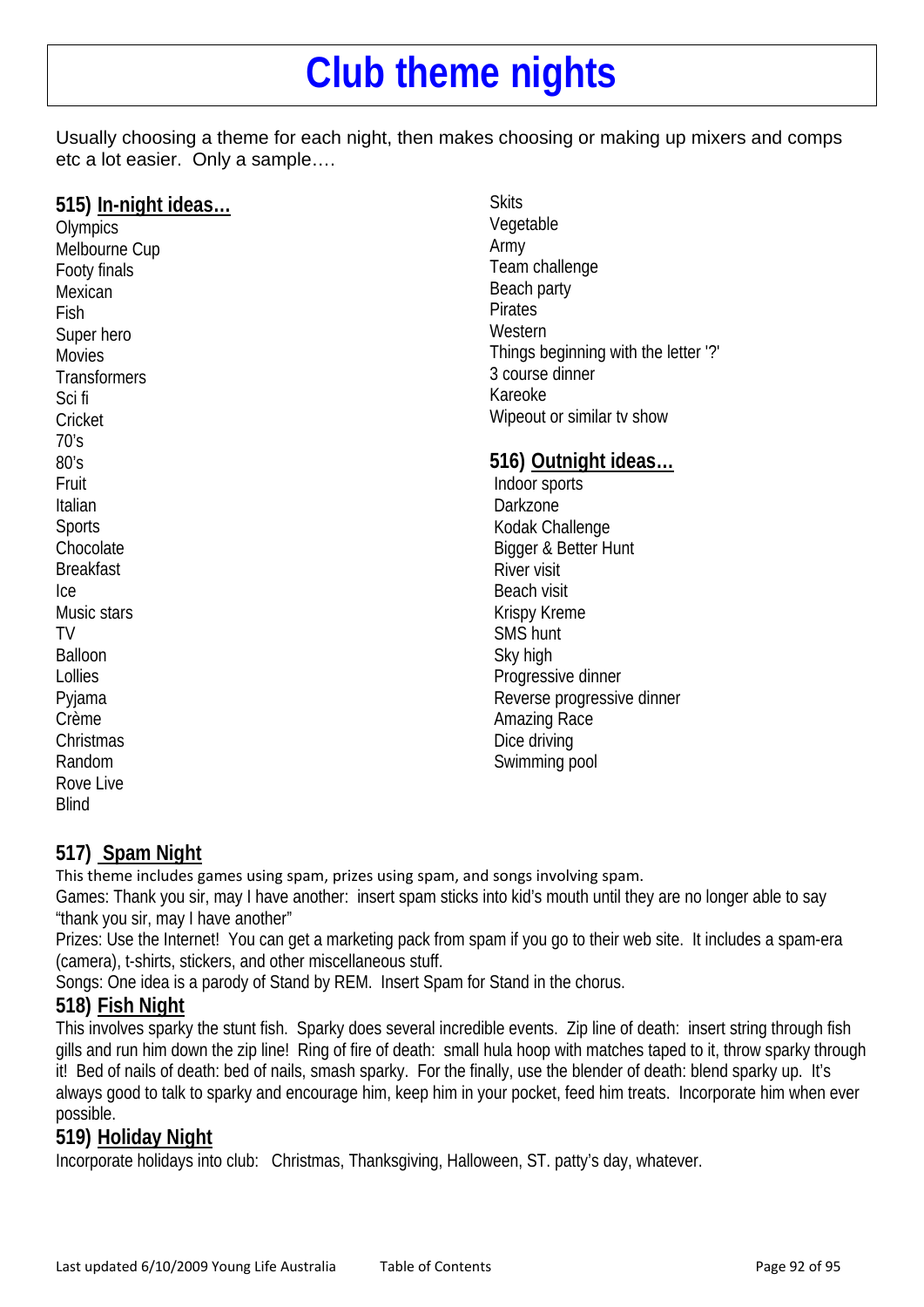# Club theme nights

Usually choosing a theme for each night, then makes choosing or making up mixers and comps etc a lot easier. Only a sample….

### 515) In-night ideas…

Olympics
Melbourne Cup
Footy finals
Mexican
Fish
Super hero
Movies
Transformers
Sci fi
Cricket
70's
80's
Fruit
Italian
Sports
Chocolate
Breakfast
Ice
Music stars
TV
Balloon
Lollies
Pyjama
Crème
Christmas
Random
Rove Live
Blind
Skits
Vegetable
Army
Team challenge
Beach party
Pirates
Western
Things beginning with the letter '?'
3 course dinner
Kareoke
Wipeout or similar tv show

### 516) Outnight ideas…

Indoor sports
Darkzone
Kodak Challenge
Bigger & Better Hunt
River visit
Beach visit
Krispy Kreme
SMS hunt
Sky high
Progressive dinner
Reverse progressive dinner
Amazing Race
Dice driving
Swimming pool

### 517) Spam Night

This theme includes games using spam, prizes using spam, and songs involving spam.

Games: Thank you sir, may I have another: insert spam sticks into kid's mouth until they are no longer able to say "thank you sir, may I have another"

Prizes: Use the Internet! You can get a marketing pack from spam if you go to their web site. It includes a spam-era (camera), t-shirts, stickers, and other miscellaneous stuff.

Songs: One idea is a parody of Stand by REM. Insert Spam for Stand in the chorus.

### 518) Fish Night

This involves sparky the stunt fish. Sparky does several incredible events. Zip line of death: insert string through fish gills and run him down the zip line! Ring of fire of death: small hula hoop with matches taped to it, throw sparky through it! Bed of nails of death: bed of nails, smash sparky. For the finally, use the blender of death: blend sparky up. It's always good to talk to sparky and encourage him, keep him in your pocket, feed him treats. Incorporate him when ever possible.

### 519) Holiday Night

Incorporate holidays into club: Christmas, Thanksgiving, Halloween, ST. patty's day, whatever.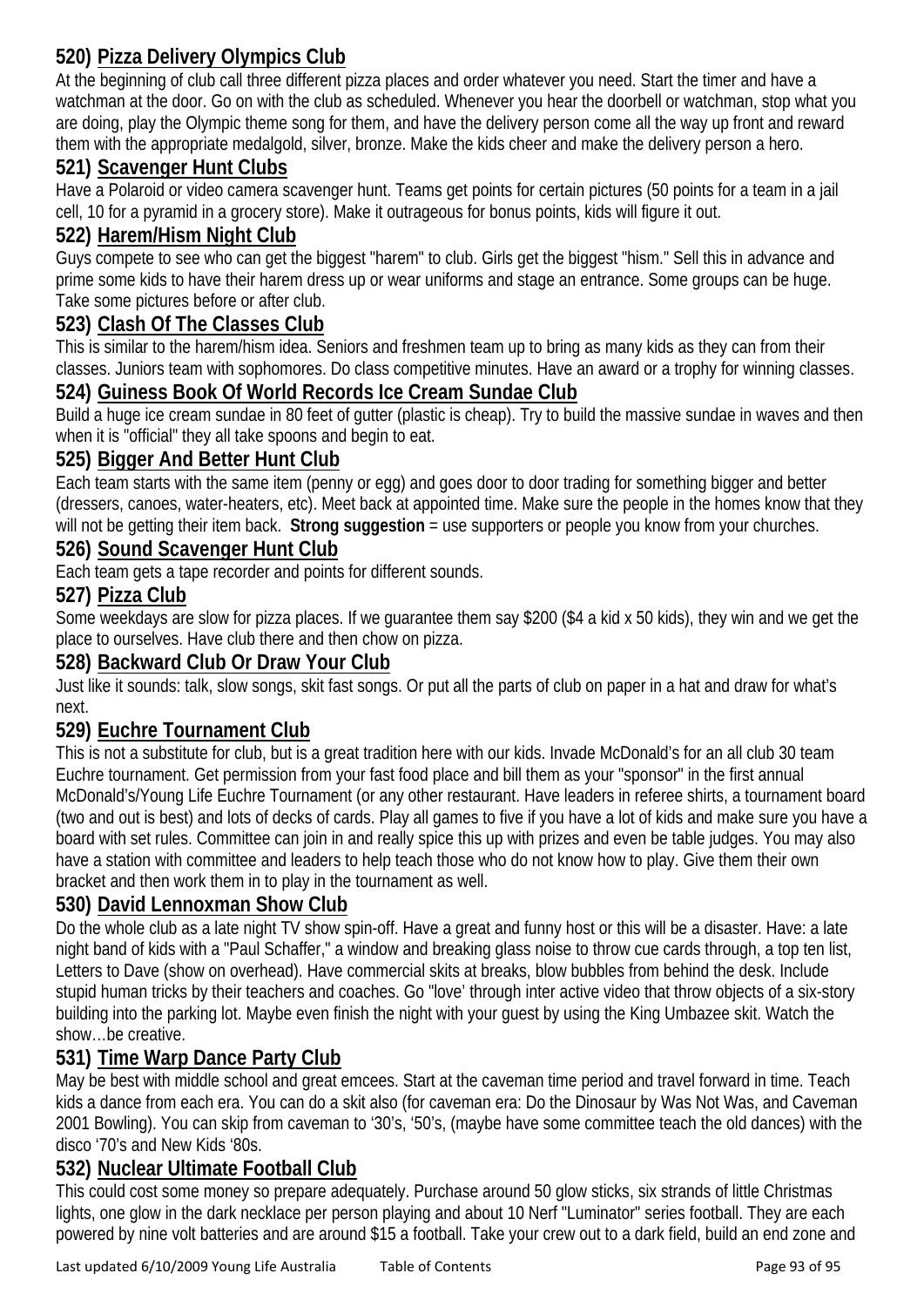### 520) Pizza Delivery Olympics Club

At the beginning of club call three different pizza places and order whatever you need. Start the timer and have a watchman at the door. Go on with the club as scheduled. Whenever you hear the doorbell or watchman, stop what you are doing, play the Olympic theme song for them, and have the delivery person come all the way up front and reward them with the appropriate medalgold, silver, bronze. Make the kids cheer and make the delivery person a hero.

### 521) Scavenger Hunt Clubs

Have a Polaroid or video camera scavenger hunt. Teams get points for certain pictures (50 points for a team in a jail cell, 10 for a pyramid in a grocery store). Make it outrageous for bonus points, kids will figure it out.

### 522) Harem/Hism Night Club

Guys compete to see who can get the biggest "harem" to club. Girls get the biggest "hism." Sell this in advance and prime some kids to have their harem dress up or wear uniforms and stage an entrance. Some groups can be huge. Take some pictures before or after club.

### 523) Clash Of The Classes Club

This is similar to the harem/hism idea. Seniors and freshmen team up to bring as many kids as they can from their classes. Juniors team with sophomores. Do class competitive minutes. Have an award or a trophy for winning classes.

### 524) Guiness Book Of World Records Ice Cream Sundae Club

Build a huge ice cream sundae in 80 feet of gutter (plastic is cheap). Try to build the massive sundae in waves and then when it is "official" they all take spoons and begin to eat.

### 525) Bigger And Better Hunt Club

Each team starts with the same item (penny or egg) and goes door to door trading for something bigger and better (dressers, canoes, water-heaters, etc). Meet back at appointed time. Make sure the people in the homes know that they will not be getting their item back. **Strong suggestion** = use supporters or people you know from your churches.

### 526) Sound Scavenger Hunt Club

Each team gets a tape recorder and points for different sounds.

### 527) Pizza Club

Some weekdays are slow for pizza places. If we guarantee them say $200 ($4 a kid x 50 kids), they win and we get the place to ourselves. Have club there and then chow on pizza.

### 528) Backward Club Or Draw Your Club

Just like it sounds: talk, slow songs, skit fast songs. Or put all the parts of club on paper in a hat and draw for what's next.

### 529) Euchre Tournament Club

This is not a substitute for club, but is a great tradition here with our kids. Invade McDonald's for an all club 30 team Euchre tournament. Get permission from your fast food place and bill them as your "sponsor" in the first annual McDonald's/Young Life Euchre Tournament (or any other restaurant. Have leaders in referee shirts, a tournament board (two and out is best) and lots of decks of cards. Play all games to five if you have a lot of kids and make sure you have a board with set rules. Committee can join in and really spice this up with prizes and even be table judges. You may also have a station with committee and leaders to help teach those who do not know how to play. Give them their own bracket and then work them in to play in the tournament as well.

### 530) David Lennoxman Show Club

Do the whole club as a late night TV show spin-off. Have a great and funny host or this will be a disaster. Have: a late night band of kids with a "Paul Schaffer," a window and breaking glass noise to throw cue cards through, a top ten list, Letters to Dave (show on overhead). Have commercial skits at breaks, blow bubbles from behind the desk. Include stupid human tricks by their teachers and coaches. Go "love' through inter active video that throw objects of a six-story building into the parking lot. Maybe even finish the night with your guest by using the King Umbazee skit. Watch the show…be creative.

### 531) Time Warp Dance Party Club

May be best with middle school and great emcees. Start at the caveman time period and travel forward in time. Teach kids a dance from each era. You can do a skit also (for caveman era: Do the Dinosaur by Was Not Was, and Caveman 2001 Bowling). You can skip from caveman to '30's, '50's, (maybe have some committee teach the old dances) with the disco '70's and New Kids '80s.

### 532) Nuclear Ultimate Football Club

This could cost some money so prepare adequately. Purchase around 50 glow sticks, six strands of little Christmas lights, one glow in the dark necklace per person playing and about 10 Nerf "Luminator" series football. They are each powered by nine volt batteries and are around $15 a football. Take your crew out to a dark field, build an end zone and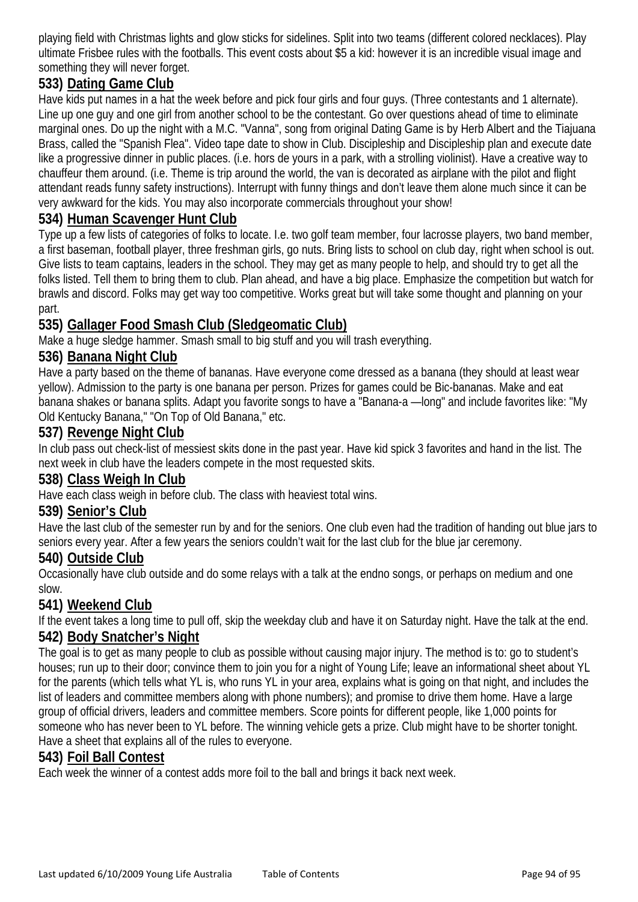playing field with Christmas lights and glow sticks for sidelines. Split into two teams (different colored necklaces). Play ultimate Frisbee rules with the footballs. This event costs about $5 a kid: however it is an incredible visual image and something they will never forget.

### 533) <u>Dating Game Club</u>

Have kids put names in a hat the week before and pick four girls and four guys. (Three contestants and 1 alternate). Line up one guy and one girl from another school to be the contestant. Go over questions ahead of time to eliminate marginal ones. Do up the night with a M.C. "Vanna", song from original Dating Game is by Herb Albert and the Tiajuana Brass, called the "Spanish Flea". Video tape date to show in Club. Discipleship and Discipleship plan and execute date like a progressive dinner in public places. (i.e. hors de yours in a park, with a strolling violinist). Have a creative way to chauffeur them around. (i.e. Theme is trip around the world, the van is decorated as airplane with the pilot and flight attendant reads funny safety instructions). Interrupt with funny things and don't leave them alone much since it can be very awkward for the kids. You may also incorporate commercials throughout your show!

### 534) <u>Human Scavenger Hunt Club</u>

Type up a few lists of categories of folks to locate. I.e. two golf team member, four lacrosse players, two band member, a first baseman, football player, three freshman girls, go nuts. Bring lists to school on club day, right when school is out. Give lists to team captains, leaders in the school. They may get as many people to help, and should try to get all the folks listed. Tell them to bring them to club. Plan ahead, and have a big place. Emphasize the competition but watch for brawls and discord. Folks may get way too competitive. Works great but will take some thought and planning on your part.

### 535) <u>Gallager Food Smash Club (Sledgeomatic Club)</u>

Make a huge sledge hammer. Smash small to big stuff and you will trash everything.

### 536) <u>Banana Night Club</u>

Have a party based on the theme of bananas. Have everyone come dressed as a banana (they should at least wear yellow). Admission to the party is one banana per person. Prizes for games could be Bic-bananas. Make and eat banana shakes or banana splits. Adapt you favorite songs to have a "Banana-a —long" and include favorites like: "My Old Kentucky Banana," "On Top of Old Banana," etc.

### 537) <u>Revenge Night Club</u>

In club pass out check-list of messiest skits done in the past year. Have kid spick 3 favorites and hand in the list. The next week in club have the leaders compete in the most requested skits.

### 538) <u>Class Weigh In Club</u>

Have each class weigh in before club. The class with heaviest total wins.

### 539) <u>Senior's Club</u>

Have the last club of the semester run by and for the seniors. One club even had the tradition of handing out blue jars to seniors every year. After a few years the seniors couldn't wait for the last club for the blue jar ceremony.

### 540) <u>Outside Club</u>

Occasionally have club outside and do some relays with a talk at the endno songs, or perhaps on medium and one slow.

### 541) <u>Weekend Club</u>

If the event takes a long time to pull off, skip the weekday club and have it on Saturday night. Have the talk at the end.

### 542) <u>Body Snatcher's Night</u>

The goal is to get as many people to club as possible without causing major injury. The method is to: go to student's houses; run up to their door; convince them to join you for a night of Young Life; leave an informational sheet about YL for the parents (which tells what YL is, who runs YL in your area, explains what is going on that night, and includes the list of leaders and committee members along with phone numbers); and promise to drive them home. Have a large group of official drivers, leaders and committee members. Score points for different people, like 1,000 points for someone who has never been to YL before. The winning vehicle gets a prize. Club might have to be shorter tonight. Have a sheet that explains all of the rules to everyone.

### 543) <u>Foil Ball Contest</u>

Each week the winner of a contest adds more foil to the ball and brings it back next week.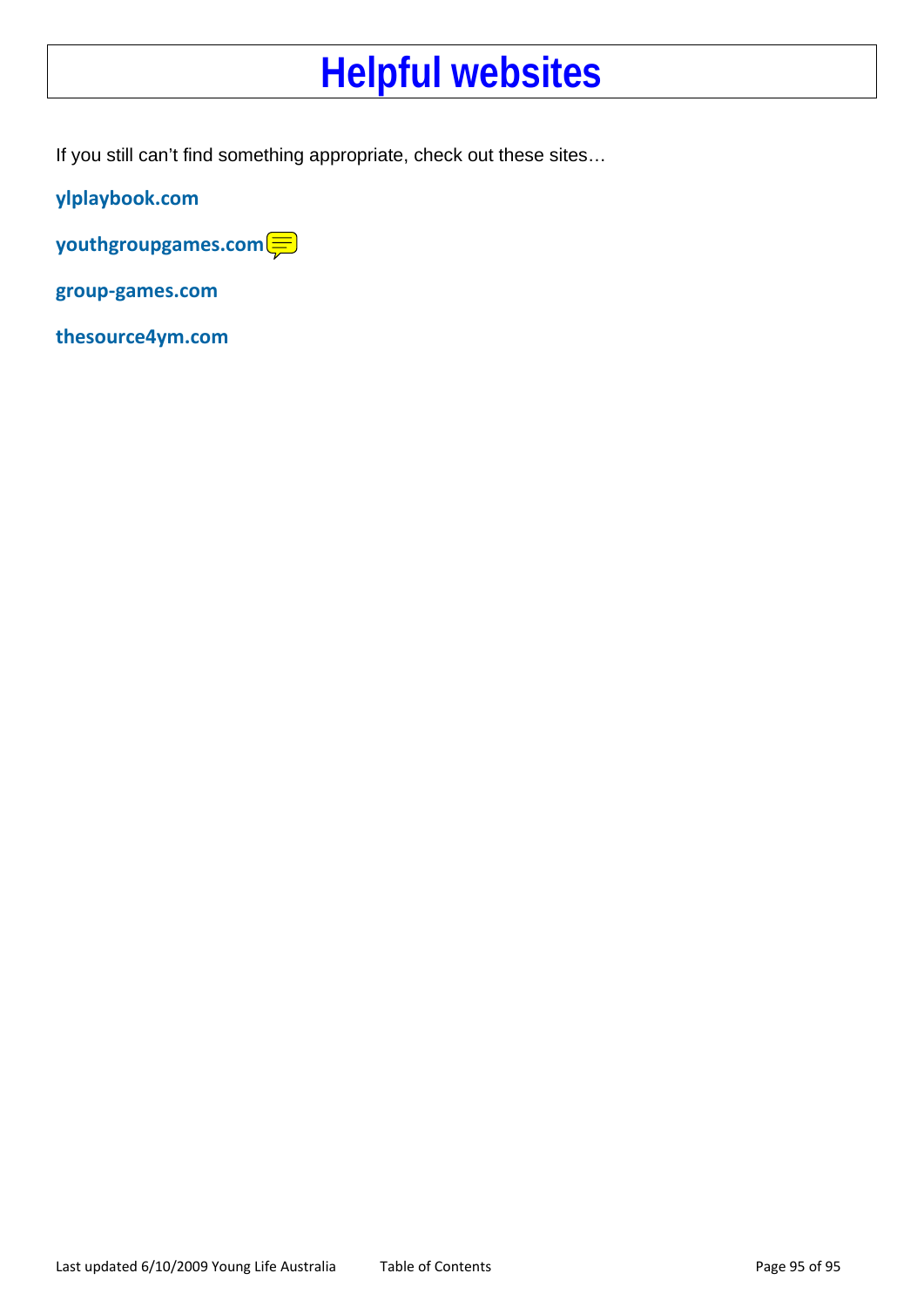# Helpful websites

If you still can't find something appropriate, check out these sites…

**ylplaybook.com**

**youthgroupgames.com**

**group-games.com**

**thesource4ym.com**